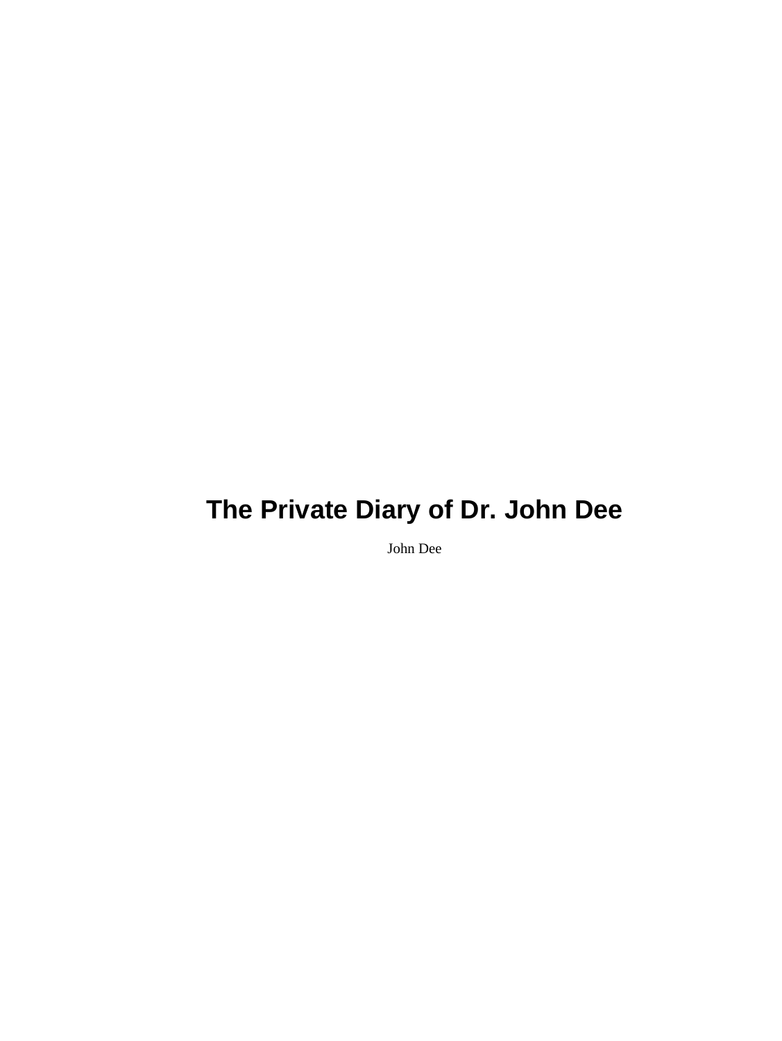# The Private Diary of Dr. John Dee

John Dee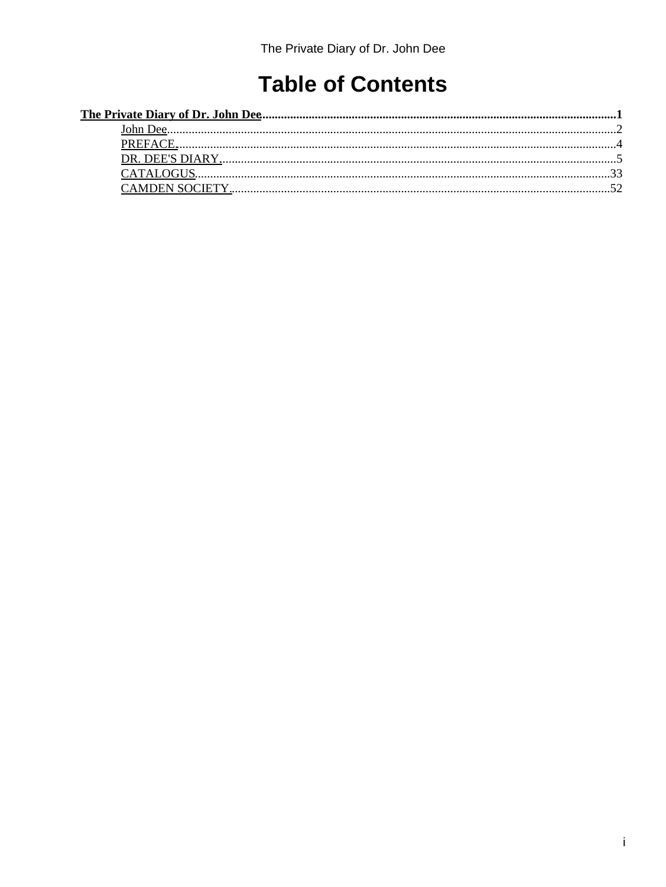# Table of Contents

**The Private Diary of Dr. John Dee**..........1

- John Dee..........2
- PREFACE...........4
- DR. DEE'S DIARY..........5
- CATALOGUS..........33
- CAMDEN SOCIETY..........52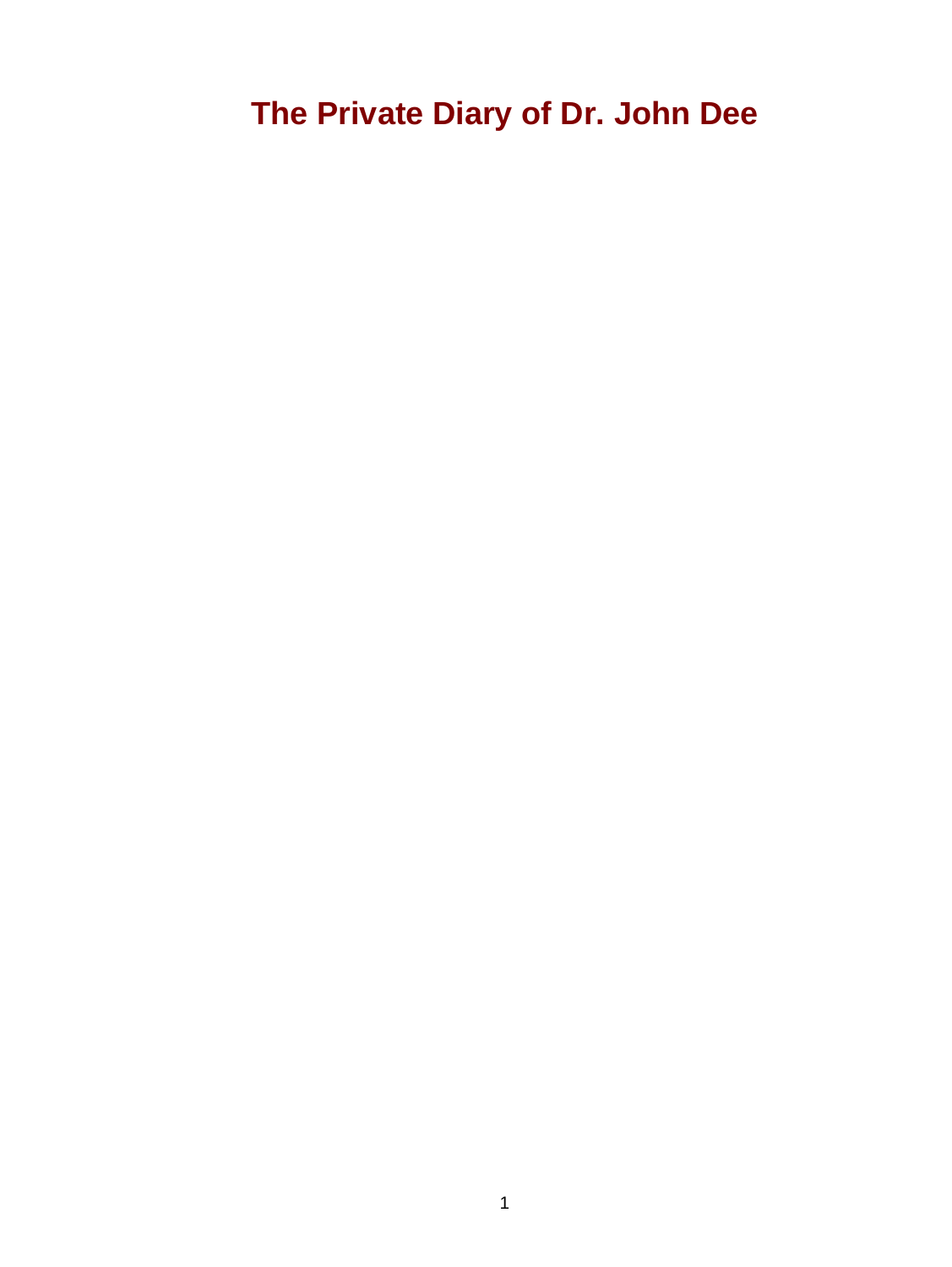# The Private Diary of Dr. John Dee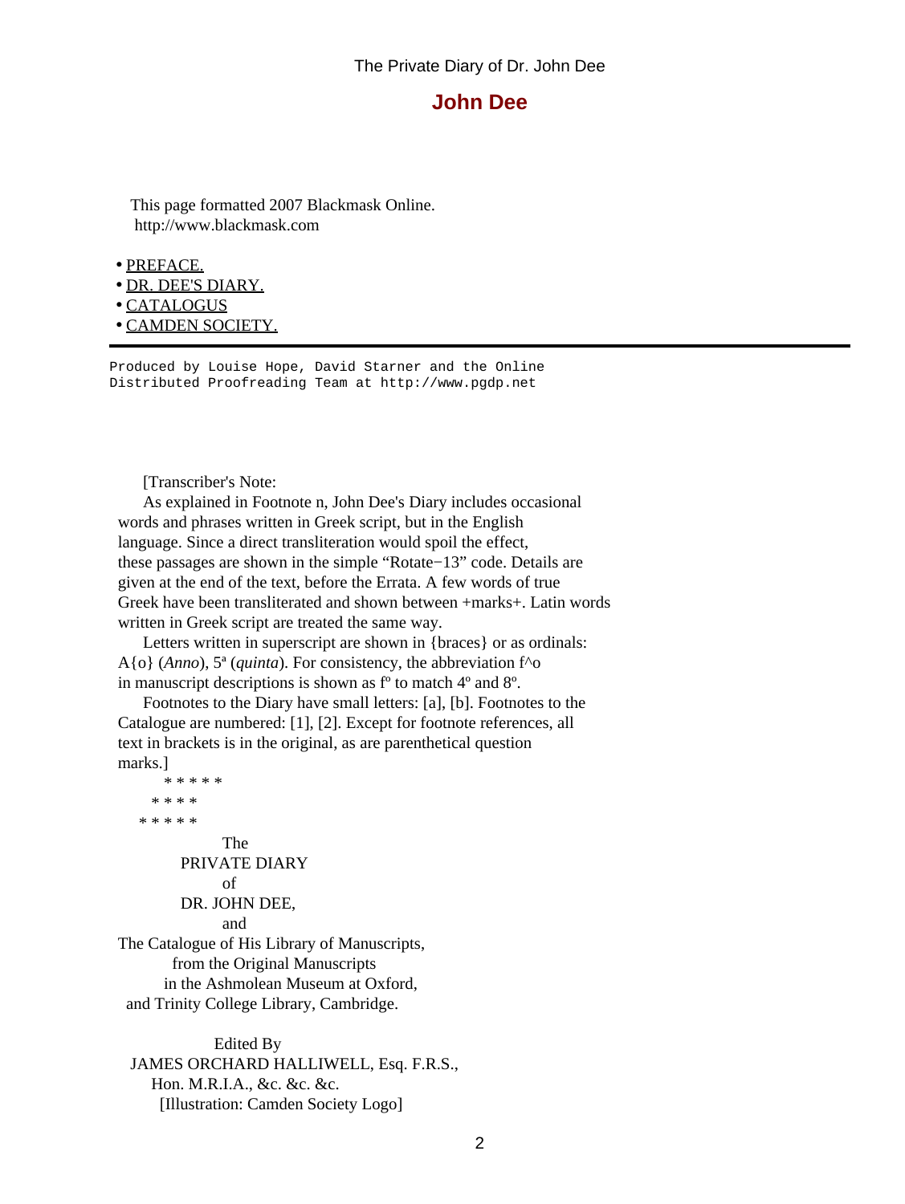# John Dee

This page formatted 2007 Blackmask Online.
http://www.blackmask.com

- PREFACE.
- DR. DEE'S DIARY.
- CATALOGUS
- CAMDEN SOCIETY.

---

```
Produced by Louise Hope, David Starner and the Online
Distributed Proofreading Team at http://www.pgdp.net
```

[Transcriber's Note:

As explained in Footnote n, John Dee's Diary includes occasional words and phrases written in Greek script, but in the English language. Since a direct transliteration would spoil the effect, these passages are shown in the simple "Rotate−13" code. Details are given at the end of the text, before the Errata. A few words of true Greek have been transliterated and shown between +marks+. Latin words written in Greek script are treated the same way.

Letters written in superscript are shown in {braces} or as ordinals: A{o} (*Anno*), 5ª (*quinta*). For consistency, the abbreviation f^o in manuscript descriptions is shown as fº to match 4º and 8º.

Footnotes to the Diary have small letters: [a], [b]. Footnotes to the Catalogue are numbered: [1], [2]. Except for footnote references, all text in brackets is in the original, as are parenthetical question marks.]

\* \* \* \* \*
\* \* \* \*
\* \* \* \* \*

The
PRIVATE DIARY
of
DR. JOHN DEE,
and
The Catalogue of His Library of Manuscripts,
from the Original Manuscripts
in the Ashmolean Museum at Oxford,
and Trinity College Library, Cambridge.

Edited By
JAMES ORCHARD HALLIWELL, Esq. F.R.S.,
Hon. M.R.I.A., &c. &c. &c.
[Illustration: Camden Society Logo]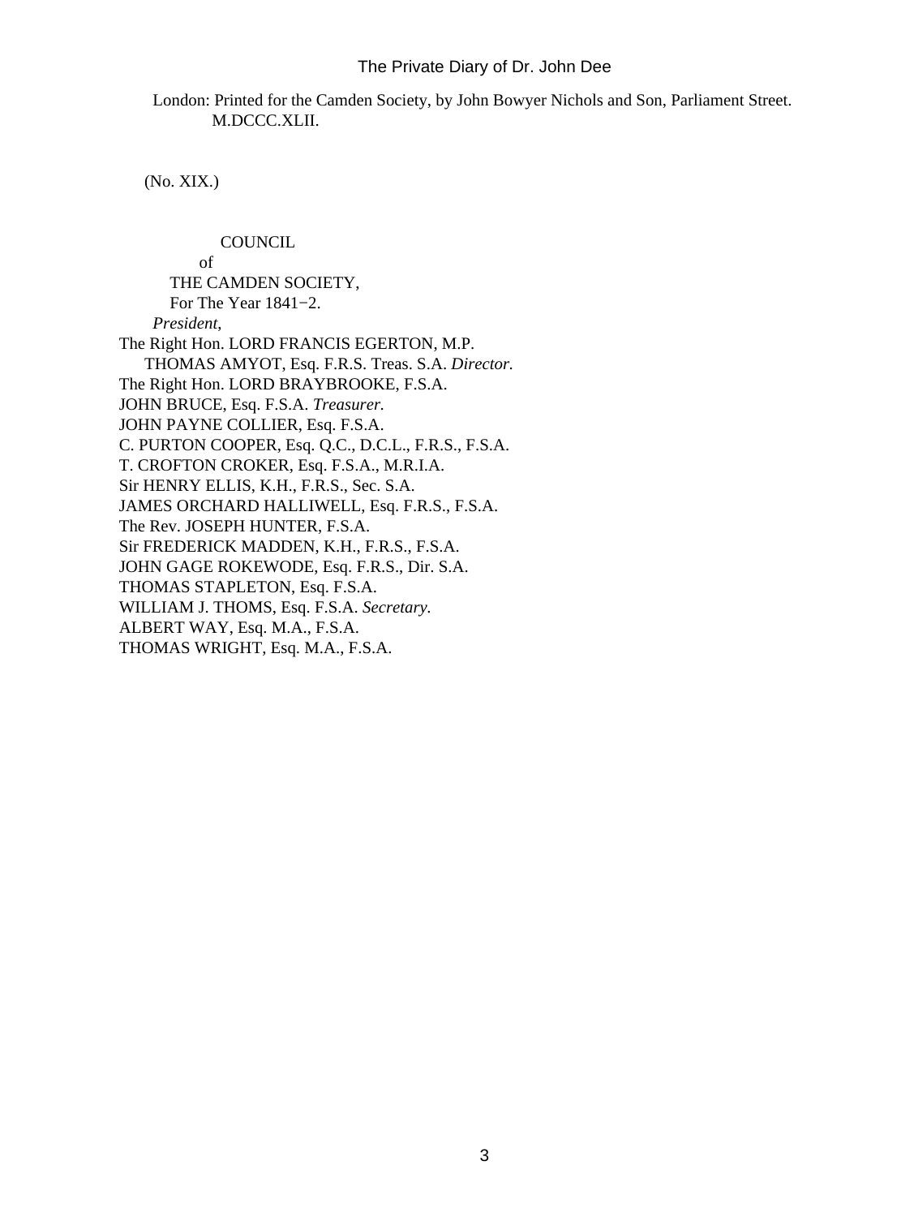London: Printed for the Camden Society, by John Bowyer Nichols and Son, Parliament Street. M.DCCC.XLII.

(No. XIX.)

COUNCIL
of
THE CAMDEN SOCIETY,
For The Year 1841−2.

*President*,

The Right Hon. LORD FRANCIS EGERTON, M.P.
THOMAS AMYOT, Esq. F.R.S. Treas. S.A. *Director.*
The Right Hon. LORD BRAYBROOKE, F.S.A.
JOHN BRUCE, Esq. F.S.A. *Treasurer.*
JOHN PAYNE COLLIER, Esq. F.S.A.
C. PURTON COOPER, Esq. Q.C., D.C.L., F.R.S., F.S.A.
T. CROFTON CROKER, Esq. F.S.A., M.R.I.A.
Sir HENRY ELLIS, K.H., F.R.S., Sec. S.A.
JAMES ORCHARD HALLIWELL, Esq. F.R.S., F.S.A.
The Rev. JOSEPH HUNTER, F.S.A.
Sir FREDERICK MADDEN, K.H., F.R.S., F.S.A.
JOHN GAGE ROKEWODE, Esq. F.R.S., Dir. S.A.
THOMAS STAPLETON, Esq. F.S.A.
WILLIAM J. THOMS, Esq. F.S.A. *Secretary*.
ALBERT WAY, Esq. M.A., F.S.A.
THOMAS WRIGHT, Esq. M.A., F.S.A.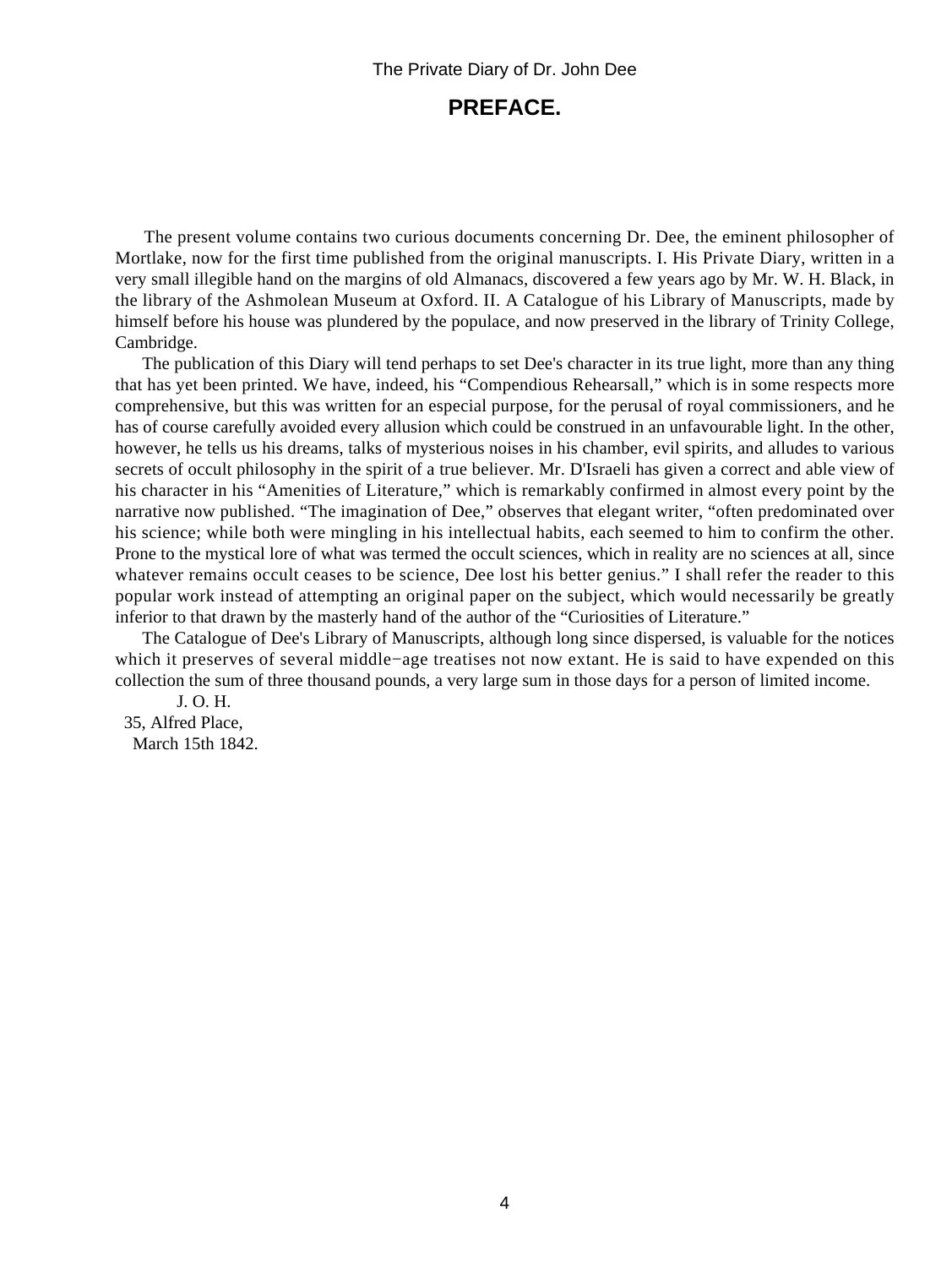# PREFACE.

The present volume contains two curious documents concerning Dr. Dee, the eminent philosopher of Mortlake, now for the first time published from the original manuscripts. I. His Private Diary, written in a very small illegible hand on the margins of old Almanacs, discovered a few years ago by Mr. W. H. Black, in the library of the Ashmolean Museum at Oxford. II. A Catalogue of his Library of Manuscripts, made by himself before his house was plundered by the populace, and now preserved in the library of Trinity College, Cambridge.

The publication of this Diary will tend perhaps to set Dee's character in its true light, more than any thing that has yet been printed. We have, indeed, his "Compendious Rehearsall," which is in some respects more comprehensive, but this was written for an especial purpose, for the perusal of royal commissioners, and he has of course carefully avoided every allusion which could be construed in an unfavourable light. In the other, however, he tells us his dreams, talks of mysterious noises in his chamber, evil spirits, and alludes to various secrets of occult philosophy in the spirit of a true believer. Mr. D'Israeli has given a correct and able view of his character in his "Amenities of Literature," which is remarkably confirmed in almost every point by the narrative now published. "The imagination of Dee," observes that elegant writer, "often predominated over his science; while both were mingling in his intellectual habits, each seemed to him to confirm the other. Prone to the mystical lore of what was termed the occult sciences, which in reality are no sciences at all, since whatever remains occult ceases to be science, Dee lost his better genius." I shall refer the reader to this popular work instead of attempting an original paper on the subject, which would necessarily be greatly inferior to that drawn by the masterly hand of the author of the "Curiosities of Literature."

The Catalogue of Dee's Library of Manuscripts, although long since dispersed, is valuable for the notices which it preserves of several middle−age treatises not now extant. He is said to have expended on this collection the sum of three thousand pounds, a very large sum in those days for a person of limited income.

J. O. H.

35, Alfred Place,

March 15th 1842.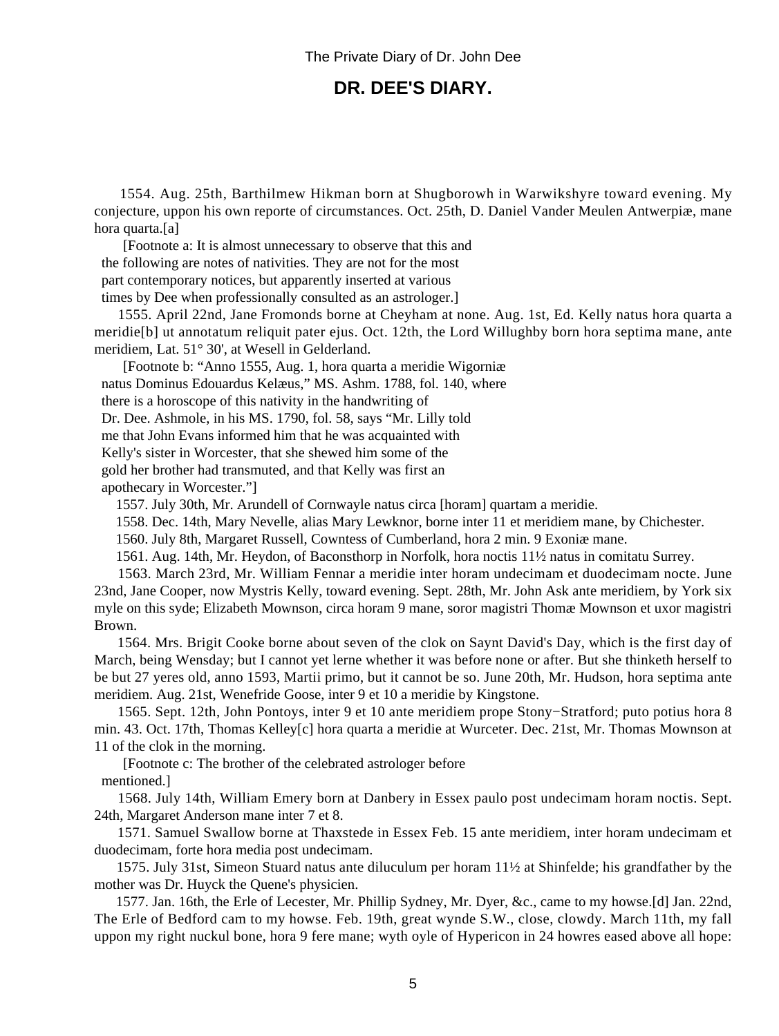## DR. DEE'S DIARY.

1554. Aug. 25th, Barthilmew Hikman born at Shugborowh in Warwikshyre toward evening. My conjecture, uppon his own reporte of circumstances. Oct. 25th, D. Daniel Vander Meulen Antwerpiæ, mane hora quarta.[a]

[Footnote a: It is almost unnecessary to observe that this and the following are notes of nativities. They are not for the most part contemporary notices, but apparently inserted at various times by Dee when professionally consulted as an astrologer.]

1555. April 22nd, Jane Fromonds borne at Cheyham at none. Aug. 1st, Ed. Kelly natus hora quarta a meridie[b] ut annotatum reliquit pater ejus. Oct. 12th, the Lord Willughby born hora septima mane, ante meridiem, Lat. 51° 30', at Wesell in Gelderland.

[Footnote b: "Anno 1555, Aug. 1, hora quarta a meridie Wigorniæ natus Dominus Edouardus Kelæus," MS. Ashm. 1788, fol. 140, where there is a horoscope of this nativity in the handwriting of Dr. Dee. Ashmole, in his MS. 1790, fol. 58, says "Mr. Lilly told me that John Evans informed him that he was acquainted with Kelly's sister in Worcester, that she shewed him some of the gold her brother had transmuted, and that Kelly was first an apothecary in Worcester."]

1557. July 30th, Mr. Arundell of Cornwayle natus circa [horam] quartam a meridie.

1558. Dec. 14th, Mary Nevelle, alias Mary Lewknor, borne inter 11 et meridiem mane, by Chichester.

1560. July 8th, Margaret Russell, Cowntess of Cumberland, hora 2 min. 9 Exoniæ mane.

1561. Aug. 14th, Mr. Heydon, of Baconsthorp in Norfolk, hora noctis 11½ natus in comitatu Surrey.

1563. March 23rd, Mr. William Fennar a meridie inter horam undecimam et duodecimam nocte. June 23nd, Jane Cooper, now Mystris Kelly, toward evening. Sept. 28th, Mr. John Ask ante meridiem, by York six myle on this syde; Elizabeth Mownson, circa horam 9 mane, soror magistri Thomæ Mownson et uxor magistri Brown.

1564. Mrs. Brigit Cooke borne about seven of the clok on Saynt David's Day, which is the first day of March, being Wensday; but I cannot yet lerne whether it was before none or after. But she thinketh herself to be but 27 yeres old, anno 1593, Martii primo, but it cannot be so. June 20th, Mr. Hudson, hora septima ante meridiem. Aug. 21st, Wenefride Goose, inter 9 et 10 a meridie by Kingstone.

1565. Sept. 12th, John Pontoys, inter 9 et 10 ante meridiem prope Stony−Stratford; puto potius hora 8 min. 43. Oct. 17th, Thomas Kelley[c] hora quarta a meridie at Wurceter. Dec. 21st, Mr. Thomas Mownson at 11 of the clok in the morning.

[Footnote c: The brother of the celebrated astrologer before mentioned.]

1568. July 14th, William Emery born at Danbery in Essex paulo post undecimam horam noctis. Sept. 24th, Margaret Anderson mane inter 7 et 8.

1571. Samuel Swallow borne at Thaxstede in Essex Feb. 15 ante meridiem, inter horam undecimam et duodecimam, forte hora media post undecimam.

1575. July 31st, Simeon Stuard natus ante diluculum per horam 11½ at Shinfelde; his grandfather by the mother was Dr. Huyck the Quene's physicien.

1577. Jan. 16th, the Erle of Lecester, Mr. Phillip Sydney, Mr. Dyer, &c., came to my howse.[d] Jan. 22nd, The Erle of Bedford cam to my howse. Feb. 19th, great wynde S.W., close, clowdy. March 11th, my fall uppon my right nuckul bone, hora 9 fere mane; wyth oyle of Hypericon in 24 howres eased above all hope: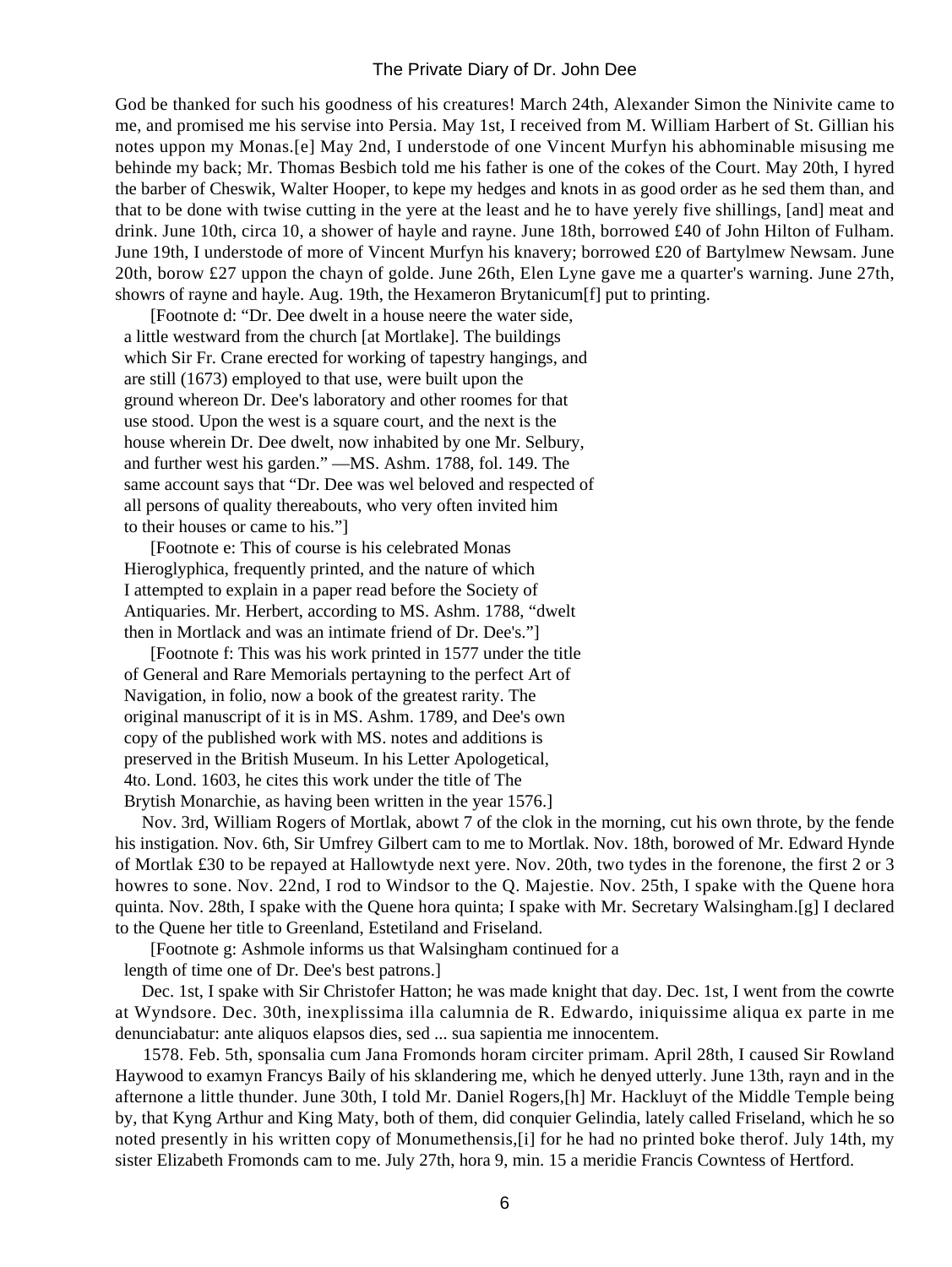God be thanked for such his goodness of his creatures! March 24th, Alexander Simon the Ninivite came to me, and promised me his servise into Persia. May 1st, I received from M. William Harbert of St. Gillian his notes uppon my Monas.[e] May 2nd, I understode of one Vincent Murfyn his abhominable misusing me behinde my back; Mr. Thomas Besbich told me his father is one of the cokes of the Court. May 20th, I hyred the barber of Cheswik, Walter Hooper, to kepe my hedges and knots in as good order as he sed them than, and that to be done with twise cutting in the yere at the least and he to have yerely five shillings, [and] meat and drink. June 10th, circa 10, a shower of hayle and rayne. June 18th, borrowed £40 of John Hilton of Fulham. June 19th, I understode of more of Vincent Murfyn his knavery; borrowed £20 of Bartylmew Newsam. June 20th, borow £27 uppon the chayn of golde. June 26th, Elen Lyne gave me a quarter's warning. June 27th, showrs of rayne and hayle. Aug. 19th, the Hexameron Brytanicum[f] put to printing.

[Footnote d: "Dr. Dee dwelt in a house neere the water side, a little westward from the church [at Mortlake]. The buildings which Sir Fr. Crane erected for working of tapestry hangings, and are still (1673) employed to that use, were built upon the ground whereon Dr. Dee's laboratory and other roomes for that use stood. Upon the west is a square court, and the next is the house wherein Dr. Dee dwelt, now inhabited by one Mr. Selbury, and further west his garden." —MS. Ashm. 1788, fol. 149. The same account says that "Dr. Dee was wel beloved and respected of all persons of quality thereabouts, who very often invited him to their houses or came to his."]

[Footnote e: This of course is his celebrated Monas Hieroglyphica, frequently printed, and the nature of which I attempted to explain in a paper read before the Society of Antiquaries. Mr. Herbert, according to MS. Ashm. 1788, "dwelt then in Mortlack and was an intimate friend of Dr. Dee's."]

[Footnote f: This was his work printed in 1577 under the title of General and Rare Memorials pertayning to the perfect Art of Navigation, in folio, now a book of the greatest rarity. The original manuscript of it is in MS. Ashm. 1789, and Dee's own copy of the published work with MS. notes and additions is preserved in the British Museum. In his Letter Apologetical, 4to. Lond. 1603, he cites this work under the title of The Brytish Monarchie, as having been written in the year 1576.]

Nov. 3rd, William Rogers of Mortlak, abowt 7 of the clok in the morning, cut his own throte, by the fende his instigation. Nov. 6th, Sir Umfrey Gilbert cam to me to Mortlak. Nov. 18th, borowed of Mr. Edward Hynde of Mortlak £30 to be repayed at Hallowtyde next yere. Nov. 20th, two tydes in the forenone, the first 2 or 3 howres to sone. Nov. 22nd, I rod to Windsor to the Q. Majestie. Nov. 25th, I spake with the Quene hora quinta. Nov. 28th, I spake with the Quene hora quinta; I spake with Mr. Secretary Walsingham.[g] I declared to the Quene her title to Greenland, Estetiland and Friseland.

[Footnote g: Ashmole informs us that Walsingham continued for a length of time one of Dr. Dee's best patrons.]

Dec. 1st, I spake with Sir Christofer Hatton; he was made knight that day. Dec. 1st, I went from the cowrte at Wyndsore. Dec. 30th, inexplissima illa calumnia de R. Edwardo, iniquissime aliqua ex parte in me denunciabatur: ante aliquos elapsos dies, sed ... sua sapientia me innocentem.

1578. Feb. 5th, sponsalia cum Jana Fromonds horam circiter primam. April 28th, I caused Sir Rowland Haywood to examyn Francys Baily of his sklandering me, which he denyed utterly. June 13th, rayn and in the afternone a little thunder. June 30th, I told Mr. Daniel Rogers,[h] Mr. Hackluyt of the Middle Temple being by, that Kyng Arthur and King Maty, both of them, did conquier Gelindia, lately called Friseland, which he so noted presently in his written copy of Monumethensis,[i] for he had no printed boke therof. July 14th, my sister Elizabeth Fromonds cam to me. July 27th, hora 9, min. 15 a meridie Francis Cowntess of Hertford.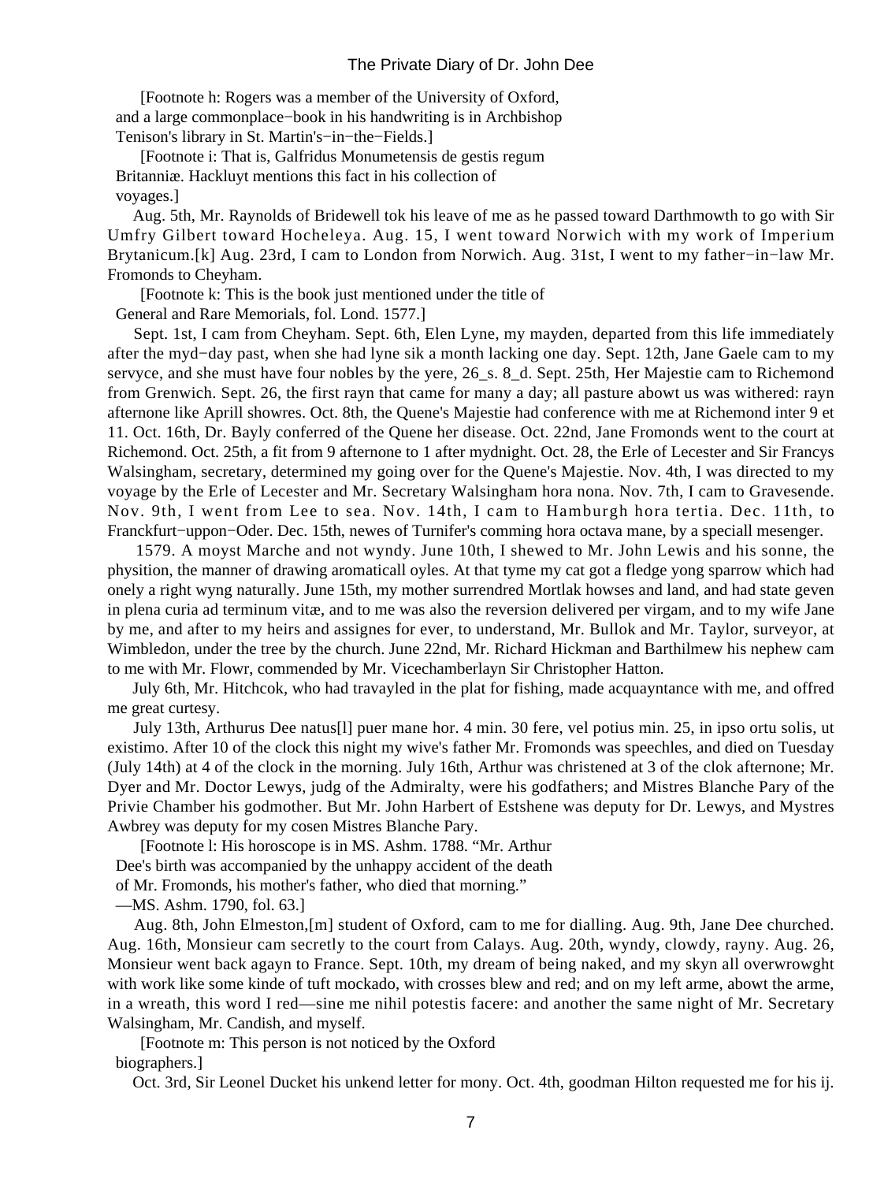[Footnote h: Rogers was a member of the University of Oxford, and a large commonplace−book in his handwriting is in Archbishop Tenison's library in St. Martin's−in−the−Fields.]

[Footnote i: That is, Galfridus Monumetensis de gestis regum Britanniæ. Hackluyt mentions this fact in his collection of voyages.]

Aug. 5th, Mr. Raynolds of Bridewell tok his leave of me as he passed toward Darthmowth to go with Sir Umfry Gilbert toward Hocheleya. Aug. 15, I went toward Norwich with my work of Imperium Brytanicum.[k] Aug. 23rd, I cam to London from Norwich. Aug. 31st, I went to my father−in−law Mr. Fromonds to Cheyham.

[Footnote k: This is the book just mentioned under the title of General and Rare Memorials, fol. Lond. 1577.]

Sept. 1st, I cam from Cheyham. Sept. 6th, Elen Lyne, my mayden, departed from this life immediately after the myd−day past, when she had lyne sik a month lacking one day. Sept. 12th, Jane Gaele cam to my servyce, and she must have four nobles by the yere, 26_s. 8_d. Sept. 25th, Her Majestie cam to Richemond from Grenwich. Sept. 26, the first rayn that came for many a day; all pasture abowt us was withered: rayn afternone like Aprill showres. Oct. 8th, the Quene's Majestie had conference with me at Richemond inter 9 et 11. Oct. 16th, Dr. Bayly conferred of the Quene her disease. Oct. 22nd, Jane Fromonds went to the court at Richemond. Oct. 25th, a fit from 9 afternone to 1 after mydnight. Oct. 28, the Erle of Lecester and Sir Francys Walsingham, secretary, determined my going over for the Quene's Majestie. Nov. 4th, I was directed to my voyage by the Erle of Lecester and Mr. Secretary Walsingham hora nona. Nov. 7th, I cam to Gravesende. Nov. 9th, I went from Lee to sea. Nov. 14th, I cam to Hamburgh hora tertia. Dec. 11th, to Franckfurt−uppon−Oder. Dec. 15th, newes of Turnifer's comming hora octava mane, by a speciall mesenger.

1579. A moyst Marche and not wyndy. June 10th, I shewed to Mr. John Lewis and his sonne, the physition, the manner of drawing aromaticall oyles. At that tyme my cat got a fledge yong sparrow which had onely a right wyng naturally. June 15th, my mother surrendred Mortlak howses and land, and had state geven in plena curia ad terminum vitæ, and to me was also the reversion delivered per virgam, and to my wife Jane by me, and after to my heirs and assignes for ever, to understand, Mr. Bullok and Mr. Taylor, surveyor, at Wimbledon, under the tree by the church. June 22nd, Mr. Richard Hickman and Barthilmew his nephew cam to me with Mr. Flowr, commended by Mr. Vicechamberlayn Sir Christopher Hatton.

July 6th, Mr. Hitchcok, who had travayled in the plat for fishing, made acquayntance with me, and offred me great curtesy.

July 13th, Arthurus Dee natus[l] puer mane hor. 4 min. 30 fere, vel potius min. 25, in ipso ortu solis, ut existimo. After 10 of the clock this night my wive's father Mr. Fromonds was speechles, and died on Tuesday (July 14th) at 4 of the clock in the morning. July 16th, Arthur was christened at 3 of the clok afternone; Mr. Dyer and Mr. Doctor Lewys, judg of the Admiralty, were his godfathers; and Mistres Blanche Pary of the Privie Chamber his godmother. But Mr. John Harbert of Estshene was deputy for Dr. Lewys, and Mystres Awbrey was deputy for my cosen Mistres Blanche Pary.

[Footnote l: His horoscope is in MS. Ashm. 1788. "Mr. Arthur Dee's birth was accompanied by the unhappy accident of the death of Mr. Fromonds, his mother's father, who died that morning." —MS. Ashm. 1790, fol. 63.]

Aug. 8th, John Elmeston,[m] student of Oxford, cam to me for dialling. Aug. 9th, Jane Dee churched. Aug. 16th, Monsieur cam secretly to the court from Calays. Aug. 20th, wyndy, clowdy, rayny. Aug. 26, Monsieur went back agayn to France. Sept. 10th, my dream of being naked, and my skyn all overwrowght with work like some kinde of tuft mockado, with crosses blew and red; and on my left arme, abowt the arme, in a wreath, this word I red—sine me nihil potestis facere: and another the same night of Mr. Secretary Walsingham, Mr. Candish, and myself.

[Footnote m: This person is not noticed by the Oxford biographers.]

Oct. 3rd, Sir Leonel Ducket his unkend letter for mony. Oct. 4th, goodman Hilton requested me for his ij.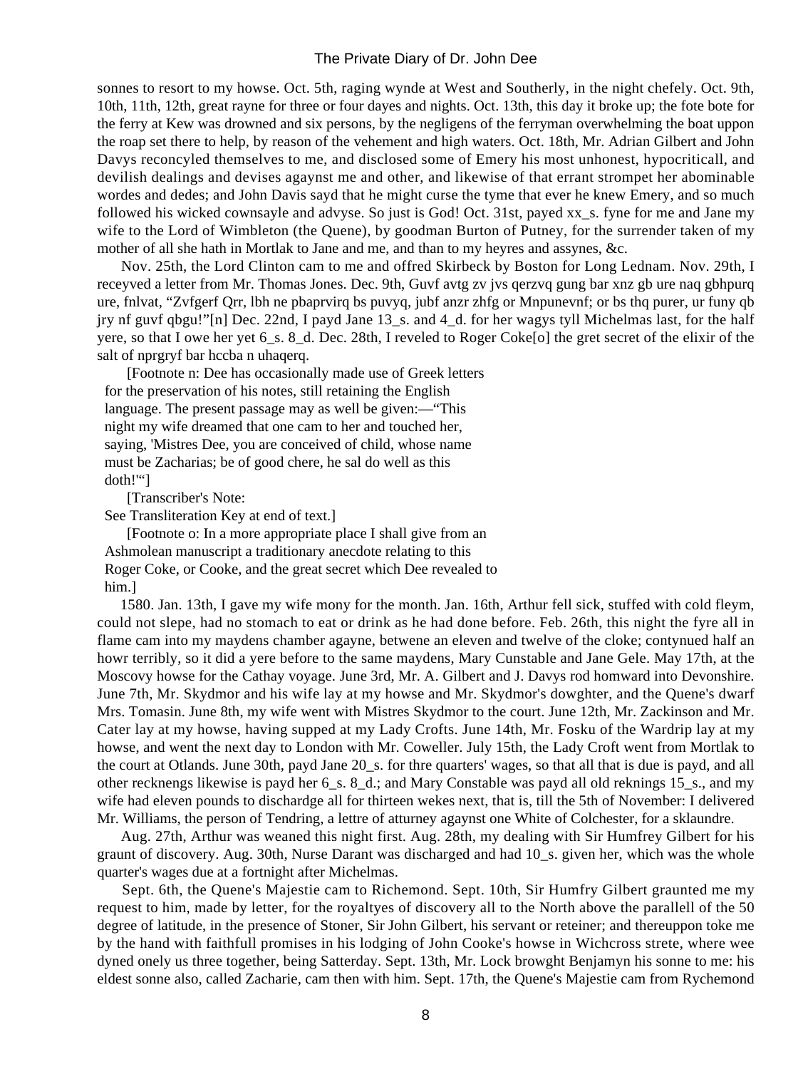sonnes to resort to my howse. Oct. 5th, raging wynde at West and Southerly, in the night chefely. Oct. 9th, 10th, 11th, 12th, great rayne for three or four dayes and nights. Oct. 13th, this day it broke up; the fote bote for the ferry at Kew was drowned and six persons, by the negligens of the ferryman overwhelming the boat uppon the roap set there to help, by reason of the vehement and high waters. Oct. 18th, Mr. Adrian Gilbert and John Davys reconcyled themselves to me, and disclosed some of Emery his most unhonest, hypocriticall, and devilish dealings and devises agaynst me and other, and likewise of that errant strompet her abominable wordes and dedes; and John Davis sayd that he might curse the tyme that ever he knew Emery, and so much followed his wicked cownsayle and advyse. So just is God! Oct. 31st, payed xx_s. fyne for me and Jane my wife to the Lord of Wimbleton (the Quene), by goodman Burton of Putney, for the surrender taken of my mother of all she hath in Mortlak to Jane and me, and than to my heyres and assynes, &c.

Nov. 25th, the Lord Clinton cam to me and offred Skirbeck by Boston for Long Lednam. Nov. 29th, I receyved a letter from Mr. Thomas Jones. Dec. 9th, Guvf avtg zv jvs qerzvq gung bar xnz gb ure naq gbhpurq ure, fnlvat, "Zvfgerf Qrr, lbh ne pbaprvirq bs puvyq, jubf anzr zhfg or Mnpunevnf; or bs thq purer, ur funy qb jry nf guvf qbgu!"[n] Dec. 22nd, I payd Jane 13_s. and 4_d. for her wagys tyll Michelmas last, for the half yere, so that I owe her yet 6_s. 8_d. Dec. 28th, I reveled to Roger Coke[o] the gret secret of the elixir of the salt of nprgryf bar hccba n uhaqerq.

[Footnote n: Dee has occasionally made use of Greek letters for the preservation of his notes, still retaining the English language. The present passage may as well be given:—"This night my wife dreamed that one cam to her and touched her, saying, 'Mistres Dee, you are conceived of child, whose name must be Zacharias; be of good chere, he sal do well as this doth!'"]

[Transcriber's Note:
See Transliteration Key at end of text.]

[Footnote o: In a more appropriate place I shall give from an Ashmolean manuscript a traditionary anecdote relating to this Roger Coke, or Cooke, and the great secret which Dee revealed to him.]

1580. Jan. 13th, I gave my wife mony for the month. Jan. 16th, Arthur fell sick, stuffed with cold fleym, could not slepe, had no stomach to eat or drink as he had done before. Feb. 26th, this night the fyre all in flame cam into my maydens chamber agayne, betwene an eleven and twelve of the cloke; contynued half an howr terribly, so it did a yere before to the same maydens, Mary Cunstable and Jane Gele. May 17th, at the Moscovy howse for the Cathay voyage. June 3rd, Mr. A. Gilbert and J. Davys rod homward into Devonshire. June 7th, Mr. Skydmor and his wife lay at my howse and Mr. Skydmor's dowghter, and the Quene's dwarf Mrs. Tomasin. June 8th, my wife went with Mistres Skydmor to the court. June 12th, Mr. Zackinson and Mr. Cater lay at my howse, having supped at my Lady Crofts. June 14th, Mr. Fosku of the Wardrip lay at my howse, and went the next day to London with Mr. Coweller. July 15th, the Lady Croft went from Mortlak to the court at Otlands. June 30th, payd Jane 20_s. for thre quarters' wages, so that all that is due is payd, and all other recknengs likewise is payd her 6_s. 8_d.; and Mary Constable was payd all old reknings 15_s., and my wife had eleven pounds to dischardge all for thirteen wekes next, that is, till the 5th of November: I delivered Mr. Williams, the person of Tendring, a lettre of atturney agaynst one White of Colchester, for a sklaundre.

Aug. 27th, Arthur was weaned this night first. Aug. 28th, my dealing with Sir Humfrey Gilbert for his graunt of discovery. Aug. 30th, Nurse Darant was discharged and had 10_s. given her, which was the whole quarter's wages due at a fortnight after Michelmas.

Sept. 6th, the Quene's Majestie cam to Richemond. Sept. 10th, Sir Humfry Gilbert graunted me my request to him, made by letter, for the royaltyes of discovery all to the North above the parallell of the 50 degree of latitude, in the presence of Stoner, Sir John Gilbert, his servant or reteiner; and thereuppon toke me by the hand with faithfull promises in his lodging of John Cooke's howse in Wichcross strete, where wee dyned onely us three together, being Satterday. Sept. 13th, Mr. Lock browght Benjamyn his sonne to me: his eldest sonne also, called Zacharie, cam then with him. Sept. 17th, the Quene's Majestie cam from Rychemond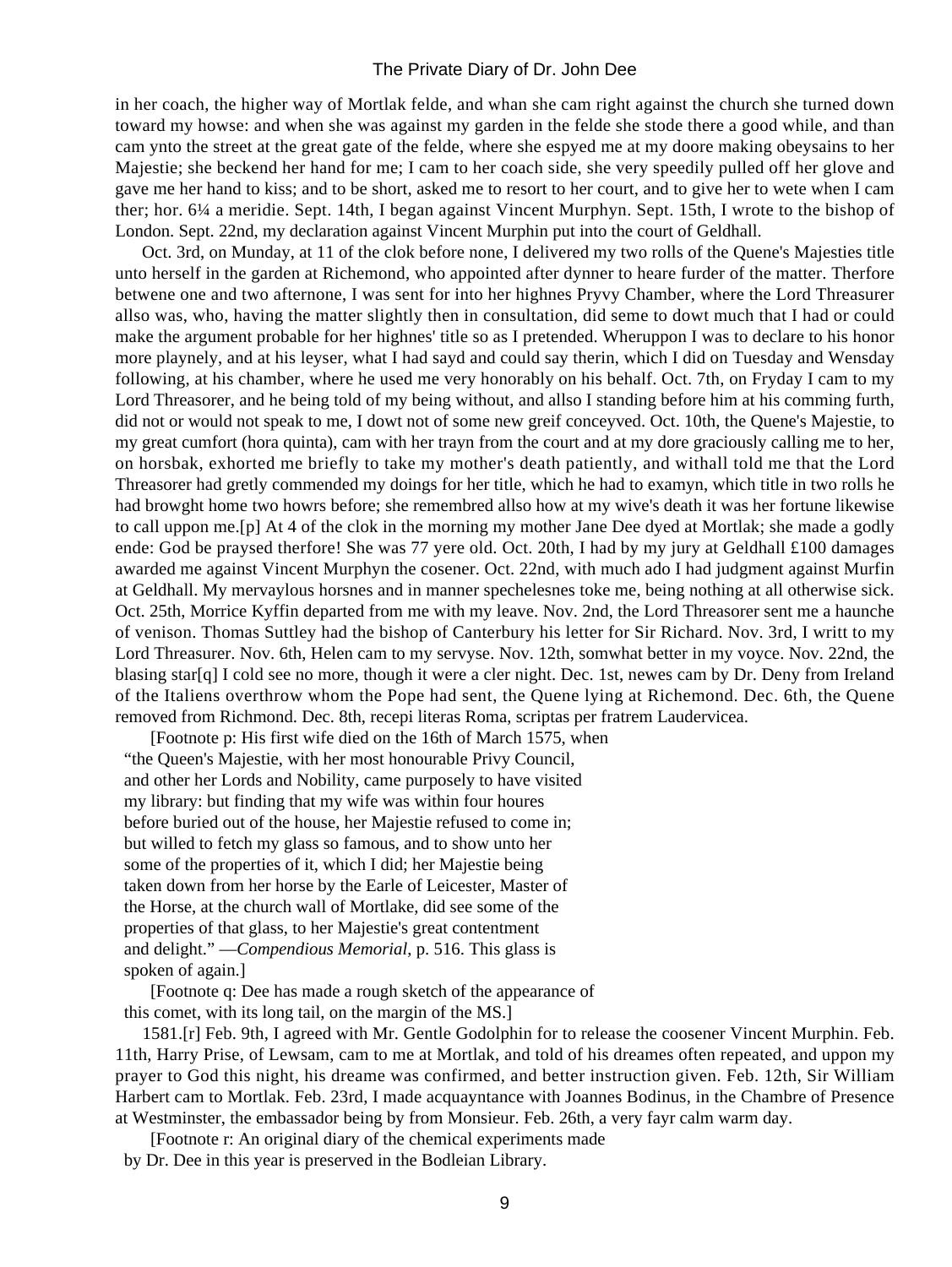in her coach, the higher way of Mortlak felde, and whan she cam right against the church she turned down toward my howse: and when she was against my garden in the felde she stode there a good while, and than cam ynto the street at the great gate of the felde, where she espyed me at my doore making obeysains to her Majestie; she beckend her hand for me; I cam to her coach side, she very speedily pulled off her glove and gave me her hand to kiss; and to be short, asked me to resort to her court, and to give her to wete when I cam ther; hor. 6¼ a meridie. Sept. 14th, I began against Vincent Murphyn. Sept. 15th, I wrote to the bishop of London. Sept. 22nd, my declaration against Vincent Murphin put into the court of Geldhall.

Oct. 3rd, on Munday, at 11 of the clok before none, I delivered my two rolls of the Quene's Majesties title unto herself in the garden at Richemond, who appointed after dynner to heare furder of the matter. Therfore betwene one and two afternone, I was sent for into her highnes Pryvy Chamber, where the Lord Threasurer allso was, who, having the matter slightly then in consultation, did seme to dowt much that I had or could make the argument probable for her highnes' title so as I pretended. Wheruppon I was to declare to his honor more playnely, and at his leyser, what I had sayd and could say therin, which I did on Tuesday and Wensday following, at his chamber, where he used me very honorably on his behalf. Oct. 7th, on Fryday I cam to my Lord Threasorer, and he being told of my being without, and allso I standing before him at his comming furth, did not or would not speak to me, I dowt not of some new greif conceyved. Oct. 10th, the Quene's Majestie, to my great cumfort (hora quinta), cam with her trayn from the court and at my dore graciously calling me to her, on horsbak, exhorted me briefly to take my mother's death patiently, and withall told me that the Lord Threasorer had gretly commended my doings for her title, which he had to examyn, which title in two rolls he had browght home two howrs before; she remembred allso how at my wive's death it was her fortune likewise to call uppon me.[p] At 4 of the clok in the morning my mother Jane Dee dyed at Mortlak; she made a godly ende: God be praysed therfore! She was 77 yere old. Oct. 20th, I had by my jury at Geldhall £100 damages awarded me against Vincent Murphyn the cosener. Oct. 22nd, with much ado I had judgment against Murfin at Geldhall. My mervaylous horsnes and in manner spechelesnes toke me, being nothing at all otherwise sick. Oct. 25th, Morrice Kyffin departed from me with my leave. Nov. 2nd, the Lord Threasorer sent me a haunche of venison. Thomas Suttley had the bishop of Canterbury his letter for Sir Richard. Nov. 3rd, I writt to my Lord Threasurer. Nov. 6th, Helen cam to my servyse. Nov. 12th, somwhat better in my voyce. Nov. 22nd, the blasing star[q] I cold see no more, though it were a cler night. Dec. 1st, newes cam by Dr. Deny from Ireland of the Italiens overthrow whom the Pope had sent, the Quene lying at Richemond. Dec. 6th, the Quene removed from Richmond. Dec. 8th, recepi literas Roma, scriptas per fratrem Laudervicea.

[Footnote p: His first wife died on the 16th of March 1575, when "the Queen's Majestie, with her most honourable Privy Council, and other her Lords and Nobility, came purposely to have visited my library: but finding that my wife was within four houres before buried out of the house, her Majestie refused to come in; but willed to fetch my glass so famous, and to show unto her some of the properties of it, which I did; her Majestie being taken down from her horse by the Earle of Leicester, Master of the Horse, at the church wall of Mortlake, did see some of the properties of that glass, to her Majestie's great contentment and delight." —*Compendious Memorial*, p. 516. This glass is spoken of again.]

[Footnote q: Dee has made a rough sketch of the appearance of this comet, with its long tail, on the margin of the MS.]

1581.[r] Feb. 9th, I agreed with Mr. Gentle Godolphin for to release the coosener Vincent Murphin. Feb. 11th, Harry Prise, of Lewsam, cam to me at Mortlak, and told of his dreames often repeated, and uppon my prayer to God this night, his dreame was confirmed, and better instruction given. Feb. 12th, Sir William Harbert cam to Mortlak. Feb. 23rd, I made acquayntance with Joannes Bodinus, in the Chambre of Presence at Westminster, the embassador being by from Monsieur. Feb. 26th, a very fayr calm warm day.

[Footnote r: An original diary of the chemical experiments made by Dr. Dee in this year is preserved in the Bodleian Library.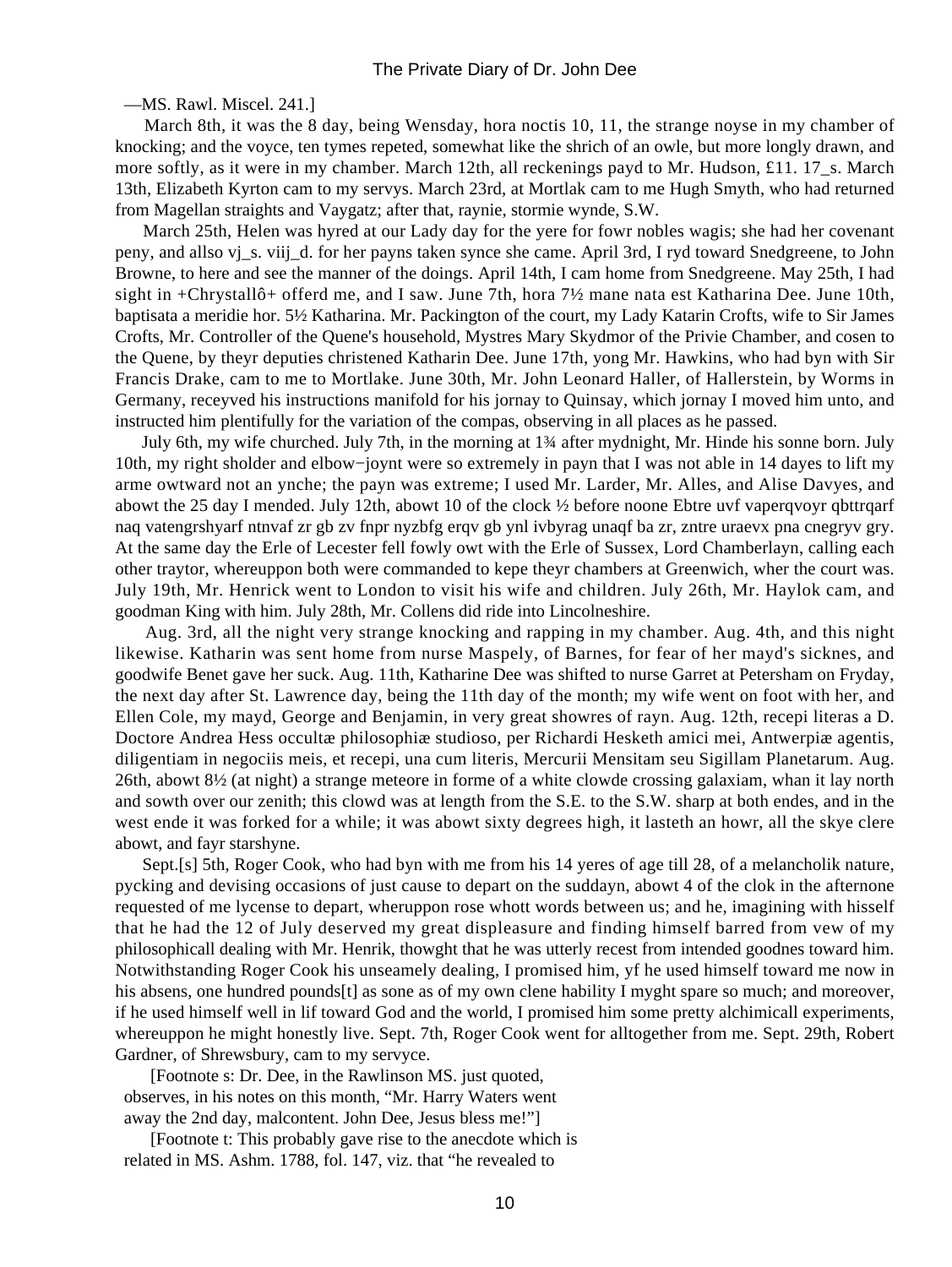—MS. Rawl. Miscel. 241.]

March 8th, it was the 8 day, being Wensday, hora noctis 10, 11, the strange noyse in my chamber of knocking; and the voyce, ten tymes repeted, somewhat like the shrich of an owle, but more longly drawn, and more softly, as it were in my chamber. March 12th, all reckenings payd to Mr. Hudson, £11. 17_s. March 13th, Elizabeth Kyrton cam to my servys. March 23rd, at Mortlak cam to me Hugh Smyth, who had returned from Magellan straights and Vaygatz; after that, raynie, stormie wynde, S.W.

March 25th, Helen was hyred at our Lady day for the yere for fowr nobles wagis; she had her covenant peny, and allso vj_s. viij_d. for her payns taken synce she came. April 3rd, I ryd toward Snedgreene, to John Browne, to here and see the manner of the doings. April 14th, I cam home from Snedgreene. May 25th, I had sight in +Chrystallô+ offerd me, and I saw. June 7th, hora 7½ mane nata est Katharina Dee. June 10th, baptisata a meridie hor. 5½ Katharina. Mr. Packington of the court, my Lady Katarin Crofts, wife to Sir James Crofts, Mr. Controller of the Quene's household, Mystres Mary Skydmor of the Privie Chamber, and cosen to the Quene, by theyr deputies christened Katharin Dee. June 17th, yong Mr. Hawkins, who had byn with Sir Francis Drake, cam to me to Mortlake. June 30th, Mr. John Leonard Haller, of Hallerstein, by Worms in Germany, receyved his instructions manifold for his jornay to Quinsay, which jornay I moved him unto, and instructed him plentifully for the variation of the compas, observing in all places as he passed.

July 6th, my wife churched. July 7th, in the morning at 1¾ after mydnight, Mr. Hinde his sonne born. July 10th, my right sholder and elbow−joynt were so extremely in payn that I was not able in 14 dayes to lift my arme owtward not an ynche; the payn was extreme; I used Mr. Larder, Mr. Alles, and Alise Davyes, and abowt the 25 day I mended. July 12th, abowt 10 of the clock ½ before noone Ebtre uvf vaperqvoyr qbttrqarf naq vatengrshyarf ntnvaf zr gb zv fnpr nyzbfg erqv gb ynl ivbyrag unaqf ba zr, zntre uraevx pna cnegryv gry. At the same day the Erle of Lecester fell fowly owt with the Erle of Sussex, Lord Chamberlayn, calling each other traytor, whereuppon both were commanded to kepe theyr chambers at Greenwich, wher the court was. July 19th, Mr. Henrick went to London to visit his wife and children. July 26th, Mr. Haylok cam, and goodman King with him. July 28th, Mr. Collens did ride into Lincolneshire.

Aug. 3rd, all the night very strange knocking and rapping in my chamber. Aug. 4th, and this night likewise. Katharin was sent home from nurse Maspely, of Barnes, for fear of her mayd's sicknes, and goodwife Benet gave her suck. Aug. 11th, Katharine Dee was shifted to nurse Garret at Petersham on Fryday, the next day after St. Lawrence day, being the 11th day of the month; my wife went on foot with her, and Ellen Cole, my mayd, George and Benjamin, in very great showres of rayn. Aug. 12th, recepi literas a D. Doctore Andrea Hess occultæ philosophiæ studioso, per Richardi Hesketh amici mei, Antwerpiæ agentis, diligentiam in negociis meis, et recepi, una cum literis, Mercurii Mensitam seu Sigillam Planetarum. Aug. 26th, abowt 8½ (at night) a strange meteore in forme of a white clowde crossing galaxiam, whan it lay north and sowth over our zenith; this clowd was at length from the S.E. to the S.W. sharp at both endes, and in the west ende it was forked for a while; it was abowt sixty degrees high, it lasteth an howr, all the skye clere abowt, and fayr starshyne.

Sept.[s] 5th, Roger Cook, who had byn with me from his 14 yeres of age till 28, of a melancholik nature, pycking and devising occasions of just cause to depart on the suddayn, abowt 4 of the clok in the afternone requested of me lycense to depart, wheruppon rose whott words between us; and he, imagining with hisself that he had the 12 of July deserved my great displeasure and finding himself barred from vew of my philosophicall dealing with Mr. Henrik, thowght that he was utterly recest from intended goodnes toward him. Notwithstanding Roger Cook his unseamely dealing, I promised him, yf he used himself toward me now in his absens, one hundred pounds[t] as sone as of my own clene hability I myght spare so much; and moreover, if he used himself well in lif toward God and the world, I promised him some pretty alchimicall experiments, whereuppon he might honestly live. Sept. 7th, Roger Cook went for alltogether from me. Sept. 29th, Robert Gardner, of Shrewsbury, cam to my servyce.

[Footnote s: Dr. Dee, in the Rawlinson MS. just quoted, observes, in his notes on this month, "Mr. Harry Waters went away the 2nd day, malcontent. John Dee, Jesus bless me!"]

[Footnote t: This probably gave rise to the anecdote which is related in MS. Ashm. 1788, fol. 147, viz. that "he revealed to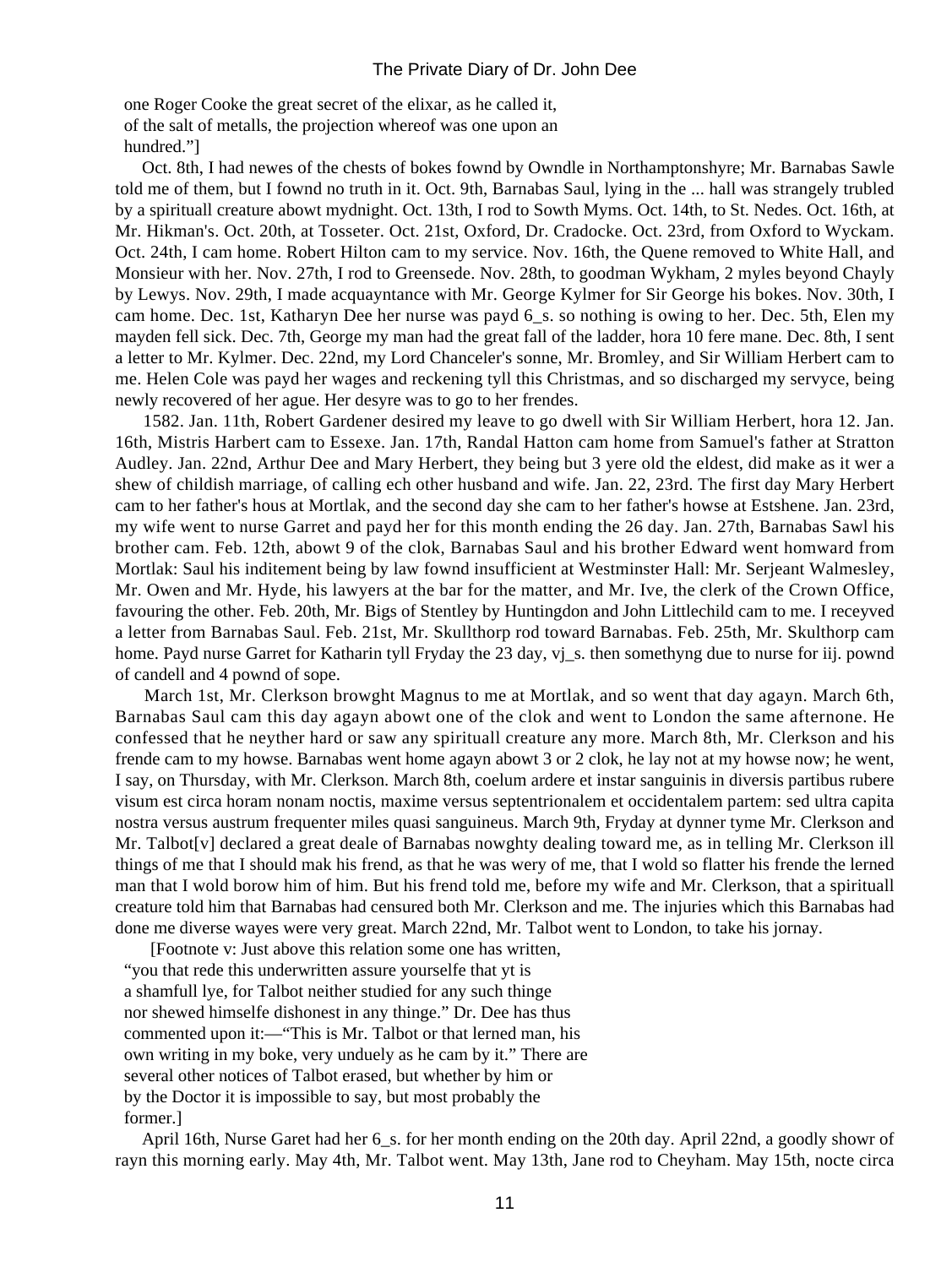one Roger Cooke the great secret of the elixar, as he called it,
of the salt of metalls, the projection whereof was one upon an
hundred."]

Oct. 8th, I had newes of the chests of bokes fownd by Owndle in Northamptonshyre; Mr. Barnabas Sawle told me of them, but I fownd no truth in it. Oct. 9th, Barnabas Saul, lying in the ... hall was strangely trubled by a spirituall creature abowt mydnight. Oct. 13th, I rod to Sowth Myms. Oct. 14th, to St. Nedes. Oct. 16th, at Mr. Hikman's. Oct. 20th, at Tosseter. Oct. 21st, Oxford, Dr. Cradocke. Oct. 23rd, from Oxford to Wyckam. Oct. 24th, I cam home. Robert Hilton cam to my service. Nov. 16th, the Quene removed to White Hall, and Monsieur with her. Nov. 27th, I rod to Greensede. Nov. 28th, to goodman Wykham, 2 myles beyond Chayly by Lewys. Nov. 29th, I made acquayntance with Mr. George Kylmer for Sir George his bokes. Nov. 30th, I cam home. Dec. 1st, Katharyn Dee her nurse was payd 6_s. so nothing is owing to her. Dec. 5th, Elen my mayden fell sick. Dec. 7th, George my man had the great fall of the ladder, hora 10 fere mane. Dec. 8th, I sent a letter to Mr. Kylmer. Dec. 22nd, my Lord Chanceler's sonne, Mr. Bromley, and Sir William Herbert cam to me. Helen Cole was payd her wages and reckening tyll this Christmas, and so discharged my servyce, being newly recovered of her ague. Her desyre was to go to her frendes.

1582. Jan. 11th, Robert Gardener desired my leave to go dwell with Sir William Herbert, hora 12. Jan. 16th, Mistris Harbert cam to Essexe. Jan. 17th, Randal Hatton cam home from Samuel's father at Stratton Audley. Jan. 22nd, Arthur Dee and Mary Herbert, they being but 3 yere old the eldest, did make as it wer a shew of childish marriage, of calling ech other husband and wife. Jan. 22, 23rd. The first day Mary Herbert cam to her father's hous at Mortlak, and the second day she cam to her father's howse at Estshene. Jan. 23rd, my wife went to nurse Garret and payd her for this month ending the 26 day. Jan. 27th, Barnabas Sawl his brother cam. Feb. 12th, abowt 9 of the clok, Barnabas Saul and his brother Edward went homward from Mortlak: Saul his inditement being by law fownd insufficient at Westminster Hall: Mr. Serjeant Walmesley, Mr. Owen and Mr. Hyde, his lawyers at the bar for the matter, and Mr. Ive, the clerk of the Crown Office, favouring the other. Feb. 20th, Mr. Bigs of Stentley by Huntingdon and John Littlechild cam to me. I receyved a letter from Barnabas Saul. Feb. 21st, Mr. Skullthorp rod toward Barnabas. Feb. 25th, Mr. Skulthorp cam home. Payd nurse Garret for Katharin tyll Fryday the 23 day, vj_s. then somethyng due to nurse for iij. pownd of candell and 4 pownd of sope.

March 1st, Mr. Clerkson browght Magnus to me at Mortlak, and so went that day agayn. March 6th, Barnabas Saul cam this day agayn abowt one of the clok and went to London the same afternone. He confessed that he neyther hard or saw any spirituall creature any more. March 8th, Mr. Clerkson and his frende cam to my howse. Barnabas went home agayn abowt 3 or 2 clok, he lay not at my howse now; he went, I say, on Thursday, with Mr. Clerkson. March 8th, coelum ardere et instar sanguinis in diversis partibus rubere visum est circa horam nonam noctis, maxime versus septentrionalem et occidentalem partem: sed ultra capita nostra versus austrum frequenter miles quasi sanguineus. March 9th, Fryday at dynner tyme Mr. Clerkson and Mr. Talbot[v] declared a great deale of Barnabas nowghty dealing toward me, as in telling Mr. Clerkson ill things of me that I should mak his frend, as that he was wery of me, that I wold so flatter his frende the lerned man that I wold borow him of him. But his frend told me, before my wife and Mr. Clerkson, that a spirituall creature told him that Barnabas had censured both Mr. Clerkson and me. The injuries which this Barnabas had done me diverse wayes were very great. March 22nd, Mr. Talbot went to London, to take his jornay.

[Footnote v: Just above this relation some one has written,
"you that rede this underwritten assure yourselfe that yt is
a shamfull lye, for Talbot neither studied for any such thinge
nor shewed himselfe dishonest in any thinge." Dr. Dee has thus
commented upon it:—"This is Mr. Talbot or that lerned man, his
own writing in my boke, very unduely as he cam by it." There are
several other notices of Talbot erased, but whether by him or
by the Doctor it is impossible to say, but most probably the
former.]

April 16th, Nurse Garet had her 6_s. for her month ending on the 20th day. April 22nd, a goodly showr of rayn this morning early. May 4th, Mr. Talbot went. May 13th, Jane rod to Cheyham. May 15th, nocte circa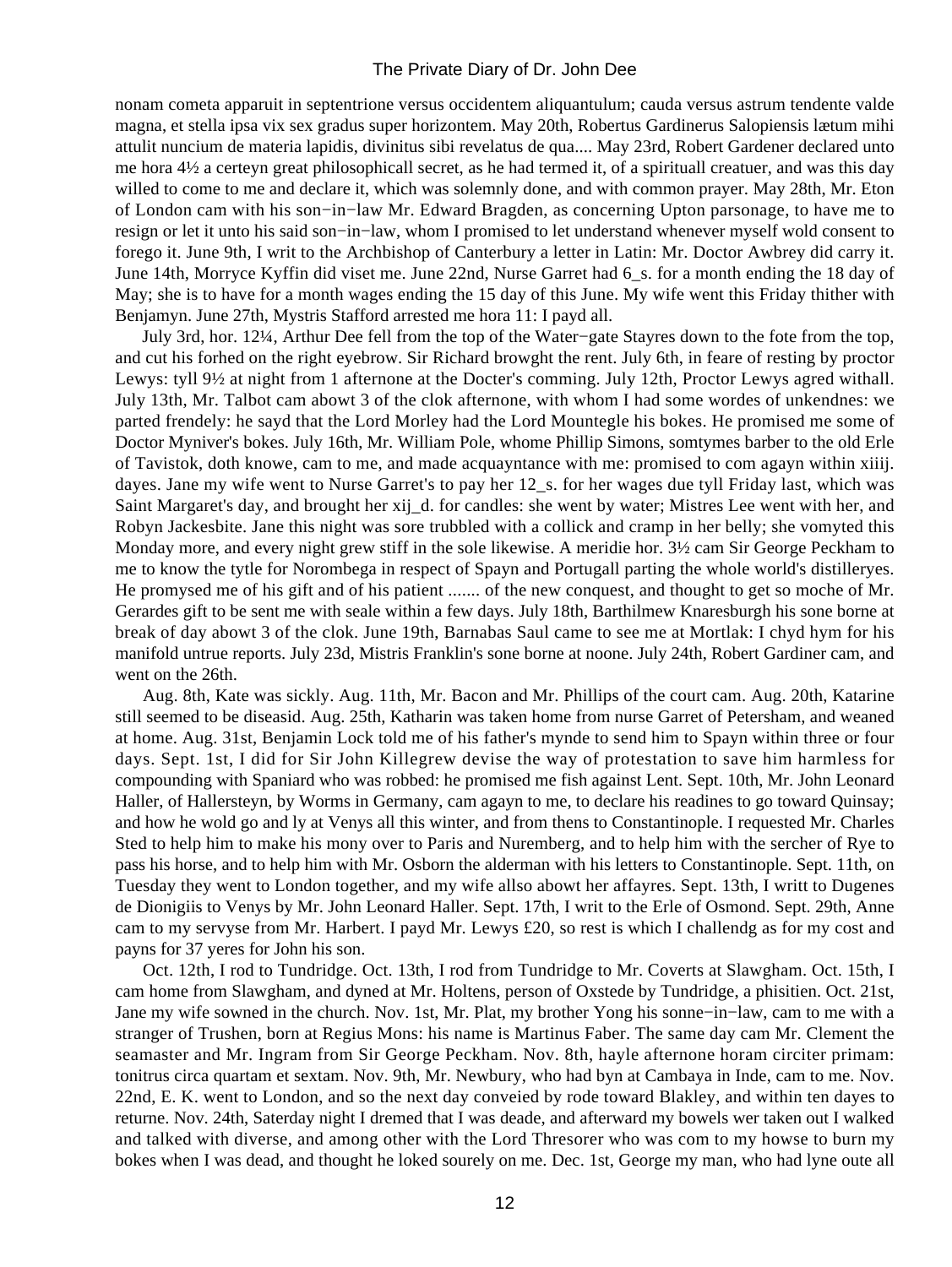nonam cometa apparuit in septentrione versus occidentem aliquantulum; cauda versus astrum tendente valde magna, et stella ipsa vix sex gradus super horizontem. May 20th, Robertus Gardinerus Salopiensis lætum mihi attulit nuncium de materia lapidis, divinitus sibi revelatus de qua.... May 23rd, Robert Gardener declared unto me hora 4½ a certeyn great philosophicall secret, as he had termed it, of a spirituall creatuer, and was this day willed to come to me and declare it, which was solemnly done, and with common prayer. May 28th, Mr. Eton of London cam with his son−in−law Mr. Edward Bragden, as concerning Upton parsonage, to have me to resign or let it unto his said son−in−law, whom I promised to let understand whenever myself wold consent to forego it. June 9th, I writ to the Archbishop of Canterbury a letter in Latin: Mr. Doctor Awbrey did carry it. June 14th, Morryce Kyffin did viset me. June 22nd, Nurse Garret had 6_s. for a month ending the 18 day of May; she is to have for a month wages ending the 15 day of this June. My wife went this Friday thither with Benjamyn. June 27th, Mystris Stafford arrested me hora 11: I payd all.

July 3rd, hor. 12¼, Arthur Dee fell from the top of the Water−gate Stayres down to the fote from the top, and cut his forhed on the right eyebrow. Sir Richard browght the rent. July 6th, in feare of resting by proctor Lewys: tyll 9½ at night from 1 afternone at the Docter's comming. July 12th, Proctor Lewys agred withall. July 13th, Mr. Talbot cam abowt 3 of the clok afternone, with whom I had some wordes of unkendnes: we parted frendely: he sayd that the Lord Morley had the Lord Mountegle his bokes. He promised me some of Doctor Myniver's bokes. July 16th, Mr. William Pole, whome Phillip Simons, somtymes barber to the old Erle of Tavistok, doth knowe, cam to me, and made acquayntance with me: promised to com agayn within xiiij. dayes. Jane my wife went to Nurse Garret's to pay her 12_s. for her wages due tyll Friday last, which was Saint Margaret's day, and brought her xij_d. for candles: she went by water; Mistres Lee went with her, and Robyn Jackesbite. Jane this night was sore trubbled with a collick and cramp in her belly; she vomyted this Monday more, and every night grew stiff in the sole likewise. A meridie hor. 3½ cam Sir George Peckham to me to know the tytle for Norombega in respect of Spayn and Portugall parting the whole world's distilleryes. He promysed me of his gift and of his patient ....... of the new conquest, and thought to get so moche of Mr. Gerardes gift to be sent me with seale within a few days. July 18th, Barthilmew Knaresburgh his sone borne at break of day abowt 3 of the clok. June 19th, Barnabas Saul came to see me at Mortlak: I chyd hym for his manifold untrue reports. July 23d, Mistris Franklin's sone borne at noone. July 24th, Robert Gardiner cam, and went on the 26th.

Aug. 8th, Kate was sickly. Aug. 11th, Mr. Bacon and Mr. Phillips of the court cam. Aug. 20th, Katarine still seemed to be diseasid. Aug. 25th, Katharin was taken home from nurse Garret of Petersham, and weaned at home. Aug. 31st, Benjamin Lock told me of his father's mynde to send him to Spayn within three or four days. Sept. 1st, I did for Sir John Killegrew devise the way of protestation to save him harmless for compounding with Spaniard who was robbed: he promised me fish against Lent. Sept. 10th, Mr. John Leonard Haller, of Hallersteyn, by Worms in Germany, cam agayn to me, to declare his readines to go toward Quinsay; and how he wold go and ly at Venys all this winter, and from thens to Constantinople. I requested Mr. Charles Sted to help him to make his mony over to Paris and Nuremberg, and to help him with the sercher of Rye to pass his horse, and to help him with Mr. Osborn the alderman with his letters to Constantinople. Sept. 11th, on Tuesday they went to London together, and my wife allso abowt her affayres. Sept. 13th, I writt to Dugenes de Dionigiis to Venys by Mr. John Leonard Haller. Sept. 17th, I writ to the Erle of Osmond. Sept. 29th, Anne cam to my servyse from Mr. Harbert. I payd Mr. Lewys £20, so rest is which I challendg as for my cost and payns for 37 yeres for John his son.

Oct. 12th, I rod to Tundridge. Oct. 13th, I rod from Tundridge to Mr. Coverts at Slawgham. Oct. 15th, I cam home from Slawgham, and dyned at Mr. Holtens, person of Oxstede by Tundridge, a phisitien. Oct. 21st, Jane my wife sowned in the church. Nov. 1st, Mr. Plat, my brother Yong his sonne−in−law, cam to me with a stranger of Trushen, born at Regius Mons: his name is Martinus Faber. The same day cam Mr. Clement the seamaster and Mr. Ingram from Sir George Peckham. Nov. 8th, hayle afternone horam circiter primam: tonitrus circa quartam et sextam. Nov. 9th, Mr. Newbury, who had byn at Cambaya in Inde, cam to me. Nov. 22nd, E. K. went to London, and so the next day conveied by rode toward Blakley, and within ten dayes to returne. Nov. 24th, Saterday night I dremed that I was deade, and afterward my bowels wer taken out I walked and talked with diverse, and among other with the Lord Thresorer who was com to my howse to burn my bokes when I was dead, and thought he loked sourely on me. Dec. 1st, George my man, who had lyne oute all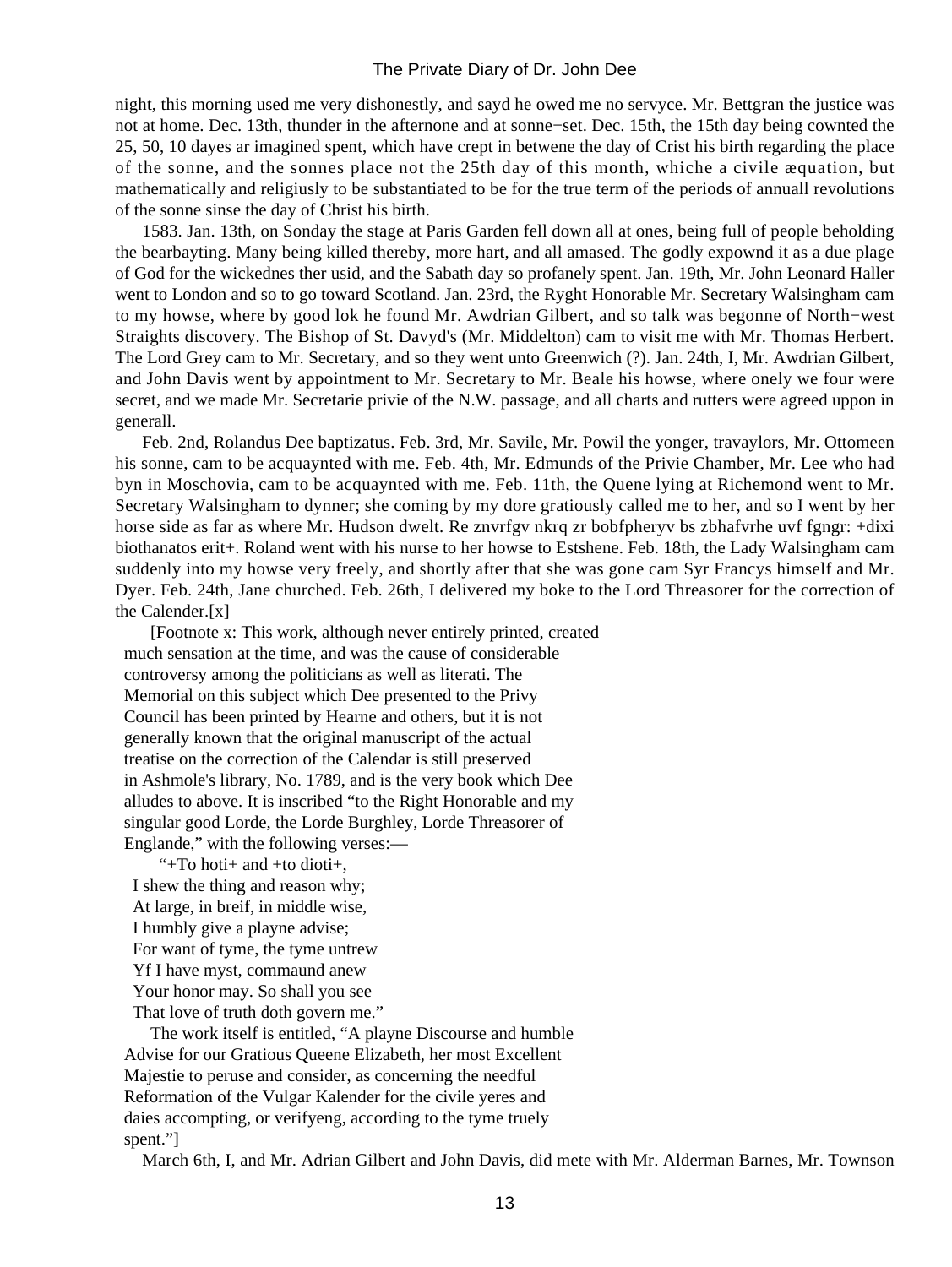night, this morning used me very dishonestly, and sayd he owed me no servyce. Mr. Bettgran the justice was not at home. Dec. 13th, thunder in the afternone and at sonne−set. Dec. 15th, the 15th day being cownted the 25, 50, 10 dayes ar imagined spent, which have crept in betwene the day of Crist his birth regarding the place of the sonne, and the sonnes place not the 25th day of this month, whiche a civile æquation, but mathematically and religiusly to be substantiated to be for the true term of the periods of annuall revolutions of the sonne sinse the day of Christ his birth.

1583. Jan. 13th, on Sonday the stage at Paris Garden fell down all at ones, being full of people beholding the bearbayting. Many being killed thereby, more hart, and all amased. The godly expownd it as a due plage of God for the wickednes ther usid, and the Sabath day so profanely spent. Jan. 19th, Mr. John Leonard Haller went to London and so to go toward Scotland. Jan. 23rd, the Ryght Honorable Mr. Secretary Walsingham cam to my howse, where by good lok he found Mr. Awdrian Gilbert, and so talk was begonne of North−west Straights discovery. The Bishop of St. Davyd's (Mr. Middelton) cam to visit me with Mr. Thomas Herbert. The Lord Grey cam to Mr. Secretary, and so they went unto Greenwich (?). Jan. 24th, I, Mr. Awdrian Gilbert, and John Davis went by appointment to Mr. Secretary to Mr. Beale his howse, where onely we four were secret, and we made Mr. Secretarie privie of the N.W. passage, and all charts and rutters were agreed uppon in generall.

Feb. 2nd, Rolandus Dee baptizatus. Feb. 3rd, Mr. Savile, Mr. Powil the yonger, travaylors, Mr. Ottomeen his sonne, cam to be acquaynted with me. Feb. 4th, Mr. Edmunds of the Privie Chamber, Mr. Lee who had byn in Moschovia, cam to be acquaynted with me. Feb. 11th, the Quene lying at Richemond went to Mr. Secretary Walsingham to dynner; she coming by my dore gratiously called me to her, and so I went by her horse side as far as where Mr. Hudson dwelt. Re znvrfgv nkrq zr bobfpheryv bs zbhafvrhe uvf fgngr: +dixi biothanatos erit+. Roland went with his nurse to her howse to Estshene. Feb. 18th, the Lady Walsingham cam suddenly into my howse very freely, and shortly after that she was gone cam Syr Francys himself and Mr. Dyer. Feb. 24th, Jane churched. Feb. 26th, I delivered my boke to the Lord Threasorer for the correction of the Calender.[x]

[Footnote x: This work, although never entirely printed, created much sensation at the time, and was the cause of considerable controversy among the politicians as well as literati. The Memorial on this subject which Dee presented to the Privy Council has been printed by Hearne and others, but it is not generally known that the original manuscript of the actual treatise on the correction of the Calendar is still preserved in Ashmole's library, No. 1789, and is the very book which Dee alludes to above. It is inscribed "to the Right Honorable and my singular good Lorde, the Lorde Burghley, Lorde Threasorer of Englande," with the following verses:—

"+To hoti+ and +to dioti+,  
I shew the thing and reason why;  
At large, in breif, in middle wise,  
I humbly give a playne advise;  
For want of tyme, the tyme untrew  
Yf I have myst, commaund anew  
Your honor may. So shall you see  
That love of truth doth govern me."

The work itself is entitled, "A playne Discourse and humble Advise for our Gratious Queene Elizabeth, her most Excellent Majestie to peruse and consider, as concerning the needful Reformation of the Vulgar Kalender for the civile yeres and daies accompting, or verifyeng, according to the tyme truely spent."]

March 6th, I, and Mr. Adrian Gilbert and John Davis, did mete with Mr. Alderman Barnes, Mr. Townson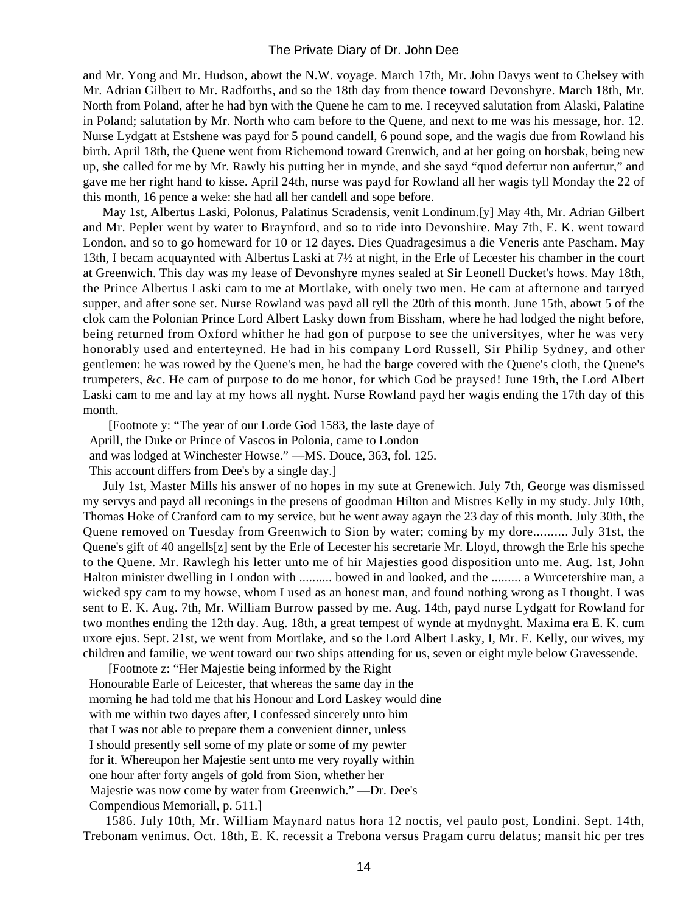and Mr. Yong and Mr. Hudson, abowt the N.W. voyage. March 17th, Mr. John Davys went to Chelsey with Mr. Adrian Gilbert to Mr. Radforths, and so the 18th day from thence toward Devonshyre. March 18th, Mr. North from Poland, after he had byn with the Quene he cam to me. I receyved salutation from Alaski, Palatine in Poland; salutation by Mr. North who cam before to the Quene, and next to me was his message, hor. 12. Nurse Lydgatt at Estshene was payd for 5 pound candell, 6 pound sope, and the wagis due from Rowland his birth. April 18th, the Quene went from Richemond toward Grenwich, and at her going on horsbak, being new up, she called for me by Mr. Rawly his putting her in mynde, and she sayd "quod defertur non aufertur," and gave me her right hand to kisse. April 24th, nurse was payd for Rowland all her wagis tyll Monday the 22 of this month, 16 pence a weke: she had all her candell and sope before.

May 1st, Albertus Laski, Polonus, Palatinus Scradensis, venit Londinum.[y] May 4th, Mr. Adrian Gilbert and Mr. Pepler went by water to Braynford, and so to ride into Devonshire. May 7th, E. K. went toward London, and so to go homeward for 10 or 12 dayes. Dies Quadragesimus a die Veneris ante Pascham. May 13th, I becam acquaynted with Albertus Laski at 7½ at night, in the Erle of Lecester his chamber in the court at Greenwich. This day was my lease of Devonshyre mynes sealed at Sir Leonell Ducket's hows. May 18th, the Prince Albertus Laski cam to me at Mortlake, with onely two men. He cam at afternone and tarryed supper, and after sone set. Nurse Rowland was payd all tyll the 20th of this month. June 15th, abowt 5 of the clok cam the Polonian Prince Lord Albert Lasky down from Bissham, where he had lodged the night before, being returned from Oxford whither he had gon of purpose to see the universityes, wher he was very honorably used and enterteyned. He had in his company Lord Russell, Sir Philip Sydney, and other gentlemen: he was rowed by the Quene's men, he had the barge covered with the Quene's cloth, the Quene's trumpeters, &c. He cam of purpose to do me honor, for which God be praysed! June 19th, the Lord Albert Laski cam to me and lay at my hows all nyght. Nurse Rowland payd her wagis ending the 17th day of this month.

[Footnote y: "The year of our Lorde God 1583, the laste daye of Aprill, the Duke or Prince of Vascos in Polonia, came to London and was lodged at Winchester Howse." —MS. Douce, 363, fol. 125. This account differs from Dee's by a single day.]

July 1st, Master Mills his answer of no hopes in my sute at Grenewich. July 7th, George was dismissed my servys and payd all reconings in the presens of goodman Hilton and Mistres Kelly in my study. July 10th, Thomas Hoke of Cranford cam to my service, but he went away agayn the 23 day of this month. July 30th, the Quene removed on Tuesday from Greenwich to Sion by water; coming by my dore.......... July 31st, the Quene's gift of 40 angells[z] sent by the Erle of Lecester his secretarie Mr. Lloyd, throwgh the Erle his speche to the Quene. Mr. Rawlegh his letter unto me of hir Majesties good disposition unto me. Aug. 1st, John Halton minister dwelling in London with .......... bowed in and looked, and the ......... a Wurcetershire man, a wicked spy cam to my howse, whom I used as an honest man, and found nothing wrong as I thought. I was sent to E. K. Aug. 7th, Mr. William Burrow passed by me. Aug. 14th, payd nurse Lydgatt for Rowland for two monthes ending the 12th day. Aug. 18th, a great tempest of wynde at mydnyght. Maxima era E. K. cum uxore ejus. Sept. 21st, we went from Mortlake, and so the Lord Albert Lasky, I, Mr. E. Kelly, our wives, my children and familie, we went toward our two ships attending for us, seven or eight myle below Gravessende.

[Footnote z: "Her Majestie being informed by the Right Honourable Earle of Leicester, that whereas the same day in the morning he had told me that his Honour and Lord Laskey would dine with me within two dayes after, I confessed sincerely unto him that I was not able to prepare them a convenient dinner, unless I should presently sell some of my plate or some of my pewter for it. Whereupon her Majestie sent unto me very royally within one hour after forty angels of gold from Sion, whether her Majestie was now come by water from Greenwich." —Dr. Dee's Compendious Memoriall, p. 511.]

1586. July 10th, Mr. William Maynard natus hora 12 noctis, vel paulo post, Londini. Sept. 14th, Trebonam venimus. Oct. 18th, E. K. recessit a Trebona versus Pragam curru delatus; mansit hic per tres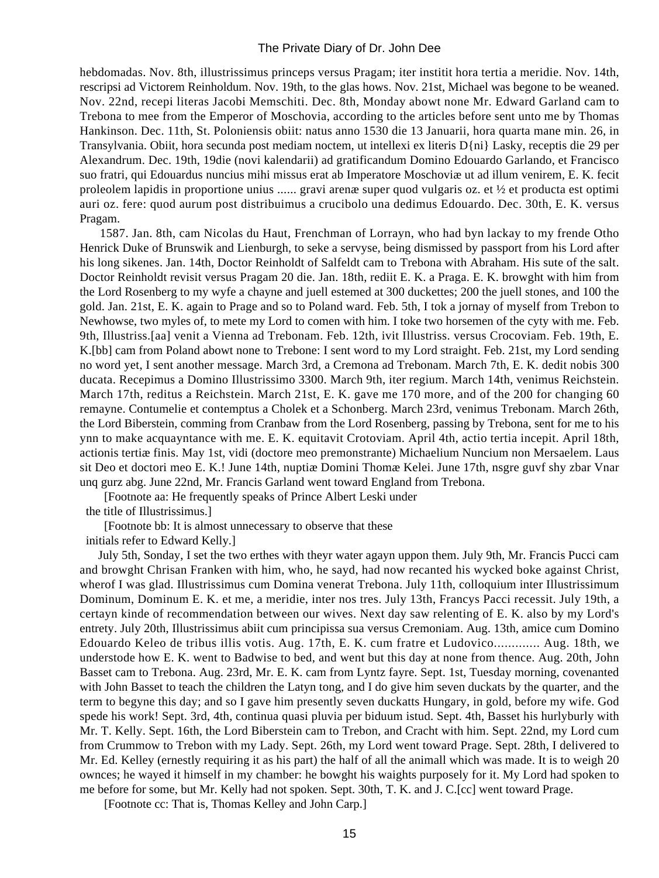hebdomadas. Nov. 8th, illustrissimus princeps versus Pragam; iter instituit hora tertia a meridie. Nov. 14th, rescripsi ad Victorem Reinholdum. Nov. 19th, to the glas hows. Nov. 21st, Michael was begone to be weaned. Nov. 22nd, recepi literas Jacobi Memschiti. Dec. 8th, Monday abowt none Mr. Edward Garland cam to Trebona to mee from the Emperor of Moschovia, according to the articles before sent unto me by Thomas Hankinson. Dec. 11th, St. Poloniensis obiit: natus anno 1530 die 13 Januarii, hora quarta mane min. 26, in Transylvania. Obiit, hora secunda post mediam noctem, ut intellexi ex literis D{ni} Lasky, receptis die 29 per Alexandrum. Dec. 19th, 19die (novi kalendarii) ad gratificandum Domino Edouardo Garlando, et Francisco suo fratri, qui Edouardus nuncius mihi missus erat ab Imperatore Moschoviæ ut ad illum venirem, E. K. fecit proleolem lapidis in proportione unius ...... gravi arenæ super quod vulgaris oz. et ½ et producta est optimi auri oz. fere: quod aurum post distribuimus a crucibolo una dedimus Edouardo. Dec. 30th, E. K. versus Pragam.

1587. Jan. 8th, cam Nicolas du Haut, Frenchman of Lorrayn, who had byn lackay to my frende Otho Henrick Duke of Brunswik and Lienburgh, to seke a servyse, being dismissed by passport from his Lord after his long sikenes. Jan. 14th, Doctor Reinholdt of Salfeldt cam to Trebona with Abraham. His sute of the salt. Doctor Reinholdt revisit versus Pragam 20 die. Jan. 18th, rediit E. K. a Praga. E. K. browght with him from the Lord Rosenberg to my wyfe a chayne and juell estemed at 300 duckettes; 200 the juell stones, and 100 the gold. Jan. 21st, E. K. again to Prage and so to Poland ward. Feb. 5th, I tok a jornay of myself from Trebon to Newhowse, two myles of, to mete my Lord to comen with him. I toke two horsemen of the cyty with me. Feb. 9th, Illustriss.[aa] venit a Vienna ad Trebonam. Feb. 12th, ivit Illustriss. versus Crocoviam. Feb. 19th, E. K.[bb] cam from Poland abowt none to Trebone: I sent word to my Lord straight. Feb. 21st, my Lord sending no word yet, I sent another message. March 3rd, a Cremona ad Trebonam. March 7th, E. K. dedit nobis 300 ducata. Recepimus a Domino Illustrissimo 3300. March 9th, iter regium. March 14th, venimus Reichstein. March 17th, reditus a Reichstein. March 21st, E. K. gave me 170 more, and of the 200 for changing 60 remayne. Contumelie et contemptus a Cholek et a Schonberg. March 23rd, venimus Trebonam. March 26th, the Lord Biberstein, comming from Cranbaw from the Lord Rosenberg, passing by Trebona, sent for me to his ynn to make acquayntance with me. E. K. equitavit Crotoviam. April 4th, actio tertia incepit. April 18th, actionis tertiæ finis. May 1st, vidi (doctore meo premonstrante) Michaelium Nuncium non Mersaelem. Laus sit Deo et doctori meo E. K.! June 14th, nuptiæ Domini Thomæ Kelei. June 17th, nsgre guvf shy zbar Vnar unq gurz abg. June 22nd, Mr. Francis Garland went toward England from Trebona.

[Footnote aa: He frequently speaks of Prince Albert Leski under the title of Illustrissimus.]

[Footnote bb: It is almost unnecessary to observe that these initials refer to Edward Kelly.]

July 5th, Sonday, I set the two erthes with theyr water agayn uppon them. July 9th, Mr. Francis Pucci cam and browght Chrisan Franken with him, who, he sayd, had now recanted his wycked boke against Christ, wherof I was glad. Illustrissimus cum Domina venerat Trebona. July 11th, colloquium inter Illustrissimum Dominum, Dominum E. K. et me, a meridie, inter nos tres. July 13th, Francys Pacci recessit. July 19th, a certayn kinde of recommendation between our wives. Next day saw relenting of E. K. also by my Lord's entrety. July 20th, Illustrissimus abiit cum principissa sua versus Cremoniam. Aug. 13th, amice cum Domino Edouardo Keleo de tribus illis votis. Aug. 17th, E. K. cum fratre et Ludovico............. Aug. 18th, we understode how E. K. went to Badwise to bed, and went but this day at none from thence. Aug. 20th, John Basset cam to Trebona. Aug. 23rd, Mr. E. K. cam from Lyntz fayre. Sept. 1st, Tuesday morning, covenanted with John Basset to teach the children the Latyn tong, and I do give him seven duckats by the quarter, and the term to begyne this day; and so I gave him presently seven duckatts Hungary, in gold, before my wife. God spede his work! Sept. 3rd, 4th, continua quasi pluvia per biduum istud. Sept. 4th, Basset his hurlyburly with Mr. T. Kelly. Sept. 16th, the Lord Biberstein cam to Trebon, and Cracht with him. Sept. 22nd, my Lord cum from Crummow to Trebon with my Lady. Sept. 26th, my Lord went toward Prage. Sept. 28th, I delivered to Mr. Ed. Kelley (ernestly requiring it as his part) the half of all the animall which was made. It is to weigh 20 ownces; he wayed it himself in my chamber: he bowght his waights purposely for it. My Lord had spoken to me before for some, but Mr. Kelly had not spoken. Sept. 30th, T. K. and J. C.[cc] went toward Prage.

[Footnote cc: That is, Thomas Kelley and John Carp.]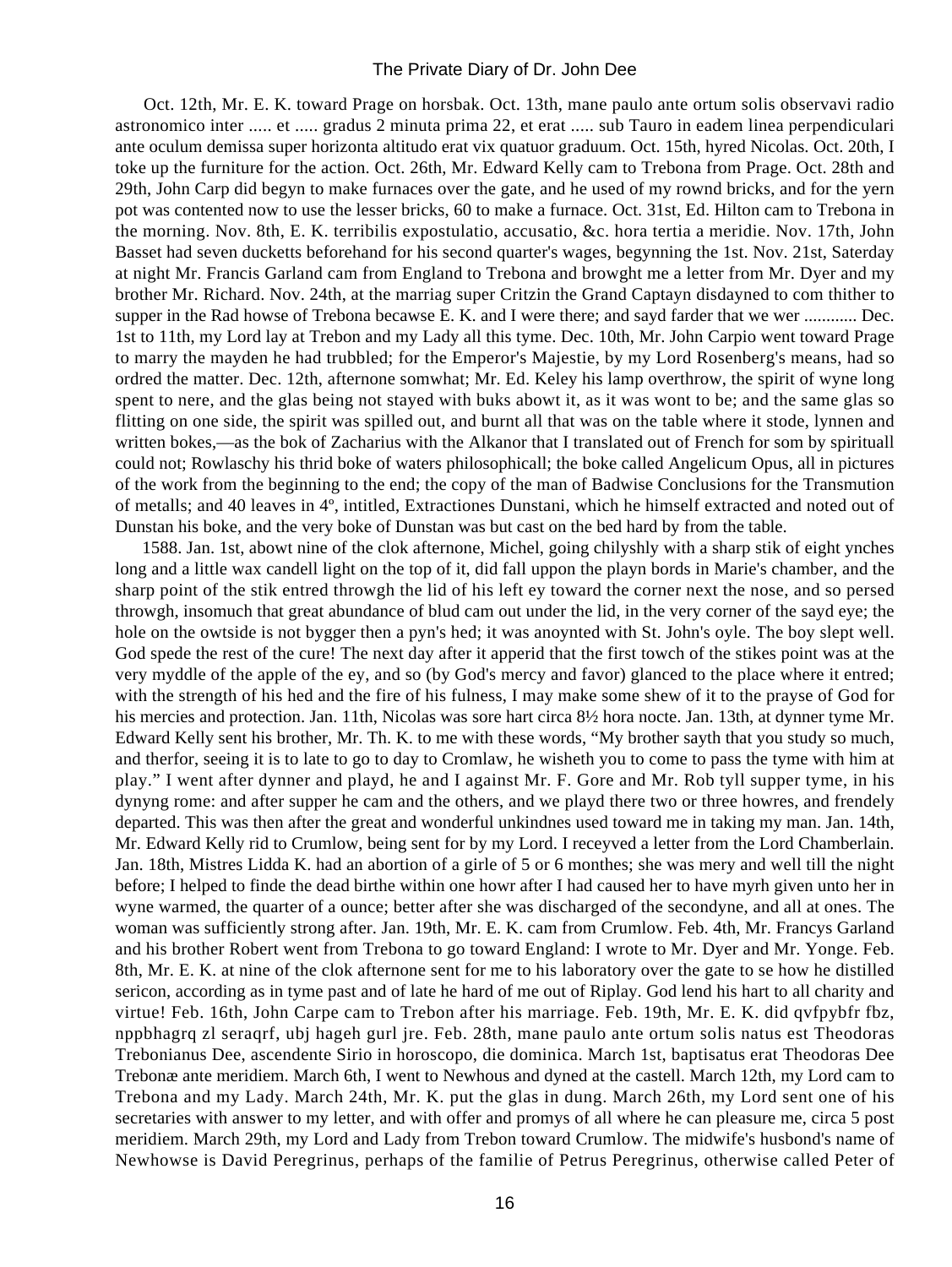Oct. 12th, Mr. E. K. toward Prage on horsbak. Oct. 13th, mane paulo ante ortum solis observavi radio astronomico inter ..... et ..... gradus 2 minuta prima 22, et erat ..... sub Tauro in eadem linea perpendiculari ante oculum demissa super horizonta altitudo erat vix quatuor graduum. Oct. 15th, hyred Nicolas. Oct. 20th, I toke up the furniture for the action. Oct. 26th, Mr. Edward Kelly cam to Trebona from Prage. Oct. 28th and 29th, John Carp did begyn to make furnaces over the gate, and he used of my rownd bricks, and for the yern pot was contented now to use the lesser bricks, 60 to make a furnace. Oct. 31st, Ed. Hilton cam to Trebona in the morning. Nov. 8th, E. K. terribilis expostulatio, accusatio, &c. hora tertia a meridie. Nov. 17th, John Basset had seven ducketts beforehand for his second quarter's wages, begynning the 1st. Nov. 21st, Saterday at night Mr. Francis Garland cam from England to Trebona and browght me a letter from Mr. Dyer and my brother Mr. Richard. Nov. 24th, at the marriag super Critzin the Grand Captayn disdayned to com thither to supper in the Rad howse of Trebona becawse E. K. and I were there; and sayd farder that we wer ............ Dec. 1st to 11th, my Lord lay at Trebon and my Lady all this tyme. Dec. 10th, Mr. John Carpio went toward Prage to marry the mayden he had trubbled; for the Emperor's Majestie, by my Lord Rosenberg's means, had so ordred the matter. Dec. 12th, afternone somwhat; Mr. Ed. Keley his lamp overthrow, the spirit of wyne long spent to nere, and the glas being not stayed with buks abowt it, as it was wont to be; and the same glas so flitting on one side, the spirit was spilled out, and burnt all that was on the table where it stode, lynnen and written bokes,—as the bok of Zacharius with the Alkanor that I translated out of French for som by spirituall could not; Rowlaschy his thrid boke of waters philosophicall; the boke called Angelicum Opus, all in pictures of the work from the beginning to the end; the copy of the man of Badwise Conclusions for the Transmution of metalls; and 40 leaves in 4º, intitled, Extractiones Dunstani, which he himself extracted and noted out of Dunstan his boke, and the very boke of Dunstan was but cast on the bed hard by from the table.

1588. Jan. 1st, abowt nine of the clok afternone, Michel, going chilyshly with a sharp stik of eight ynches long and a little wax candell light on the top of it, did fall uppon the playn bords in Marie's chamber, and the sharp point of the stik entred throwgh the lid of his left ey toward the corner next the nose, and so persed throwgh, insomuch that great abundance of blud cam out under the lid, in the very corner of the sayd eye; the hole on the owtside is not bygger then a pyn's hed; it was anoynted with St. John's oyle. The boy slept well. God spede the rest of the cure! The next day after it apperid that the first towch of the stikes point was at the very myddle of the apple of the ey, and so (by God's mercy and favor) glanced to the place where it entred; with the strength of his hed and the fire of his fulness, I may make some shew of it to the prayse of God for his mercies and protection. Jan. 11th, Nicolas was sore hart circa 8½ hora nocte. Jan. 13th, at dynner tyme Mr. Edward Kelly sent his brother, Mr. Th. K. to me with these words, “My brother sayth that you study so much, and therfor, seeing it is to late to go to day to Cromlaw, he wisheth you to come to pass the tyme with him at play.” I went after dynner and playd, he and I against Mr. F. Gore and Mr. Rob tyll supper tyme, in his dynyng rome: and after supper he cam and the others, and we playd there two or three howres, and frendely departed. This was then after the great and wonderful unkindnes used toward me in taking my man. Jan. 14th, Mr. Edward Kelly rid to Crumlow, being sent for by my Lord. I receyved a letter from the Lord Chamberlain. Jan. 18th, Mistres Lidda K. had an abortion of a girle of 5 or 6 monthes; she was mery and well till the night before; I helped to finde the dead birthe within one howr after I had caused her to have myrh given unto her in wyne warmed, the quarter of a ounce; better after she was discharged of the secondyne, and all at ones. The woman was sufficiently strong after. Jan. 19th, Mr. E. K. cam from Crumlow. Feb. 4th, Mr. Francys Garland and his brother Robert went from Trebona to go toward England: I wrote to Mr. Dyer and Mr. Yonge. Feb. 8th, Mr. E. K. at nine of the clok afternone sent for me to his laboratory over the gate to se how he distilled sericon, according as in tyme past and of late he hard of me out of Riplay. God lend his hart to all charity and virtue! Feb. 16th, John Carpe cam to Trebon after his marriage. Feb. 19th, Mr. E. K. did qvfpybfr fbz, nppbhagrq zl seraqrf, ubj hageh gurl jre. Feb. 28th, mane paulo ante ortum solis natus est Theodoras Trebonianus Dee, ascendente Sirio in horoscopo, die dominica. March 1st, baptisatus erat Theodoras Dee Trebonæ ante meridiem. March 6th, I went to Newhous and dyned at the castell. March 12th, my Lord cam to Trebona and my Lady. March 24th, Mr. K. put the glas in dung. March 26th, my Lord sent one of his secretaries with answer to my letter, and with offer and promys of all where he can pleasure me, circa 5 post meridiem. March 29th, my Lord and Lady from Trebon toward Crumlow. The midwife's husbond's name of Newhowse is David Peregrinus, perhaps of the familie of Petrus Peregrinus, otherwise called Peter of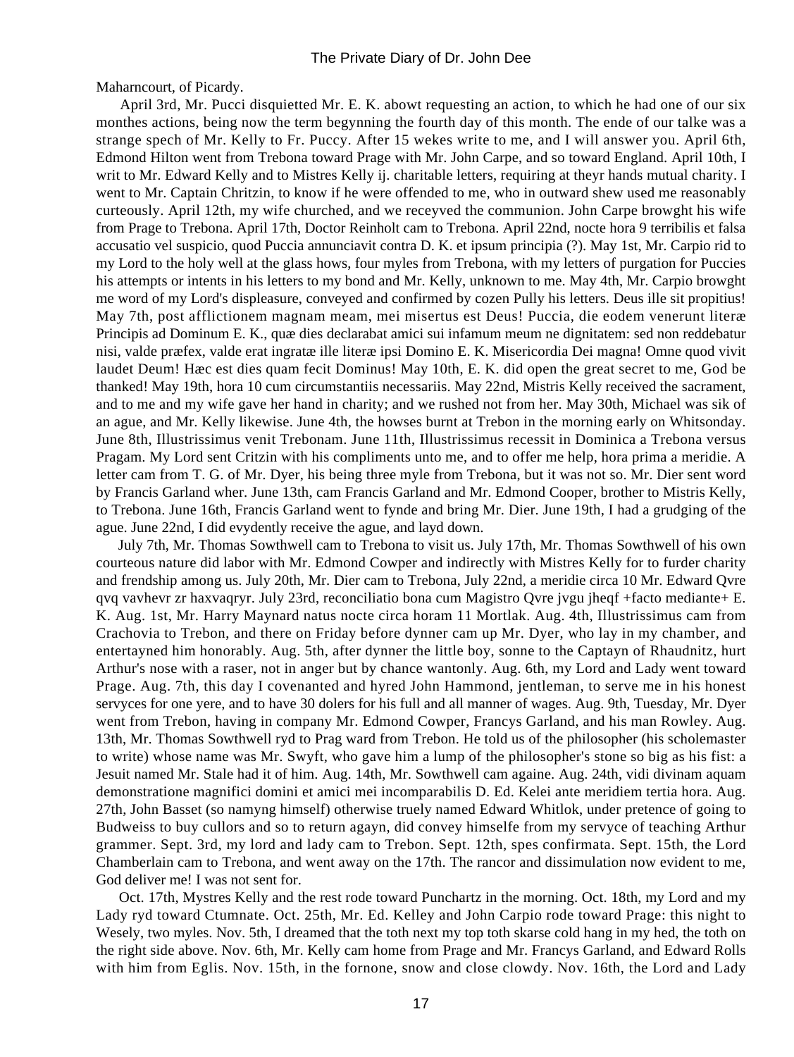Maharncourt, of Picardy.

April 3rd, Mr. Pucci disquietted Mr. E. K. abowt requesting an action, to which he had one of our six monthes actions, being now the term begynning the fourth day of this month. The ende of our talke was a strange spech of Mr. Kelly to Fr. Puccy. After 15 wekes write to me, and I will answer you. April 6th, Edmond Hilton went from Trebona toward Prage with Mr. John Carpe, and so toward England. April 10th, I writ to Mr. Edward Kelly and to Mistres Kelly ij. charitable letters, requiring at theyr hands mutual charity. I went to Mr. Captain Chritzin, to know if he were offended to me, who in outward shew used me reasonably curteously. April 12th, my wife churched, and we receyved the communion. John Carpe browght his wife from Prage to Trebona. April 17th, Doctor Reinholt cam to Trebona. April 22nd, nocte hora 9 terribilis et falsa accusatio vel suspicio, quod Puccia annunciavit contra D. K. et ipsum principia (?). May 1st, Mr. Carpio rid to my Lord to the holy well at the glass hows, four myles from Trebona, with my letters of purgation for Puccies his attempts or intents in his letters to my bond and Mr. Kelly, unknown to me. May 4th, Mr. Carpio browght me word of my Lord's displeasure, conveyed and confirmed by cozen Pully his letters. Deus ille sit propitius! May 7th, post afflictionem magnam meam, mei misertus est Deus! Puccia, die eodem venerunt literæ Principis ad Dominum E. K., quæ dies declarabat amici sui infamum meum ne dignitatem: sed non reddebatur nisi, valde præfex, valde erat ingratæ ille literæ ipsi Domino E. K. Misericordia Dei magna! Omne quod vivit laudet Deum! Hæc est dies quam fecit Dominus! May 10th, E. K. did open the great secret to me, God be thanked! May 19th, hora 10 cum circumstantiis necessariis. May 22nd, Mistris Kelly received the sacrament, and to me and my wife gave her hand in charity; and we rushed not from her. May 30th, Michael was sik of an ague, and Mr. Kelly likewise. June 4th, the howses burnt at Trebon in the morning early on Whitsonday. June 8th, Illustrissimus venit Trebonam. June 11th, Illustrissimus recessit in Dominica a Trebona versus Pragam. My Lord sent Critzin with his compliments unto me, and to offer me help, hora prima a meridie. A letter cam from T. G. of Mr. Dyer, his being three myle from Trebona, but it was not so. Mr. Dier sent word by Francis Garland wher. June 13th, cam Francis Garland and Mr. Edmond Cooper, brother to Mistris Kelly, to Trebona. June 16th, Francis Garland went to fynde and bring Mr. Dier. June 19th, I had a grudging of the ague. June 22nd, I did evydently receive the ague, and layd down.

July 7th, Mr. Thomas Sowthwell cam to Trebona to visit us. July 17th, Mr. Thomas Sowthwell of his own courteous nature did labor with Mr. Edmond Cowper and indirectly with Mistres Kelly for to furder charity and frendship among us. July 20th, Mr. Dier cam to Trebona, July 22nd, a meridie circa 10 Mr. Edward Qvre qvq vavhevr zr haxvaqryr. July 23rd, reconciliatio bona cum Magistro Qvre jvgu jheqf +facto mediante+ E. K. Aug. 1st, Mr. Harry Maynard natus nocte circa horam 11 Mortlak. Aug. 4th, Illustrissimus cam from Crachovia to Trebon, and there on Friday before dynner cam up Mr. Dyer, who lay in my chamber, and entertayned him honorably. Aug. 5th, after dynner the little boy, sonne to the Captayn of Rhaudnitz, hurt Arthur's nose with a raser, not in anger but by chance wantonly. Aug. 6th, my Lord and Lady went toward Prage. Aug. 7th, this day I covenanted and hyred John Hammond, jentleman, to serve me in his honest servyces for one yere, and to have 30 dolers for his full and all manner of wages. Aug. 9th, Tuesday, Mr. Dyer went from Trebon, having in company Mr. Edmond Cowper, Francys Garland, and his man Rowley. Aug. 13th, Mr. Thomas Sowthwell ryd to Prag ward from Trebon. He told us of the philosopher (his scholemaster to write) whose name was Mr. Swyft, who gave him a lump of the philosopher's stone so big as his fist: a Jesuit named Mr. Stale had it of him. Aug. 14th, Mr. Sowthwell cam agaíne. Aug. 24th, vidi divinam aquam demonstratione magnifici domini et amici mei incomparabilis D. Ed. Kelei ante meridiem tertia hora. Aug. 27th, John Basset (so namyng himself) otherwise truely named Edward Whitlok, under pretence of going to Budweiss to buy cullors and so to return agayn, did convey himselfe from my servyce of teaching Arthur grammer. Sept. 3rd, my lord and lady cam to Trebon. Sept. 12th, spes confirmata. Sept. 15th, the Lord Chamberlain cam to Trebona, and went away on the 17th. The rancor and dissimulation now evident to me, God deliver me! I was not sent for.

Oct. 17th, Mystres Kelly and the rest rode toward Punchartz in the morning. Oct. 18th, my Lord and my Lady ryd toward Ctumnate. Oct. 25th, Mr. Ed. Kelley and John Carpio rode toward Prage: this night to Wesely, two myles. Nov. 5th, I dreamed that the toth next my top toth skarse cold hang in my hed, the toth on the right side above. Nov. 6th, Mr. Kelly cam home from Prage and Mr. Francys Garland, and Edward Rolls with him from Eglis. Nov. 15th, in the fornone, snow and close clowdy. Nov. 16th, the Lord and Lady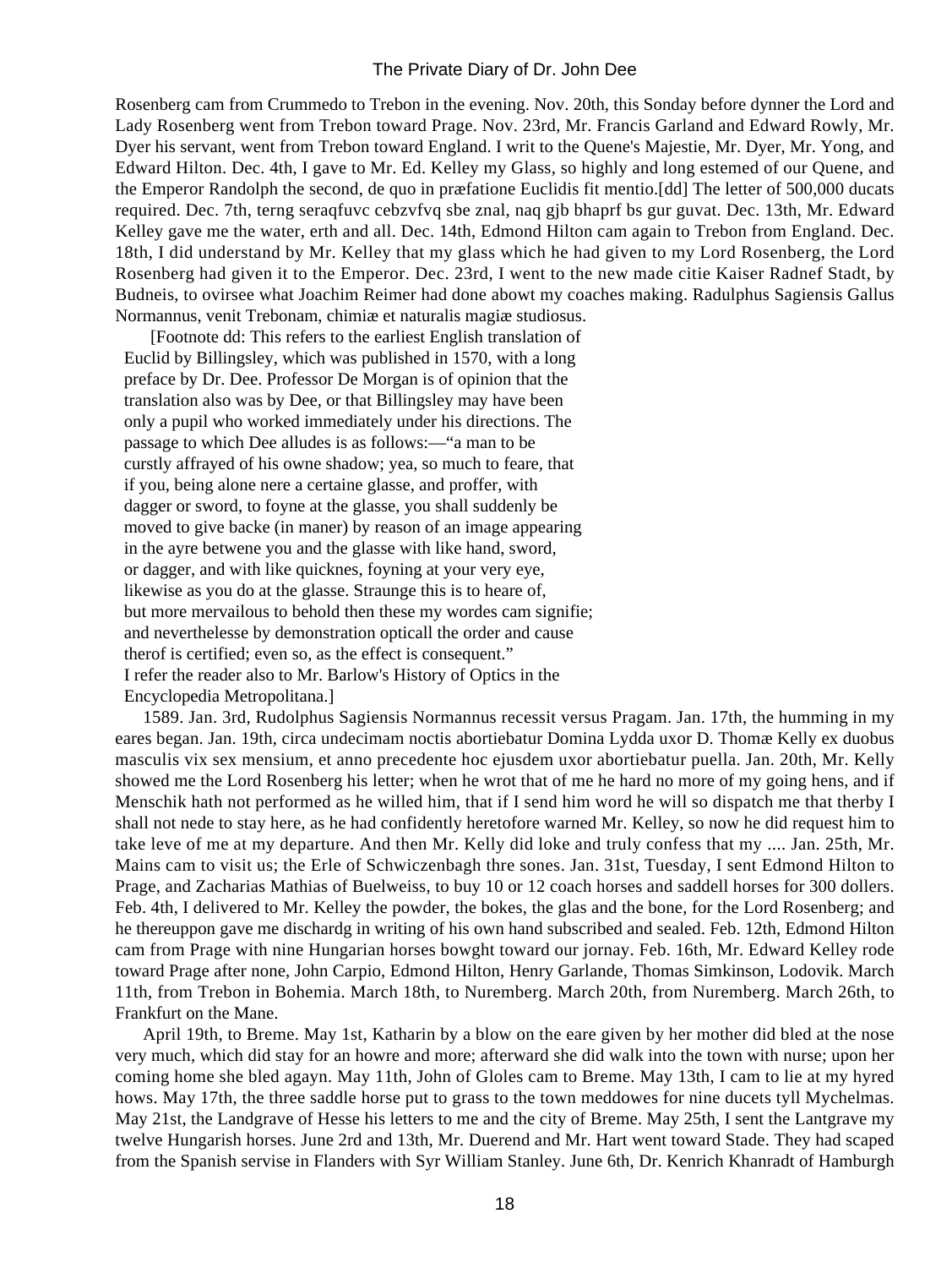Rosenberg cam from Crummedo to Trebon in the evening. Nov. 20th, this Sonday before dynner the Lord and Lady Rosenberg went from Trebon toward Prage. Nov. 23rd, Mr. Francis Garland and Edward Rowly, Mr. Dyer his servant, went from Trebon toward England. I writ to the Quene's Majestie, Mr. Dyer, Mr. Yong, and Edward Hilton. Dec. 4th, I gave to Mr. Ed. Kelley my Glass, so highly and long estemed of our Quene, and the Emperor Randolph the second, de quo in præfatione Euclidis fit mentio.[dd] The letter of 500,000 ducats required. Dec. 7th, terng seraqfuvc cebzvfvq sbe znal, naq gjb bhaprf bs gur guvat. Dec. 13th, Mr. Edward Kelley gave me the water, erth and all. Dec. 14th, Edmond Hilton cam again to Trebon from England. Dec. 18th, I did understand by Mr. Kelley that my glass which he had given to my Lord Rosenberg, the Lord Rosenberg had given it to the Emperor. Dec. 23rd, I went to the new made citie Kaiser Radnef Stadt, by Budneis, to ovirsee what Joachim Reimer had done abowt my coaches making. Radulphus Sagiensis Gallus Normannus, venit Trebonam, chimiæ et naturalis magiæ studiosus.

[Footnote dd: This refers to the earliest English translation of Euclid by Billingsley, which was published in 1570, with a long preface by Dr. Dee. Professor De Morgan is of opinion that the translation also was by Dee, or that Billingsley may have been only a pupil who worked immediately under his directions. The passage to which Dee alludes is as follows:—"a man to be curstly affrayed of his owne shadow; yea, so much to feare, that if you, being alone nere a certaine glasse, and proffer, with dagger or sword, to foyne at the glasse, you shall suddenly be moved to give backe (in maner) by reason of an image appearing in the ayre betwene you and the glasse with like hand, sword, or dagger, and with like quicknes, foyning at your very eye, likewise as you do at the glasse. Straunge this is to heare of, but more mervailous to behold then these my wordes cam signifie; and neverthelesse by demonstration opticall the order and cause therof is certified; even so, as the effect is consequent." I refer the reader also to Mr. Barlow's History of Optics in the Encyclopedia Metropolitana.]

1589. Jan. 3rd, Rudolphus Sagiensis Normannus recessit versus Pragam. Jan. 17th, the humming in my eares began. Jan. 19th, circa undecimam noctis abortiebatur Domina Lydda uxor D. Thomæ Kelly ex duobus masculis vix sex mensium, et anno precedente hoc ejusdem uxor abortiebatur puella. Jan. 20th, Mr. Kelly showed me the Lord Rosenberg his letter; when he wrot that of me he hard no more of my going hens, and if Menschik hath not performed as he willed him, that if I send him word he will so dispatch me that therby I shall not nede to stay here, as he had confidently heretofore warned Mr. Kelley, so now he did request him to take leve of me at my departure. And then Mr. Kelly did loke and truly confess that my .... Jan. 25th, Mr. Mains cam to visit us; the Erle of Schwiczenbagh thre sones. Jan. 31st, Tuesday, I sent Edmond Hilton to Prage, and Zacharias Mathias of Buelweiss, to buy 10 or 12 coach horses and saddell horses for 300 dollers. Feb. 4th, I delivered to Mr. Kelley the powder, the bokes, the glas and the bone, for the Lord Rosenberg; and he thereuppon gave me dischardg in writing of his own hand subscribed and sealed. Feb. 12th, Edmond Hilton cam from Prage with nine Hungarian horses bowght toward our jornay. Feb. 16th, Mr. Edward Kelley rode toward Prage after none, John Carpio, Edmond Hilton, Henry Garlande, Thomas Simkinson, Lodovik. March 11th, from Trebon in Bohemia. March 18th, to Nuremberg. March 20th, from Nuremberg. March 26th, to Frankfurt on the Mane.

April 19th, to Breme. May 1st, Katharin by a blow on the eare given by her mother did bled at the nose very much, which did stay for an howre and more; afterward she did walk into the town with nurse; upon her coming home she bled agayn. May 11th, John of Gloles cam to Breme. May 13th, I cam to lie at my hyred hows. May 17th, the three saddle horse put to grass to the town meddowes for nine ducets tyll Mychelmas. May 21st, the Landgrave of Hesse his letters to me and the city of Breme. May 25th, I sent the Lantgrave my twelve Hungarish horses. June 2nd and 13th, Mr. Duerend and Mr. Hart went toward Stade. They had scaped from the Spanish servise in Flanders with Syr William Stanley. June 6th, Dr. Kenrich Khanradt of Hamburgh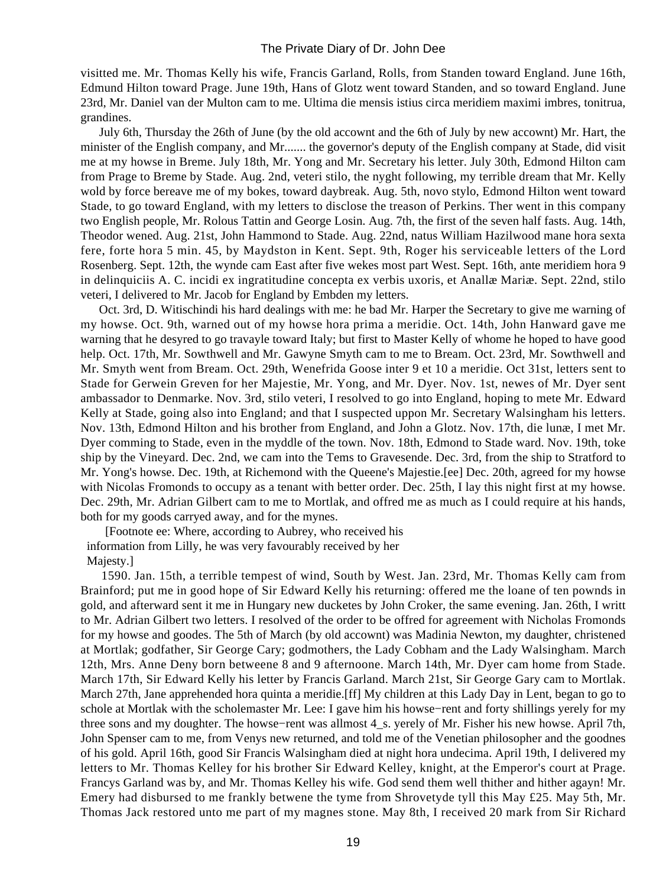visitted me. Mr. Thomas Kelly his wife, Francis Garland, Rolls, from Standen toward England. June 16th, Edmund Hilton toward Prage. June 19th, Hans of Glotz went toward Standen, and so toward England. June 23rd, Mr. Daniel van der Multon cam to me. Ultima die mensis istius circa meridiem maximi imbres, tonitrua, grandines.

July 6th, Thursday the 26th of June (by the old accownt and the 6th of July by new accownt) Mr. Hart, the minister of the English company, and Mr....... the governor's deputy of the English company at Stade, did visit me at my howse in Breme. July 18th, Mr. Yong and Mr. Secretary his letter. July 30th, Edmond Hilton cam from Prage to Breme by Stade. Aug. 2nd, veteri stilo, the nyght following, my terrible dream that Mr. Kelly wold by force bereave me of my bokes, toward daybreak. Aug. 5th, novo stylo, Edmond Hilton went toward Stade, to go toward England, with my letters to disclose the treason of Perkins. Ther went in this company two English people, Mr. Rolous Tattin and George Losin. Aug. 7th, the first of the seven half fasts. Aug. 14th, Theodor wened. Aug. 21st, John Hammond to Stade. Aug. 22nd, natus William Hazilwood mane hora sexta fere, forte hora 5 min. 45, by Maydston in Kent. Sept. 9th, Roger his serviceable letters of the Lord Rosenberg. Sept. 12th, the wynde cam East after five wekes most part West. Sept. 16th, ante meridiem hora 9 in delinquiciis A. C. incidi ex ingratitudine concepta ex verbis uxoris, et Anallæ Mariæ. Sept. 22nd, stilo veteri, I delivered to Mr. Jacob for England by Embden my letters.

Oct. 3rd, D. Witischindi his hard dealings with me: he bad Mr. Harper the Secretary to give me warning of my howse. Oct. 9th, warned out of my howse hora prima a meridie. Oct. 14th, John Hanward gave me warning that he desyred to go travayle toward Italy; but first to Master Kelly of whome he hoped to have good help. Oct. 17th, Mr. Sowthwell and Mr. Gawyne Smyth cam to me to Bream. Oct. 23rd, Mr. Sowthwell and Mr. Smyth went from Bream. Oct. 29th, Wenefrida Goose inter 9 et 10 a meridie. Oct 31st, letters sent to Stade for Gerwein Greven for her Majestie, Mr. Yong, and Mr. Dyer. Nov. 1st, newes of Mr. Dyer sent ambassador to Denmarke. Nov. 3rd, stilo veteri, I resolved to go into England, hoping to mete Mr. Edward Kelly at Stade, going also into England; and that I suspected uppon Mr. Secretary Walsingham his letters. Nov. 13th, Edmond Hilton and his brother from England, and John a Glotz. Nov. 17th, die lunæ, I met Mr. Dyer comming to Stade, even in the myddle of the town. Nov. 18th, Edmond to Stade ward. Nov. 19th, toke ship by the Vineyard. Dec. 2nd, we cam into the Tems to Gravesende. Dec. 3rd, from the ship to Stratford to Mr. Yong's howse. Dec. 19th, at Richemond with the Queene's Majestie.[ee] Dec. 20th, agreed for my howse with Nicolas Fromonds to occupy as a tenant with better order. Dec. 25th, I lay this night first at my howse. Dec. 29th, Mr. Adrian Gilbert cam to me to Mortlak, and offred me as much as I could require at his hands, both for my goods carryed away, and for the mynes.

[Footnote ee: Where, according to Aubrey, who received his information from Lilly, he was very favourably received by her Majesty.]

1590. Jan. 15th, a terrible tempest of wind, South by West. Jan. 23rd, Mr. Thomas Kelly cam from Brainford; put me in good hope of Sir Edward Kelly his returning: offered me the loane of ten pownds in gold, and afterward sent it me in Hungary new ducketes by John Croker, the same evening. Jan. 26th, I writt to Mr. Adrian Gilbert two letters. I resolved of the order to be offred for agreement with Nicholas Fromonds for my howse and goodes. The 5th of March (by old accownt) was Madinia Newton, my daughter, christened at Mortlak; godfather, Sir George Cary; godmothers, the Lady Cobham and the Lady Walsingham. March 12th, Mrs. Anne Deny born betweene 8 and 9 afternoone. March 14th, Mr. Dyer cam home from Stade. March 17th, Sir Edward Kelly his letter by Francis Garland. March 21st, Sir George Gary cam to Mortlak. March 27th, Jane apprehended hora quinta a meridie.[ff] My children at this Lady Day in Lent, began to go to schole at Mortlak with the scholemaster Mr. Lee: I gave him his howse−rent and forty shillings yerely for my three sons and my doughter. The howse−rent was allmost 4_s. yerely of Mr. Fisher his new howse. April 7th, John Spenser cam to me, from Venys new returned, and told me of the Venetian philosopher and the goodnes of his gold. April 16th, good Sir Francis Walsingham died at night hora undecima. April 19th, I delivered my letters to Mr. Thomas Kelley for his brother Sir Edward Kelley, knight, at the Emperor's court at Prage. Francys Garland was by, and Mr. Thomas Kelley his wife. God send them well thither and hither agayn! Mr. Emery had disbursed to me frankly betwene the tyme from Shrovetyde tyll this May £25. May 5th, Mr. Thomas Jack restored unto me part of my magnes stone. May 8th, I received 20 mark from Sir Richard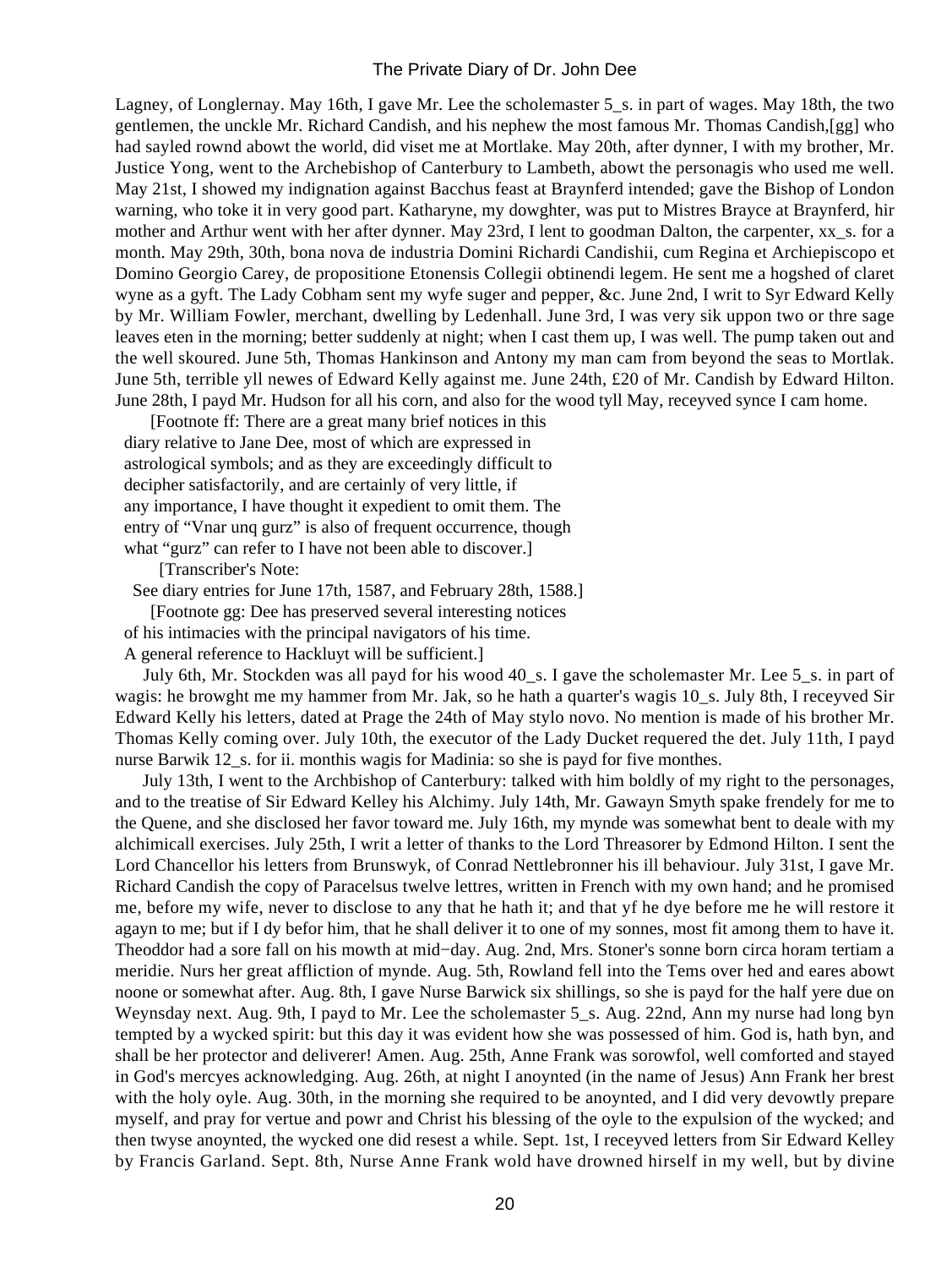Lagney, of Longlernay. May 16th, I gave Mr. Lee the scholemaster 5_s. in part of wages. May 18th, the two gentlemen, the unckle Mr. Richard Candish, and his nephew the most famous Mr. Thomas Candish,[gg] who had sayled rownd abowt the world, did viset me at Mortlake. May 20th, after dynner, I with my brother, Mr. Justice Yong, went to the Archebishop of Canterbury to Lambeth, abowt the personagis who used me well. May 21st, I showed my indignation against Bacchus feast at Braynferd intended; gave the Bishop of London warning, who toke it in very good part. Katharyne, my dowghter, was put to Mistres Brayce at Braynferd, hir mother and Arthur went with her after dynner. May 23rd, I lent to goodman Dalton, the carpenter, xx_s. for a month. May 29th, 30th, bona nova de industria Domini Richardi Candishii, cum Regina et Archiepiscopo et Domino Georgio Carey, de propositione Etonensis Collegii obtinendi legem. He sent me a hogshed of claret wyne as a gyft. The Lady Cobham sent my wyfe suger and pepper, &c. June 2nd, I writ to Syr Edward Kelly by Mr. William Fowler, merchant, dwelling by Ledenhall. June 3rd, I was very sik uppon two or thre sage leaves eten in the morning; better suddenly at night; when I cast them up, I was well. The pump taken out and the well skoured. June 5th, Thomas Hankinson and Antony my man cam from beyond the seas to Mortlak. June 5th, terrible yll newes of Edward Kelly against me. June 24th, £20 of Mr. Candish by Edward Hilton. June 28th, I payd Mr. Hudson for all his corn, and also for the wood tyll May, receyved synce I cam home.

[Footnote ff: There are a great many brief notices in this diary relative to Jane Dee, most of which are expressed in astrological symbols; and as they are exceedingly difficult to decipher satisfactorily, and are certainly of very little, if any importance, I have thought it expedient to omit them. The entry of "Vnar unq gurz" is also of frequent occurrence, though what "gurz" can refer to I have not been able to discover.]

[Transcriber's Note:
See diary entries for June 17th, 1587, and February 28th, 1588.]

[Footnote gg: Dee has preserved several interesting notices of his intimacies with the principal navigators of his time. A general reference to Hackluyt will be sufficient.]

July 6th, Mr. Stockden was all payd for his wood 40_s. I gave the scholemaster Mr. Lee 5_s. in part of wagis: he browght me my hammer from Mr. Jak, so he hath a quarter's wagis 10_s. July 8th, I receyved Sir Edward Kelly his letters, dated at Prage the 24th of May stylo novo. No mention is made of his brother Mr. Thomas Kelly coming over. July 10th, the executor of the Lady Ducket requered the det. July 11th, I payd nurse Barwik 12_s. for ii. monthis wagis for Madinia: so she is payd for five monthes.

July 13th, I went to the Archbishop of Canterbury: talked with him boldly of my right to the personages, and to the treatise of Sir Edward Kelley his Alchimy. July 14th, Mr. Gawayn Smyth spake frendely for me to the Quene, and she disclosed her favor toward me. July 16th, my mynde was somewhat bent to deale with my alchimicall exercises. July 25th, I writ a letter of thanks to the Lord Threasorer by Edmond Hilton. I sent the Lord Chancellor his letters from Brunswyk, of Conrad Nettlebronner his ill behaviour. July 31st, I gave Mr. Richard Candish the copy of Paracelsus twelve lettres, written in French with my own hand; and he promised me, before my wife, never to disclose to any that he hath it; and that yf he dye before me he will restore it agayn to me; but if I dy befor him, that he shall deliver it to one of my sonnes, most fit among them to have it. Theoddor had a sore fall on his mowth at mid-day. Aug. 2nd, Mrs. Stoner's sonne born circa horam tertiam a meridie. Nurs her great affliction of mynde. Aug. 5th, Rowland fell into the Tems over hed and eares abowt noone or somewhat after. Aug. 8th, I gave Nurse Barwick six shillings, so she is payd for the half yere due on Weynsday next. Aug. 9th, I payd to Mr. Lee the scholemaster 5_s. Aug. 22nd, Ann my nurse had long byn tempted by a wycked spirit: but this day it was evident how she was possessed of him. God is, hath byn, and shall be her protector and deliverer! Amen. Aug. 25th, Anne Frank was sorowfol, well comforted and stayed in God's mercyes acknowledging. Aug. 26th, at night I anoynted (in the name of Jesus) Ann Frank her brest with the holy oyle. Aug. 30th, in the morning she required to be anoynted, and I did very devowtly prepare myself, and pray for vertue and powr and Christ his blessing of the oyle to the expulsion of the wycked; and then twyse anoynted, the wycked one did resest a while. Sept. 1st, I receyved letters from Sir Edward Kelley by Francis Garland. Sept. 8th, Nurse Anne Frank wold have drowned hirself in my well, but by divine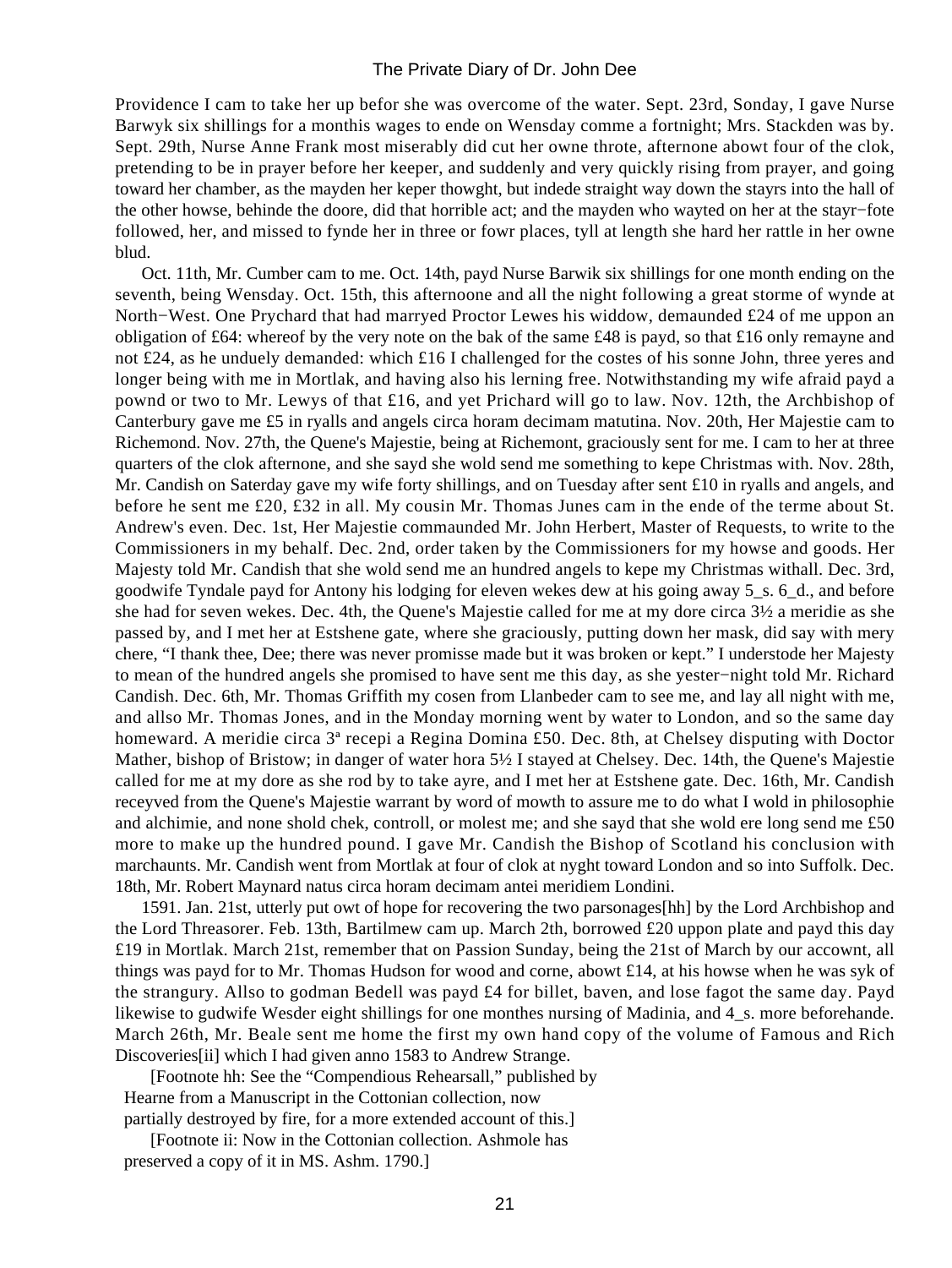Providence I cam to take her up befor she was overcome of the water. Sept. 23rd, Sonday, I gave Nurse Barwyk six shillings for a monthis wages to ende on Wensday comme a fortnight; Mrs. Stackden was by. Sept. 29th, Nurse Anne Frank most miserably did cut her owne throte, afternone abowt four of the clok, pretending to be in prayer before her keeper, and suddenly and very quickly rising from prayer, and going toward her chamber, as the mayden her keper thowght, but indede straight way down the stayrs into the hall of the other howse, behinde the doore, did that horrible act; and the mayden who wayted on her at the stayr−fote followed, her, and missed to fynde her in three or fowr places, tyll at length she hard her rattle in her owne blud.

Oct. 11th, Mr. Cumber cam to me. Oct. 14th, payd Nurse Barwik six shillings for one month ending on the seventh, being Wensday. Oct. 15th, this afternoone and all the night following a great storme of wynde at North−West. One Prychard that had marryed Proctor Lewes his widdow, demaunded £24 of me uppon an obligation of £64: whereof by the very note on the bak of the same £48 is payd, so that £16 only remayne and not £24, as he unduely demanded: which £16 I challenged for the costes of his sonne John, three yeres and longer being with me in Mortlak, and having also his lerning free. Notwithstanding my wife afraid payd a pownd or two to Mr. Lewys of that £16, and yet Prichard will go to law. Nov. 12th, the Archbishop of Canterbury gave me £5 in ryalls and angels circa horam decimam matutina. Nov. 20th, Her Majestie cam to Richemond. Nov. 27th, the Quene's Majestie, being at Richemont, graciously sent for me. I cam to her at three quarters of the clok afternone, and she sayd she wold send me something to kepe Christmas with. Nov. 28th, Mr. Candish on Saterday gave my wife forty shillings, and on Tuesday after sent £10 in ryalls and angels, and before he sent me £20, £32 in all. My cousin Mr. Thomas Junes cam in the ende of the terme about St. Andrew's even. Dec. 1st, Her Majestie commaunded Mr. John Herbert, Master of Requests, to write to the Commissioners in my behalf. Dec. 2nd, order taken by the Commissioners for my howse and goods. Her Majesty told Mr. Candish that she wold send me an hundred angels to kepe my Christmas withall. Dec. 3rd, goodwife Tyndale payd for Antony his lodging for eleven wekes dew at his going away 5_s. 6_d., and before she had for seven wekes. Dec. 4th, the Quene's Majestie called for me at my dore circa 3½ a meridie as she passed by, and I met her at Estshene gate, where she graciously, putting down her mask, did say with mery chere, "I thank thee, Dee; there was never promisse made but it was broken or kept." I understode her Majesty to mean of the hundred angels she promised to have sent me this day, as she yester−night told Mr. Richard Candish. Dec. 6th, Mr. Thomas Griffith my cosen from Llanbeder cam to see me, and lay all night with me, and allso Mr. Thomas Jones, and in the Monday morning went by water to London, and so the same day homeward. A meridie circa 3ª recepi a Regina Domina £50. Dec. 8th, at Chelsey disputing with Doctor Mather, bishop of Bristow; in danger of water hora 5½ I stayed at Chelsey. Dec. 14th, the Quene's Majestie called for me at my dore as she rod by to take ayre, and I met her at Estshene gate. Dec. 16th, Mr. Candish receyved from the Quene's Majestie warrant by word of mowth to assure me to do what I wold in philosophie and alchimie, and none shold chek, controll, or molest me; and she sayd that she wold ere long send me £50 more to make up the hundred pound. I gave Mr. Candish the Bishop of Scotland his conclusion with marchaunts. Mr. Candish went from Mortlak at four of clok at nyght toward London and so into Suffolk. Dec. 18th, Mr. Robert Maynard natus circa horam decimam antei meridiem Londini.

1591. Jan. 21st, utterly put owt of hope for recovering the two parsonages[hh] by the Lord Archbishop and the Lord Threasorer. Feb. 13th, Bartilmew cam up. March 2th, borrowed £20 uppon plate and payd this day £19 in Mortlak. March 21st, remember that on Passion Sunday, being the 21st of March by our accownt, all things was payd for to Mr. Thomas Hudson for wood and corne, abowt £14, at his howse when he was syk of the strangury. Allso to godman Bedell was payd £4 for billet, baven, and lose fagot the same day. Payd likewise to gudwife Wesder eight shillings for one monthes nursing of Madinia, and 4_s. more beforehande. March 26th, Mr. Beale sent me home the first my own hand copy of the volume of Famous and Rich Discoveries[ii] which I had given anno 1583 to Andrew Strange.

[Footnote hh: See the "Compendious Rehearsall," published by Hearne from a Manuscript in the Cottonian collection, now partially destroyed by fire, for a more extended account of this.]

[Footnote ii: Now in the Cottonian collection. Ashmole has preserved a copy of it in MS. Ashm. 1790.]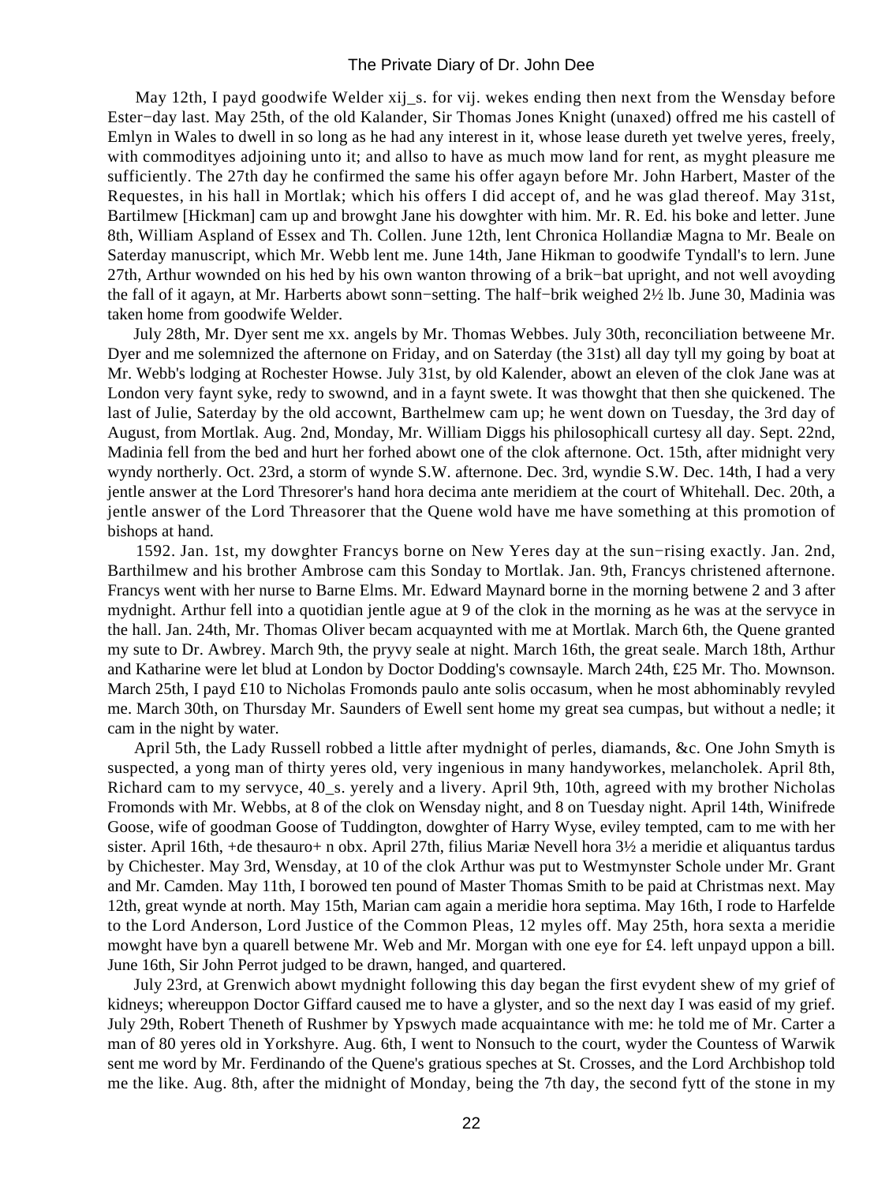May 12th, I payd goodwife Welder xij_s. for vij. wekes ending then next from the Wensday before Ester−day last. May 25th, of the old Kalander, Sir Thomas Jones Knight (unaxed) offred me his castell of Emlyn in Wales to dwell in so long as he had any interest in it, whose lease dureth yet twelve yeres, freely, with commodityes adjoining unto it; and allso to have as much mow land for rent, as myght pleasure me sufficiently. The 27th day he confirmed the same his offer agayn before Mr. John Harbert, Master of the Requestes, in his hall in Mortlak; which his offers I did accept of, and he was glad thereof. May 31st, Bartilmew [Hickman] cam up and browght Jane his dowghter with him. Mr. R. Ed. his boke and letter. June 8th, William Aspland of Essex and Th. Collen. June 12th, lent Chronica Hollandiæ Magna to Mr. Beale on Saterday manuscript, which Mr. Webb lent me. June 14th, Jane Hikman to goodwife Tyndall's to lern. June 27th, Arthur wownded on his hed by his own wanton throwing of a brik−bat upright, and not well avoyding the fall of it agayn, at Mr. Harberts abowt sonn−setting. The half−brik weighed 2½ lb. June 30, Madinia was taken home from goodwife Welder.

July 28th, Mr. Dyer sent me xx. angels by Mr. Thomas Webbes. July 30th, reconciliation betweene Mr. Dyer and me solemnized the afternone on Friday, and on Saterday (the 31st) all day tyll my going by boat at Mr. Webb's lodging at Rochester Howse. July 31st, by old Kalender, abowt an eleven of the clok Jane was at London very faynt syke, redy to swownd, and in a faynt swete. It was thowght that then she quickened. The last of Julie, Saterday by the old accownt, Barthelmew cam up; he went down on Tuesday, the 3rd day of August, from Mortlak. Aug. 2nd, Monday, Mr. William Diggs his philosophicall curtesy all day. Sept. 22nd, Madinia fell from the bed and hurt her forhed abowt one of the clok afternone. Oct. 15th, after midnight very wyndy northerly. Oct. 23rd, a storm of wynde S.W. afternone. Dec. 3rd, wyndie S.W. Dec. 14th, I had a very jentle answer at the Lord Thresorer's hand hora decima ante meridiem at the court of Whitehall. Dec. 20th, a jentle answer of the Lord Threasorer that the Quene wold have me have something at this promotion of bishops at hand.

1592. Jan. 1st, my dowghter Francys borne on New Yeres day at the sun−rising exactly. Jan. 2nd, Barthilmew and his brother Ambrose cam this Sonday to Mortlak. Jan. 9th, Francys christened afternone. Francys went with her nurse to Barne Elms. Mr. Edward Maynard borne in the morning betwene 2 and 3 after mydnight. Arthur fell into a quotidian jentle ague at 9 of the clok in the morning as he was at the servyce in the hall. Jan. 24th, Mr. Thomas Oliver becam acquaynted with me at Mortlak. March 6th, the Quene granted my sute to Dr. Awbrey. March 9th, the pryvy seale at night. March 16th, the great seale. March 18th, Arthur and Katharine were let blud at London by Doctor Dodding's cownsayle. March 24th, £25 Mr. Tho. Mownson. March 25th, I payd £10 to Nicholas Fromonds paulo ante solis occasum, when he most abhominably revyled me. March 30th, on Thursday Mr. Saunders of Ewell sent home my great sea cumpas, but without a nedle; it cam in the night by water.

April 5th, the Lady Russell robbed a little after mydnight of perles, diamands, &c. One John Smyth is suspected, a yong man of thirty yeres old, very ingenious in many handyworkes, melancholek. April 8th, Richard cam to my servyce, 40_s. yerely and a livery. April 9th, 10th, agreed with my brother Nicholas Fromonds with Mr. Webbs, at 8 of the clok on Wensday night, and 8 on Tuesday night. April 14th, Winifrede Goose, wife of goodman Goose of Tuddington, dowghter of Harry Wyse, eviley tempted, cam to me with her sister. April 16th, +de thesauro+ n obx. April 27th, filius Mariæ Nevell hora 3½ a meridie et aliquantus tardus by Chichester. May 3rd, Wensday, at 10 of the clok Arthur was put to Westmynster Schole under Mr. Grant and Mr. Camden. May 11th, I borowed ten pound of Master Thomas Smith to be paid at Christmas next. May 12th, great wynde at north. May 15th, Marian cam again a meridie hora septima. May 16th, I rode to Harfelde to the Lord Anderson, Lord Justice of the Common Pleas, 12 myles off. May 25th, hora sexta a meridie mowght have byn a quarell betwene Mr. Web and Mr. Morgan with one eye for £4. left unpayd uppon a bill. June 16th, Sir John Perrot judged to be drawn, hanged, and quartered.

July 23rd, at Grenwich abowt mydnight following this day began the first evydent shew of my grief of kidneys; whereuppon Doctor Giffard caused me to have a glyster, and so the next day I was easid of my grief. July 29th, Robert Theneth of Rushmer by Ypswych made acquaintance with me: he told me of Mr. Carter a man of 80 yeres old in Yorkshyre. Aug. 6th, I went to Nonsuch to the court, wyder the Countess of Warwik sent me word by Mr. Ferdinando of the Quene's gratious speches at St. Crosses, and the Lord Archbishop told me the like. Aug. 8th, after the midnight of Monday, being the 7th day, the second fytt of the stone in my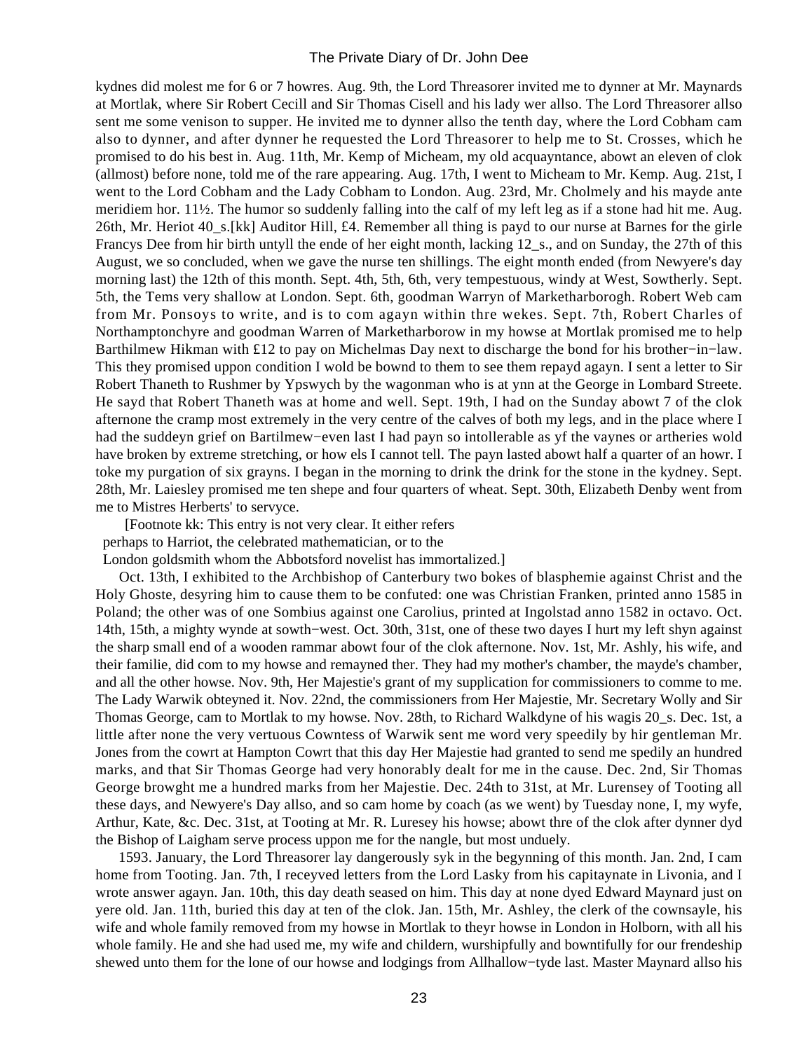kydnes did molest me for 6 or 7 howres. Aug. 9th, the Lord Threasorer invited me to dynner at Mr. Maynards at Mortlak, where Sir Robert Cecill and Sir Thomas Cisell and his lady wer allso. The Lord Threasorer allso sent me some venison to supper. He invited me to dynner allso the tenth day, where the Lord Cobham cam also to dynner, and after dynner he requested the Lord Threasorer to help me to St. Crosses, which he promised to do his best in. Aug. 11th, Mr. Kemp of Micheam, my old acquayntance, abowt an eleven of clok (allmost) before none, told me of the rare appearing. Aug. 17th, I went to Micheam to Mr. Kemp. Aug. 21st, I went to the Lord Cobham and the Lady Cobham to London. Aug. 23rd, Mr. Cholmely and his mayde ante meridiem hor. 11½. The humor so suddenly falling into the calf of my left leg as if a stone had hit me. Aug. 26th, Mr. Heriot 40_s.[kk] Auditor Hill, £4. Remember all thing is payd to our nurse at Barnes for the girle Francys Dee from hir birth untyll the ende of her eight month, lacking 12_s., and on Sunday, the 27th of this August, we so concluded, when we gave the nurse ten shillings. The eight month ended (from Newyere's day morning last) the 12th of this month. Sept. 4th, 5th, 6th, very tempestuous, windy at West, Sowtherly. Sept. 5th, the Tems very shallow at London. Sept. 6th, goodman Warryn of Marketharborogh. Robert Web cam from Mr. Ponsoys to write, and is to com agayn within thre wekes. Sept. 7th, Robert Charles of Northamptonchyre and goodman Warren of Marketharborow in my howse at Mortlak promised me to help Barthilmew Hikman with £12 to pay on Michelmas Day next to discharge the bond for his brother−in−law. This they promised uppon condition I wold be bownd to them to see them repayd agayn. I sent a letter to Sir Robert Thaneth to Rushmer by Ypswych by the wagonman who is at ynn at the George in Lombard Streete. He sayd that Robert Thaneth was at home and well. Sept. 19th, I had on the Sunday abowt 7 of the clok afternone the cramp most extremely in the very centre of the calves of both my legs, and in the place where I had the suddeyn grief on Bartilmew−even last I had payn so intollerable as yf the vaynes or artheries wold have broken by extreme stretching, or how els I cannot tell. The payn lasted abowt half a quarter of an howr. I toke my purgation of six grayns. I began in the morning to drink the drink for the stone in the kydney. Sept. 28th, Mr. Laiesley promised me ten shepe and four quarters of wheat. Sept. 30th, Elizabeth Denby went from me to Mistres Herberts' to servyce.

[Footnote kk: This entry is not very clear. It either refers perhaps to Harriot, the celebrated mathematician, or to the London goldsmith whom the Abbotsford novelist has immortalized.]

Oct. 13th, I exhibited to the Archbishop of Canterbury two bokes of blasphemie against Christ and the Holy Ghoste, desyring him to cause them to be confuted: one was Christian Franken, printed anno 1585 in Poland; the other was of one Sombius against one Carolius, printed at Ingolstad anno 1582 in octavo. Oct. 14th, 15th, a mighty wynde at sowth−west. Oct. 30th, 31st, one of these two dayes I hurt my left shyn against the sharp small end of a wooden rammar abowt four of the clok afternoone. Nov. 1st, Mr. Ashly, his wife, and their familie, did com to my howse and remayned ther. They had my mother's chamber, the mayde's chamber, and all the other howse. Nov. 9th, Her Majestie's grant of my supplication for commissioners to comme to me. The Lady Warwik obteyned it. Nov. 22nd, the commissioners from Her Majestie, Mr. Secretary Wolly and Sir Thomas George, cam to Mortlak to my howse. Nov. 28th, to Richard Walkdyne of his wagis 20_s. Dec. 1st, a little after none the very vertuous Cowntess of Warwik sent me word very speedily by hir gentleman Mr. Jones from the cowrt at Hampton Cowrt that this day Her Majestie had granted to send me spedily an hundred marks, and that Sir Thomas George had very honorably dealt for me in the cause. Dec. 2nd, Sir Thomas George browght me a hundred marks from her Majestie. Dec. 24th to 31st, at Mr. Lurensey of Tooting all these days, and Newyere's Day allso, and so cam home by coach (as we went) by Tuesday none, I, my wyfe, Arthur, Kate, &c. Dec. 31st, at Tooting at Mr. R. Luresey his howse; abowt thre of the clok after dynner dyd the Bishop of Laigham serve process uppon me for the nangle, but most unduely.

1593. January, the Lord Threasorer lay dangerously syk in the begynning of this month. Jan. 2nd, I cam home from Tooting. Jan. 7th, I receyved letters from the Lord Lasky from his capitaynate in Livonia, and I wrote answer agayn. Jan. 10th, this day death seased on him. This day at none dyed Edward Maynard just on yere old. Jan. 11th, buried this day at ten of the clok. Jan. 15th, Mr. Ashley, the clerk of the cownsayle, his wife and whole family removed from my howse in Mortlak to theyr howse in London in Holborn, with all his whole family. He and she had used me, my wife and childern, wurshipfully and bowntifully for our frendeship shewed unto them for the lone of our howse and lodgings from Allhallow−tyde last. Master Maynard allso his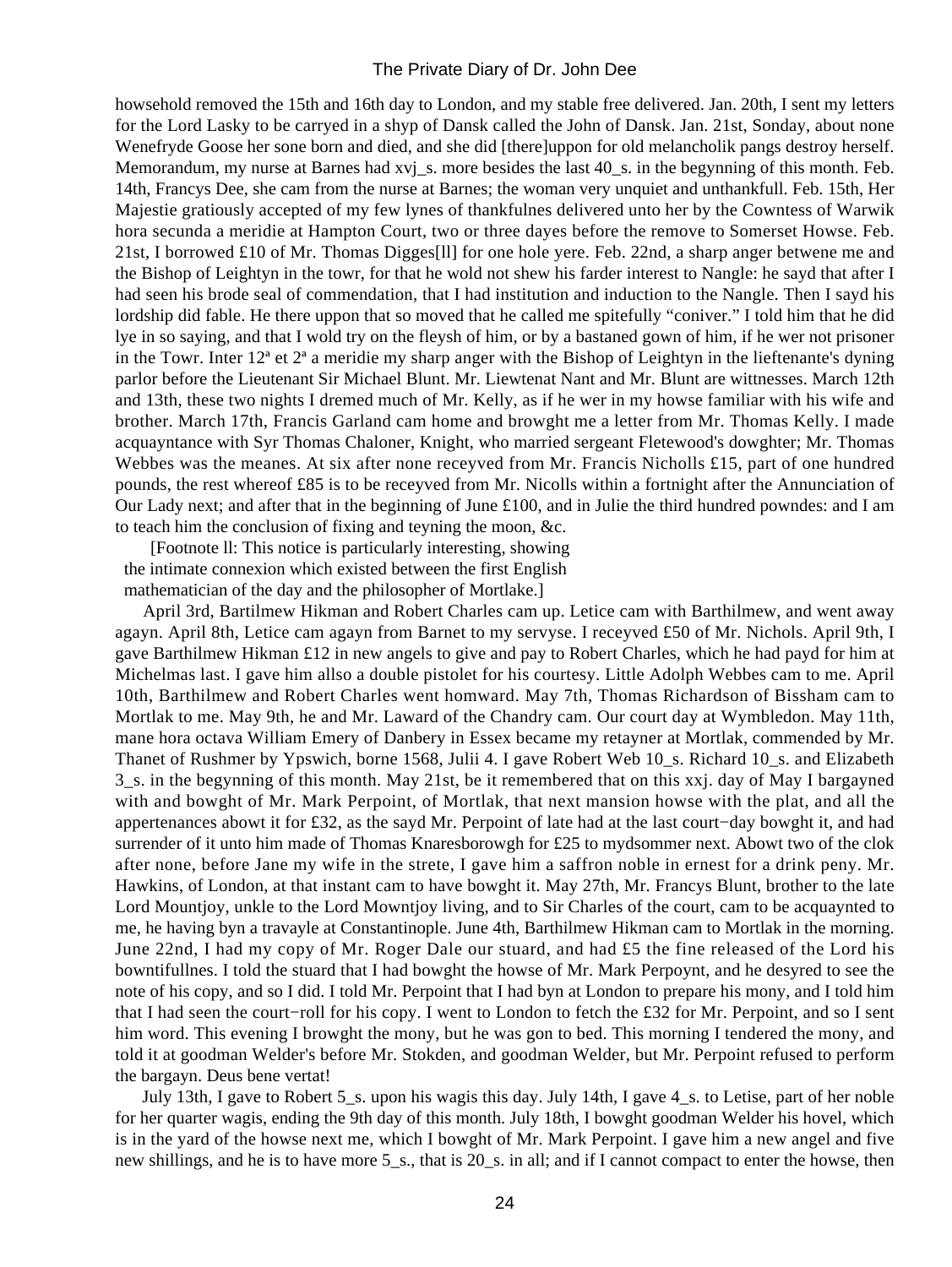howsehold removed the 15th and 16th day to London, and my stable free delivered. Jan. 20th, I sent my letters for the Lord Lasky to be carryed in a shyp of Dansk called the John of Dansk. Jan. 21st, Sonday, about none Wenefryde Goose her sone born and died, and she did [there]uppon for old melancholik pangs destroy herself. Memorandum, my nurse at Barnes had xvj_s. more besides the last 40_s. in the begynning of this month. Feb. 14th, Francys Dee, she cam from the nurse at Barnes; the woman very unquiet and unthankfull. Feb. 15th, Her Majestie gratiously accepted of my few lynes of thankfulnes delivered unto her by the Cowntess of Warwik hora secunda a meridie at Hampton Court, two or three dayes before the remove to Somerset Howse. Feb. 21st, I borrowed £10 of Mr. Thomas Digges[ll] for one hole yere. Feb. 22nd, a sharp anger betwene me and the Bishop of Leightyn in the towr, for that he wold not shew his farder interest to Nangle: he sayd that after I had seen his brode seal of commendation, that I had institution and induction to the Nangle. Then I sayd his lordship did fable. He there uppon that so moved that he called me spitefully "coniver." I told him that he did lye in so saying, and that I wold try on the fleysh of him, or by a bastaned gown of him, if he wer not prisoner in the Towr. Inter 12ª et 2ª a meridie my sharp anger with the Bishop of Leightyn in the lieftenante's dyning parlor before the Lieutenant Sir Michael Blunt. Mr. Liewtenat Nant and Mr. Blunt are wittnesses. March 12th and 13th, these two nights I dremed much of Mr. Kelly, as if he wer in my howse familiar with his wife and brother. March 17th, Francis Garland cam home and browght me a letter from Mr. Thomas Kelly. I made acquayntance with Syr Thomas Chaloner, Knight, who married sergeant Fletewood's dowghter; Mr. Thomas Webbes was the meanes. At six after none receyved from Mr. Francis Nicholls £15, part of one hundred pounds, the rest whereof £85 is to be receyved from Mr. Nicolls within a fortnight after the Annunciation of Our Lady next; and after that in the beginning of June £100, and in Julie the third hundred powndes: and I am to teach him the conclusion of fixing and teyning the moon, &c.

[Footnote ll: This notice is particularly interesting, showing the intimate connexion which existed between the first English mathematician of the day and the philosopher of Mortlake.]

April 3rd, Bartilmew Hikman and Robert Charles cam up. Letice cam with Barthilmew, and went away agayn. April 8th, Letice cam agayn from Barnet to my servyse. I receyved £50 of Mr. Nichols. April 9th, I gave Barthilmew Hikman £12 in new angels to give and pay to Robert Charles, which he had payd for him at Michelmas last. I gave him allso a double pistolet for his courtesy. Little Adolph Webbes cam to me. April 10th, Barthilmew and Robert Charles went homward. May 7th, Thomas Richardson of Bissham cam to Mortlak to me. May 9th, he and Mr. Laward of the Chandry cam. Our court day at Wymbledon. May 11th, mane hora octava William Emery of Danbery in Essex became my retayner at Mortlak, commended by Mr. Thanet of Rushmer by Ypswich, borne 1568, Julii 4. I gave Robert Web 10_s. Richard 10_s. and Elizabeth 3_s. in the begynning of this month. May 21st, be it remembered that on this xxj. day of May I bargayned with and bowght of Mr. Mark Perpoint, of Mortlak, that next mansion howse with the plat, and all the appertenances abowt it for £32, as the sayd Mr. Perpoint of late had at the last court−day bowght it, and had surrender of it unto him made of Thomas Knaresborowgh for £25 to mydsommer next. Abowt two of the clok after none, before Jane my wife in the strete, I gave him a saffron noble in ernest for a drink peny. Mr. Hawkins, of London, at that instant cam to have bowght it. May 27th, Mr. Francys Blunt, brother to the late Lord Mountjoy, unkle to the Lord Mowntjoy living, and to Sir Charles of the court, cam to be acquaynted to me, he having byn a travayle at Constantinople. June 4th, Barthilmew Hikman cam to Mortlak in the morning. June 22nd, I had my copy of Mr. Roger Dale our stuard, and had £5 the fine released of the Lord his bowntifullnes. I told the stuard that I had bowght the howse of Mr. Mark Perpoynt, and he desyred to see the note of his copy, and so I did. I told Mr. Perpoint that I had byn at London to prepare his mony, and I told him that I had seen the court−roll for his copy. I went to London to fetch the £32 for Mr. Perpoint, and so I sent him word. This evening I browght the mony, but he was gon to bed. This morning I tendered the mony, and told it at goodman Welder's before Mr. Stokden, and goodman Welder, but Mr. Perpoint refused to perform the bargayn. Deus bene vertat!

July 13th, I gave to Robert 5_s. upon his wagis this day. July 14th, I gave 4_s. to Letise, part of her noble for her quarter wagis, ending the 9th day of this month. July 18th, I bowght goodman Welder his hovel, which is in the yard of the howse next me, which I bowght of Mr. Mark Perpoint. I gave him a new angel and five new shillings, and he is to have more 5_s., that is 20_s. in all; and if I cannot compact to enter the howse, then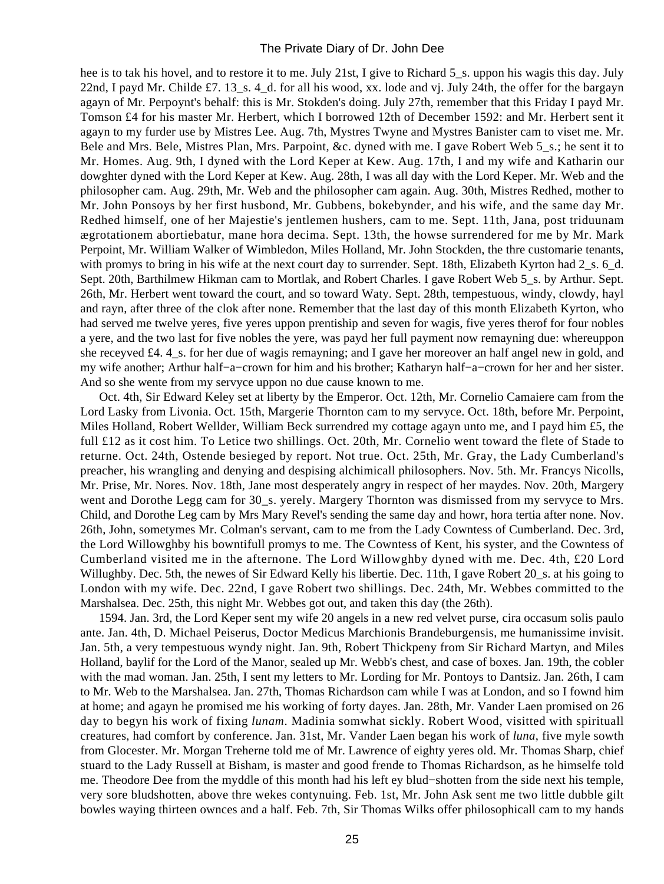hee is to tak his hovel, and to restore it to me. July 21st, I give to Richard 5_s. uppon his wagis this day. July 22nd, I payd Mr. Childe £7. 13_s. 4_d. for all his wood, xx. lode and vj. July 24th, the offer for the bargayn agayn of Mr. Perpoynt's behalf: this is Mr. Stokden's doing. July 27th, remember that this Friday I payd Mr. Tomson £4 for his master Mr. Herbert, which I borrowed 12th of December 1592: and Mr. Herbert sent it agayn to my furder use by Mistres Lee. Aug. 7th, Mystres Twyne and Mystres Banister cam to viset me. Mr. Bele and Mrs. Bele, Mistres Plan, Mrs. Parpoint, &c. dyned with me. I gave Robert Web 5_s.; he sent it to Mr. Homes. Aug. 9th, I dyned with the Lord Keper at Kew. Aug. 17th, I and my wife and Katharin our dowghter dyned with the Lord Keper at Kew. Aug. 28th, I was all day with the Lord Keper. Mr. Web and the philosopher cam. Aug. 29th, Mr. Web and the philosopher cam again. Aug. 30th, Mistres Redhed, mother to Mr. John Ponsoys by her first husbond, Mr. Gubbens, bokebynder, and his wife, and the same day Mr. Redhed himself, one of her Majestie's jentlemen hushers, cam to me. Sept. 11th, Jana, post triduunam ægrotationem abortiebatur, mane hora decima. Sept. 13th, the howse surrendered for me by Mr. Mark Perpoint, Mr. William Walker of Wimbledon, Miles Holland, Mr. John Stockden, the thre customarie tenants, with promys to bring in his wife at the next court day to surrender. Sept. 18th, Elizabeth Kyrton had 2_s. 6_d. Sept. 20th, Barthilmew Hikman cam to Mortlak, and Robert Charles. I gave Robert Web 5_s. by Arthur. Sept. 26th, Mr. Herbert went toward the court, and so toward Waty. Sept. 28th, tempestuous, windy, clowdy, hayl and rayn, after three of the clok after none. Remember that the last day of this month Elizabeth Kyrton, who had served me twelve yeres, five yeres uppon prentiship and seven for wagis, five yeres therof for four nobles a yere, and the two last for five nobles the yere, was payd her full payment now remayning due: whereuppon she receyved £4. 4_s. for her due of wagis remayning; and I gave her moreover an half angel new in gold, and my wife another; Arthur half−a−crown for him and his brother; Katharyn half−a−crown for her and her sister. And so she wente from my servyce uppon no due cause known to me.

Oct. 4th, Sir Edward Keley set at liberty by the Emperor. Oct. 12th, Mr. Cornelio Camaiere cam from the Lord Lasky from Livonia. Oct. 15th, Margerie Thornton cam to my servyce. Oct. 18th, before Mr. Perpoint, Miles Holland, Robert Wellder, William Beck surrendred my cottage agayn unto me, and I payd him £5, the full £12 as it cost him. To Letice two shillings. Oct. 20th, Mr. Cornelio went toward the flete of Stade to returne. Oct. 24th, Ostende besieged by report. Not true. Oct. 25th, Mr. Gray, the Lady Cumberland's preacher, his wrangling and denying and despising alchimicall philosophers. Nov. 5th. Mr. Francys Nicolls, Mr. Prise, Mr. Nores. Nov. 18th, Jane most desperately angry in respect of her maydes. Nov. 20th, Margery went and Dorothe Legg cam for 30_s. yerely. Margery Thornton was dismissed from my servyce to Mrs. Child, and Dorothe Leg cam by Mrs Mary Revel's sending the same day and howr, hora tertia after none. Nov. 26th, John, sometymes Mr. Colman's servant, cam to me from the Lady Cowntess of Cumberland. Dec. 3rd, the Lord Willowghby his bowntifull promys to me. The Cowntess of Kent, his syster, and the Cowntess of Cumberland visited me in the afternone. The Lord Willowghby dyned with me. Dec. 4th, £20 Lord Willughby. Dec. 5th, the newes of Sir Edward Kelly his libertie. Dec. 11th, I gave Robert 20_s. at his going to London with my wife. Dec. 22nd, I gave Robert two shillings. Dec. 24th, Mr. Webbes committed to the Marshalsea. Dec. 25th, this night Mr. Webbes got out, and taken this day (the 26th).

1594. Jan. 3rd, the Lord Keper sent my wife 20 angels in a new red velvet purse, cira occasum solis paulo ante. Jan. 4th, D. Michael Peiserus, Doctor Medicus Marchionis Brandeburgensis, me humanissime invisit. Jan. 5th, a very tempestuous wyndy night. Jan. 9th, Robert Thickpeny from Sir Richard Martyn, and Miles Holland, baylif for the Lord of the Manor, sealed up Mr. Webb's chest, and case of boxes. Jan. 19th, the cobler with the mad woman. Jan. 25th, I sent my letters to Mr. Lording for Mr. Pontoys to Dantsiz. Jan. 26th, I cam to Mr. Web to the Marshalsea. Jan. 27th, Thomas Richardson cam while I was at London, and so I fownd him at home; and agayn he promised me his working of forty dayes. Jan. 28th, Mr. Vander Laen promised on 26 day to begyn his work of fixing *lunam*. Madinia somwhat sickly. Robert Wood, visitted with spirituall creatures, had comfort by conference. Jan. 31st, Mr. Vander Laen began his work of *luna*, five myle sowth from Glocester. Mr. Morgan Treherne told me of Mr. Lawrence of eighty yeres old. Mr. Thomas Sharp, chief stuard to the Lady Russell at Bisham, is master and good frende to Thomas Richardson, as he himselfe told me. Theodore Dee from the myddle of this month had his left ey blud−shotten from the side next his temple, very sore bludshotten, above thre wekes contynuing. Feb. 1st, Mr. John Ask sent me two little dubble gilt bowles waying thirteen owntces and a half. Feb. 7th, Sir Thomas Wilks offer philosophicall cam to my hands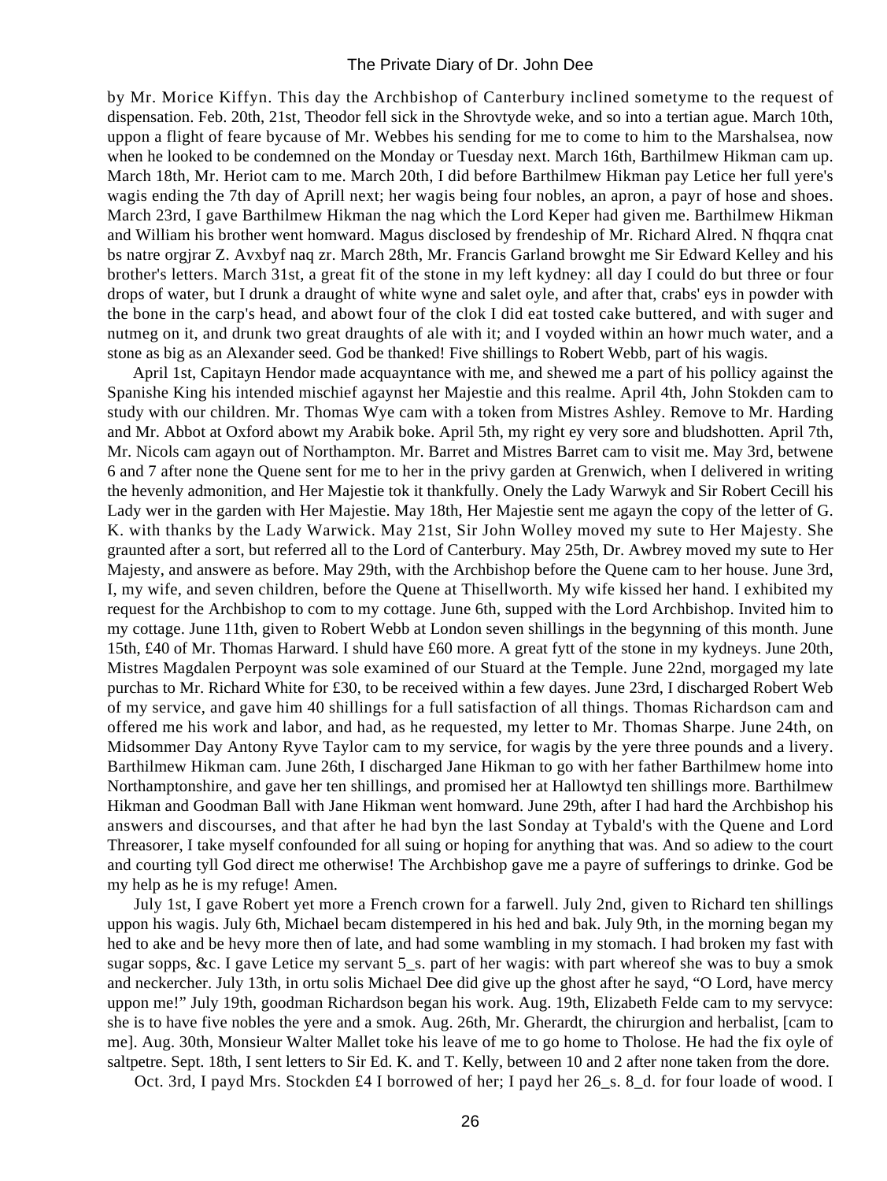by Mr. Morice Kiffyn. This day the Archbishop of Canterbury inclined sometyme to the request of dispensation. Feb. 20th, 21st, Theodor fell sick in the Shrovtyde weke, and so into a tertian ague. March 10th, uppon a flight of feare bycause of Mr. Webbes his sending for me to come to him to the Marshalsea, now when he looked to be condemned on the Monday or Tuesday next. March 16th, Barthilmew Hikman cam up. March 18th, Mr. Heriot cam to me. March 20th, I did before Barthilmew Hikman pay Letice her full yere's wagis ending the 7th day of Aprill next; her wagis being four nobles, an apron, a payr of hose and shoes. March 23rd, I gave Barthilmew Hikman the nag which the Lord Keper had given me. Barthilmew Hikman and William his brother went homward. Magus disclosed by frendeship of Mr. Richard Alred. N fhqqra cnat bs natre orgjrar Z. Avxbyf naq zr. March 28th, Mr. Francis Garland browght me Sir Edward Kelley and his brother's letters. March 31st, a great fit of the stone in my left kydney: all day I could do but three or four drops of water, but I drunk a draught of white wyne and salet oyle, and after that, crabs' eys in powder with the bone in the carp's head, and abowt four of the clok I did eat tosted cake buttered, and with suger and nutmeg on it, and drunk two great draughts of ale with it; and I voyded within an howr much water, and a stone as big as an Alexander seed. God be thanked! Five shillings to Robert Webb, part of his wagis.

April 1st, Capitayn Hendor made acquayntance with me, and shewed me a part of his pollicy against the Spanishe King his intended mischief agaynst her Majestie and this realme. April 4th, John Stokden cam to study with our children. Mr. Thomas Wye cam with a token from Mistres Ashley. Remove to Mr. Harding and Mr. Abbot at Oxford abowt my Arabik boke. April 5th, my right ey very sore and bludshotten. April 7th, Mr. Nicols cam agayn out of Northampton. Mr. Barret and Mistres Barret cam to visit me. May 3rd, betwene 6 and 7 after none the Quene sent for me to her in the privy garden at Grenwich, when I delivered in writing the hevenly admonition, and Her Majestie tok it thankfully. Onely the Lady Warwyk and Sir Robert Cecill his Lady wer in the garden with Her Majestie. May 18th, Her Majestie sent me agayn the copy of the letter of G. K. with thanks by the Lady Warwick. May 21st, Sir John Wolley moved my sute to Her Majesty. She graunted after a sort, but referred all to the Lord of Canterbury. May 25th, Dr. Awbrey moved my sute to Her Majesty, and answere as before. May 29th, with the Archbishop before the Quene cam to her house. June 3rd, I, my wife, and seven children, before the Quene at Thisellworth. My wife kissed her hand. I exhibited my request for the Archbishop to com to my cottage. June 6th, supped with the Lord Archbishop. Invited him to my cottage. June 11th, given to Robert Webb at London seven shillings in the begynning of this month. June 15th, £40 of Mr. Thomas Harward. I shuld have £60 more. A great fytt of the stone in my kydneys. June 20th, Mistres Magdalen Perpoynt was sole examined of our Stuard at the Temple. June 22nd, morgaged my late purchas to Mr. Richard White for £30, to be received within a few dayes. June 23rd, I discharged Robert Web of my service, and gave him 40 shillings for a full satisfaction of all things. Thomas Richardson cam and offered me his work and labor, and had, as he requested, my letter to Mr. Thomas Sharpe. June 24th, on Midsommer Day Antony Ryve Taylor cam to my service, for wagis by the yere three pounds and a livery. Barthilmew Hikman cam. June 26th, I discharged Jane Hikman to go with her father Barthilmew home into Northamptonshire, and gave her ten shillings, and promised her at Hallowtyd ten shillings more. Barthilmew Hikman and Goodman Ball with Jane Hikman went homward. June 29th, after I had hard the Archbishop his answers and discourses, and that after he had byn the last Sonday at Tybald's with the Quene and Lord Threasorer, I take myself confounded for all suing or hoping for anything that was. And so adiew to the court and courting tyll God direct me otherwise! The Archbishop gave me a payre of sufferings to drinke. God be my help as he is my refuge! Amen.

July 1st, I gave Robert yet more a French crown for a farwell. July 2nd, given to Richard ten shillings uppon his wagis. July 6th, Michael becam distempered in his hed and bak. July 9th, in the morning began my hed to ake and be hevy more then of late, and had some wambling in my stomach. I had broken my fast with sugar sopps, &c. I gave Letice my servant 5_s. part of her wagis: with part whereof she was to buy a smok and neckercher. July 13th, in ortu solis Michael Dee did give up the ghost after he sayd, "O Lord, have mercy uppon me!" July 19th, goodman Richardson began his work. Aug. 19th, Elizabeth Felde cam to my servyce: she is to have five nobles the yere and a smok. Aug. 26th, Mr. Gherardt, the chirurgion and herbalist, [cam to me]. Aug. 30th, Monsieur Walter Mallet toke his leave of me to go home to Tholose. He had the fix oyle of saltpetre. Sept. 18th, I sent letters to Sir Ed. K. and T. Kelly, between 10 and 2 after none taken from the dore.

Oct. 3rd, I payd Mrs. Stockden £4 I borrowed of her; I payd her 26_s. 8_d. for four loade of wood. I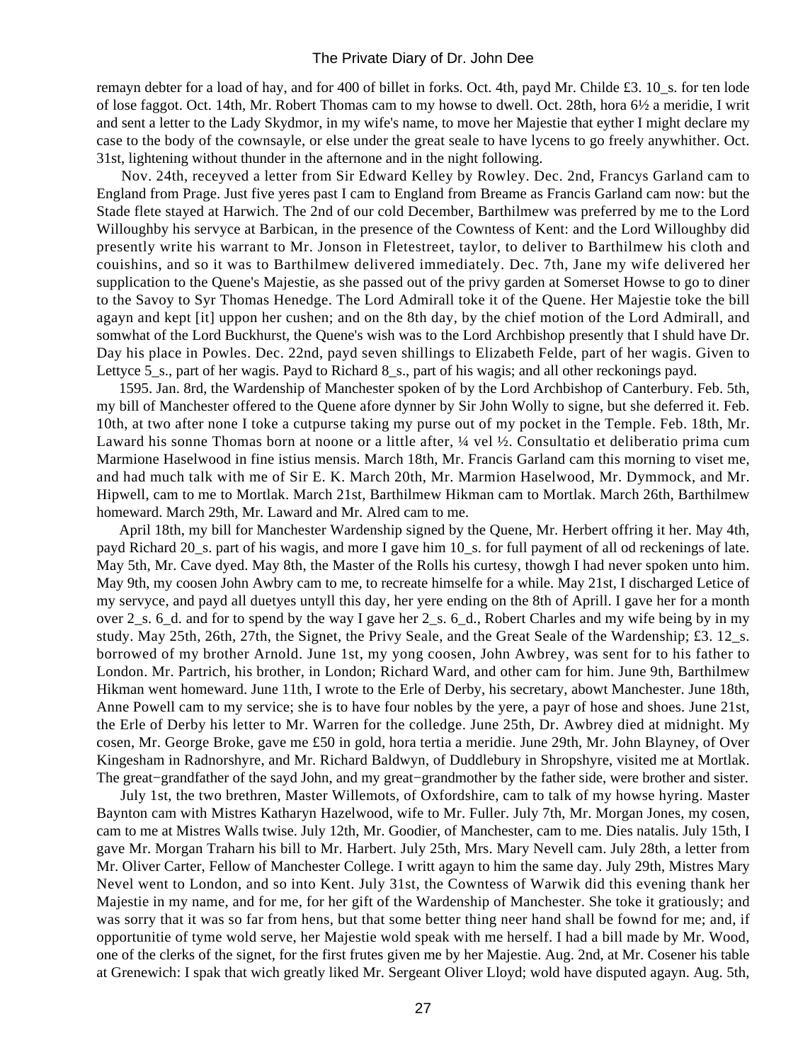remayn debter for a load of hay, and for 400 of billet in forks. Oct. 4th, payd Mr. Childe £3. 10_s. for ten lode of lose faggot. Oct. 14th, Mr. Robert Thomas cam to my howse to dwell. Oct. 28th, hora 6½ a meridie, I writ and sent a letter to the Lady Skydmor, in my wife's name, to move her Majestie that eyther I might declare my case to the body of the cownsayle, or else under the great seale to have lycens to go freely anywhither. Oct. 31st, lightening without thunder in the afternone and in the night following.

Nov. 24th, receyved a letter from Sir Edward Kelley by Rowley. Dec. 2nd, Francys Garland cam to England from Prage. Just five yeres past I cam to England from Breame as Francis Garland cam now: but the Stade flete stayed at Harwich. The 2nd of our cold December, Barthilmew was preferred by me to the Lord Willoughby his servyce at Barbican, in the presence of the Cowntess of Kent: and the Lord Willoughby did presently write his warrant to Mr. Jonson in Fletestreet, taylor, to deliver to Barthilmew his cloth and couishins, and so it was to Barthilmew delivered immediately. Dec. 7th, Jane my wife delivered her supplication to the Quene's Majestie, as she passed out of the privy garden at Somerset Howse to go to diner to the Savoy to Syr Thomas Henedge. The Lord Admirall toke it of the Quene. Her Majestie toke the bill agayn and kept [it] uppon her cushen; and on the 8th day, by the chief motion of the Lord Admirall, and somwhat of the Lord Buckhurst, the Quene's wish was to the Lord Archbishop presently that I shuld have Dr. Day his place in Powles. Dec. 22nd, payd seven shillings to Elizabeth Felde, part of her wagis. Given to Lettyce 5_s., part of her wagis. Payd to Richard 8_s., part of his wagis; and all other reckonings payd.

1595. Jan. 8rd, the Wardenship of Manchester spoken of by the Lord Archbishop of Canterbury. Feb. 5th, my bill of Manchester offered to the Quene afore dynner by Sir John Wolly to signe, but she deferred it. Feb. 10th, at two after none I toke a cutpurse taking my purse out of my pocket in the Temple. Feb. 18th, Mr. Laward his sonne Thomas born at noone or a little after, ¼ vel ½. Consultatio et deliberatio prima cum Marmione Haselwood in fine istius mensis. March 18th, Mr. Francis Garland cam this morning to viset me, and had much talk with me of Sir E. K. March 20th, Mr. Marmion Haselwood, Mr. Dymmock, and Mr. Hipwell, cam to me to Mortlak. March 21st, Barthilmew Hikman cam to Mortlak. March 26th, Barthilmew homeward. March 29th, Mr. Laward and Mr. Alred cam to me.

April 18th, my bill for Manchester Wardenship signed by the Quene, Mr. Herbert offring it her. May 4th, payd Richard 20_s. part of his wagis, and more I gave him 10_s. for full payment of all od reckenings of late. May 5th, Mr. Cave dyed. May 8th, the Master of the Rolls his curtesy, thowgh I had never spoken unto him. May 9th, my coosen John Awbry cam to me, to recreate himselfe for a while. May 21st, I discharged Letice of my servyce, and payd all duetyes untyll this day, her yere ending on the 8th of Aprill. I gave her for a month over 2_s. 6_d. and for to spend by the way I gave her 2_s. 6_d., Robert Charles and my wife being by in my study. May 25th, 26th, 27th, the Signet, the Privy Seale, and the Great Seale of the Wardenship; £3. 12_s. borrowed of my brother Arnold. June 1st, my yong coosen, John Awbrey, was sent for to his father to London. Mr. Partrich, his brother, in London; Richard Ward, and other cam for him. June 9th, Barthilmew Hikman went homeward. June 11th, I wrote to the Erle of Derby, his secretary, abowt Manchester. June 18th, Anne Powell cam to my service; she is to have four nobles by the yere, a payr of hose and shoes. June 21st, the Erle of Derby his letter to Mr. Warren for the colledge. June 25th, Dr. Awbrey died at midnight. My cosen, Mr. George Broke, gave me £50 in gold, hora tertia a meridie. June 29th, Mr. John Blayney, of Over Kingesham in Radnorshyre, and Mr. Richard Baldwyn, of Duddlebury in Shropshyre, visited me at Mortlak. The great−grandfather of the sayd John, and my great−grandmother by the father side, were brother and sister.

July 1st, the two brethren, Master Willemots, of Oxfordshire, cam to talk of my howse hyring. Master Baynton cam with Mistres Katharyn Hazelwood, wife to Mr. Fuller. July 7th, Mr. Morgan Jones, my cosen, cam to me at Mistres Walls twise. July 12th, Mr. Goodier, of Manchester, cam to me. Dies natalis. July 15th, I gave Mr. Morgan Traharn his bill to Mr. Harbert. July 25th, Mrs. Mary Nevell cam. July 28th, a letter from Mr. Oliver Carter, Fellow of Manchester College. I writt agayn to him the same day. July 29th, Mistres Mary Nevel went to London, and so into Kent. July 31st, the Cowntess of Warwik did this evening thank her Majestie in my name, and for me, for her gift of the Wardenship of Manchester. She toke it gratiously; and was sorry that it was so far from hens, but that some better thing neer hand shall be fownd for me; and, if opportunitie of tyme wold serve, her Majestie wold speak with me herself. I had a bill made by Mr. Wood, one of the clerks of the signet, for the first frutes given me by her Majestie. Aug. 2nd, at Mr. Cosener his table at Grenewich: I spak that wich greatly liked Mr. Sergeant Oliver Lloyd; wold have disputed agayn. Aug. 5th,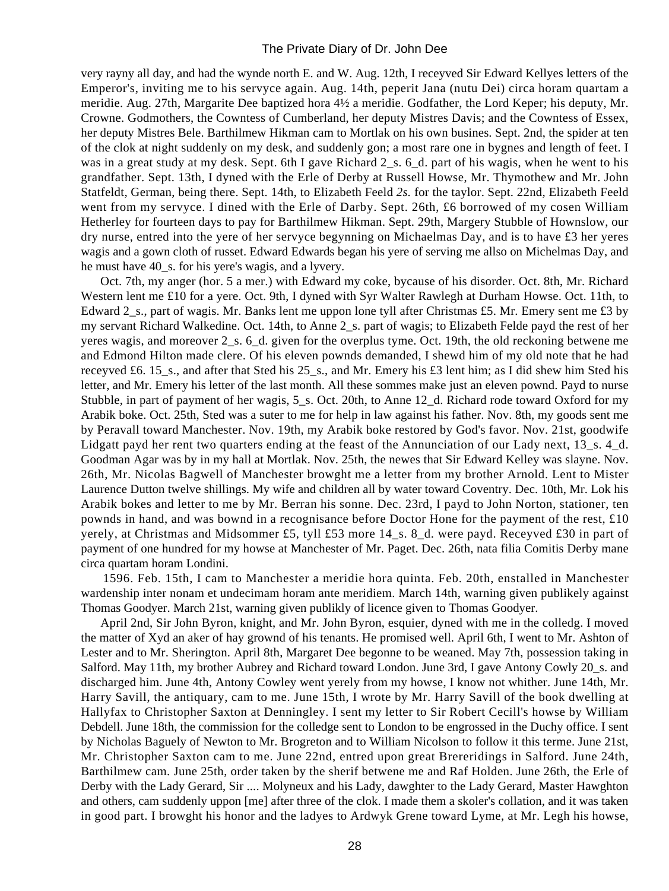very rayny all day, and had the wynde north E. and W. Aug. 12th, I receyved Sir Edward Kellyes letters of the Emperor's, inviting me to his servyce again. Aug. 14th, peperit Jana (nutu Dei) circa horam quartam a meridie. Aug. 27th, Margarite Dee baptized hora 4½ a meridie. Godfather, the Lord Keper; his deputy, Mr. Crowne. Godmothers, the Cowntess of Cumberland, her deputy Mistres Davis; and the Cowntess of Essex, her deputy Mistres Bele. Barthilmew Hikman cam to Mortlak on his own busines. Sept. 2nd, the spider at ten of the clok at night suddenly on my desk, and suddenly gon; a most rare one in bygnes and length of feet. I was in a great study at my desk. Sept. 6th I gave Richard 2_s. 6_d. part of his wagis, when he went to his grandfather. Sept. 13th, I dyned with the Erle of Derby at Russell Howse, Mr. Thymothew and Mr. John Statfeldt, German, being there. Sept. 14th, to Elizabeth Feeld *2s.* for the taylor. Sept. 22nd, Elizabeth Feeld went from my servyce. I dined with the Erle of Darby. Sept. 26th, £6 borrowed of my cosen William Hetherley for fourteen days to pay for Barthilmew Hikman. Sept. 29th, Margery Stubble of Hownslow, our dry nurse, entred into the yere of her servyce begynning on Michaelmas Day, and is to have £3 her yeres wagis and a gown cloth of russet. Edward Edwards began his yere of serving me allso on Michelmas Day, and he must have 40_s. for his yere's wagis, and a lyvery.

Oct. 7th, my anger (hor. 5 a mer.) with Edward my coke, bycause of his disorder. Oct. 8th, Mr. Richard Western lent me £10 for a yere. Oct. 9th, I dyned with Syr Walter Rawlegh at Durham Howse. Oct. 11th, to Edward 2_s., part of wagis. Mr. Banks lent me uppon lone tyll after Christmas £5. Mr. Emery sent me £3 by my servant Richard Walkedine. Oct. 14th, to Anne 2_s. part of wagis; to Elizabeth Felde payd the rest of her yeres wagis, and moreover 2_s. 6_d. given for the overplus tyme. Oct. 19th, the old reckoning betwene me and Edmond Hilton made clere. Of his eleven pownds demanded, I shewd him of my old note that he had receyved £6. 15_s., and after that Sted his 25_s., and Mr. Emery his £3 lent him; as I did shew him Sted his letter, and Mr. Emery his letter of the last month. All these sommes make just an eleven pownd. Payd to nurse Stubble, in part of payment of her wagis, 5_s. Oct. 20th, to Anne 12_d. Richard rode toward Oxford for my Arabik boke. Oct. 25th, Sted was a suter to me for help in law against his father. Nov. 8th, my goods sent me by Peravall toward Manchester. Nov. 19th, my Arabik boke restored by God's favor. Nov. 21st, goodwife Lidgatt payd her rent two quarters ending at the feast of the Annunciation of our Lady next, 13_s. 4_d. Goodman Agar was by in my hall at Mortlak. Nov. 25th, the newes that Sir Edward Kelley was slayne. Nov. 26th, Mr. Nicolas Bagwell of Manchester browght me a letter from my brother Arnold. Lent to Mister Laurence Dutton twelve shillings. My wife and children all by water toward Coventry. Dec. 10th, Mr. Lok his Arabik bokes and letter to me by Mr. Berran his sonne. Dec. 23rd, I payd to John Norton, stationer, ten pownds in hand, and was bownd in a recognisance before Doctor Hone for the payment of the rest, £10 yerely, at Christmas and Midsommer £5, tyll £53 more 14_s. 8_d. were payd. Receyved £30 in part of payment of one hundred for my howse at Manchester of Mr. Paget. Dec. 26th, nata filia Comitis Derby mane circa quartam horam Londini.

1596. Feb. 15th, I cam to Manchester a meridie hora quinta. Feb. 20th, enstalled in Manchester wardenship inter nonam et undecimam horam ante meridiem. March 14th, warning given publikely against Thomas Goodyer. March 21st, warning given publikly of licence given to Thomas Goodyer.

April 2nd, Sir John Byron, knight, and Mr. John Byron, esquier, dyned with me in the colledg. I moved the matter of Xyd an aker of hay grownd of his tenants. He promised well. April 6th, I went to Mr. Ashton of Lester and to Mr. Sherington. April 8th, Margaret Dee begonne to be weaned. May 7th, possession taking in Salford. May 11th, my brother Aubrey and Richard toward London. June 3rd, I gave Antony Cowly 20_s. and discharged him. June 4th, Antony Cowley went yerely from my howse, I know not whither. June 14th, Mr. Harry Savill, the antiquary, cam to me. June 15th, I wrote by Mr. Harry Savill of the book dwelling at Hallyfax to Christopher Saxton at Denningley. I sent my letter to Sir Robert Cecill's howse by William Debdell. June 18th, the commission for the colledge sent to London to be engrossed in the Duchy office. I sent by Nicholas Baguely of Newton to Mr. Brogreton and to William Nicolson to follow it this terme. June 21st, Mr. Christopher Saxton cam to me. June 22nd, entred upon great Brereridings in Salford. June 24th, Barthilmew cam. June 25th, order taken by the sherif betwene me and Raf Holden. June 26th, the Erle of Derby with the Lady Gerard, Sir .... Molyneux and his Lady, dawghter to the Lady Gerard, Master Hawghton and others, cam suddenly uppon [me] after three of the clok. I made them a skoler's collation, and it was taken in good part. I browght his honor and the ladyes to Ardwyk Grene toward Lyme, at Mr. Legh his howse,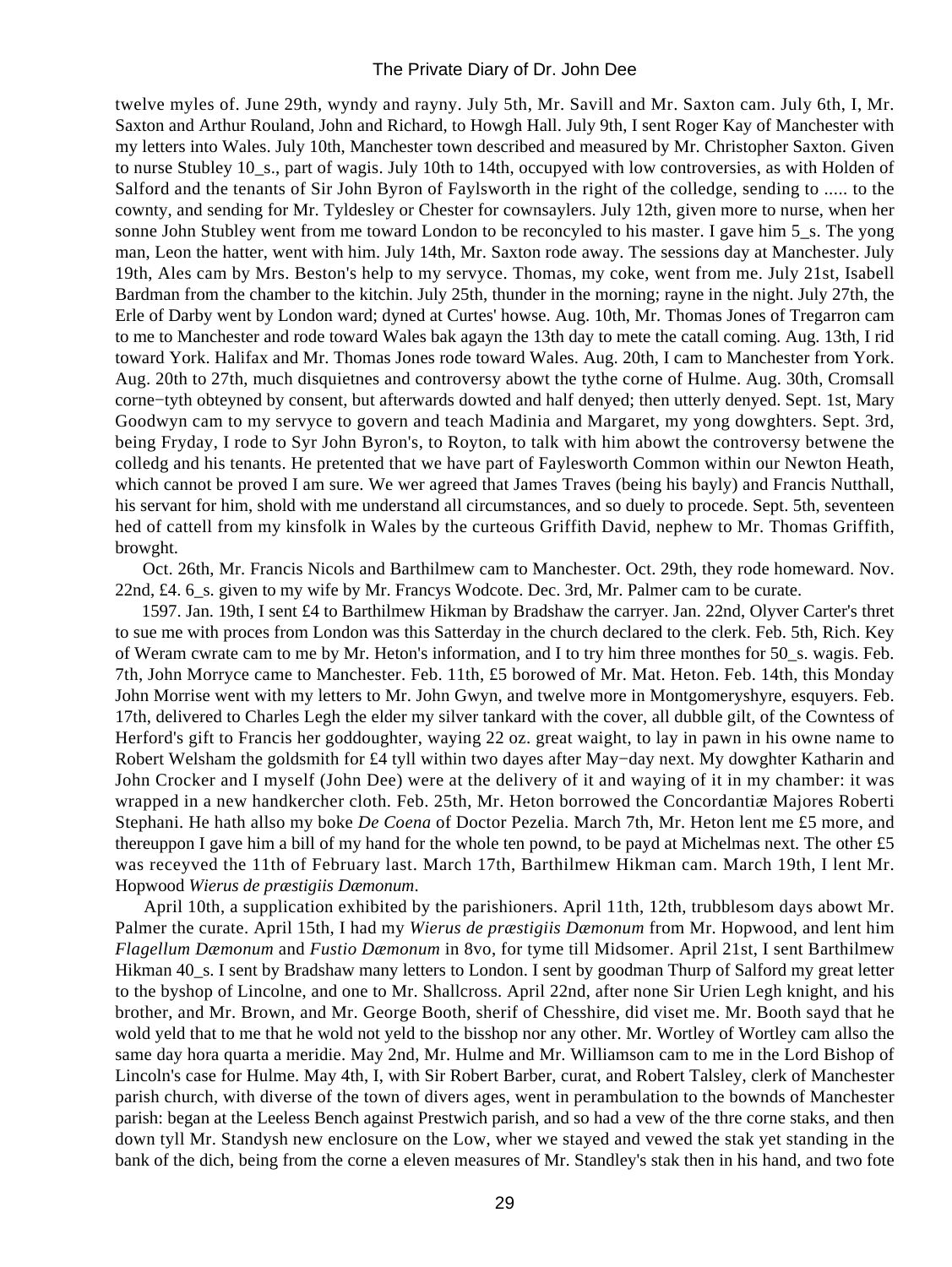twelve myles of. June 29th, wyndy and rayny. July 5th, Mr. Savill and Mr. Saxton cam. July 6th, I, Mr. Saxton and Arthur Rouland, John and Richard, to Howgh Hall. July 9th, I sent Roger Kay of Manchester with my letters into Wales. July 10th, Manchester town described and measured by Mr. Christopher Saxton. Given to nurse Stubley 10_s., part of wagis. July 10th to 14th, occupyed with low controversies, as with Holden of Salford and the tenants of Sir John Byron of Faylsworth in the right of the colledge, sending to ..... to the cownty, and sending for Mr. Tyldesley or Chester for cownsaylers. July 12th, given more to nurse, when her sonne John Stubley went from me toward London to be reconcyled to his master. I gave him 5_s. The yong man, Leon the hatter, went with him. July 14th, Mr. Saxton rode away. The sessions day at Manchester. July 19th, Ales cam by Mrs. Beston's help to my servyce. Thomas, my coke, went from me. July 21st, Isabell Bardman from the chamber to the kitchin. July 25th, thunder in the morning; rayne in the night. July 27th, the Erle of Darby went by London ward; dyned at Curtes' howse. Aug. 10th, Mr. Thomas Jones of Tregarron cam to me to Manchester and rode toward Wales bak agayn the 13th day to mete the catall coming. Aug. 13th, I rid toward York. Halifax and Mr. Thomas Jones rode toward Wales. Aug. 20th, I cam to Manchester from York. Aug. 20th to 27th, much disquietnes and controversy abowt the tythe corne of Hulme. Aug. 30th, Cromsall corne−tyth obteyned by consent, but afterwards dowted and half denyed; then utterly denyed. Sept. 1st, Mary Goodwyn cam to my servyce to govern and teach Madinia and Margaret, my yong dowghters. Sept. 3rd, being Fryday, I rode to Syr John Byron's, to Royton, to talk with him abowt the controversy betwene the colledg and his tenants. He pretented that we have part of Faylesworth Common within our Newton Heath, which cannot be proved I am sure. We wer agreed that James Traves (being his bayly) and Francis Nutthall, his servant for him, shold with me understand all circumstances, and so duely to procede. Sept. 5th, seventeen hed of cattell from my kinsfolk in Wales by the curteous Griffith David, nephew to Mr. Thomas Griffith, browght.

Oct. 26th, Mr. Francis Nicols and Barthilmew cam to Manchester. Oct. 29th, they rode homeward. Nov. 22nd, £4. 6_s. given to my wife by Mr. Francys Wodcote. Dec. 3rd, Mr. Palmer cam to be curate.

1597. Jan. 19th, I sent £4 to Barthilmew Hikman by Bradshaw the carryer. Jan. 22nd, Olyver Carter's thret to sue me with proces from London was this Satterday in the church declared to the clerk. Feb. 5th, Rich. Key of Weram cwrate cam to me by Mr. Heton's information, and I to try him three monthes for 50_s. wagis. Feb. 7th, John Morryce came to Manchester. Feb. 11th, £5 borowed of Mr. Mat. Heton. Feb. 14th, this Monday John Morrise went with my letters to Mr. John Gwyn, and twelve more in Montgomeryshyre, esquyers. Feb. 17th, delivered to Charles Legh the elder my silver tankard with the cover, all dubble gilt, of the Cowntess of Herford's gift to Francis her goddoughter, waying 22 oz. great waight, to lay in pawn in his owne name to Robert Welsham the goldsmith for £4 tyll within two dayes after May−day next. My dowghter Katharin and John Crocker and I myself (John Dee) were at the delivery of it and waying of it in my chamber: it was wrapped in a new handkercher cloth. Feb. 25th, Mr. Heton borrowed the Concordantiæ Majores Roberti Stephani. He hath allso my boke *De Coena* of Doctor Pezelia. March 7th, Mr. Heton lent me £5 more, and thereuppon I gave him a bill of my hand for the whole ten pownd, to be payd at Michelmas next. The other £5 was receyved the 11th of February last. March 17th, Barthilmew Hikman cam. March 19th, I lent Mr. Hopwood *Wierus de præstigiis Dæmonum*.

April 10th, a supplication exhibited by the parishioners. April 11th, 12th, trubblesom days abowt Mr. Palmer the curate. April 15th, I had my *Wierus de præstigiis Dæmonum* from Mr. Hopwood, and lent him *Flagellum Dæmonum* and *Fustio Dæmonum* in 8vo, for tyme till Midsomer. April 21st, I sent Barthilmew Hikman 40_s. I sent by Bradshaw many letters to London. I sent by goodman Thurp of Salford my great letter to the byshop of Lincolne, and one to Mr. Shallcross. April 22nd, after none Sir Urien Legh knight, and his brother, and Mr. Brown, and Mr. George Booth, sherif of Chesshire, did viset me. Mr. Booth sayd that he wold yeld that to me that he wold not yeld to the bisshop nor any other. Mr. Wortley of Wortley cam allso the same day hora quarta a meridie. May 2nd, Mr. Hulme and Mr. Williamson cam to me in the Lord Bishop of Lincoln's case for Hulme. May 4th, I, with Sir Robert Barber, curat, and Robert Talsley, clerk of Manchester parish church, with diverse of the town of divers ages, went in perambulation to the bownds of Manchester parish: began at the Leeless Bench against Prestwich parish, and so had a vew of the thre corne staks, and then down tyll Mr. Standysh new enclosure on the Low, wher we stayed and vewed the stak yet standing in the bank of the dich, being from the corne a eleven measures of Mr. Standley's stak then in his hand, and two fote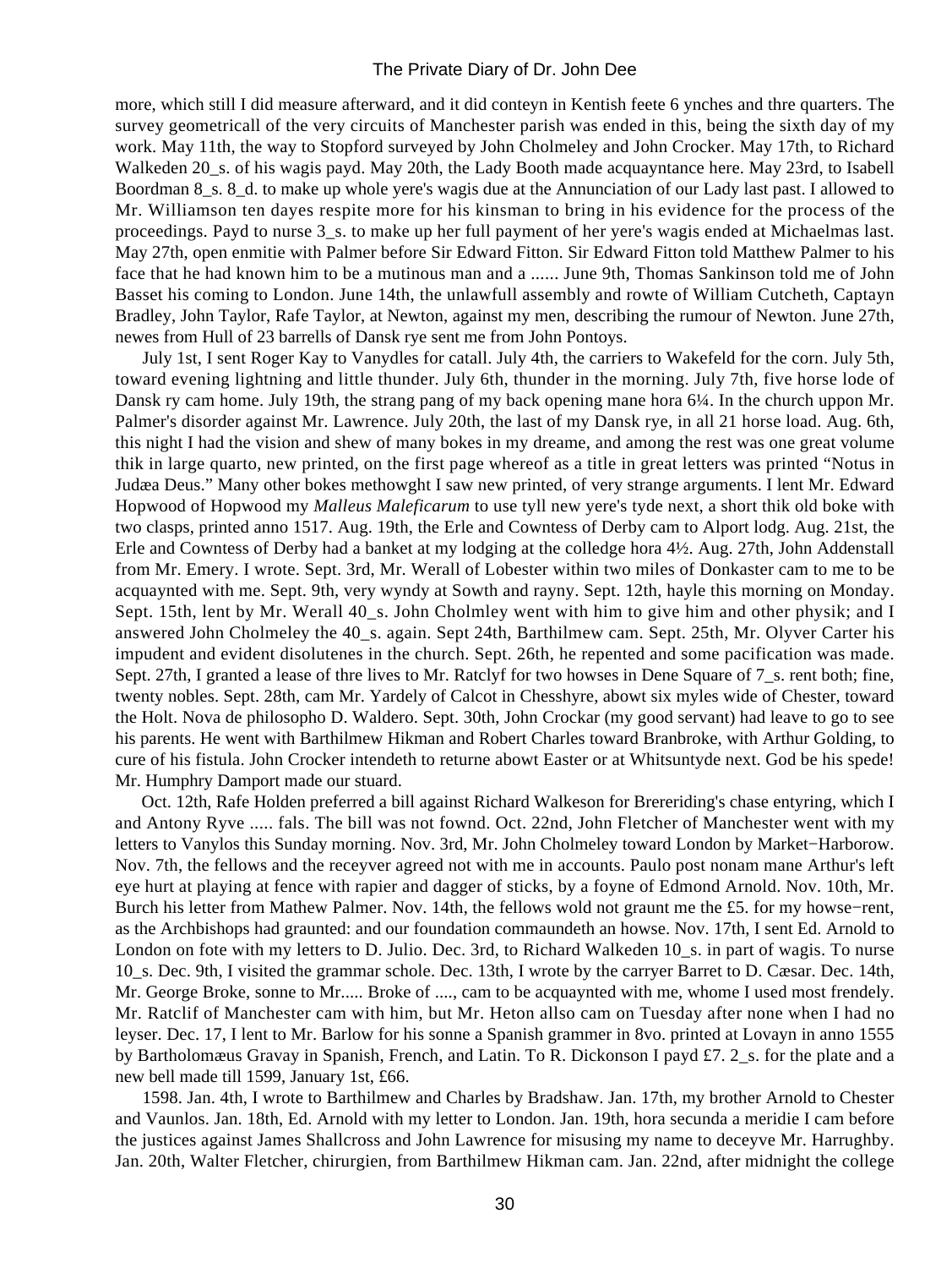more, which still I did measure afterward, and it did conteyn in Kentish feete 6 ynches and thre quarters. The survey geometricall of the very circuits of Manchester parish was ended in this, being the sixth day of my work. May 11th, the way to Stopford surveyed by John Cholmeley and John Crocker. May 17th, to Richard Walkeden 20_s. of his wagis payd. May 20th, the Lady Booth made acquayntance here. May 23rd, to Isabell Boordman 8_s. 8_d. to make up whole yere's wagis due at the Annunciation of our Lady last past. I allowed to Mr. Williamson ten dayes respite more for his kinsman to bring in his evidence for the process of the proceedings. Payd to nurse 3_s. to make up her full payment of her yere's wagis ended at Michaelmas last. May 27th, open enmitie with Palmer before Sir Edward Fitton. Sir Edward Fitton told Matthew Palmer to his face that he had known him to be a mutinous man and a ...... June 9th, Thomas Sankinson told me of John Basset his coming to London. June 14th, the unlawfull assembly and rowte of William Cutcheth, Captayn Bradley, John Taylor, Rafe Taylor, at Newton, against my men, describing the rumour of Newton. June 27th, newes from Hull of 23 barrells of Dansk rye sent me from John Pontoys.

July 1st, I sent Roger Kay to Vanydles for catall. July 4th, the carriers to Wakefeld for the corn. July 5th, toward evening lightning and little thunder. July 6th, thunder in the morning. July 7th, five horse lode of Dansk ry cam home. July 19th, the strang pang of my back opening mane hora 6¼. In the church uppon Mr. Palmer's disorder against Mr. Lawrence. July 20th, the last of my Dansk rye, in all 21 horse load. Aug. 6th, this night I had the vision and shew of many bokes in my dreame, and among the rest was one great volume thik in large quarto, new printed, on the first page whereof as a title in great letters was printed "Notus in Judæa Deus." Many other bokes methowght I saw new printed, of very strange arguments. I lent Mr. Edward Hopwood of Hopwood my *Malleus Maleficarum* to use tyll new yere's tyde next, a short thik old boke with two clasps, printed anno 1517. Aug. 19th, the Erle and Cowntess of Derby cam to Alport lodg. Aug. 21st, the Erle and Cowntess of Derby had a banket at my lodging at the colledge hora 4½. Aug. 27th, John Addenstall from Mr. Emery. I wrote. Sept. 3rd, Mr. Werall of Lobester within two miles of Donkaster cam to me to be acquaynted with me. Sept. 9th, very wyndy at Sowth and rayny. Sept. 12th, hayle this morning on Monday. Sept. 15th, lent by Mr. Werall 40_s. John Cholmley went with him to give him and other physik; and I answered John Cholmeley the 40_s. again. Sept 24th, Barthilmew cam. Sept. 25th, Mr. Olyver Carter his impudent and evident disolutenes in the church. Sept. 26th, he repented and some pacification was made. Sept. 27th, I granted a lease of thre lives to Mr. Ratclyf for two howses in Dene Square of 7_s. rent both; fine, twenty nobles. Sept. 28th, cam Mr. Yardely of Calcot in Chesshyre, abowt six myles wide of Chester, toward the Holt. Nova de philosopho D. Waldero. Sept. 30th, John Crockar (my good servant) had leave to go to see his parents. He went with Barthilmew Hikman and Robert Charles toward Branbroke, with Arthur Golding, to cure of his fistula. John Crocker intendeth to returne abowt Easter or at Whitsuntyde next. God be his spede! Mr. Humphry Damport made our stuard.

Oct. 12th, Rafe Holden preferred a bill against Richard Walkeson for Brereriding's chase entyring, which I and Antony Ryve ..... fals. The bill was not fownd. Oct. 22nd, John Fletcher of Manchester went with my letters to Vanylos this Sunday morning. Nov. 3rd, Mr. John Cholmeley toward London by Market−Harborow. Nov. 7th, the fellows and the receyver agreed not with me in accounts. Paulo post nonam mane Arthur's left eye hurt at playing at fence with rapier and dagger of sticks, by a foyne of Edmond Arnold. Nov. 10th, Mr. Burch his letter from Mathew Palmer. Nov. 14th, the fellows wold not graunt me the £5. for my howse−rent, as the Archbishops had graunted: and our foundation commaundeth an howse. Nov. 17th, I sent Ed. Arnold to London on fote with my letters to D. Julio. Dec. 3rd, to Richard Walkeden 10_s. in part of wagis. To nurse 10_s. Dec. 9th, I visited the grammar schole. Dec. 13th, I wrote by the carryer Barret to D. Cæsar. Dec. 14th, Mr. George Broke, sonne to Mr..... Broke of ...., cam to be acquaynted with me, whome I used most frendely. Mr. Ratclif of Manchester cam with him, but Mr. Heton allso cam on Tuesday after none when I had no leyser. Dec. 17, I lent to Mr. Barlow for his sonne a Spanish grammer in 8vo. printed at Lovayn in anno 1555 by Bartholomæus Gravay in Spanish, French, and Latin. To R. Dickonson I payd £7. 2_s. for the plate and a new bell made till 1599, January 1st, £66.

1598. Jan. 4th, I wrote to Barthilmew and Charles by Bradshaw. Jan. 17th, my brother Arnold to Chester and Vaunlos. Jan. 18th, Ed. Arnold with my letter to London. Jan. 19th, hora secunda a meridie I cam before the justices against James Shallcross and John Lawrence for misusing my name to deceyve Mr. Harrughby. Jan. 20th, Walter Fletcher, chirurgien, from Barthilmew Hikman cam. Jan. 22nd, after midnight the college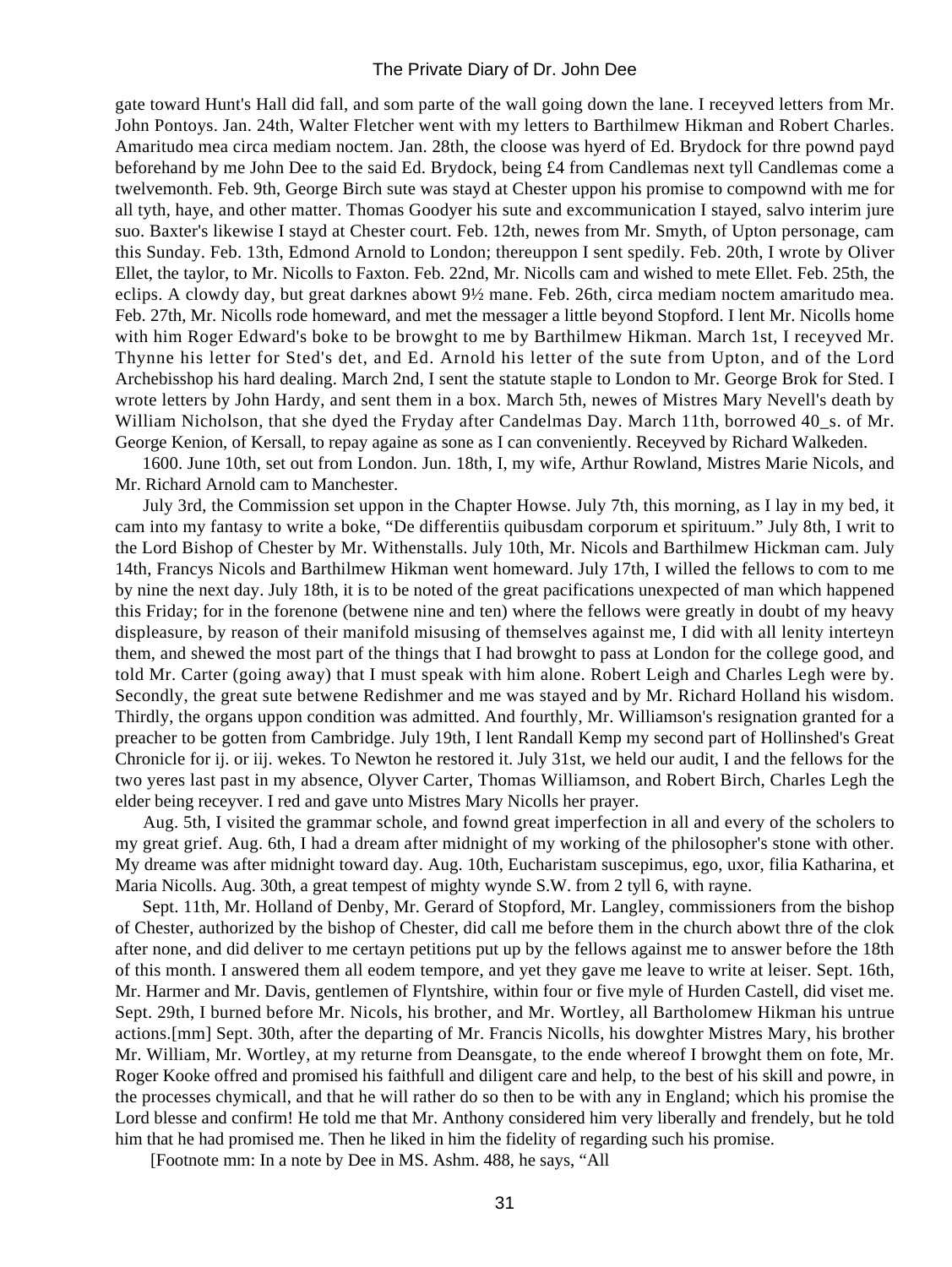gate toward Hunt's Hall did fall, and som parte of the wall going down the lane. I receyved letters from Mr. John Pontoys. Jan. 24th, Walter Fletcher went with my letters to Barthilmew Hikman and Robert Charles. Amaritudo mea circa mediam noctem. Jan. 28th, the cloose was hyerd of Ed. Brydock for thre pownd payd beforehand by me John Dee to the said Ed. Brydock, being £4 from Candlemas next tyll Candlemas come a twelvemonth. Feb. 9th, George Birch sute was stayd at Chester uppon his promise to compownd with me for all tyth, haye, and other matter. Thomas Goodyer his sute and excommunication I stayed, salvo interim jure suo. Baxter's likewise I stayd at Chester court. Feb. 12th, newes from Mr. Smyth, of Upton personage, cam this Sunday. Feb. 13th, Edmond Arnold to London; thereuppon I sent spedily. Feb. 20th, I wrote by Oliver Ellet, the taylor, to Mr. Nicolls to Faxton. Feb. 22nd, Mr. Nicolls cam and wished to mete Ellet. Feb. 25th, the eclips. A clowdy day, but great darknes abowt 9½ mane. Feb. 26th, circa mediam noctem amaritudo mea. Feb. 27th, Mr. Nicolls rode homeward, and met the messager a little beyond Stopford. I lent Mr. Nicolls home with him Roger Edward's boke to be browght to me by Barthilmew Hikman. March 1st, I receyved Mr. Thynne his letter for Sted's det, and Ed. Arnold his letter of the sute from Upton, and of the Lord Archebisshop his hard dealing. March 2nd, I sent the statute staple to London to Mr. George Brok for Sted. I wrote letters by John Hardy, and sent them in a box. March 5th, newes of Mistres Mary Nevell's death by William Nicholson, that she dyed the Fryday after Candelmas Day. March 11th, borrowed 40_s. of Mr. George Kenion, of Kersall, to repay againe as sone as I can conveniently. Receyved by Richard Walkeden.

1600. June 10th, set out from London. Jun. 18th, I, my wife, Arthur Rowland, Mistres Marie Nicols, and Mr. Richard Arnold cam to Manchester.

July 3rd, the Commission set uppon in the Chapter Howse. July 7th, this morning, as I lay in my bed, it cam into my fantasy to write a boke, "De differentiis quibusdam corporum et spirituum." July 8th, I writ to the Lord Bishop of Chester by Mr. Withenstalls. July 10th, Mr. Nicols and Barthilmew Hickman cam. July 14th, Francys Nicols and Barthilmew Hikman went homeward. July 17th, I willed the fellows to com to me by nine the next day. July 18th, it is to be noted of the great pacifications unexpected of man which happened this Friday; for in the forenone (betwene nine and ten) where the fellows were greatly in doubt of my heavy displeasure, by reason of their manifold misusing of themselves against me, I did with all lenity interteyn them, and shewed the most part of the things that I had browght to pass at London for the college good, and told Mr. Carter (going away) that I must speak with him alone. Robert Leigh and Charles Legh were by. Secondly, the great sute betwene Redishmer and me was stayed and by Mr. Richard Holland his wisdom. Thirdly, the organs uppon condition was admitted. And fourthly, Mr. Williamson's resignation granted for a preacher to be gotten from Cambridge. July 19th, I lent Randall Kemp my second part of Hollinshed's Great Chronicle for ij. or iij. wekes. To Newton he restored it. July 31st, we held our audit, I and the fellows for the two yeres last past in my absence, Olyver Carter, Thomas Williamson, and Robert Birch, Charles Legh the elder being receyver. I red and gave unto Mistres Mary Nicolls her prayer.

Aug. 5th, I visited the grammar schole, and fownd great imperfection in all and every of the scholers to my great grief. Aug. 6th, I had a dream after midnight of my working of the philosopher's stone with other. My dreame was after midnight toward day. Aug. 10th, Eucharistam suscepimus, ego, uxor, filia Katharina, et Maria Nicolls. Aug. 30th, a great tempest of mighty wynde S.W. from 2 tyll 6, with rayne.

Sept. 11th, Mr. Holland of Denby, Mr. Gerard of Stopford, Mr. Langley, commissioners from the bishop of Chester, authorized by the bishop of Chester, did call me before them in the church abowt thre of the clok after none, and did deliver to me certayn petitions put up by the fellows against me to answer before the 18th of this month. I answered them all eodem tempore, and yet they gave me leave to write at leiser. Sept. 16th, Mr. Harmer and Mr. Davis, gentlemen of Flyntshire, within four or five myle of Hurden Castell, did viset me. Sept. 29th, I burned before Mr. Nicols, his brother, and Mr. Wortley, all Bartholomew Hikman his untrue actions.[mm] Sept. 30th, after the departing of Mr. Francis Nicolls, his dowghter Mistres Mary, his brother Mr. William, Mr. Wortley, at my returne from Deansgate, to the ende whereof I browght them on fote, Mr. Roger Kooke offred and promised his faithfull and diligent care and help, to the best of his skill and powre, in the processes chymicall, and that he will rather do so then to be with any in England; which his promise the Lord blesse and confirm! He told me that Mr. Anthony considered him very liberally and frendely, but he told him that he had promised me. Then he liked in him the fidelity of regarding such his promise.

[Footnote mm: In a note by Dee in MS. Ashm. 488, he says, "All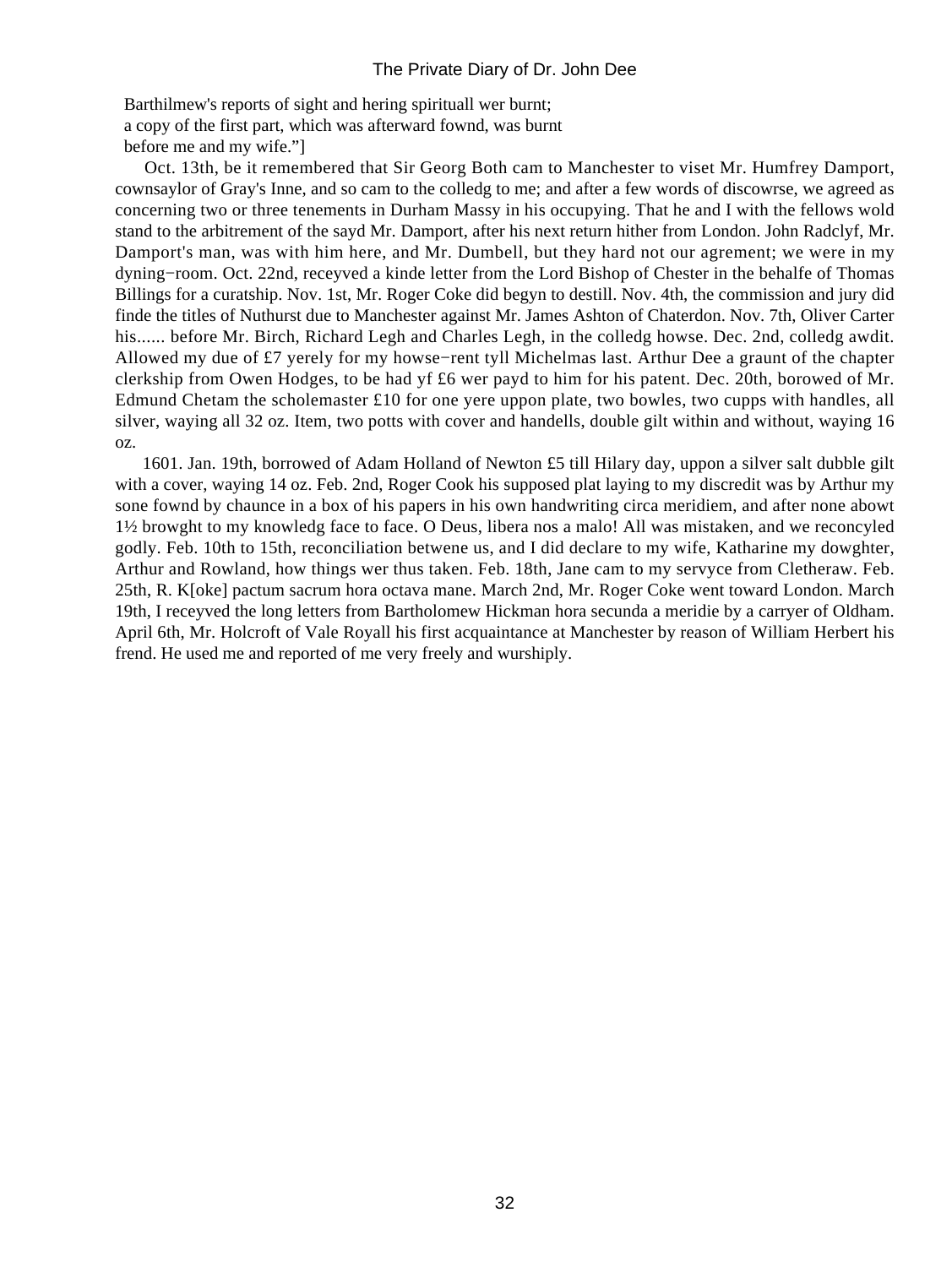Barthilmew's reports of sight and hering spirituall wer burnt;
a copy of the first part, which was afterward fownd, was burnt
before me and my wife."]

Oct. 13th, be it remembered that Sir Georg Both cam to Manchester to viset Mr. Humfrey Damport, cownsaylor of Gray's Inne, and so cam to the colledg to me; and after a few words of discowrse, we agreed as concerning two or three tenements in Durham Massy in his occupying. That he and I with the fellows wold stand to the arbitrement of the sayd Mr. Damport, after his next return hither from London. John Radclyf, Mr. Damport's man, was with him here, and Mr. Dumbell, but they hard not our agrement; we were in my dyning−room. Oct. 22nd, receyved a kinde letter from the Lord Bishop of Chester in the behalfe of Thomas Billings for a curatship. Nov. 1st, Mr. Roger Coke did begyn to destill. Nov. 4th, the commission and jury did finde the titles of Nuthurst due to Manchester against Mr. James Ashton of Chaterdon. Nov. 7th, Oliver Carter his...... before Mr. Birch, Richard Legh and Charles Legh, in the colledg howse. Dec. 2nd, colledg awdit. Allowed my due of £7 yerely for my howse−rent tyll Michelmas last. Arthur Dee a graunt of the chapter clerkship from Owen Hodges, to be had yf £6 wer payd to him for his patent. Dec. 20th, borowed of Mr. Edmund Chetam the scholemaster £10 for one yere uppon plate, two bowles, two cupps with handles, all silver, waying all 32 oz. Item, two potts with cover and handells, double gilt within and without, waying 16 oz.

1601. Jan. 19th, borrowed of Adam Holland of Newton £5 till Hilary day, uppon a silver salt dubble gilt with a cover, waying 14 oz. Feb. 2nd, Roger Cook his supposed plat laying to my discredit was by Arthur my sone fownd by chaunce in a box of his papers in his own handwriting circa meridiem, and after none abowt 1½ browght to my knowledg face to face. O Deus, libera nos a malo! All was mistaken, and we reconcyled godly. Feb. 10th to 15th, reconciliation betwene us, and I did declare to my wife, Katharine my dowghter, Arthur and Rowland, how things wer thus taken. Feb. 18th, Jane cam to my servyce from Cletheraw. Feb. 25th, R. K[oke] pactum sacrum hora octava mane. March 2nd, Mr. Roger Coke went toward London. March 19th, I receyved the long letters from Bartholomew Hickman hora secunda a meridie by a carryer of Oldham. April 6th, Mr. Holcroft of Vale Royall his first acquaintance at Manchester by reason of William Herbert his frend. He used me and reported of me very freely and wurshiply.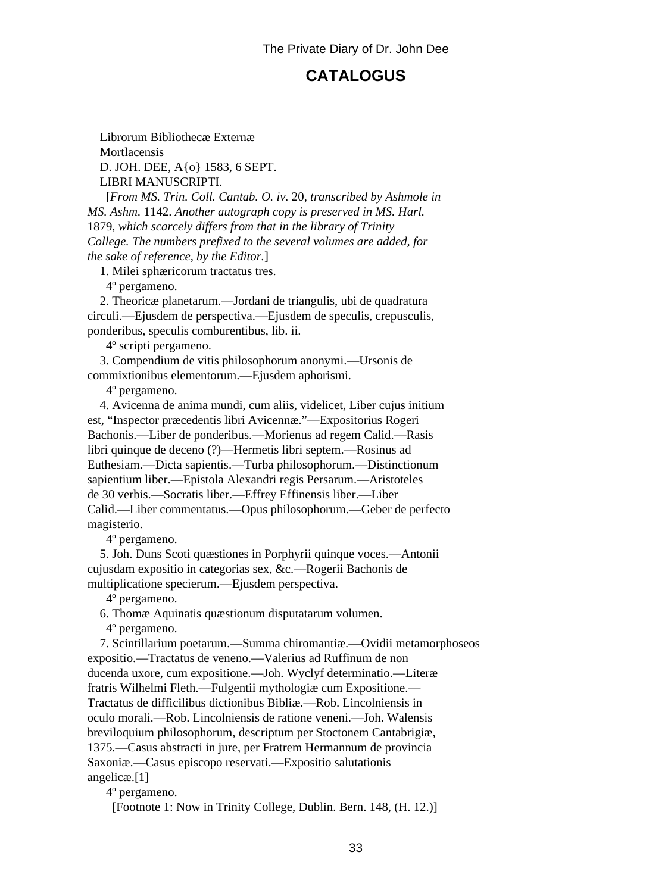## CATALOGUS

Librorum Bibliothecæ Externæ
Mortlacensis
D. JOH. DEE, A{o} 1583, 6 SEPT.
LIBRI MANUSCRIPTI.

[*From MS. Trin. Coll. Cantab. O. iv.* 20, *transcribed by Ashmole in MS. Ashm.* 1142. *Another autograph copy is preserved in MS. Harl.* 1879, *which scarcely differs from that in the library of Trinity College. The numbers prefixed to the several volumes are added, for the sake of reference, by the Editor.*]

1. Milei sphæricorum tractatus tres.
4º pergameno.

2. Theoricæ planetarum.—Jordani de triangulis, ubi de quadratura circuli.—Ejusdem de perspectiva.—Ejusdem de speculis, crepusculis, ponderibus, speculis comburentibus, lib. ii.
4º scripti pergameno.

3. Compendium de vitis philosophorum anonymi.—Ursonis de commixtionibus elementorum.—Ejusdem aphorismi.
4º pergameno.

4. Avicenna de anima mundi, cum aliis, videlicet, Liber cujus initium est, "Inspector præcedentis libri Avicennæ."—Expositorius Rogeri Bachonis.—Liber de ponderibus.—Morienus ad regem Calid.—Rasis libri quinque de deceno (?)—Hermetis libri septem.—Rosinus ad Euthesiam.—Dicta sapientis.—Turba philosophorum.—Distinctionum sapientium liber.—Epistola Alexandri regis Persarum.—Aristoteles de 30 verbis.—Socratis liber.—Effrey Effinensis liber.—Liber Calid.—Liber commentatus.—Opus philosophorum.—Geber de perfecto magisterio.
4º pergameno.

5. Joh. Duns Scoti quæstiones in Porphyrii quinque voces.—Antonii cujusdam expositio in categorias sex, &c.—Rogerii Bachonis de multiplicatione specierum.—Ejusdem perspectiva.
4º pergameno.

6. Thomæ Aquinatis quæstionum disputatarum volumen.
4º pergameno.

7. Scintillarium poetarum.—Summa chiromantiæ.—Ovidii metamorphoseos expositio.—Tractatus de veneno.—Valerius ad Ruffinum de non ducenda uxore, cum expositione.—Joh. Wyclyf determinatio.—Literæ fratris Wilhelmi Fleth.—Fulgentii mythologiæ cum Expositione.—Tractatus de difficilibus dictionibus Bibliæ.—Rob. Lincolniensis in oculo morali.—Rob. Lincolniensis de ratione veneni.—Joh. Walensis breviloquium philosophorum, descriptum per Stoctonem Cantabrigiæ, 1375.—Casus abstracti in jure, per Fratrem Hermannum de provincia Saxoniæ.—Casus episcopo reservati.—Expositio salutationis angelicæ.[1]
4º pergameno.

[Footnote 1: Now in Trinity College, Dublin. Bern. 148, (H. 12.)]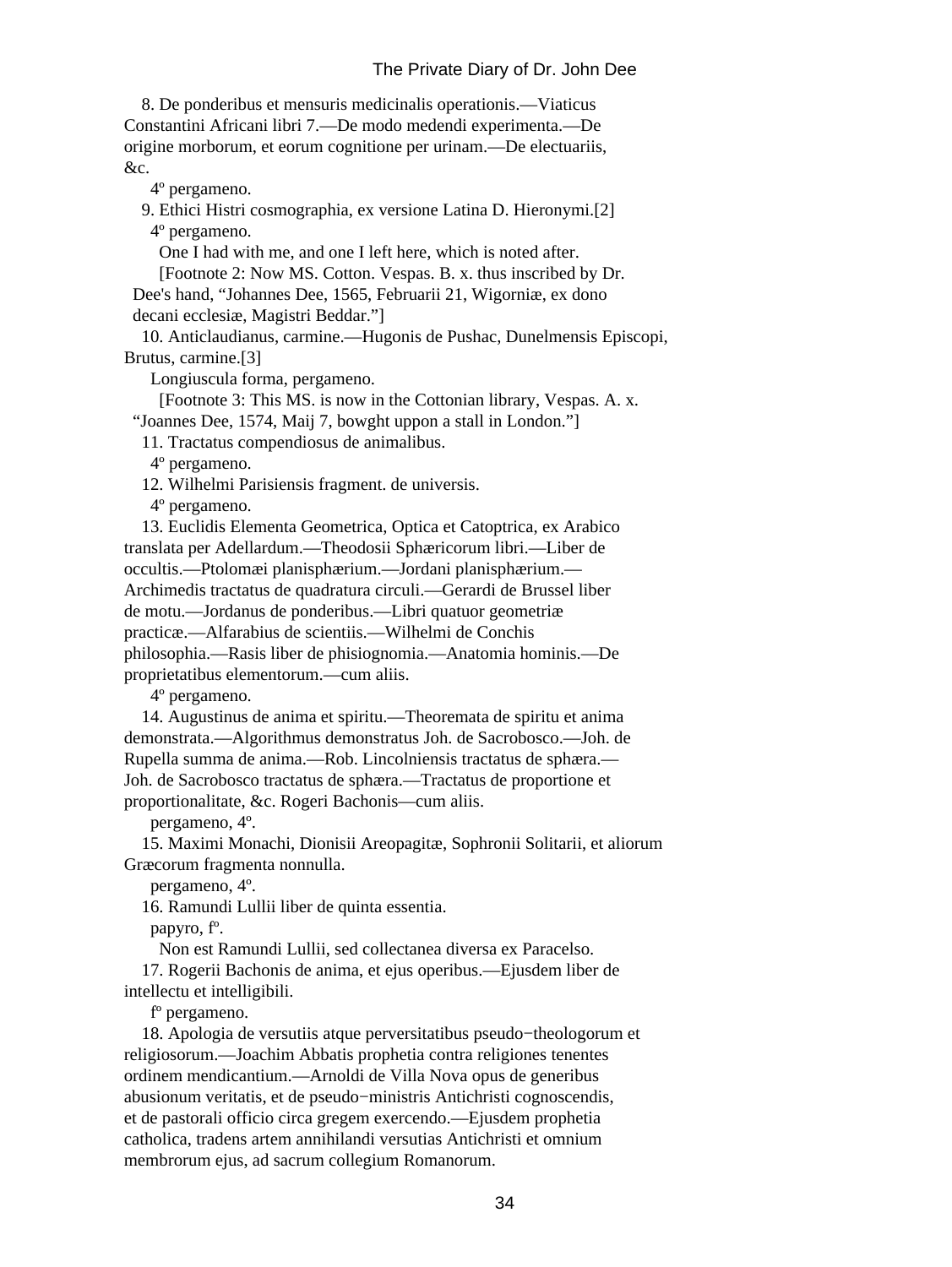8. De ponderibus et mensuris medicinalis operationis.—Viaticus Constantini Africani libri 7.—De modo medendi experimenta.—De origine morborum, et eorum cognitione per urinam.—De electuariis, &c.

4º pergameno.

9. Ethici Histri cosmographia, ex versione Latina D. Hieronymi.[2]

4º pergameno.

One I had with me, and one I left here, which is noted after.

[Footnote 2: Now MS. Cotton. Vespas. B. x. thus inscribed by Dr. Dee's hand, "Johannes Dee, 1565, Februarii 21, Wigorniæ, ex dono decani ecclesiæ, Magistri Beddar."]

10. Anticlaudianus, carmine.—Hugonis de Pushac, Dunelmensis Episcopi, Brutus, carmine.[3]

Longiuscula forma, pergameno.

[Footnote 3: This MS. is now in the Cottonian library, Vespas. A. x. "Joannes Dee, 1574, Maij 7, bowght uppon a stall in London."]

11. Tractatus compendiosus de animalibus.

4º pergameno.

12. Wilhelmi Parisiensis fragment. de universis.

4º pergameno.

13. Euclidis Elementa Geometrica, Optica et Catoptrica, ex Arabico translata per Adellardum.—Theodosii Sphæricorum libri.—Liber de occultis.—Ptolomæi planisphærium.—Jordani planisphærium.—Archimedis tractatus de quadratura circuli.—Gerardi de Brussel liber de motu.—Jordanus de ponderibus.—Libri quatuor geometriæ practicæ.—Alfarabius de scientiis.—Wilhelmi de Conchis philosophia.—Rasis liber de phisiognomia.—Anatomia hominis.—De proprietatibus elementorum.—cum aliis.

4º pergameno.

14. Augustinus de anima et spiritu.—Theoremata de spiritu et anima demonstrata.—Algorithmus demonstratus Joh. de Sacrobosco.—Joh. de Rupella summa de anima.—Rob. Lincolniensis tractatus de sphæra.—Joh. de Sacrobosco tractatus de sphæra.—Tractatus de proportione et proportionalitate, &c. Rogeri Bachonis—cum aliis.

pergameno, 4º.

15. Maximi Monachi, Dionisii Areopagitæ, Sophronii Solitarii, et aliorum Græcorum fragmenta nonnulla.

pergameno, 4º.

16. Ramundi Lullii liber de quinta essentia.

papyro, fº.

Non est Ramundi Lullii, sed collectanea diversa ex Paracelso.

17. Rogerii Bachonis de anima, et ejus operibus.—Ejusdem liber de intellectu et intelligibili.

fº pergameno.

18. Apologia de versutiis atque perversitatibus pseudo−theologorum et religiosorum.—Joachim Abbatis prophetia contra religiones tenentes ordinem mendicantium.—Arnoldi de Villa Nova opus de generibus abusionum veritatis, et de pseudo−ministris Antichristi cognoscendis, et de pastorali officio circa gregem exercendo.—Ejusdem prophetia catholica, tradens artem annihilandi versutias Antichristi et omnium membrorum ejus, ad sacrum collegium Romanorum.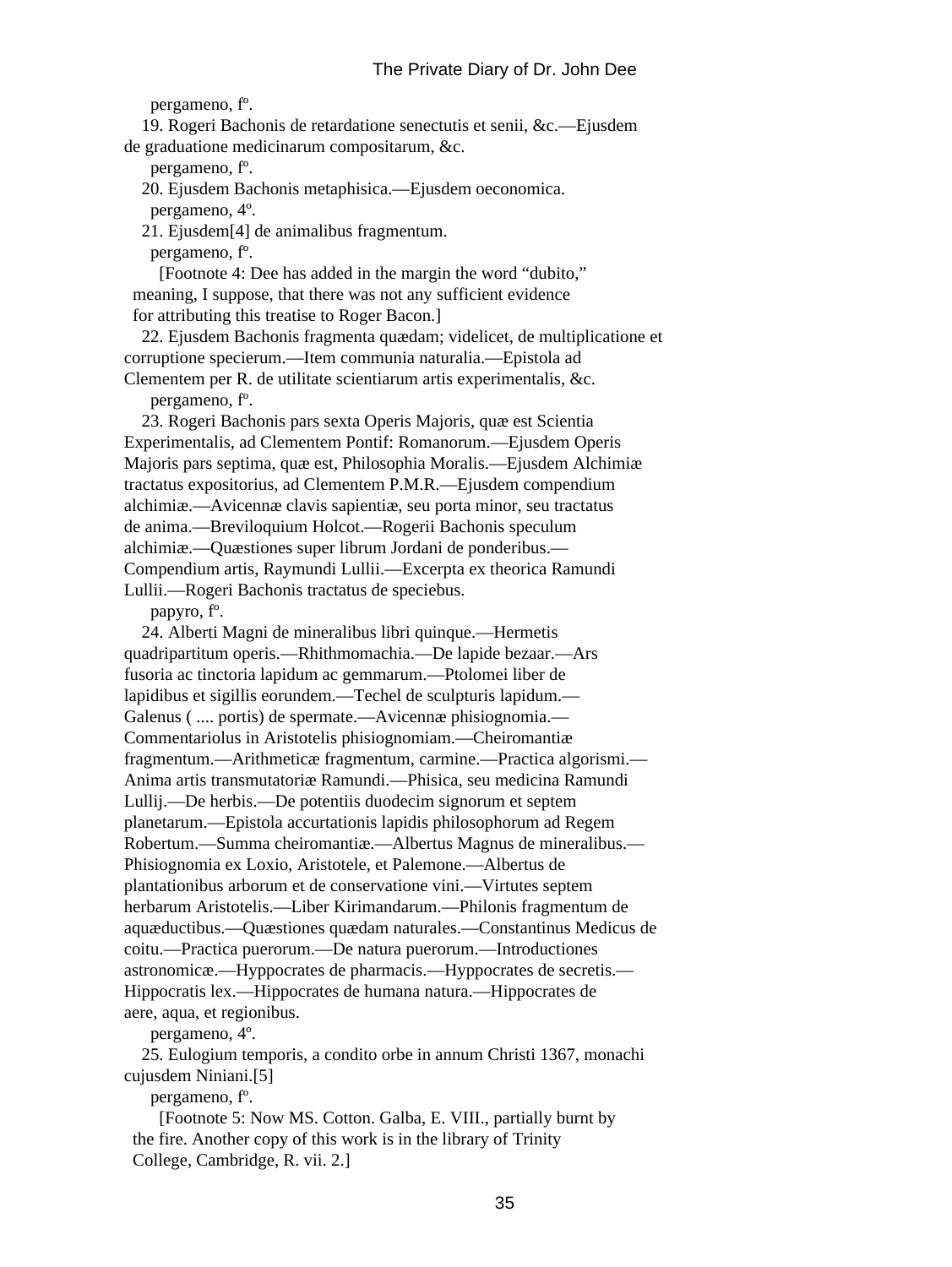pergameno, fº.

19. Rogeri Bachonis de retardatione senectutis et senii, &c.—Ejusdem de graduatione medicinarum compositarum, &c.

pergameno, fº.

20. Ejusdem Bachonis metaphisica.—Ejusdem oeconomica.

pergameno, 4º.

21. Ejusdem[4] de animalibus fragmentum.

pergameno, fº.

[Footnote 4: Dee has added in the margin the word "dubito," meaning, I suppose, that there was not any sufficient evidence for attributing this treatise to Roger Bacon.]

22. Ejusdem Bachonis fragmenta quædam; videlicet, de multiplicatione et corruptione specierum.—Item communia naturalia.—Epistola ad Clementem per R. de utilitate scientiarum artis experimentalis, &c.

pergameno, fº.

23. Rogeri Bachonis pars sexta Operis Majoris, quæ est Scientia Experimentalis, ad Clementem Pontif: Romanorum.—Ejusdem Operis Majoris pars septima, quæ est, Philosophia Moralis.—Ejusdem Alchimiæ tractatus expositorius, ad Clementem P.M.R.—Ejusdem compendium alchimiæ.—Avicennæ clavis sapientiæ, seu porta minor, seu tractatus de anima.—Breviloquium Holcot.—Rogerii Bachonis speculum alchimiæ.—Quæstiones super librum Jordani de ponderibus.—Compendium artis, Raymundi Lullii.—Excerpta ex theorica Ramundi Lullii.—Rogeri Bachonis tractatus de speciebus.

papyro, fº.

24. Alberti Magni de mineralibus libri quinque.—Hermetis quadripartitum operis.—Rhithmomachia.—De lapide bezaar.—Ars fusoria ac tinctoria lapidum ac gemmarum.—Ptolomei liber de lapidibus et sigillis eorundem.—Techel de sculpturis lapidum.—Galenus ( .... portis) de spermate.—Avicennæ phisiognomia.—Commentariolus in Aristotelis phisiognomiam.—Cheiromantiæ fragmentum.—Arithmeticæ fragmentum, carmine.—Practica algorismi.—Anima artis transmutatoriæ Ramundi.—Phisica, seu medicina Ramundi Lullij.—De herbis.—De potentiis duodecim signorum et septem planetarum.—Epistola accurtationis lapidis philosophorum ad Regem Robertum.—Summa cheiromantiæ.—Albertus Magnus de mineralibus.—Phisiognomia ex Loxio, Aristotele, et Palemone.—Albertus de plantationibus arborum et de conservatione vini.—Virtutes septem herbarum Aristotelis.—Liber Kirimandarum.—Philonis fragmentum de aquæductibus.—Quæstiones quædam naturales.—Constantinus Medicus de coitu.—Practica puerorum.—De natura puerorum.—Introductiones astronomicæ.—Hyppocrates de pharmacis.—Hyppocrates de secretis.—Hippocratis lex.—Hippocrates de humana natura.—Hippocrates de aere, aqua, et regionibus.

pergameno, 4º.

25. Eulogium temporis, a condito orbe in annum Christi 1367, monachi cujusdem Niniani.[5]

pergameno, fº.

[Footnote 5: Now MS. Cotton. Galba, E. VIII., partially burnt by the fire. Another copy of this work is in the library of Trinity College, Cambridge, R. vii. 2.]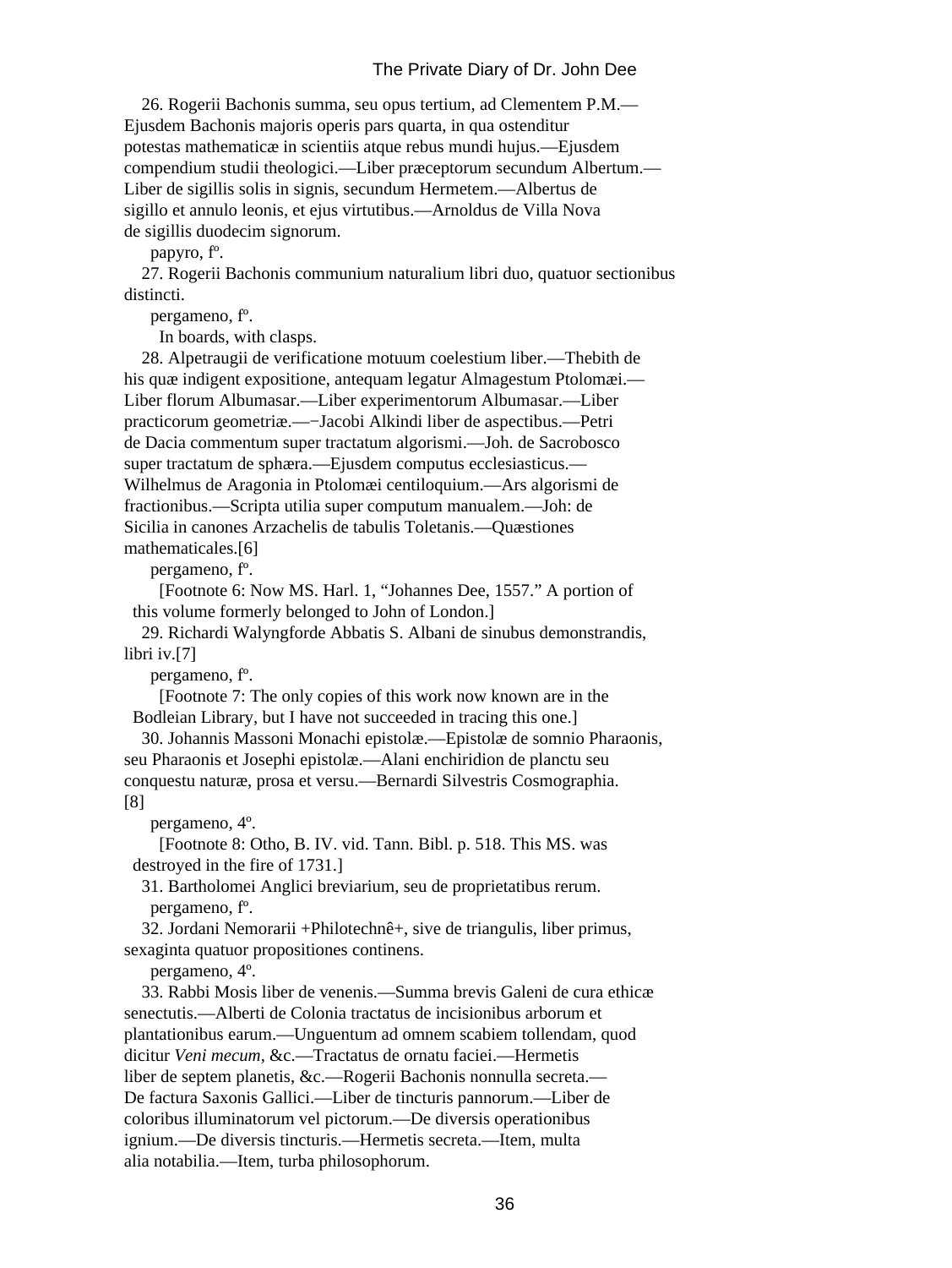26. Rogerii Bachonis summa, seu opus tertium, ad Clementem P.M.—Ejusdem Bachonis majoris operis pars quarta, in qua ostenditur potestas mathematicæ in scientiis atque rebus mundi hujus.—Ejusdem compendium studii theologici.—Liber præceptorum secundum Albertum.—Liber de sigillis solis in signis, secundum Hermetem.—Albertus de sigillo et annulo leonis, et ejus virtutibus.—Arnoldus de Villa Nova de sigillis duodecim signorum.

papyro, fº.

27. Rogerii Bachonis communium naturalium libri duo, quatuor sectionibus distincti.

pergameno, fº.

In boards, with clasps.

28. Alpetraugii de verificatione motuum coelestium liber.—Thebith de his quæ indigent expositione, antequam legatur Almagestum Ptolomæi.—Liber florum Albumasar.—Liber experimentorum Albumasar.—Liber practicorum geometriæ.—-Jacobi Alkindi liber de aspectibus.—Petri de Dacia commentum super tractatum algorismi.—Joh. de Sacrobosco super tractatum de sphæra.—Ejusdem computus ecclesiasticus.—Wilhelmus de Aragonia in Ptolomæi centiloquium.—Ars algorismi de fractionibus.—Scripta utilia super computum manualem.—Joh: de Sicilia in canones Arzachelis de tabulis Toletanis.—Quæstiones mathematicales.[6]

pergameno, fº.

[Footnote 6: Now MS. Harl. 1, "Johannes Dee, 1557." A portion of this volume formerly belonged to John of London.]

29. Richardi Walyngforde Abbatis S. Albani de sinubus demonstrandis, libri iv.[7]

pergameno, fº.

[Footnote 7: The only copies of this work now known are in the Bodleian Library, but I have not succeeded in tracing this one.]

30. Johannis Massoni Monachi epistolæ.—Epistolæ de somnio Pharaonis, seu Pharaonis et Josephi epistolæ.—Alani enchiridion de planctu seu conquestu naturæ, prosa et versu.—Bernardi Silvestris Cosmographia.[8]

pergameno, 4º.

[Footnote 8: Otho, B. IV. vid. Tann. Bibl. p. 518. This MS. was destroyed in the fire of 1731.]

31. Bartholomei Anglici breviarium, seu de proprietatibus rerum.

pergameno, fº.

32. Jordani Nemorarii +Philotechnê+, sive de triangulis, liber primus, sexaginta quatuor propositiones continens.

pergameno, 4º.

33. Rabbi Mosis liber de venenis.—Summa brevis Galeni de cura ethicæ senectutis.—Alberti de Colonia tractatus de incisionibus arborum et plantationibus earum.—Unguentum ad omnem scabiem tollendam, quod dicitur *Veni mecum*, &c.—Tractatus de ornatu faciei.—Hermetis liber de septem planetis, &c.—Rogerii Bachonis nonnulla secreta.—De factura Saxonis Gallici.—Liber de tincturis pannorum.—Liber de coloribus illuminatorum vel pictorum.—De diversis operationibus ignium.—De diversis tincturis.—Hermetis secreta.—Item, multa alia notabilia.—Item, turba philosophorum.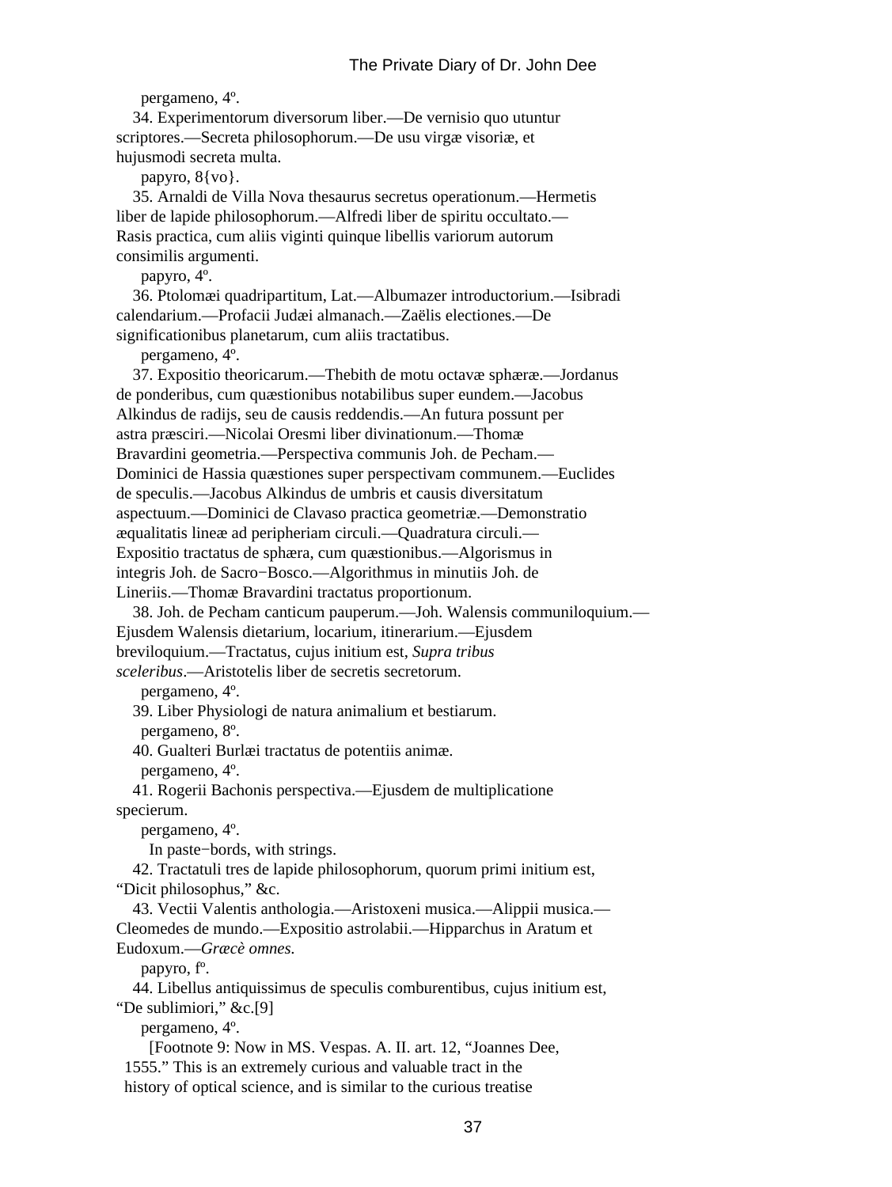pergameno, 4º.

34. Experimentorum diversorum liber.—De vernisio quo utuntur scriptores.—Secreta philosophorum.—De usu virgæ visoriæ, et hujusmodi secreta multa.

papyro, 8{vo}.

35. Arnaldi de Villa Nova thesaurus secretus operationum.—Hermetis liber de lapide philosophorum.—Alfredi liber de spiritu occultato.—Rasis practica, cum aliis viginti quinque libellis variorum autorum consimilis argumenti.

papyro, 4º.

36. Ptolomæi quadripartitum, Lat.—Albumazer introductorium.—Isibradi calendarium.—Profacii Judæi almanach.—Zaëlis electiones.—De significationibus planetarum, cum aliis tractatibus.

pergameno, 4º.

37. Expositio theoricarum.—Thebith de motu octavæ sphæræ.—Jordanus de ponderibus, cum quæstionibus notabilibus super eundem.—Jacobus Alkindus de radijs, seu de causis reddendis.—An futura possunt per astra præsciri.—Nicolai Oresmi liber divinationum.—Thomæ Bravardini geometria.—Perspectiva communis Joh. de Pecham.—Dominici de Hassia quæstiones super perspectivam communem.—Euclides de speculis.—Jacobus Alkindus de umbris et causis diversitatum aspectuum.—Dominici de Clavaso practica geometriæ.—Demonstratio æqualitatis lineæ ad peripheriam circuli.—Quadratura circuli.—Expositio tractatus de sphæra, cum quæstionibus.—Algorismus in integris Joh. de Sacro−Bosco.—Algorithmus in minutiis Joh. de Lineriis.—Thomæ Bravardini tractatus proportionum.

38. Joh. de Pecham canticum pauperum.—Joh. Walensis communiloquium.—Ejusdem Walensis dietarium, locarium, itinerarium.—Ejusdem breviloquium.—Tractatus, cujus initium est, *Supra tribus sceleribus*.—Aristotelis liber de secretis secretorum.

pergameno, 4º.

39. Liber Physiologi de natura animalium et bestiarum.

pergameno, 8º.

40. Gualteri Burlæi tractatus de potentiis animæ.

pergameno, 4º.

41. Rogerii Bachonis perspectiva.—Ejusdem de multiplicatione specierum.

pergameno, 4º.

In paste−bords, with strings.

42. Tractatuli tres de lapide philosophorum, quorum primi initium est, "Dicit philosophus," &c.

43. Vectii Valentis anthologia.—Aristoxeni musica.—Alippii musica.—Cleomedes de mundo.—Expositio astrolabii.—Hipparchus in Aratum et Eudoxum.—*Græcè omnes.*

papyro, fº.

44. Libellus antiquissimus de speculis comburentibus, cujus initium est, "De sublimiori," &c.[9]

pergameno, 4º.

[Footnote 9: Now in MS. Vespas. A. II. art. 12, "Joannes Dee, 1555." This is an extremely curious and valuable tract in the history of optical science, and is similar to the curious treatise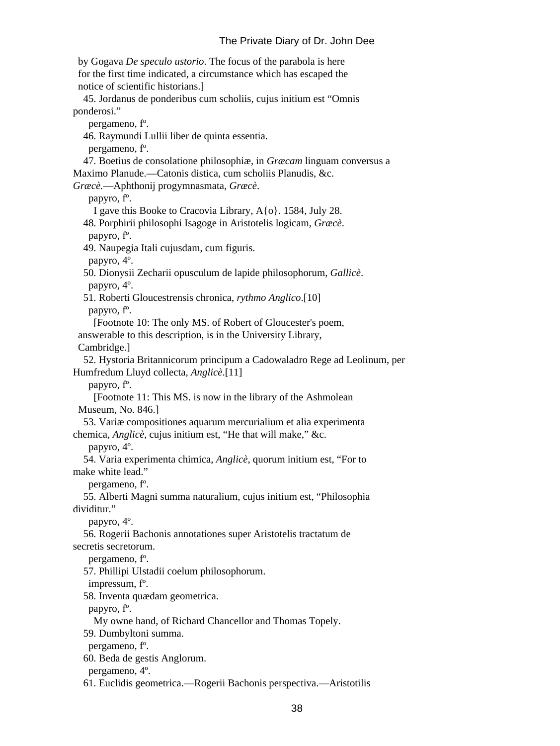by Gogava *De speculo ustorio*. The focus of the parabola is here for the first time indicated, a circumstance which has escaped the notice of scientific historians.]

45. Jordanus de ponderibus cum scholiis, cujus initium est “Omnis ponderosi.”
pergameno, fº.

46. Raymundi Lullii liber de quinta essentia.
pergameno, fº.

47. Boetius de consolatione philosophiæ, in *Græcam* linguam conversus a Maximo Planude.—Catonis distica, cum scholiis Planudis, &c. *Græcè*.—Aphthonij progymnasmata, *Græcè*.
papyro, fº.
I gave this Booke to Cracovia Library, A{o}. 1584, July 28.

48. Porphirii philosophi Isagoge in Aristotelis logicam, *Græcè*.
papyro, fº.

49. Naupegia Itali cujusdam, cum figuris.
papyro, 4º.

50. Dionysii Zecharii opusculum de lapide philosophorum, *Gallicè*.
papyro, 4º.

51. Roberti Gloucestrensis chronica, *rythmo Anglico*.[10]
papyro, fº.

[Footnote 10: The only MS. of Robert of Gloucester's poem, answerable to this description, is in the University Library, Cambridge.]

52. Hystoria Britannicorum principum a Cadowaladro Rege ad Leolinum, per Humfredum Lluyd collecta, *Anglicè*.[11]
papyro, fº.

[Footnote 11: This MS. is now in the library of the Ashmolean Museum, No. 846.]

53. Variæ compositiones aquarum mercurialium et alia experimenta chemica, *Anglicè*, cujus initium est, “He that will make,” &c.
papyro, 4º.

54. Varia experimenta chimica, *Anglicè*, quorum initium est, “For to make white lead.”
pergameno, fº.

55. Alberti Magni summa naturalium, cujus initium est, “Philosophia dividitur.”
papyro, 4º.

56. Rogerii Bachonis annotationes super Aristotelis tractatum de secretis secretorum.
pergameno, fº.

57. Phillipi Ulstadii coelum philosophorum.
impressum, fº.

58. Inventa quædam geometrica.
papyro, fº.
My owne hand, of Richard Chancellor and Thomas Topely.

59. Dumbyltoni summa.
pergameno, fº.

60. Beda de gestis Anglorum.
pergameno, 4º.

61. Euclidis geometrica.—Rogerii Bachonis perspectiva.—Aristotilis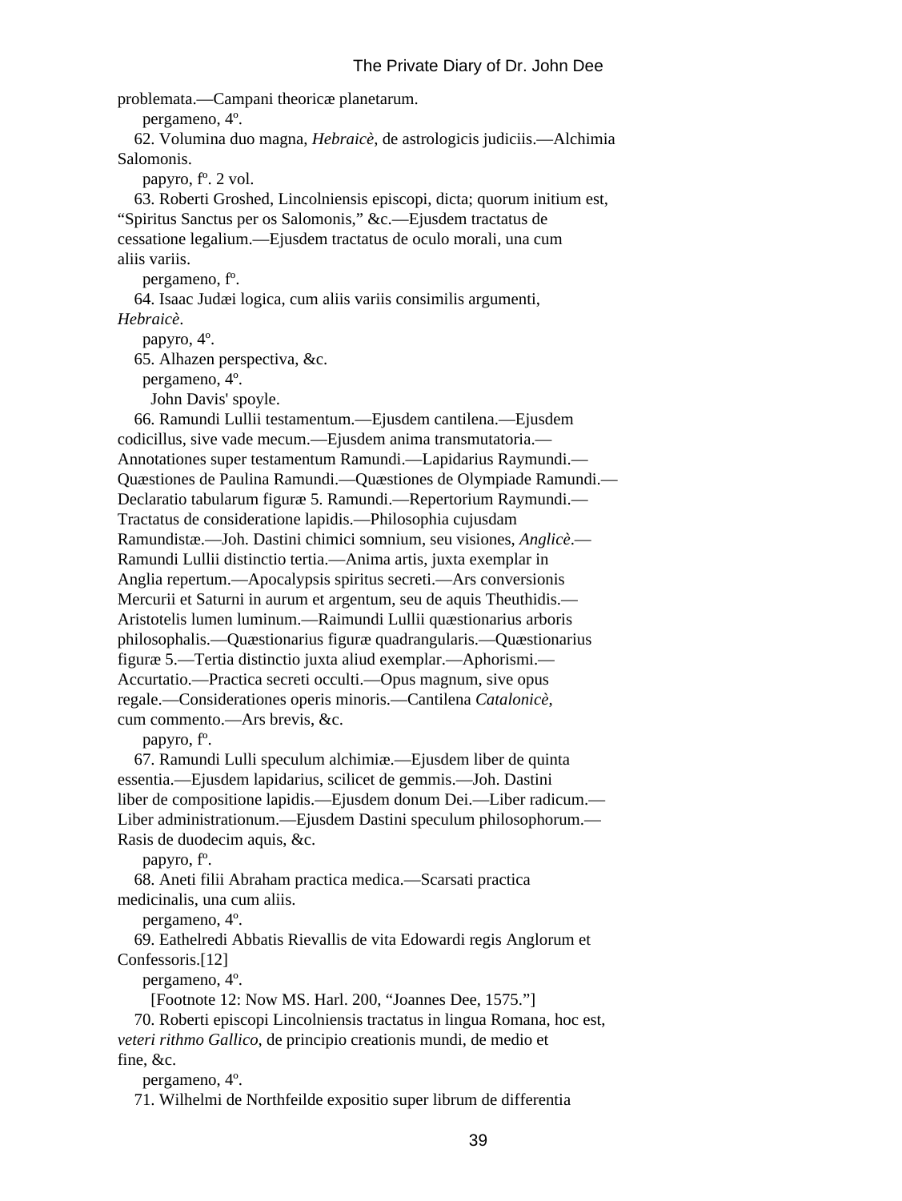problemata.—Campani theoricæ planetarum.

pergameno, 4º.

62. Volumina duo magna, *Hebraicè*, de astrologicis judiciis.—Alchimia Salomonis.

papyro, fº. 2 vol.

63. Roberti Groshed, Lincolniensis episcopi, dicta; quorum initium est, “Spiritus Sanctus per os Salomonis,” &c.—Ejusdem tractatus de cessatione legalium.—Ejusdem tractatus de oculo morali, una cum aliis variis.

pergameno, fº.

64. Isaac Judæi logica, cum aliis variis consimilis argumenti, *Hebraicè*.

papyro, 4º.

65. Alhazen perspectiva, &c.

pergameno, 4º.

John Davis' spoyle.

66. Ramundi Lullii testamentum.—Ejusdem cantilena.—Ejusdem codicillus, sive vade mecum.—Ejusdem anima transmutatoria.—Annotationes super testamentum Ramundi.—Lapidarius Raymundi.—Quæstiones de Paulina Ramundi.—Quæstiones de Olympiade Ramundi.—Declaratio tabularum figuræ 5. Ramundi.—Repertorium Raymundi.—Tractatus de consideratione lapidis.—Philosophia cujusdam Ramundistæ.—Joh. Dastini chimici somnium, seu visiones, *Anglicè*.—Ramundi Lullii distinctio tertia.—Anima artis, juxta exemplar in Anglia repertum.—Apocalypsis spiritus secreti.—Ars conversionis Mercurii et Saturni in aurum et argentum, seu de aquis Theuthidis.—Aristotelis lumen luminum.—Raimundi Lullii quæstionarius arboris philosophalis.—Quæstionarius figuræ quadrangularis.—Quæstionarius figuræ 5.—Tertia distinctio juxta aliud exemplar.—Aphorismi.—Accurtatio.—Practica secreti occulti.—Opus magnum, sive opus regale.—Considerationes operis minoris.—Cantilena *Catalonicè*, cum commento.—Ars brevis, &c.

papyro, fº.

67. Ramundi Lulli speculum alchimiæ.—Ejusdem liber de quinta essentia.—Ejusdem lapidarius, scilicet de gemmis.—Joh. Dastini liber de compositione lapidis.—Ejusdem donum Dei.—Liber radicum.—Liber administrationum.—Ejusdem Dastini speculum philosophorum.—Rasis de duodecim aquis, &c.

papyro, fº.

68. Aneti filii Abraham practica medica.—Scarsati practica medicinalis, una cum aliis.

pergameno, 4º.

69. Eathelredi Abbatis Rievallis de vita Edowardi regis Anglorum et Confessoris.[12]

pergameno, 4º.

[Footnote 12: Now MS. Harl. 200, “Joannes Dee, 1575.”]

70. Roberti episcopi Lincolniensis tractatus in lingua Romana, hoc est, *veteri rithmo Gallico*, de principio creationis mundi, de medio et fine, &c.

pergameno, 4º.

71. Wilhelmi de Northfeilde expositio super librum de differentia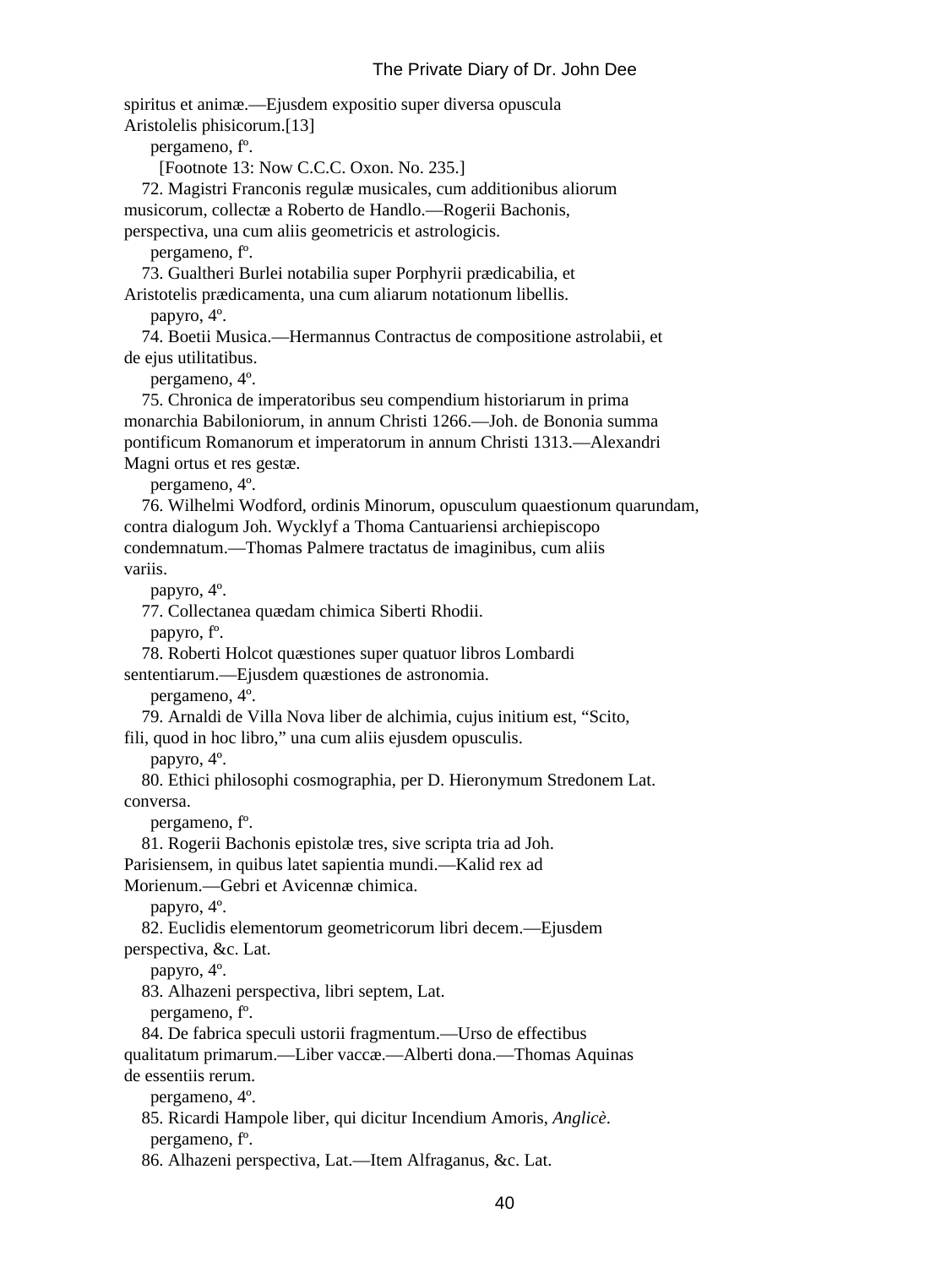spiritus et animæ.—Ejusdem expositio super diversa opuscula Aristolelis phisicorum.[13]

pergameno, fº.

[Footnote 13: Now C.C.C. Oxon. No. 235.]

72. Magistri Franconis regulæ musicales, cum additionibus aliorum musicorum, collectæ a Roberto de Handlo.—Rogerii Bachonis, perspectiva, una cum aliis geometricis et astrologicis.

pergameno, fº.

73. Gualtheri Burlei notabilia super Porphyrii prædicabilia, et Aristotelis prædicamenta, una cum aliarum notationum libellis.

papyro, 4º.

74. Boetii Musica.—Hermannus Contractus de compositione astrolabii, et de ejus utilitatibus.

pergameno, 4º.

75. Chronica de imperatoribus seu compendium historiarum in prima monarchia Babiloniorum, in annum Christi 1266.—Joh. de Bononia summa pontificum Romanorum et imperatorum in annum Christi 1313.—Alexandri Magni ortus et res gestæ.

pergameno, 4º.

76. Wilhelmi Wodford, ordinis Minorum, opusculum quaestionum quarundam, contra dialogum Joh. Wycklyf a Thoma Cantuariensi archiepiscopo condemnatum.—Thomas Palmere tractatus de imaginibus, cum aliis variis.

papyro, 4º.

77. Collectanea quædam chimica Siberti Rhodii.

papyro, fº.

78. Roberti Holcot quæstiones super quatuor libros Lombardi sententiarum.—Ejusdem quæstiones de astronomia.

pergameno, 4º.

79. Arnaldi de Villa Nova liber de alchimia, cujus initium est, "Scito, fili, quod in hoc libro," una cum aliis ejusdem opusculis.

papyro, 4º.

80. Ethici philosophi cosmographia, per D. Hieronymum Stredonem Lat. conversa.

pergameno, fº.

81. Rogerii Bachonis epistolæ tres, sive scripta tria ad Joh. Parisiensem, in quibus latet sapientia mundi.—Kalid rex ad Morienum.—Gebri et Avicennæ chimica.

papyro, 4º.

82. Euclidis elementorum geometricorum libri decem.—Ejusdem perspectiva, &c. Lat.

papyro, 4º.

83. Alhazeni perspectiva, libri septem, Lat.

pergameno, fº.

84. De fabrica speculi ustorii fragmentum.—Urso de effectibus qualitatum primarum.—Liber vaccæ.—Alberti dona.—Thomas Aquinas de essentiis rerum.

pergameno, 4º.

85. Ricardi Hampole liber, qui dicitur Incendium Amoris, *Anglicè*.

pergameno, fº.

86. Alhazeni perspectiva, Lat.—Item Alfraganus, &c. Lat.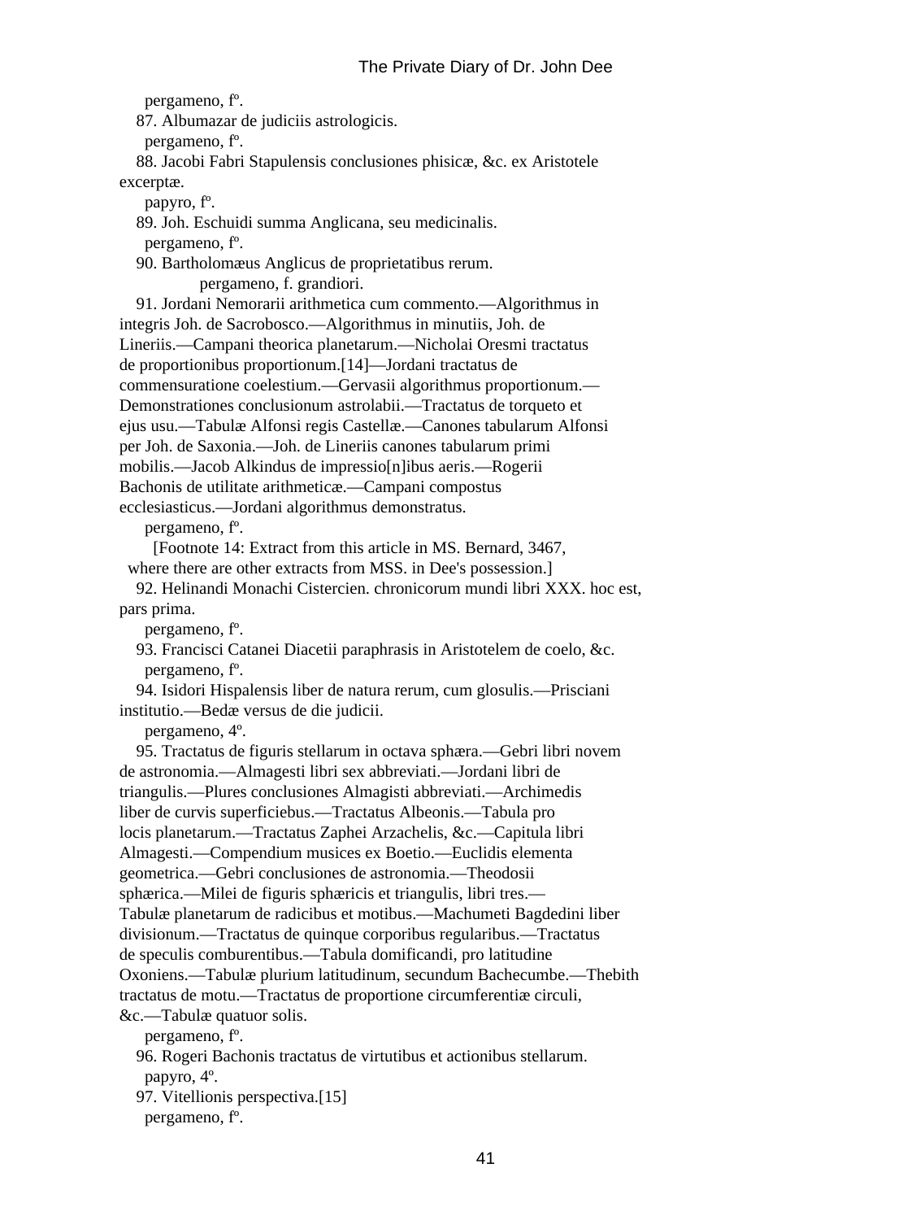pergameno, fº.

87. Albumazar de judiciis astrologicis.

pergameno, fº.

88. Jacobi Fabri Stapulensis conclusiones phisicæ, &c. ex Aristotele excerptæ.

papyro, fº.

89. Joh. Eschuidi summa Anglicana, seu medicinalis.

pergameno, fº.

90. Bartholomæus Anglicus de proprietatibus rerum.

pergameno, f. grandiori.

91. Jordani Nemorarii arithmetica cum commento.—Algorithmus in integris Joh. de Sacrobosco.—Algorithmus in minutiis, Joh. de Lineriis.—Campani theorica planetarum.—Nicholai Oresmi tractatus de proportionibus proportionum.[14]—Jordani tractatus de commensuratione coelestium.—Gervasii algorithmus proportionum.—Demonstrationes conclusionum astrolabii.—Tractatus de torqueto et ejus usu.—Tabulæ Alfonsi regis Castellæ.—Canones tabularum Alfonsi per Joh. de Saxonia.—Joh. de Lineriis canones tabularum primi mobilis.—Jacob Alkindus de impressio[n]ibus aeris.—Rogerii Bachonis de utilitate arithmeticæ.—Campani compostus ecclesiasticus.—Jordani algorithmus demonstratus.

pergameno, fº.

[Footnote 14: Extract from this article in MS. Bernard, 3467, where there are other extracts from MSS. in Dee's possession.]

92. Helinandi Monachi Cistercien. chronicorum mundi libri XXX. hoc est, pars prima.

pergameno, fº.

93. Francisci Catanei Diacetii paraphrasis in Aristotelem de coelo, &c.

pergameno, fº.

94. Isidori Hispalensis liber de natura rerum, cum glosulis.—Prisciani institutio.—Bedæ versus de die judicii.

pergameno, 4º.

95. Tractatus de figuris stellarum in octava sphæra.—Gebri libri novem de astronomia.—Almagesti libri sex abbreviati.—Jordani libri de triangulis.—Plures conclusiones Almagisti abbreviati.—Archimedis liber de curvis superficiebus.—Tractatus Albeonis.—Tabula pro locis planetarum.—Tractatus Zaphei Arzachelis, &c.—Capitula libri Almagesti.—Compendium musices ex Boetio.—Euclidis elementa geometrica.—Gebri conclusiones de astronomia.—Theodosii sphærica.—Milei de figuris sphæricis et triangulis, libri tres.—Tabulæ planetarum de radicibus et motibus.—Machumeti Bagdedini liber divisionum.—Tractatus de quinque corporibus regularibus.—Tractatus de speculis comburentibus.—Tabula domificandi, pro latitudine Oxoniens.—Tabulæ plurium latitudinum, secundum Bachecumbe.—Thebith tractatus de motu.—Tractatus de proportione circumferentiæ circuli, &c.—Tabulæ quatuor solis.

pergameno, fº.

96. Rogeri Bachonis tractatus de virtutibus et actionibus stellarum.

papyro, 4º.

97. Vitellionis perspectiva.[15]

pergameno, fº.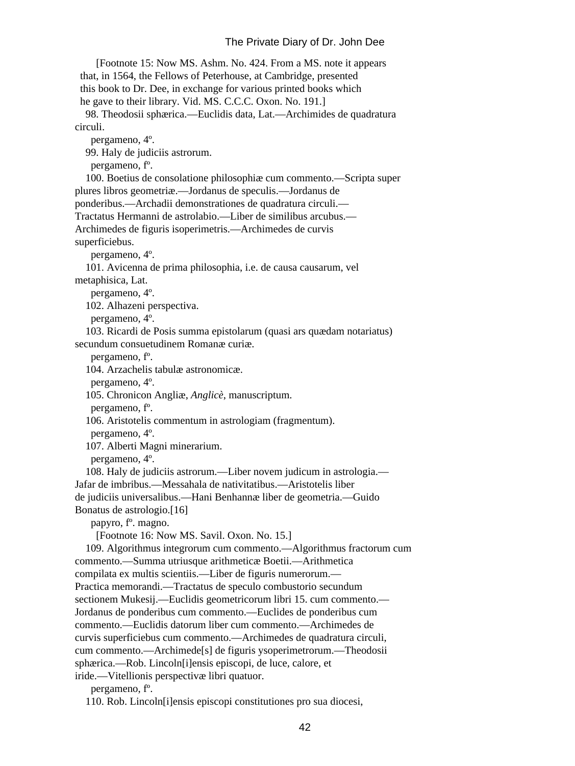[Footnote 15: Now MS. Ashm. No. 424. From a MS. note it appears that, in 1564, the Fellows of Peterhouse, at Cambridge, presented this book to Dr. Dee, in exchange for various printed books which he gave to their library. Vid. MS. C.C.C. Oxon. No. 191.]

98. Theodosii sphærica.—Euclidis data, Lat.—Archimides de quadratura circuli.
pergameno, 4º.

99. Haly de judiciis astrorum.
pergameno, fº.

100. Boetius de consolatione philosophiæ cum commento.—Scripta super plures libros geometriæ.—Jordanus de speculis.—Jordanus de ponderibus.—Archadii demonstrationes de quadratura circuli.—Tractatus Hermanni de astrolabio.—Liber de similibus arcubus.—Archimedes de figuris isoperimetris.—Archimedes de curvis superficiebus.
pergameno, 4º.

101. Avicenna de prima philosophia, i.e. de causa causarum, vel metaphisica, Lat.
pergameno, 4º.

102. Alhazeni perspectiva.
pergameno, 4º.

103. Ricardi de Posis summa epistolarum (quasi ars quædam notariatus) secundum consuetudinem Romanæ curiæ.
pergameno, fº.

104. Arzachelis tabulæ astronomicæ.
pergameno, 4º.

105. Chronicon Angliæ, *Anglicè*, manuscriptum.
pergameno, fº.

106. Aristotelis commentum in astrologiam (fragmentum).
pergameno, 4º.

107. Alberti Magni minerarium.
pergameno, 4º.

108. Haly de judiciis astrorum.—Liber novem judicum in astrologia.—Jafar de imbribus.—Messahala de nativitatibus.—Aristotelis liber de judiciis universalibus.—Hani Benhannæ liber de geometria.—Guido Bonatus de astrologio.[16]
papyro, fº. magno.

[Footnote 16: Now MS. Savil. Oxon. No. 15.]

109. Algorithmus integrorum cum commento.—Algorithmus fractorum cum commento.—Summa utriusque arithmeticæ Boetii.—Arithmetica compilata ex multis scientiis.—Liber de figuris numerorum.—Practica memorandi.—Tractatus de speculo combustorio secundum sectionem Mukesij.—Euclidis geometricorum libri 15. cum commento.—Jordanus de ponderibus cum commento.—Euclides de ponderibus cum commento.—Euclidis datorum liber cum commento.—Archimedes de curvis superficiebus cum commento.—Archimedes de quadratura circuli, cum commento.—Archimede[s] de figuris ysoperimetrorum.—Theodosii sphærica.—Rob. Lincoln[i]ensis episcopi, de luce, calore, et iride.—Vitellionis perspectivæ libri quatuor.
pergameno, fº.

110. Rob. Lincoln[i]ensis episcopi constitutiones pro sua diocesi,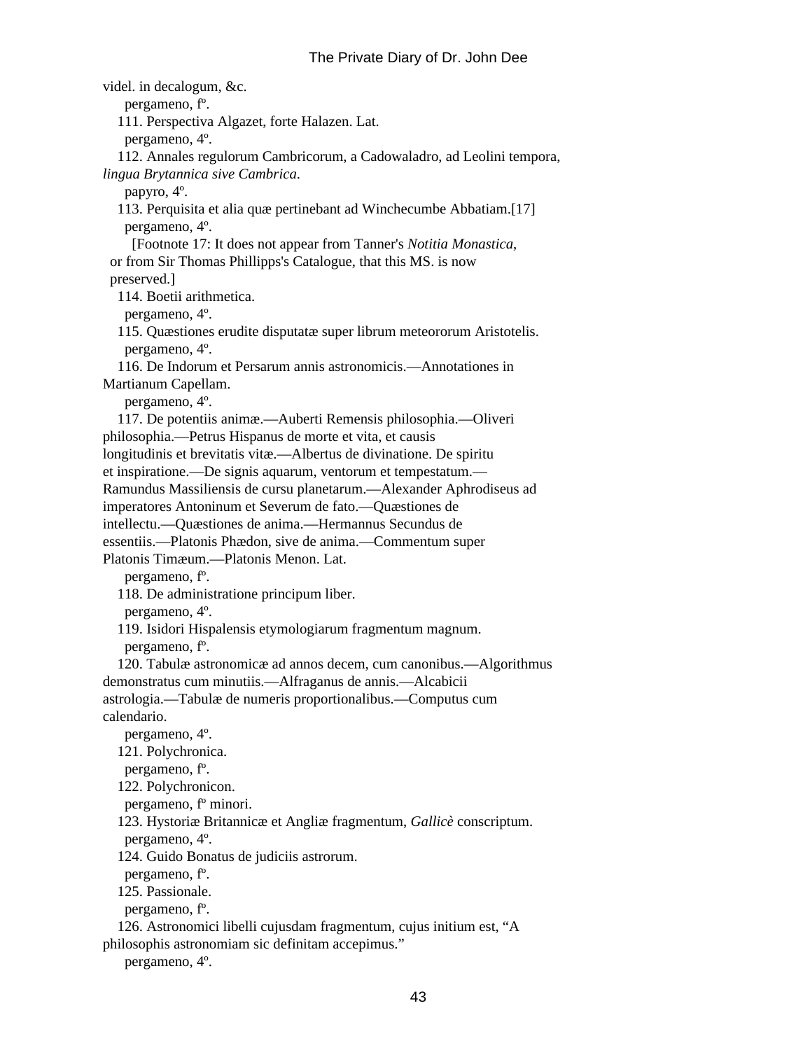videl. in decalogum, &c.

pergameno, fº.

111. Perspectiva Algazet, forte Halazen. Lat.

pergameno, 4º.

112. Annales regulorum Cambricorum, a Cadowaladro, ad Leolini tempora, *lingua Brytannica sive Cambrica*.

papyro, 4º.

113. Perquisita et alia quæ pertinebant ad Winchecumbe Abbatiam.[17]

pergameno, 4º.

[Footnote 17: It does not appear from Tanner's *Notitia Monastica*, or from Sir Thomas Phillipps's Catalogue, that this MS. is now preserved.]

114. Boetii arithmetica.

pergameno, 4º.

115. Quæstiones erudite disputatæ super librum meteororum Aristotelis.

pergameno, 4º.

116. De Indorum et Persarum annis astronomicis.—Annotationes in Martianum Capellam.

pergameno, 4º.

117. De potentiis animæ.—Auberti Remensis philosophia.—Oliveri philosophia.—Petrus Hispanus de morte et vita, et causis longitudinis et brevitatis vitæ.—Albertus de divinatione. De spiritu et inspiratione.—De signis aquarum, ventorum et tempestatum.—Ramundus Massiliensis de cursu planetarum.—Alexander Aphrodiseus ad imperatores Antoninum et Severum de fato.—Quæstiones de intellectu.—Quæstiones de anima.—Hermannus Secundus de essentiis.—Platonis Phædon, sive de anima.—Commentum super Platonis Timæum.—Platonis Menon. Lat.

pergameno, fº.

118. De administratione principum liber.

pergameno, 4º.

119. Isidori Hispalensis etymologiarum fragmentum magnum.

pergameno, fº.

120. Tabulæ astronomicæ ad annos decem, cum canonibus.—Algorithmus demonstratus cum minutiis.—Alfraganus de annis.—Alcabicii astrologia.—Tabulæ de numeris proportionalibus.—Computus cum calendario.

pergameno, 4º.

121. Polychronica.

pergameno, fº.

122. Polychronicon.

pergameno, fº minori.

123. Hystoriæ Britannicæ et Angliæ fragmentum, *Gallicè* conscriptum.

pergameno, 4º.

124. Guido Bonatus de judiciis astrorum.

pergameno, fº.

125. Passionale.

pergameno, fº.

126. Astronomici libelli cujusdam fragmentum, cujus initium est, “A philosophis astronomiam sic definitam accepimus.”

pergameno, 4º.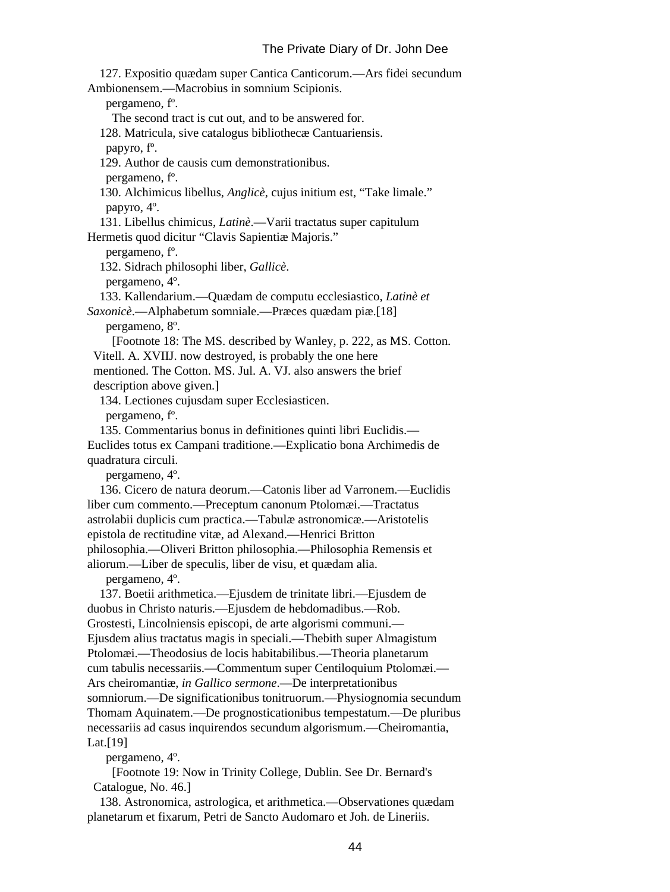127. Expositio quædam super Cantica Canticorum.—Ars fidei secundum Ambionensem.—Macrobius in somnium Scipionis.

pergameno, fº.

The second tract is cut out, and to be answered for.

128. Matricula, sive catalogus bibliothecæ Cantuariensis.

papyro, fº.

129. Author de causis cum demonstrationibus.

pergameno, fº.

130. Alchimicus libellus, *Anglicè*, cujus initium est, “Take limale.”

papyro, 4º.

131. Libellus chimicus, *Latinè*.—Varii tractatus super capitulum Hermetis quod dicitur “Clavis Sapientiæ Majoris.”

pergameno, fº.

132. Sidrach philosophi liber, *Gallicè*.

pergameno, 4º.

133. Kallendarium.—Quædam de computu ecclesiastico, *Latinè et Saxonicè*.—Alphabetum somniale.—Præces quædam piæ.[18]

pergameno, 8º.

[Footnote 18: The MS. described by Wanley, p. 222, as MS. Cotton. Vitell. A. XVIIJ. now destroyed, is probably the one here mentioned. The Cotton. MS. Jul. A. VJ. also answers the brief description above given.]

134. Lectiones cujusdam super Ecclesiasticen.

pergameno, fº.

135. Commentarius bonus in definitiones quinti libri Euclidis.—Euclides totus ex Campani traditione.—Explicatio bona Archimedis de quadratura circuli.

pergameno, 4º.

136. Cicero de natura deorum.—Catonis liber ad Varronem.—Euclidis liber cum commento.—Preceptum canonum Ptolomæi.—Tractatus astrolabii duplicis cum practica.—Tabulæ astronomicæ.—Aristotelis epistola de rectitudine vitæ, ad Alexand.—Henrici Britton philosophia.—Oliveri Britton philosophia.—Philosophia Remensis et aliorum.—Liber de speculis, liber de visu, et quædam alia.

pergameno, 4º.

137. Boetii arithmetica.—Ejusdem de trinitate libri.—Ejusdem de duobus in Christo naturis.—Ejusdem de hebdomadibus.—Rob. Grostesti, Lincolniensis episcopi, de arte algorismi communi.—Ejusdem alius tractatus magis in speciali.—Thebith super Almagistum Ptolomæi.—Theodosius de locis habitabilibus.—Theoria planetarum cum tabulis necessariis.—Commentum super Centiloquium Ptolomæi.—Ars cheiromantiæ, *in Gallico sermone*.—De interpretationibus somniorum.—De significationibus tonitruorum.—Physiognomia secundum Thomam Aquinatem.—De prognosticationibus tempestatum.—De pluribus necessariis ad casus inquirendos secundum algorismum.—Cheiromantia, Lat.[19]

pergameno, 4º.

[Footnote 19: Now in Trinity College, Dublin. See Dr. Bernard's Catalogue, No. 46.]

138. Astronomica, astrologica, et arithmetica.—Observationes quædam planetarum et fixarum, Petri de Sancto Audomaro et Joh. de Lineriis.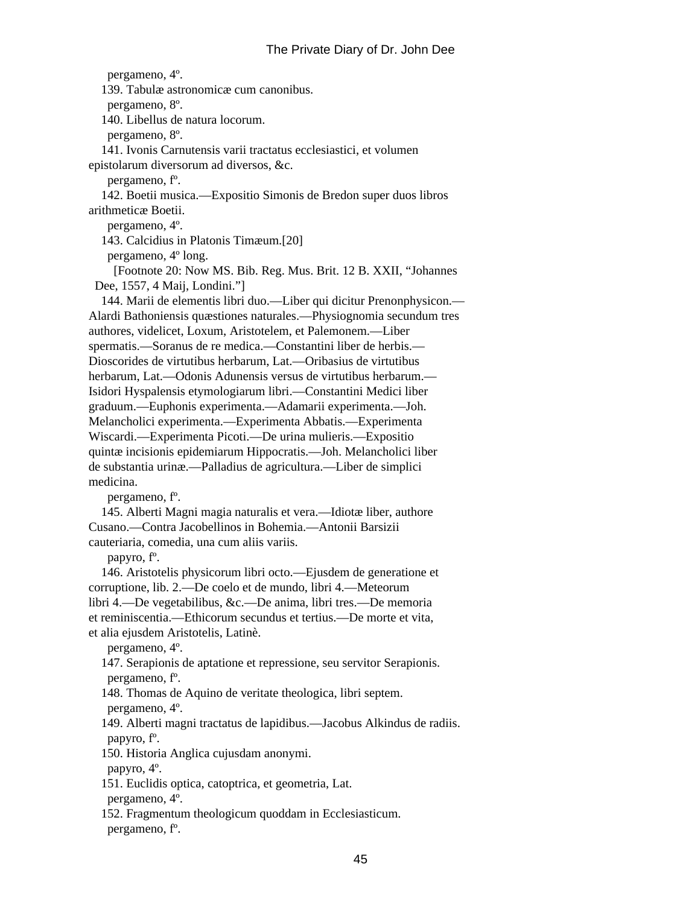pergameno, 4º.

139. Tabulæ astronomicæ cum canonibus.

pergameno, 8º.

140. Libellus de natura locorum.

pergameno, 8º.

141. Ivonis Carnutensis varii tractatus ecclesiastici, et volumen epistolarum diversorum ad diversos, &c.

pergameno, fº.

142. Boetii musica.—Expositio Simonis de Bredon super duos libros arithmeticæ Boetii.

pergameno, 4º.

143. Calcidius in Platonis Timæum.[20]

pergameno, 4º long.

[Footnote 20: Now MS. Bib. Reg. Mus. Brit. 12 B. XXII, "Johannes Dee, 1557, 4 Maij, Londini."]

144. Marii de elementis libri duo.—Liber qui dicitur Prenonphysicon.—Alardi Bathoniensis quæstiones naturales.—Physiognomia secundum tres authores, videlicet, Loxum, Aristotelem, et Palemonem.—Liber spermatis.—Soranus de re medica.—Constantini liber de herbis.—Dioscorides de virtutibus herbarum, Lat.—Oribasius de virtutibus herbarum, Lat.—Odonis Adunensis versus de virtutibus herbarum.—Isidori Hyspalensis etymologiarum libri.—Constantini Medici liber graduum.—Euphonis experimenta.—Adamarii experimenta.—Joh. Melancholici experimenta.—Experimenta Abbatis.—Experimenta Wiscardi.—Experimenta Picoti.—De urina mulieris.—Expositio quintæ incisionis epidemiarum Hippocratis.—Joh. Melancholici liber de substantia urinæ.—Palladius de agricultura.—Liber de simplici medicina.

pergameno, fº.

145. Alberti Magni magia naturalis et vera.—Idiotæ liber, authore Cusano.—Contra Jacobellinos in Bohemia.—Antonii Barsizii cauteriaria, comedia, una cum aliis variis.

papyro, fº.

146. Aristotelis physicorum libri octo.—Ejusdem de generatione et corruptione, lib. 2.—De coelo et de mundo, libri 4.—Meteorum libri 4.—De vegetabilibus, &c.—De anima, libri tres.—De memoria et reminiscentia.—Ethicorum secundus et tertius.—De morte et vita, et alia ejusdem Aristotelis, Latinè.

pergameno, 4º.

147. Serapionis de aptatione et repressione, seu servitor Serapionis.

pergameno, fº.

148. Thomas de Aquino de veritate theologica, libri septem.

pergameno, 4º.

149. Alberti magni tractatus de lapidibus.—Jacobus Alkindus de radiis.

papyro, fº.

150. Historia Anglica cujusdam anonymi.

papyro, 4º.

151. Euclidis optica, catoptrica, et geometria, Lat.

pergameno, 4º.

152. Fragmentum theologicum quoddam in Ecclesiasticum.

pergameno, fº.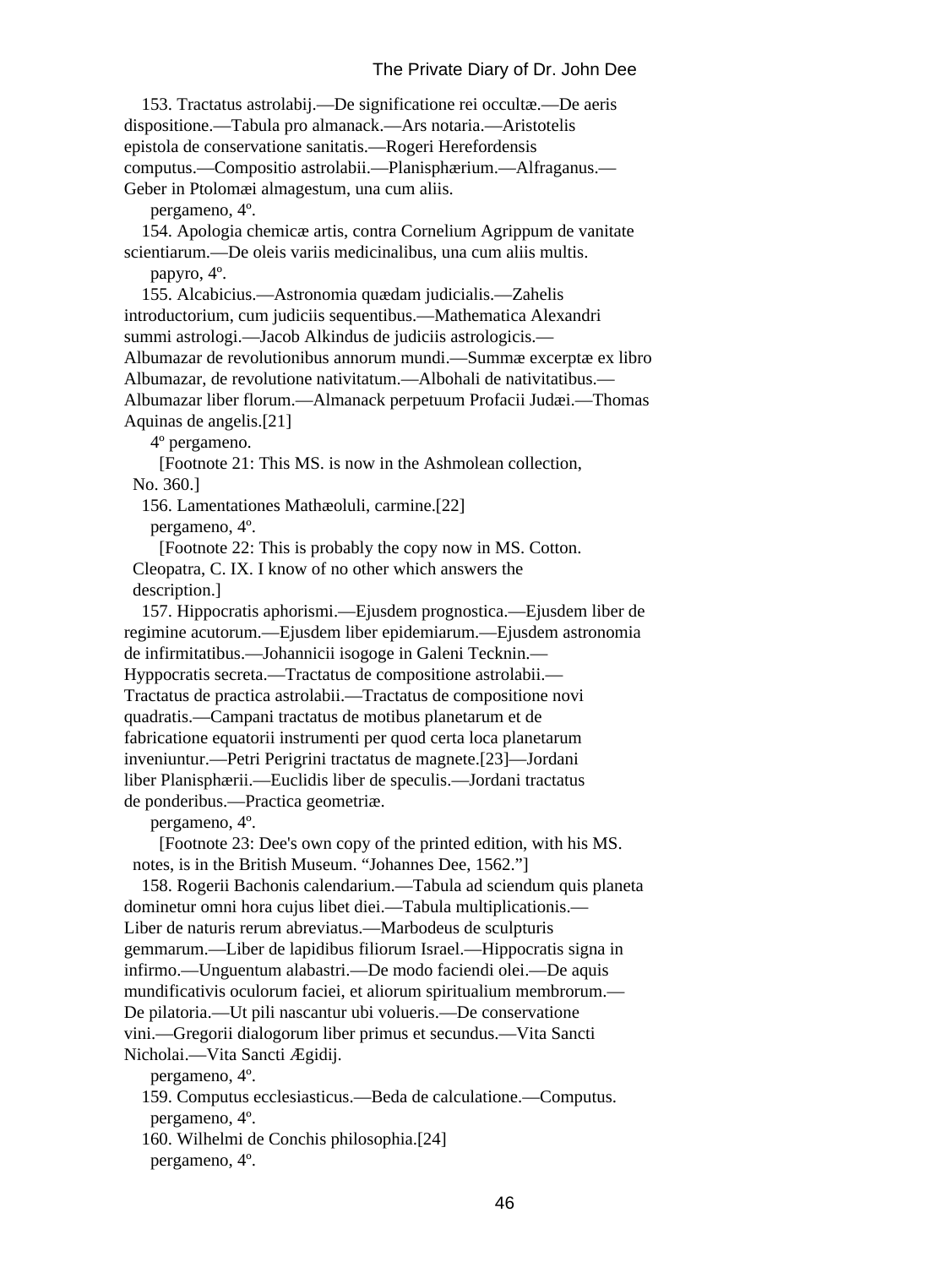153. Tractatus astrolabij.—De significatione rei occultæ.—De aeris dispositione.—Tabula pro almanack.—Ars notaria.—Aristotelis epistola de conservatione sanitatis.—Rogeri Herefordensis computus.—Compositio astrolabii.—Planisphærium.—Alfraganus.—Geber in Ptolomæi almagestum, una cum aliis.

pergameno, 4º.

154. Apologia chemicæ artis, contra Cornelium Agrippum de vanitate scientiarum.—De oleis variis medicinalibus, una cum aliis multis.

papyro, 4º.

155. Alcabicius.—Astronomia quædam judicialis.—Zahelis introductorium, cum judiciis sequentibus.—Mathematica Alexandri summi astrologi.—Jacob Alkindus de judiciis astrologicis.—Albumazar de revolutionibus annorum mundi.—Summæ excerptæ ex libro Albumazar, de revolutione nativitatum.—Albohali de nativitatibus.—Albumazar liber florum.—Almanack perpetuum Profacii Judæi.—Thomas Aquinas de angelis.[21]

4º pergameno.

[Footnote 21: This MS. is now in the Ashmolean collection, No. 360.]

156. Lamentationes Mathæoluli, carmine.[22]

pergameno, 4º.

[Footnote 22: This is probably the copy now in MS. Cotton. Cleopatra, C. IX. I know of no other which answers the description.]

157. Hippocratis aphorismi.—Ejusdem prognostica.—Ejusdem liber de regimine acutorum.—Ejusdem liber epidemiarum.—Ejusdem astronomia de infirmitatibus.—Johannicii isogoge in Galeni Tecknin.—Hyppocratis secreta.—Tractatus de compositione astrolabii.—Tractatus de practica astrolabii.—Tractatus de compositione novi quadratis.—Campani tractatus de motibus planetarum et de fabricatione equatorii instrumenti per quod certa loca planetarum inveniuntur.—Petri Perigrini tractatus de magnete.[23]—Jordani liber Planisphærii.—Euclidis liber de speculis.—Jordani tractatus de ponderibus.—Practica geometriæ.

pergameno, 4º.

[Footnote 23: Dee's own copy of the printed edition, with his MS. notes, is in the British Museum. "Johannes Dee, 1562."]

158. Rogerii Bachonis calendarium.—Tabula ad sciendum quis planeta dominetur omni hora cujus libet diei.—Tabula multiplicationis.—Liber de naturis rerum abreviatus.—Marbodeus de sculpturis gemmarum.—Liber de lapidibus filiorum Israel.—Hippocratis signa in infirmo.—Unguentum alabastri.—De modo faciendi olei.—De aquis mundificativis oculorum faciei, et aliorum spiritualium membrorum.—De pilatoria.—Ut pili nascantur ubi volueris.—De conservatione vini.—Gregorii dialogorum liber primus et secundus.—Vita Sancti Nicholai.—Vita Sancti Ægidij.

pergameno, 4º.

159. Computus ecclesiasticus.—Beda de calculatione.—Computus.

pergameno, 4º.

160. Wilhelmi de Conchis philosophia.[24]

pergameno, 4º.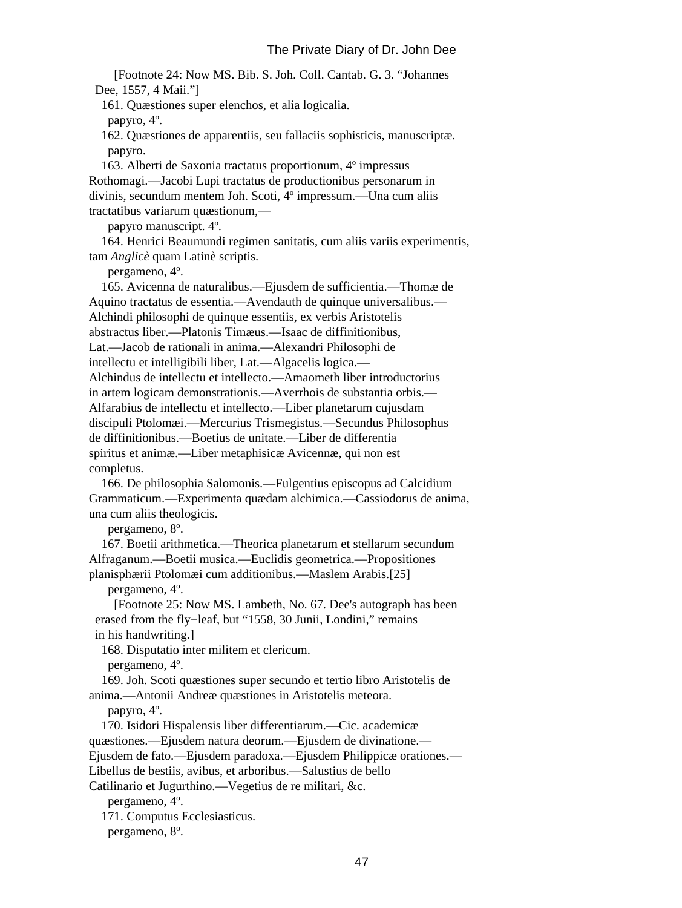[Footnote 24: Now MS. Bib. S. Joh. Coll. Cantab. G. 3. “Johannes Dee, 1557, 4 Maii.”]

161. Quæstiones super elenchos, et alia logicalia.
papyro, 4º.

162. Quæstiones de apparentiis, seu fallaciis sophisticis, manuscriptæ.
papyro.

163. Alberti de Saxonia tractatus proportionum, 4º impressus Rothomagi.—Jacobi Lupi tractatus de productionibus personarum in divinis, secundum mentem Joh. Scoti, 4º impressum.—Una cum aliis tractatibus variarum quæstionum,—
papyro manuscript. 4º.

164. Henrici Beaumundi regimen sanitatis, cum aliis variis experimentis, tam *Anglicè* quam Latinè scriptis.
pergameno, 4º.

165. Avicenna de naturalibus.—Ejusdem de sufficientia.—Thomæ de Aquino tractatus de essentia.—Avendauth de quinque universalibus.—Alchindi philosophi de quinque essentiis, ex verbis Aristotelis abstractus liber.—Platonis Timæus.—Isaac de diffinitionibus, Lat.—Jacob de rationali in anima.—Alexandri Philosophi de intellectu et intelligibili liber, Lat.—Algacelis logica.—Alchindus de intellectu et intellecto.—Amaometh liber introductorius in artem logicam demonstrationis.—Averrhois de substantia orbis.—Alfarabius de intellectu et intellecto.—Liber planetarum cujusdam discipuli Ptolomæi.—Mercurius Trismegistus.—Secundus Philosophus de diffinitionibus.—Boetius de unitate.—Liber de differentia spiritus et animæ.—Liber metaphisicæ Avicennæ, qui non est completus.

166. De philosophia Salomonis.—Fulgentius episcopus ad Calcidium Grammaticum.—Experimenta quædam alchimica.—Cassiodorus de anima, una cum aliis theologicis.
pergameno, 8º.

167. Boetii arithmetica.—Theorica planetarum et stellarum secundum Alfraganum.—Boetii musica.—Euclidis geometrica.—Propositiones planisphærii Ptolomæi cum additionibus.—Maslem Arabis.[25]
pergameno, 4º.

[Footnote 25: Now MS. Lambeth, No. 67. Dee's autograph has been erased from the fly−leaf, but “1558, 30 Junii, Londini,” remains in his handwriting.]

168. Disputatio inter militem et clericum.
pergameno, 4º.

169. Joh. Scoti quæstiones super secundo et tertio libro Aristotelis de anima.—Antonii Andreæ quæstiones in Aristotelis meteora.
papyro, 4º.

170. Isidori Hispalensis liber differentiarum.—Cic. academicæ quæstiones.—Ejusdem natura deorum.—Ejusdem de divinatione.—Ejusdem de fato.—Ejusdem paradoxa.—Ejusdem Philippicæ orationes.—Libellus de bestiis, avibus, et arboribus.—Salustius de bello Catilinario et Jugurthino.—Vegetius de re militari, &c.
pergameno, 4º.

171. Computus Ecclesiasticus.
pergameno, 8º.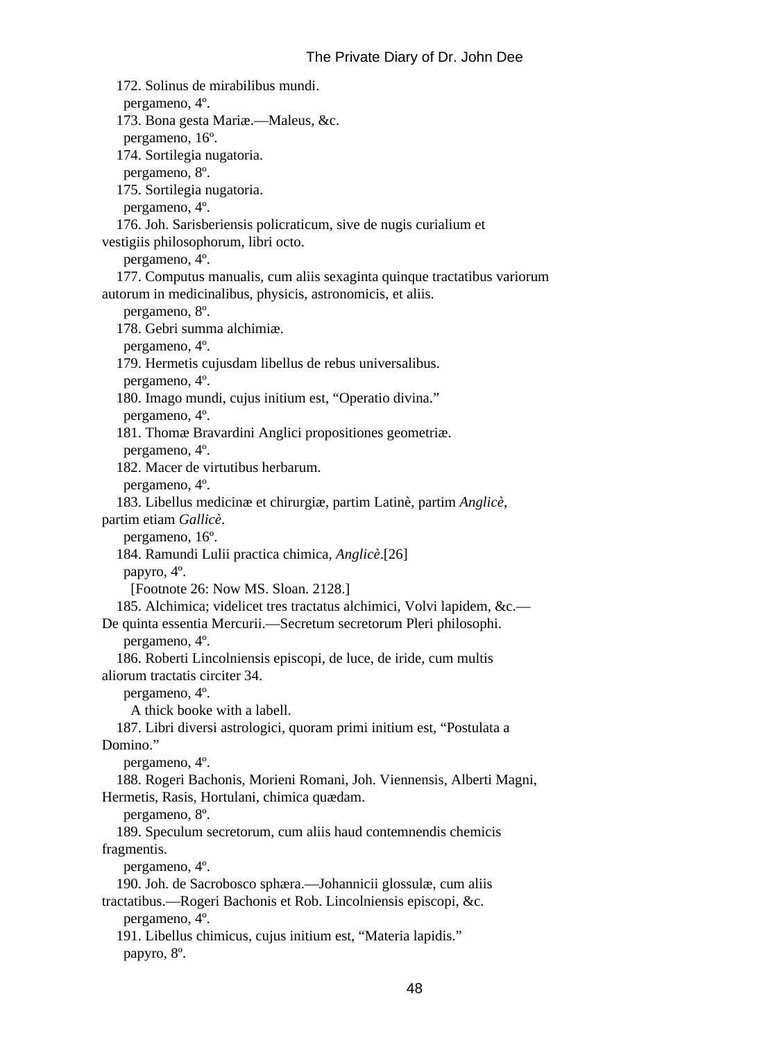172. Solinus de mirabilibus mundi.
pergameno, 4º.

173. Bona gesta Mariæ.—Maleus, &c.
pergameno, 16º.

174. Sortilegia nugatoria.
pergameno, 8º.

175. Sortilegia nugatoria.
pergameno, 4º.

176. Joh. Sarisberiensis policraticum, sive de nugis curialium et vestigiis philosophorum, libri octo.
pergameno, 4º.

177. Computus manualis, cum aliis sexaginta quinque tractatibus variorum autorum in medicinalibus, physicis, astronomicis, et aliis.
pergameno, 8º.

178. Gebri summa alchimiæ.
pergameno, 4º.

179. Hermetis cujusdam libellus de rebus universalibus.
pergameno, 4º.

180. Imago mundi, cujus initium est, "Operatio divina."
pergameno, 4º.

181. Thomæ Bravardini Anglici propositiones geometriæ.
pergameno, 4º.

182. Macer de virtutibus herbarum.
pergameno, 4º.

183. Libellus medicinæ et chirurgiæ, partim Latinè, partim *Anglicè*, partim etiam *Gallicè*.
pergameno, 16º.

184. Ramundi Lulii practica chimica, *Anglicè*.[26]
papyro, 4º.

[Footnote 26: Now MS. Sloan. 2128.]

185. Alchimica; videlicet tres tractatus alchimici, Volvi lapidem, &c.—De quinta essentia Mercurii.—Secretum secretorum Pleri philosophi.
pergameno, 4º.

186. Roberti Lincolniensis episcopi, de luce, de iride, cum multis aliorum tractatis circiter 34.
pergameno, 4º.
A thick booke with a labell.

187. Libri diversi astrologici, quoram primi initium est, "Postulata a Domino."
pergameno, 4º.

188. Rogeri Bachonis, Morieni Romani, Joh. Viennensis, Alberti Magni, Hermetis, Rasis, Hortulani, chimica quædam.
pergameno, 8º.

189. Speculum secretorum, cum aliis haud contemnendis chemicis fragmentis.
pergameno, 4º.

190. Joh. de Sacrobosco sphæra.—Johannicii glossulæ, cum aliis tractatibus.—Rogeri Bachonis et Rob. Lincolniensis episcopi, &c.
pergameno, 4º.

191. Libellus chimicus, cujus initium est, "Materia lapidis."
papyro, 8º.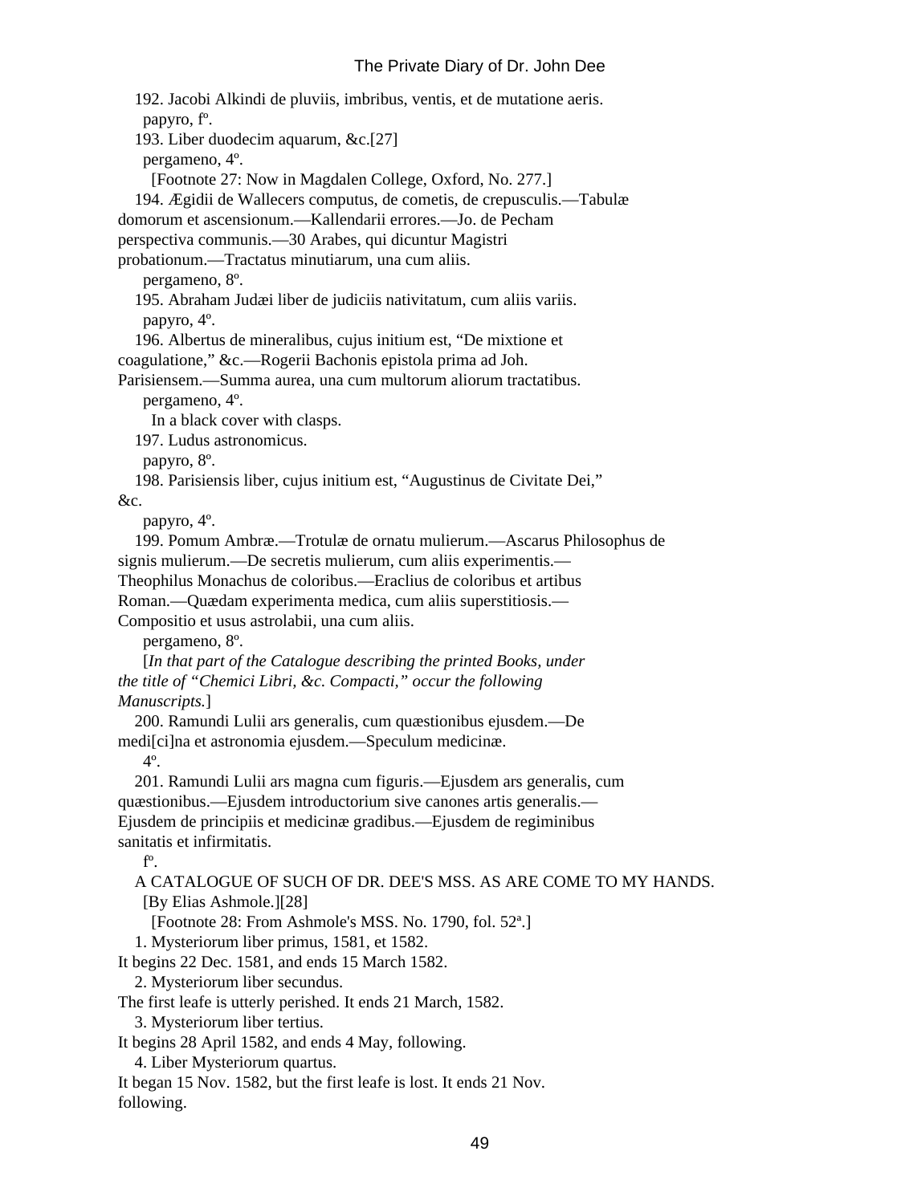192. Jacobi Alkindi de pluviis, imbribus, ventis, et de mutatione aeris.

papyro, fº.

193. Liber duodecim aquarum, &c.[27]

pergameno, 4º.

[Footnote 27: Now in Magdalen College, Oxford, No. 277.]

194. Ægidii de Wallecers computus, de cometis, de crepusculis.—Tabulæ domorum et ascensionum.—Kallendarii errores.—Jo. de Pecham perspectiva communis.—30 Arabes, qui dicuntur Magistri probationum.—Tractatus minutiarum, una cum aliis.

pergameno, 8º.

195. Abraham Judæi liber de judiciis nativitatum, cum aliis variis.

papyro, 4º.

196. Albertus de mineralibus, cujus initium est, "De mixtione et coagulatione," &c.—Rogerii Bachonis epistola prima ad Joh. Parisiensem.—Summa aurea, una cum multorum aliorum tractatibus.

pergameno, 4º.

In a black cover with clasps.

197. Ludus astronomicus.

papyro, 8º.

198. Parisiensis liber, cujus initium est, "Augustinus de Civitate Dei," &c.

papyro, 4º.

199. Pomum Ambræ.—Trotulæ de ornatu mulierum.—Ascarus Philosophus de signis mulierum.—De secretis mulierum, cum aliis experimentis.—Theophilus Monachus de coloribus.—Eraclius de coloribus et artibus Roman.—Quædam experimenta medica, cum aliis superstitiosis.—Compositio et usus astrolabii, una cum aliis.

pergameno, 8º.

[*In that part of the Catalogue describing the printed Books, under the title of "Chemici Libri, &c. Compacti," occur the following Manuscripts.*]

200. Ramundi Lulii ars generalis, cum quæstionibus ejusdem.—De medi[ci]na et astronomia ejusdem.—Speculum medicinæ.

4º.

201. Ramundi Lulii ars magna cum figuris.—Ejusdem ars generalis, cum quæstionibus.—Ejusdem introductorium sive canones artis generalis.—Ejusdem de principiis et medicinæ gradibus.—Ejusdem de regiminibus sanitatis et infirmitatis.

fº.

A CATALOGUE OF SUCH OF DR. DEE'S MSS. AS ARE COME TO MY HANDS.

[By Elias Ashmole.][28]

[Footnote 28: From Ashmole's MSS. No. 1790, fol. 52ª.]

1. Mysteriorum liber primus, 1581, et 1582.
It begins 22 Dec. 1581, and ends 15 March 1582.

2. Mysteriorum liber secundus.
The first leafe is utterly perished. It ends 21 March, 1582.

3. Mysteriorum liber tertius.
It begins 28 April 1582, and ends 4 May, following.

4. Liber Mysteriorum quartus.
It began 15 Nov. 1582, but the first leafe is lost. It ends 21 Nov. following.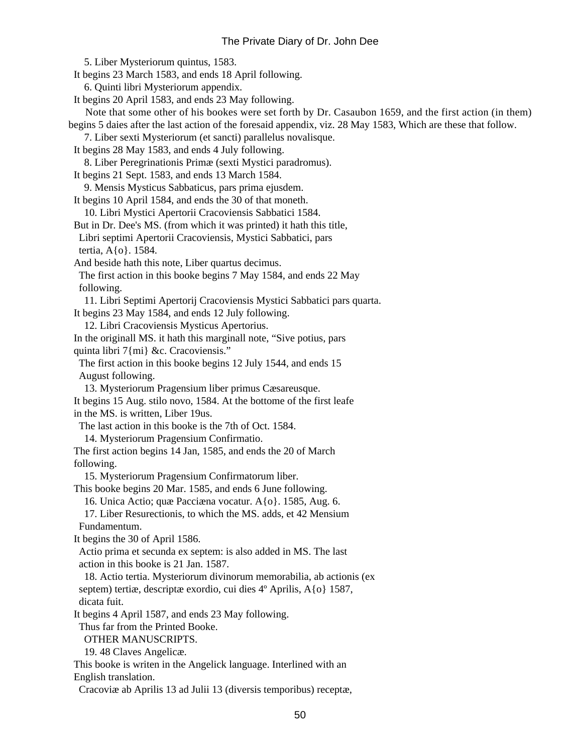5. Liber Mysteriorum quintus, 1583.

It begins 23 March 1583, and ends 18 April following.

6. Quinti libri Mysteriorum appendix.

It begins 20 April 1583, and ends 23 May following.

Note that some other of his bookes were set forth by Dr. Casaubon 1659, and the first action (in them) begins 5 daies after the last action of the foresaid appendix, viz. 28 May 1583, Which are these that follow.

7. Liber sexti Mysteriorum (et sancti) parallelus novalisque.

It begins 28 May 1583, and ends 4 July following.

8. Liber Peregrinationis Primæ (sexti Mystici paradromus).

It begins 21 Sept. 1583, and ends 13 March 1584.

9. Mensis Mysticus Sabbaticus, pars prima ejusdem.

It begins 10 April 1584, and ends the 30 of that moneth.

10. Libri Mystici Apertorii Cracoviensis Sabbatici 1584.

But in Dr. Dee's MS. (from which it was printed) it hath this title,
Libri septimi Apertorii Cracoviensis, Mystici Sabbatici, pars tertia, A{o}. 1584.

And beside hath this note, Liber quartus decimus.
The first action in this booke begins 7 May 1584, and ends 22 May following.

11. Libri Septimi Apertorij Cracoviensis Mystici Sabbatici pars quarta.

It begins 23 May 1584, and ends 12 July following.

12. Libri Cracoviensis Mysticus Apertorius.

In the originall MS. it hath this marginall note, “Sive potius, pars quinta libri 7{mi} &c. Cracoviensis.”
The first action in this booke begins 12 July 1544, and ends 15 August following.

13. Mysteriorum Pragensium liber primus Cæsareusque.

It begins 15 Aug. stilo novo, 1584. At the bottome of the first leafe in the MS. is written, Liber 19us.
The last action in this booke is the 7th of Oct. 1584.

14. Mysteriorum Pragensium Confirmatio.

The first action begins 14 Jan, 1585, and ends the 20 of March following.

15. Mysteriorum Pragensium Confirmatorum liber.

This booke begins 20 Mar. 1585, and ends 6 June following.

16. Unica Actio; quæ Pacciæna vocatur. A{o}. 1585, Aug. 6.

17. Liber Resurectionis, to which the MS. adds, et 42 Mensium Fundamentum.

It begins the 30 of April 1586.
Actio prima et secunda ex septem: is also added in MS. The last action in this booke is 21 Jan. 1587.

18. Actio tertia. Mysteriorum divinorum memorabilia, ab actionis (ex septem) tertiæ, descriptæ exordio, cui dies 4º Aprilis, A{o} 1587, dicata fuit.

It begins 4 April 1587, and ends 23 May following.
Thus far from the Printed Booke.

OTHER MANUSCRIPTS.

19. 48 Claves Angelicæ.

This booke is writen in the Angelick language. Interlined with an English translation.
Cracoviæ ab Aprilis 13 ad Julii 13 (diversis temporibus) receptæ,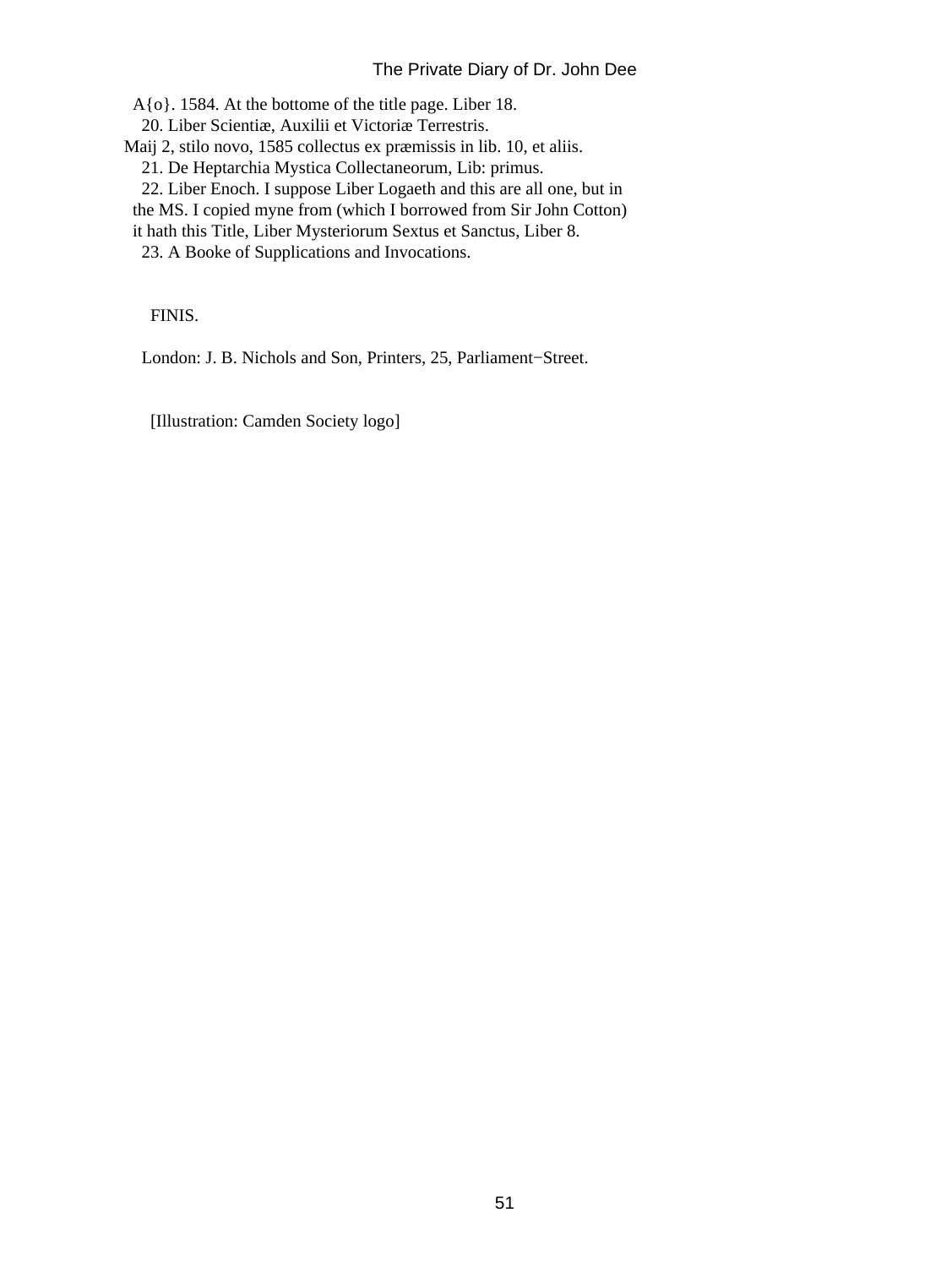A{o}. 1584. At the bottome of the title page. Liber 18.

20. Liber Scientiæ, Auxilii et Victoriæ Terrestris.

Maij 2, stilo novo, 1585 collectus ex præmissis in lib. 10, et aliis.

21. De Heptarchia Mystica Collectaneorum, Lib: primus.

22. Liber Enoch. I suppose Liber Logaeth and this are all one, but in the MS. I copied myne from (which I borrowed from Sir John Cotton) it hath this Title, Liber Mysteriorum Sextus et Sanctus, Liber 8.

23. A Booke of Supplications and Invocations.

FINIS.

London: J. B. Nichols and Son, Printers, 25, Parliament−Street.

[Illustration: Camden Society logo]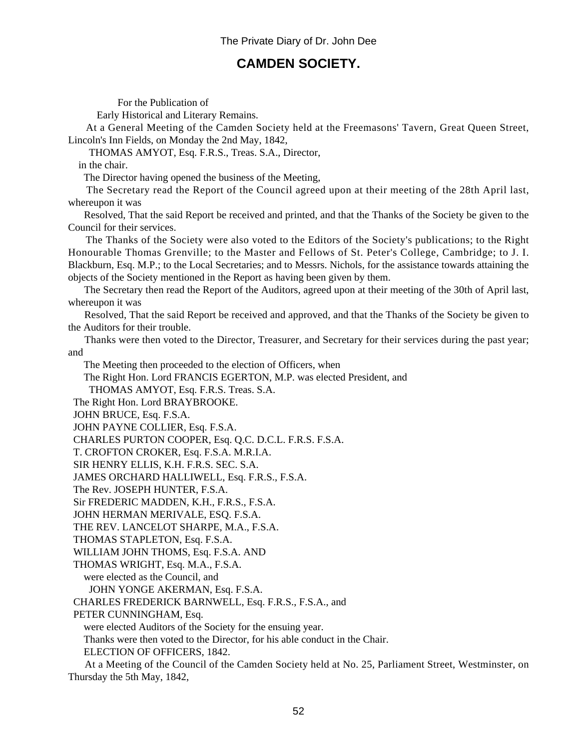## CAMDEN SOCIETY.

For the Publication of

Early Historical and Literary Remains.

At a General Meeting of the Camden Society held at the Freemasons' Tavern, Great Queen Street, Lincoln's Inn Fields, on Monday the 2nd May, 1842,

THOMAS AMYOT, Esq. F.R.S., Treas. S.A., Director,

in the chair.

The Director having opened the business of the Meeting,

The Secretary read the Report of the Council agreed upon at their meeting of the 28th April last, whereupon it was

Resolved, That the said Report be received and printed, and that the Thanks of the Society be given to the Council for their services.

The Thanks of the Society were also voted to the Editors of the Society's publications; to the Right Honourable Thomas Grenville; to the Master and Fellows of St. Peter's College, Cambridge; to J. I. Blackburn, Esq. M.P.; to the Local Secretaries; and to Messrs. Nichols, for the assistance towards attaining the objects of the Society mentioned in the Report as having been given by them.

The Secretary then read the Report of the Auditors, agreed upon at their meeting of the 30th of April last, whereupon it was

Resolved, That the said Report be received and approved, and that the Thanks of the Society be given to the Auditors for their trouble.

Thanks were then voted to the Director, Treasurer, and Secretary for their services during the past year; and

The Meeting then proceeded to the election of Officers, when

The Right Hon. Lord FRANCIS EGERTON, M.P. was elected President, and

THOMAS AMYOT, Esq. F.R.S. Treas. S.A.  
The Right Hon. Lord BRAYBROOKE.  
JOHN BRUCE, Esq. F.S.A.  
JOHN PAYNE COLLIER, Esq. F.S.A.  
CHARLES PURTON COOPER, Esq. Q.C. D.C.L. F.R.S. F.S.A.  
T. CROFTON CROKER, Esq. F.S.A. M.R.I.A.  
SIR HENRY ELLIS, K.H. F.R.S. SEC. S.A.  
JAMES ORCHARD HALLIWELL, Esq. F.R.S., F.S.A.  
The Rev. JOSEPH HUNTER, F.S.A.  
Sir FREDERIC MADDEN, K.H., F.R.S., F.S.A.  
JOHN HERMAN MERIVALE, ESQ. F.S.A.  
THE REV. LANCELOT SHARPE, M.A., F.S.A.  
THOMAS STAPLETON, Esq. F.S.A.  
WILLIAM JOHN THOMS, Esq. F.S.A. AND  
THOMAS WRIGHT, Esq. M.A., F.S.A.

were elected as the Council, and

JOHN YONGE AKERMAN, Esq. F.S.A.  
CHARLES FREDERICK BARNWELL, Esq. F.R.S., F.S.A., and  
PETER CUNNINGHAM, Esq.

were elected Auditors of the Society for the ensuing year.

Thanks were then voted to the Director, for his able conduct in the Chair.

ELECTION OF OFFICERS, 1842.

At a Meeting of the Council of the Camden Society held at No. 25, Parliament Street, Westminster, on Thursday the 5th May, 1842,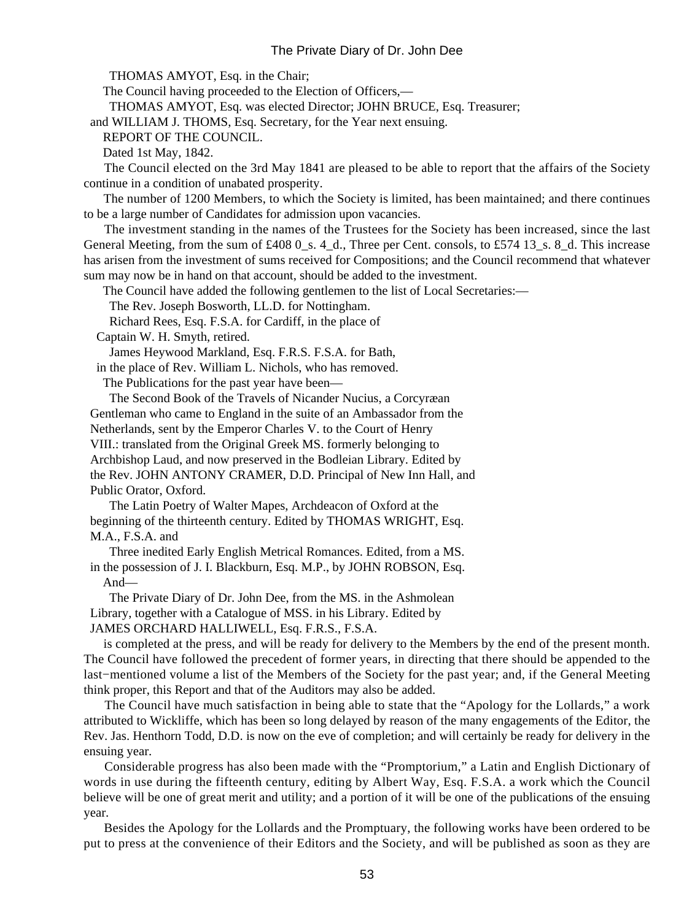THOMAS AMYOT, Esq. in the Chair;

The Council having proceeded to the Election of Officers,—

THOMAS AMYOT, Esq. was elected Director; JOHN BRUCE, Esq. Treasurer; and WILLIAM J. THOMS, Esq. Secretary, for the Year next ensuing.

REPORT OF THE COUNCIL.

Dated 1st May, 1842.

The Council elected on the 3rd May 1841 are pleased to be able to report that the affairs of the Society continue in a condition of unabated prosperity.

The number of 1200 Members, to which the Society is limited, has been maintained; and there continues to be a large number of Candidates for admission upon vacancies.

The investment standing in the names of the Trustees for the Society has been increased, since the last General Meeting, from the sum of £408 0_s. 4_d., Three per Cent. consols, to £574 13_s. 8_d. This increase has arisen from the investment of sums received for Compositions; and the Council recommend that whatever sum may now be in hand on that account, should be added to the investment.

The Council have added the following gentlemen to the list of Local Secretaries:—

The Rev. Joseph Bosworth, LL.D. for Nottingham.

Richard Rees, Esq. F.S.A. for Cardiff, in the place of Captain W. H. Smyth, retired.

James Heywood Markland, Esq. F.R.S. F.S.A. for Bath, in the place of Rev. William L. Nichols, who has removed.

The Publications for the past year have been—

The Second Book of the Travels of Nicander Nucius, a Corcyræan Gentleman who came to England in the suite of an Ambassador from the Netherlands, sent by the Emperor Charles V. to the Court of Henry VIII.: translated from the Original Greek MS. formerly belonging to Archbishop Laud, and now preserved in the Bodleian Library. Edited by the Rev. JOHN ANTONY CRAMER, D.D. Principal of New Inn Hall, and Public Orator, Oxford.

The Latin Poetry of Walter Mapes, Archdeacon of Oxford at the beginning of the thirteenth century. Edited by THOMAS WRIGHT, Esq. M.A., F.S.A. and

Three inedited Early English Metrical Romances. Edited, from a MS. in the possession of J. I. Blackburn, Esq. M.P., by JOHN ROBSON, Esq.

And—

The Private Diary of Dr. John Dee, from the MS. in the Ashmolean Library, together with a Catalogue of MSS. in his Library. Edited by JAMES ORCHARD HALLIWELL, Esq. F.R.S., F.S.A.

is completed at the press, and will be ready for delivery to the Members by the end of the present month. The Council have followed the precedent of former years, in directing that there should be appended to the last−mentioned volume a list of the Members of the Society for the past year; and, if the General Meeting think proper, this Report and that of the Auditors may also be added.

The Council have much satisfaction in being able to state that the "Apology for the Lollards," a work attributed to Wickliffe, which has been so long delayed by reason of the many engagements of the Editor, the Rev. Jas. Henthorn Todd, D.D. is now on the eve of completion; and will certainly be ready for delivery in the ensuing year.

Considerable progress has also been made with the "Promptorium," a Latin and English Dictionary of words in use during the fifteenth century, editing by Albert Way, Esq. F.S.A. a work which the Council believe will be one of great merit and utility; and a portion of it will be one of the publications of the ensuing year.

Besides the Apology for the Lollards and the Promptuary, the following works have been ordered to be put to press at the convenience of their Editors and the Society, and will be published as soon as they are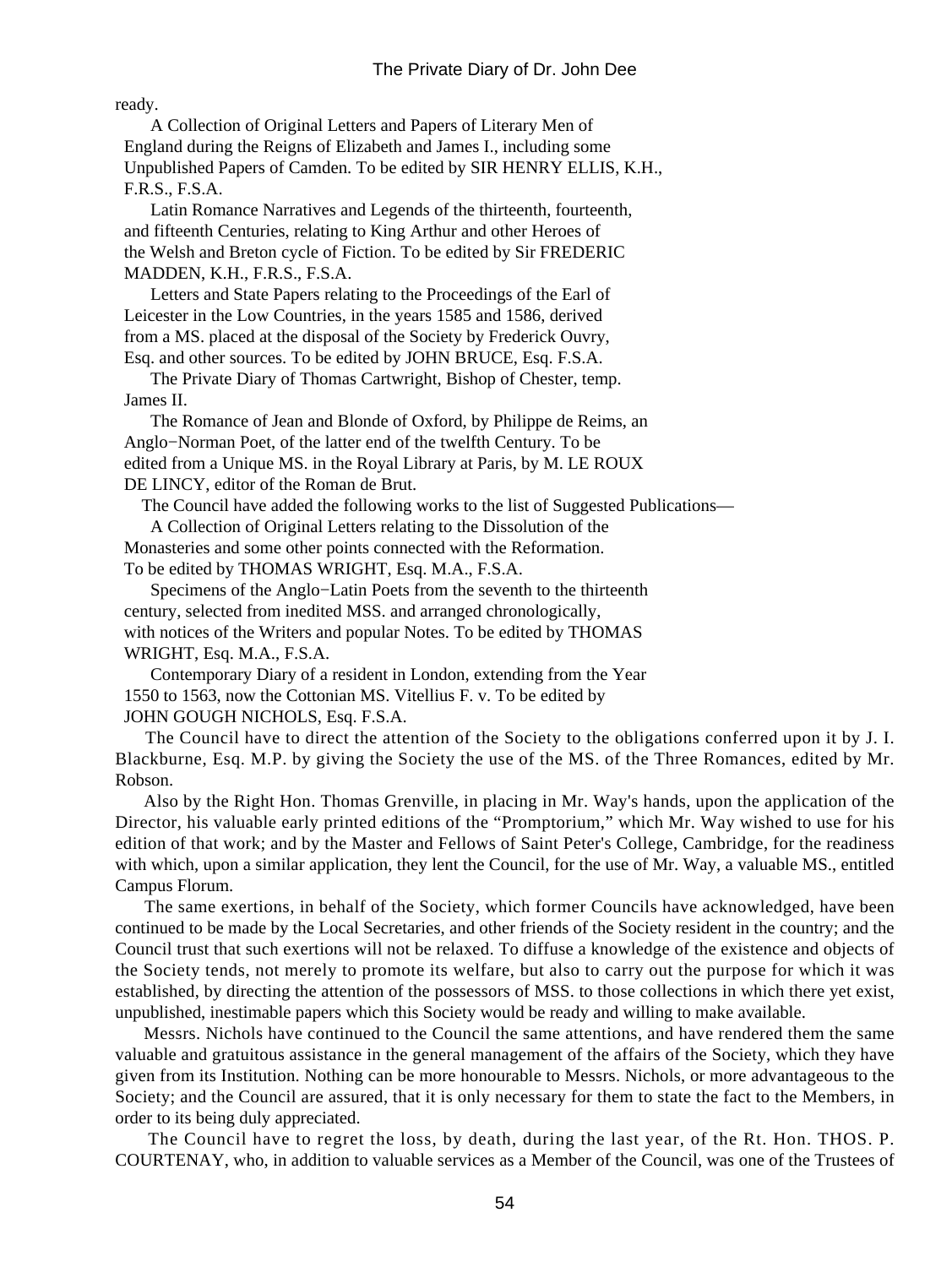ready.

A Collection of Original Letters and Papers of Literary Men of England during the Reigns of Elizabeth and James I., including some Unpublished Papers of Camden. To be edited by SIR HENRY ELLIS, K.H., F.R.S., F.S.A.

Latin Romance Narratives and Legends of the thirteenth, fourteenth, and fifteenth Centuries, relating to King Arthur and other Heroes of the Welsh and Breton cycle of Fiction. To be edited by Sir FREDERIC MADDEN, K.H., F.R.S., F.S.A.

Letters and State Papers relating to the Proceedings of the Earl of Leicester in the Low Countries, in the years 1585 and 1586, derived from a MS. placed at the disposal of the Society by Frederick Ouvry, Esq. and other sources. To be edited by JOHN BRUCE, Esq. F.S.A.

The Private Diary of Thomas Cartwright, Bishop of Chester, temp. James II.

The Romance of Jean and Blonde of Oxford, by Philippe de Reims, an Anglo−Norman Poet, of the latter end of the twelfth Century. To be edited from a Unique MS. in the Royal Library at Paris, by M. LE ROUX DE LINCY, editor of the Roman de Brut.

The Council have added the following works to the list of Suggested Publications—

A Collection of Original Letters relating to the Dissolution of the Monasteries and some other points connected with the Reformation. To be edited by THOMAS WRIGHT, Esq. M.A., F.S.A.

Specimens of the Anglo−Latin Poets from the seventh to the thirteenth century, selected from inedited MSS. and arranged chronologically, with notices of the Writers and popular Notes. To be edited by THOMAS WRIGHT, Esq. M.A., F.S.A.

Contemporary Diary of a resident in London, extending from the Year 1550 to 1563, now the Cottonian MS. Vitellius F. v. To be edited by JOHN GOUGH NICHOLS, Esq. F.S.A.

The Council have to direct the attention of the Society to the obligations conferred upon it by J. I. Blackburne, Esq. M.P. by giving the Society the use of the MS. of the Three Romances, edited by Mr. Robson.

Also by the Right Hon. Thomas Grenville, in placing in Mr. Way's hands, upon the application of the Director, his valuable early printed editions of the "Promptorium," which Mr. Way wished to use for his edition of that work; and by the Master and Fellows of Saint Peter's College, Cambridge, for the readiness with which, upon a similar application, they lent the Council, for the use of Mr. Way, a valuable MS., entitled Campus Florum.

The same exertions, in behalf of the Society, which former Councils have acknowledged, have been continued to be made by the Local Secretaries, and other friends of the Society resident in the country; and the Council trust that such exertions will not be relaxed. To diffuse a knowledge of the existence and objects of the Society tends, not merely to promote its welfare, but also to carry out the purpose for which it was established, by directing the attention of the possessors of MSS. to those collections in which there yet exist, unpublished, inestimable papers which this Society would be ready and willing to make available.

Messrs. Nichols have continued to the Council the same attentions, and have rendered them the same valuable and gratuitous assistance in the general management of the affairs of the Society, which they have given from its Institution. Nothing can be more honourable to Messrs. Nichols, or more advantageous to the Society; and the Council are assured, that it is only necessary for them to state the fact to the Members, in order to its being duly appreciated.

The Council have to regret the loss, by death, during the last year, of the Rt. Hon. THOS. P. COURTENAY, who, in addition to valuable services as a Member of the Council, was one of the Trustees of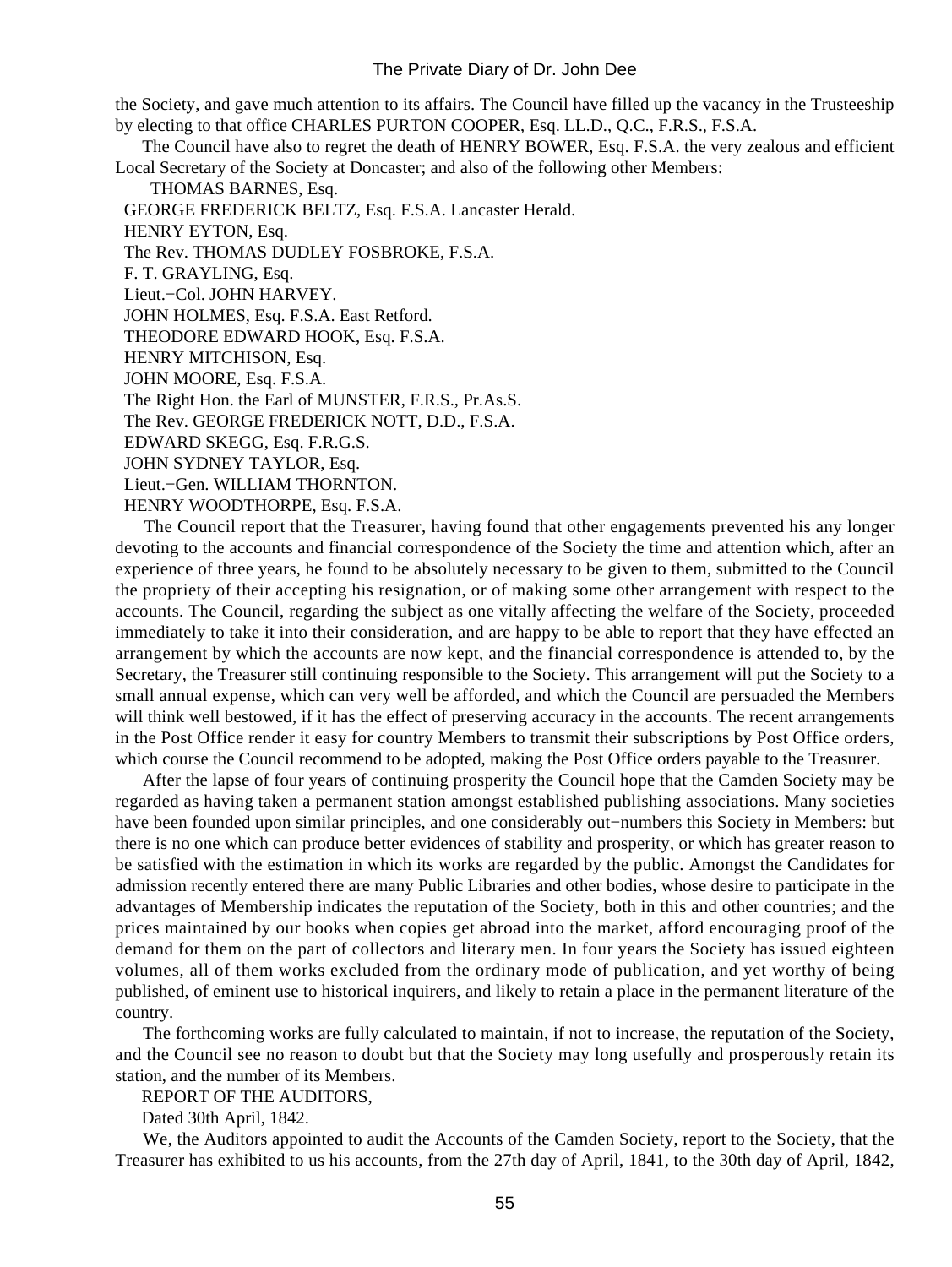the Society, and gave much attention to its affairs. The Council have filled up the vacancy in the Trusteeship by electing to that office CHARLES PURTON COOPER, Esq. LL.D., Q.C., F.R.S., F.S.A.

The Council have also to regret the death of HENRY BOWER, Esq. F.S.A. the very zealous and efficient Local Secretary of the Society at Doncaster; and also of the following other Members:

THOMAS BARNES, Esq.  
GEORGE FREDERICK BELTZ, Esq. F.S.A. Lancaster Herald.  
HENRY EYTON, Esq.  
The Rev. THOMAS DUDLEY FOSBROKE, F.S.A.  
F. T. GRAYLING, Esq.  
Lieut.−Col. JOHN HARVEY.  
JOHN HOLMES, Esq. F.S.A. East Retford.  
THEODORE EDWARD HOOK, Esq. F.S.A.  
HENRY MITCHISON, Esq.  
JOHN MOORE, Esq. F.S.A.  
The Right Hon. the Earl of MUNSTER, F.R.S., Pr.As.S.  
The Rev. GEORGE FREDERICK NOTT, D.D., F.S.A.  
EDWARD SKEGG, Esq. F.R.G.S.  
JOHN SYDNEY TAYLOR, Esq.  
Lieut.−Gen. WILLIAM THORNTON.  
HENRY WOODTHORPE, Esq. F.S.A.

The Council report that the Treasurer, having found that other engagements prevented his any longer devoting to the accounts and financial correspondence of the Society the time and attention which, after an experience of three years, he found to be absolutely necessary to be given to them, submitted to the Council the propriety of their accepting his resignation, or of making some other arrangement with respect to the accounts. The Council, regarding the subject as one vitally affecting the welfare of the Society, proceeded immediately to take it into their consideration, and are happy to be able to report that they have effected an arrangement by which the accounts are now kept, and the financial correspondence is attended to, by the Secretary, the Treasurer still continuing responsible to the Society. This arrangement will put the Society to a small annual expense, which can very well be afforded, and which the Council are persuaded the Members will think well bestowed, if it has the effect of preserving accuracy in the accounts. The recent arrangements in the Post Office render it easy for country Members to transmit their subscriptions by Post Office orders, which course the Council recommend to be adopted, making the Post Office orders payable to the Treasurer.

After the lapse of four years of continuing prosperity the Council hope that the Camden Society may be regarded as having taken a permanent station amongst established publishing associations. Many societies have been founded upon similar principles, and one considerably out−numbers this Society in Members: but there is no one which can produce better evidences of stability and prosperity, or which has greater reason to be satisfied with the estimation in which its works are regarded by the public. Amongst the Candidates for admission recently entered there are many Public Libraries and other bodies, whose desire to participate in the advantages of Membership indicates the reputation of the Society, both in this and other countries; and the prices maintained by our books when copies get abroad into the market, afford encouraging proof of the demand for them on the part of collectors and literary men. In four years the Society has issued eighteen volumes, all of them works excluded from the ordinary mode of publication, and yet worthy of being published, of eminent use to historical inquirers, and likely to retain a place in the permanent literature of the country.

The forthcoming works are fully calculated to maintain, if not to increase, the reputation of the Society, and the Council see no reason to doubt but that the Society may long usefully and prosperously retain its station, and the number of its Members.

REPORT OF THE AUDITORS,

Dated 30th April, 1842.

We, the Auditors appointed to audit the Accounts of the Camden Society, report to the Society, that the Treasurer has exhibited to us his accounts, from the 27th day of April, 1841, to the 30th day of April, 1842,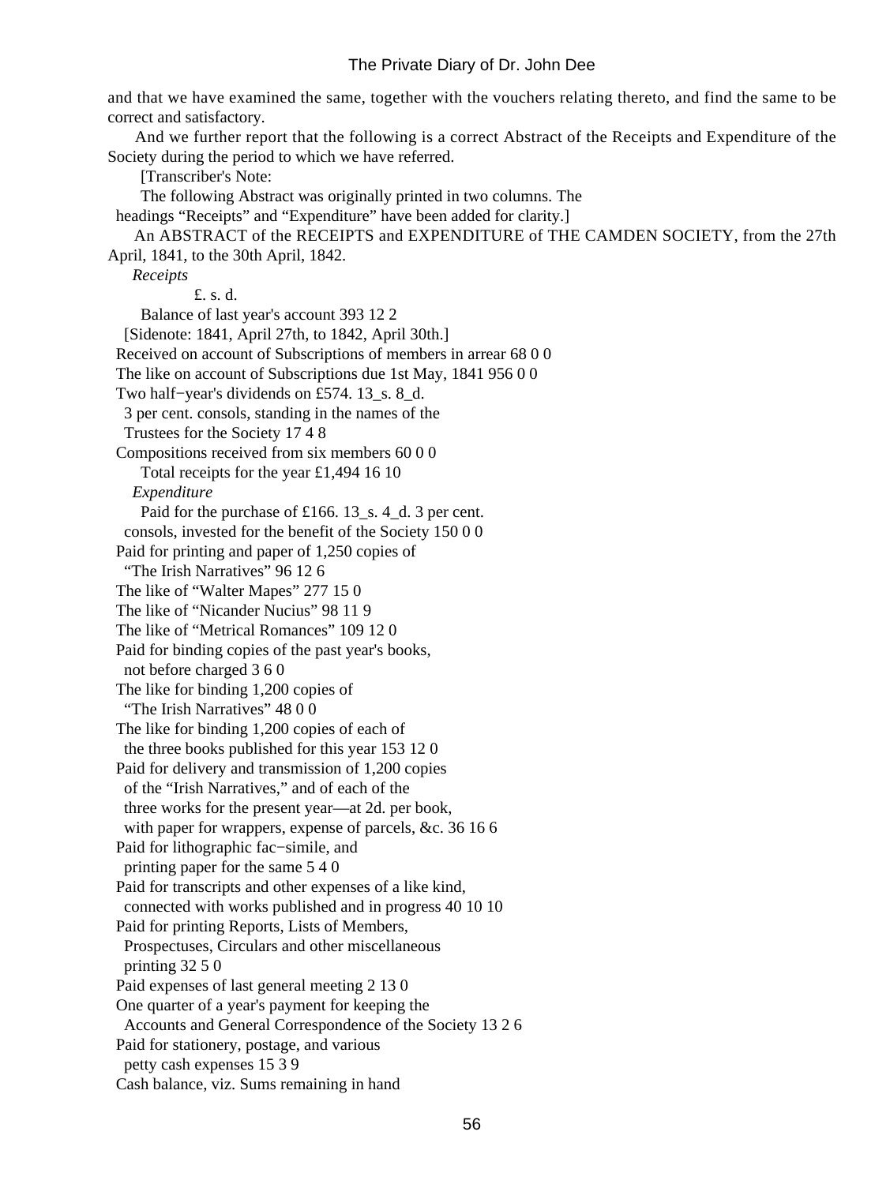and that we have examined the same, together with the vouchers relating thereto, and find the same to be correct and satisfactory.

And we further report that the following is a correct Abstract of the Receipts and Expenditure of the Society during the period to which we have referred.

[Transcriber's Note:
The following Abstract was originally printed in two columns. The headings "Receipts" and "Expenditure" have been added for clarity.]

An ABSTRACT of the RECEIPTS and EXPENDITURE of THE CAMDEN SOCIETY, from the 27th April, 1841, to the 30th April, 1842.

*Receipts*

| | £. s. d. |
|---|---|
| Balance of last year's account | 393 12 2 |
| [Sidenote: 1841, April 27th, to 1842, April 30th.] | |
| Received on account of Subscriptions of members in arrear | 68 0 0 |
| The like on account of Subscriptions due 1st May, 1841 | 956 0 0 |
| Two half-year's dividends on £574. 13_s. 8_d. 3 per cent. consols, standing in the names of the Trustees for the Society | 17 4 8 |
| Compositions received from six members | 60 0 0 |
| Total receipts for the year | £1,494 16 10 |

*Expenditure*

| | |
|---|---|
| Paid for the purchase of £166. 13_s. 4_d. 3 per cent. consols, invested for the benefit of the Society | 150 0 0 |
| Paid for printing and paper of 1,250 copies of "The Irish Narratives" | 96 12 6 |
| The like of "Walter Mapes" | 277 15 0 |
| The like of "Nicander Nucius" | 98 11 9 |
| The like of "Metrical Romances" | 109 12 0 |
| Paid for binding copies of the past year's books, not before charged | 3 6 0 |
| The like for binding 1,200 copies of "The Irish Narratives" | 48 0 0 |
| The like for binding 1,200 copies of each of the three books published for this year | 153 12 0 |
| Paid for delivery and transmission of 1,200 copies of the "Irish Narratives," and of each of the three works for the present year—at 2d. per book, with paper for wrappers, expense of parcels, &c. | 36 16 6 |
| Paid for lithographic fac-simile, and printing paper for the same | 5 4 0 |
| Paid for transcripts and other expenses of a like kind, connected with works published and in progress | 40 10 10 |
| Paid for printing Reports, Lists of Members, Prospectuses, Circulars and other miscellaneous printing | 32 5 0 |
| Paid expenses of last general meeting | 2 13 0 |
| One quarter of a year's payment for keeping the Accounts and General Correspondence of the Society | 13 2 6 |
| Paid for stationery, postage, and various petty cash expenses | 15 3 9 |
| Cash balance, viz. Sums remaining in hand | |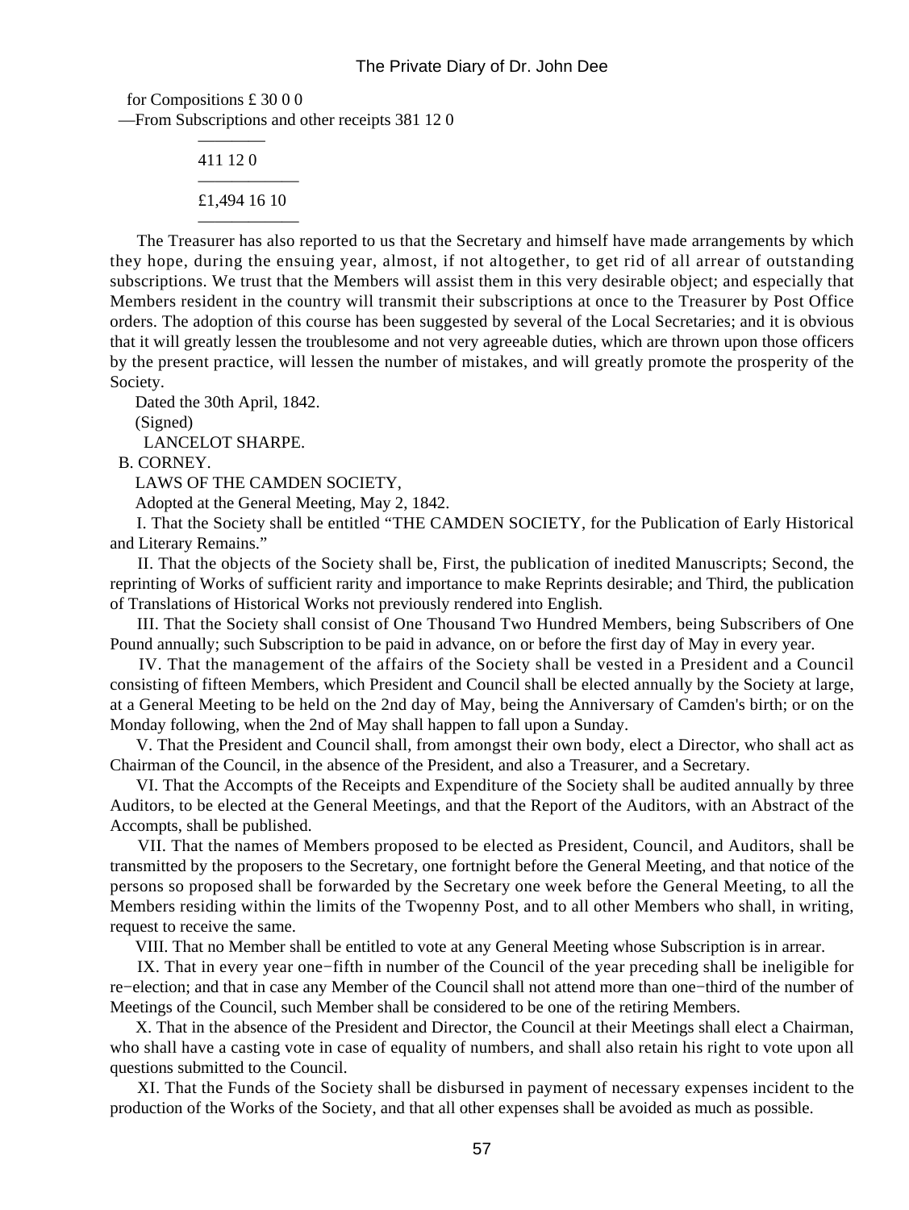for Compositions £ 30 0 0

—From Subscriptions and other receipts 381 12 0

————

411 12 0

——————

£1,494 16 10

——————

The Treasurer has also reported to us that the Secretary and himself have made arrangements by which they hope, during the ensuing year, almost, if not altogether, to get rid of all arrear of outstanding subscriptions. We trust that the Members will assist them in this very desirable object; and especially that Members resident in the country will transmit their subscriptions at once to the Treasurer by Post Office orders. The adoption of this course has been suggested by several of the Local Secretaries; and it is obvious that it will greatly lessen the troublesome and not very agreeable duties, which are thrown upon those officers by the present practice, will lessen the number of mistakes, and will greatly promote the prosperity of the Society.

Dated the 30th April, 1842.

(Signed)

LANCELOT SHARPE.

B. CORNEY.

LAWS OF THE CAMDEN SOCIETY,

Adopted at the General Meeting, May 2, 1842.

I. That the Society shall be entitled "THE CAMDEN SOCIETY, for the Publication of Early Historical and Literary Remains."

II. That the objects of the Society shall be, First, the publication of inedited Manuscripts; Second, the reprinting of Works of sufficient rarity and importance to make Reprints desirable; and Third, the publication of Translations of Historical Works not previously rendered into English.

III. That the Society shall consist of One Thousand Two Hundred Members, being Subscribers of One Pound annually; such Subscription to be paid in advance, on or before the first day of May in every year.

IV. That the management of the affairs of the Society shall be vested in a President and a Council consisting of fifteen Members, which President and Council shall be elected annually by the Society at large, at a General Meeting to be held on the 2nd day of May, being the Anniversary of Camden's birth; or on the Monday following, when the 2nd of May shall happen to fall upon a Sunday.

V. That the President and Council shall, from amongst their own body, elect a Director, who shall act as Chairman of the Council, in the absence of the President, and also a Treasurer, and a Secretary.

VI. That the Accompts of the Receipts and Expenditure of the Society shall be audited annually by three Auditors, to be elected at the General Meetings, and that the Report of the Auditors, with an Abstract of the Accompts, shall be published.

VII. That the names of Members proposed to be elected as President, Council, and Auditors, shall be transmitted by the proposers to the Secretary, one fortnight before the General Meeting, and that notice of the persons so proposed shall be forwarded by the Secretary one week before the General Meeting, to all the Members residing within the limits of the Twopenny Post, and to all other Members who shall, in writing, request to receive the same.

VIII. That no Member shall be entitled to vote at any General Meeting whose Subscription is in arrear.

IX. That in every year one−fifth in number of the Council of the year preceding shall be ineligible for re−election; and that in case any Member of the Council shall not attend more than one−third of the number of Meetings of the Council, such Member shall be considered to be one of the retiring Members.

X. That in the absence of the President and Director, the Council at their Meetings shall elect a Chairman, who shall have a casting vote in case of equality of numbers, and shall also retain his right to vote upon all questions submitted to the Council.

XI. That the Funds of the Society shall be disbursed in payment of necessary expenses incident to the production of the Works of the Society, and that all other expenses shall be avoided as much as possible.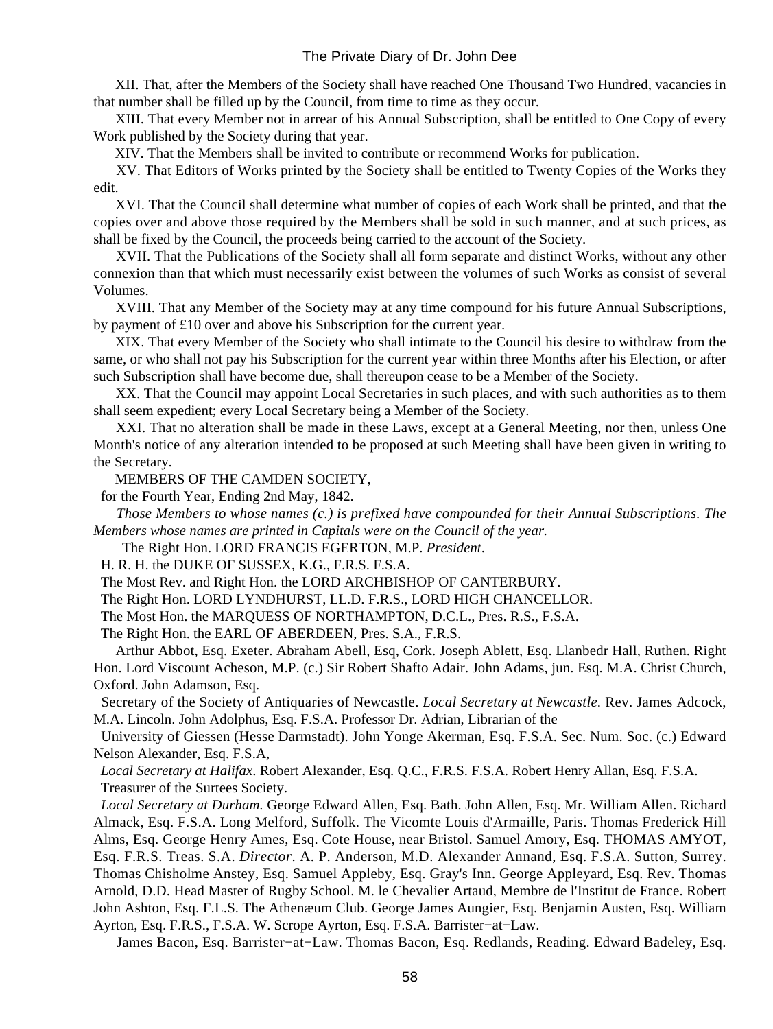XII. That, after the Members of the Society shall have reached One Thousand Two Hundred, vacancies in that number shall be filled up by the Council, from time to time as they occur.

XIII. That every Member not in arrear of his Annual Subscription, shall be entitled to One Copy of every Work published by the Society during that year.

XIV. That the Members shall be invited to contribute or recommend Works for publication.

XV. That Editors of Works printed by the Society shall be entitled to Twenty Copies of the Works they edit.

XVI. That the Council shall determine what number of copies of each Work shall be printed, and that the copies over and above those required by the Members shall be sold in such manner, and at such prices, as shall be fixed by the Council, the proceeds being carried to the account of the Society.

XVII. That the Publications of the Society shall all form separate and distinct Works, without any other connexion than that which must necessarily exist between the volumes of such Works as consist of several Volumes.

XVIII. That any Member of the Society may at any time compound for his future Annual Subscriptions, by payment of £10 over and above his Subscription for the current year.

XIX. That every Member of the Society who shall intimate to the Council his desire to withdraw from the same, or who shall not pay his Subscription for the current year within three Months after his Election, or after such Subscription shall have become due, shall thereupon cease to be a Member of the Society.

XX. That the Council may appoint Local Secretaries in such places, and with such authorities as to them shall seem expedient; every Local Secretary being a Member of the Society.

XXI. That no alteration shall be made in these Laws, except at a General Meeting, nor then, unless One Month's notice of any alteration intended to be proposed at such Meeting shall have been given in writing to the Secretary.

MEMBERS OF THE CAMDEN SOCIETY,

for the Fourth Year, Ending 2nd May, 1842.

*Those Members to whose names (c.) is prefixed have compounded for their Annual Subscriptions. The Members whose names are printed in Capitals were on the Council of the year.*

The Right Hon. LORD FRANCIS EGERTON, M.P. *President.*

H. R. H. the DUKE OF SUSSEX, K.G., F.R.S. F.S.A.

The Most Rev. and Right Hon. the LORD ARCHBISHOP OF CANTERBURY.

The Right Hon. LORD LYNDHURST, LL.D. F.R.S., LORD HIGH CHANCELLOR.

The Most Hon. the MARQUESS OF NORTHAMPTON, D.C.L., Pres. R.S., F.S.A.

The Right Hon. the EARL OF ABERDEEN, Pres. S.A., F.R.S.

Arthur Abbot, Esq. Exeter. Abraham Abell, Esq, Cork. Joseph Ablett, Esq. Llanbedr Hall, Ruthen. Right Hon. Lord Viscount Acheson, M.P. (c.) Sir Robert Shafto Adair. John Adams, jun. Esq. M.A. Christ Church, Oxford. John Adamson, Esq.

Secretary of the Society of Antiquaries of Newcastle. *Local Secretary at Newcastle.* Rev. James Adcock, M.A. Lincoln. John Adolphus, Esq. F.S.A. Professor Dr. Adrian, Librarian of the

University of Giessen (Hesse Darmstadt). John Yonge Akerman, Esq. F.S.A. Sec. Num. Soc. (c.) Edward Nelson Alexander, Esq. F.S.A,

*Local Secretary at Halifax.* Robert Alexander, Esq. Q.C., F.R.S. F.S.A. Robert Henry Allan, Esq. F.S.A. Treasurer of the Surtees Society.

*Local Secretary at Durham.* George Edward Allen, Esq. Bath. John Allen, Esq. Mr. William Allen. Richard Almack, Esq. F.S.A. Long Melford, Suffolk. The Vicomte Louis d'Armaille, Paris. Thomas Frederick Hill Alms, Esq. George Henry Ames, Esq. Cote House, near Bristol. Samuel Amory, Esq. THOMAS AMYOT, Esq. F.R.S. Treas. S.A. *Director.* A. P. Anderson, M.D. Alexander Annand, Esq. F.S.A. Sutton, Surrey. Thomas Chisholme Anstey, Esq. Samuel Appleby, Esq. Gray's Inn. George Appleyard, Esq. Rev. Thomas Arnold, D.D. Head Master of Rugby School. M. le Chevalier Artaud, Membre de l'Institut de France. Robert John Ashton, Esq. F.L.S. The Athenæum Club. George James Aungier, Esq. Benjamin Austen, Esq. William Ayrton, Esq. F.R.S., F.S.A. W. Scrope Ayrton, Esq. F.S.A. Barrister−at−Law.

James Bacon, Esq. Barrister−at−Law. Thomas Bacon, Esq. Redlands, Reading. Edward Badeley, Esq.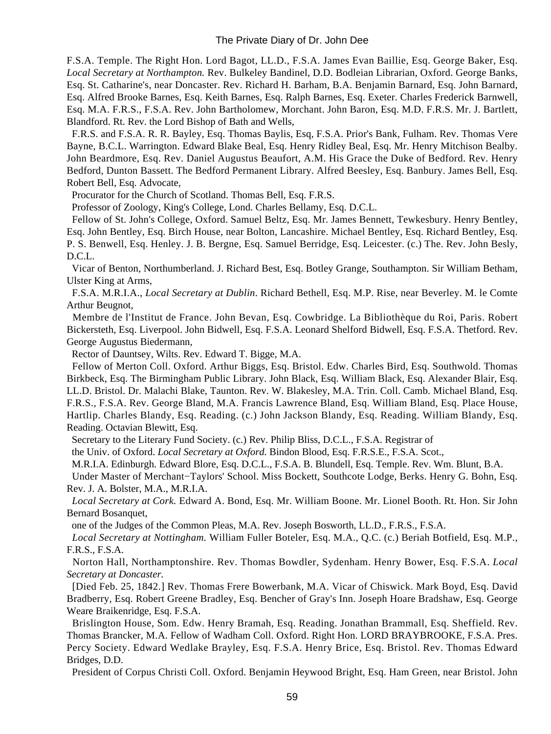F.S.A. Temple. The Right Hon. Lord Bagot, LL.D., F.S.A. James Evan Baillie, Esq. George Baker, Esq. *Local Secretary at Northampton.* Rev. Bulkeley Bandinel, D.D. Bodleian Librarian, Oxford. George Banks, Esq. St. Catharine's, near Doncaster. Rev. Richard H. Barham, B.A. Benjamin Barnard, Esq. John Barnard, Esq. Alfred Brooke Barnes, Esq. Keith Barnes, Esq. Ralph Barnes, Esq. Exeter. Charles Frederick Barnwell, Esq. M.A. F.R.S., F.S.A. Rev. John Bartholomew, Morchant. John Baron, Esq. M.D. F.R.S. Mr. J. Bartlett, Blandford. Rt. Rev. the Lord Bishop of Bath and Wells,

F.R.S. and F.S.A. R. R. Bayley, Esq. Thomas Baylis, Esq, F.S.A. Prior's Bank, Fulham. Rev. Thomas Vere Bayne, B.C.L. Warrington. Edward Blake Beal, Esq. Henry Ridley Beal, Esq. Mr. Henry Mitchison Bealby. John Beardmore, Esq. Rev. Daniel Augustus Beaufort, A.M. His Grace the Duke of Bedford. Rev. Henry Bedford, Dunton Bassett. The Bedford Permanent Library. Alfred Beesley, Esq. Banbury. James Bell, Esq. Robert Bell, Esq. Advocate,

Procurator for the Church of Scotland. Thomas Bell, Esq. F.R.S.

Professor of Zoology, King's College, Lond. Charles Bellamy, Esq. D.C.L.

Fellow of St. John's College, Oxford. Samuel Beltz, Esq. Mr. James Bennett, Tewkesbury. Henry Bentley, Esq. John Bentley, Esq. Birch House, near Bolton, Lancashire. Michael Bentley, Esq. Richard Bentley, Esq. P. S. Benwell, Esq. Henley. J. B. Bergne, Esq. Samuel Berridge, Esq. Leicester. (c.) The. Rev. John Besly, D.C.L.

Vicar of Benton, Northumberland. J. Richard Best, Esq. Botley Grange, Southampton. Sir William Betham, Ulster King at Arms,

F.S.A. M.R.I.A., *Local Secretary at Dublin.* Richard Bethell, Esq. M.P. Rise, near Beverley. M. le Comte Arthur Beugnot,

Membre de l'Institut de France. John Bevan, Esq. Cowbridge. La Bibliothèque du Roi, Paris. Robert Bickersteth, Esq. Liverpool. John Bidwell, Esq. F.S.A. Leonard Shelford Bidwell, Esq. F.S.A. Thetford. Rev. George Augustus Biedermann,

Rector of Dauntsey, Wilts. Rev. Edward T. Bigge, M.A.

Fellow of Merton Coll. Oxford. Arthur Biggs, Esq. Bristol. Edw. Charles Bird, Esq. Southwold. Thomas Birkbeck, Esq. The Birmingham Public Library. John Black, Esq. William Black, Esq. Alexander Blair, Esq. LL.D. Bristol. Dr. Malachi Blake, Taunton. Rev. W. Blakesley, M.A. Trin. Coll. Camb. Michael Bland, Esq. F.R.S., F.S.A. Rev. George Bland, M.A. Francis Lawrence Bland, Esq. William Bland, Esq. Place House, Hartlip. Charles Blandy, Esq. Reading. (c.) John Jackson Blandy, Esq. Reading. William Blandy, Esq. Reading. Octavian Blewitt, Esq.

Secretary to the Literary Fund Society. (c.) Rev. Philip Bliss, D.C.L., F.S.A. Registrar of

the Univ. of Oxford. *Local Secretary at Oxford.* Bindon Blood, Esq. F.R.S.E., F.S.A. Scot.,

M.R.I.A. Edinburgh. Edward Blore, Esq. D.C.L., F.S.A. B. Blundell, Esq. Temple. Rev. Wm. Blunt, B.A.

Under Master of Merchant−Taylors' School. Miss Bockett, Southcote Lodge, Berks. Henry G. Bohn, Esq. Rev. J. A. Bolster, M.A., M.R.I.A.

*Local Secretary at Cork.* Edward A. Bond, Esq. Mr. William Boone. Mr. Lionel Booth. Rt. Hon. Sir John Bernard Bosanquet,

one of the Judges of the Common Pleas, M.A. Rev. Joseph Bosworth, LL.D., F.R.S., F.S.A.

*Local Secretary at Nottingham.* William Fuller Boteler, Esq. M.A., Q.C. (c.) Beriah Botfield, Esq. M.P., F.R.S., F.S.A.

Norton Hall, Northamptonshire. Rev. Thomas Bowdler, Sydenham. Henry Bower, Esq. F.S.A. *Local Secretary at Doncaster.*

[Died Feb. 25, 1842.] Rev. Thomas Frere Bowerbank, M.A. Vicar of Chiswick. Mark Boyd, Esq. David Bradberry, Esq. Robert Greene Bradley, Esq. Bencher of Gray's Inn. Joseph Hoare Bradshaw, Esq. George Weare Braikenridge, Esq. F.S.A.

Brislington House, Som. Edw. Henry Bramah, Esq. Reading. Jonathan Brammall, Esq. Sheffield. Rev. Thomas Brancker, M.A. Fellow of Wadham Coll. Oxford. Right Hon. LORD BRAYBROOKE, F.S.A. Pres. Percy Society. Edward Wedlake Brayley, Esq. F.S.A. Henry Brice, Esq. Bristol. Rev. Thomas Edward Bridges, D.D.

President of Corpus Christi Coll. Oxford. Benjamin Heywood Bright, Esq. Ham Green, near Bristol. John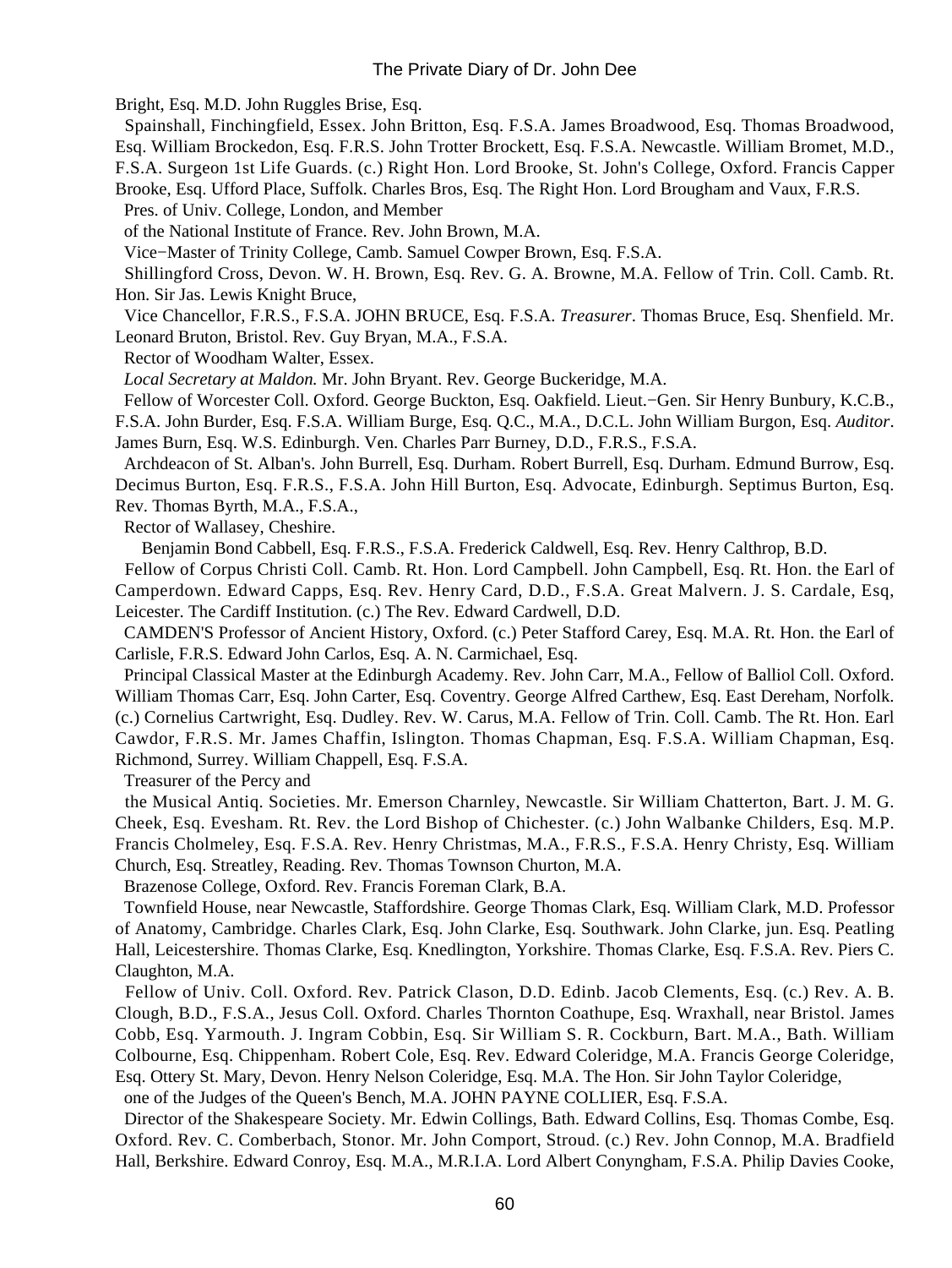Bright, Esq. M.D. John Ruggles Brise, Esq.

Spainshall, Finchingfield, Essex. John Britton, Esq. F.S.A. James Broadwood, Esq. Thomas Broadwood, Esq. William Brockedon, Esq. F.R.S. John Trotter Brockett, Esq. F.S.A. Newcastle. William Bromet, M.D., F.S.A. Surgeon 1st Life Guards. (c.) Right Hon. Lord Brooke, St. John's College, Oxford. Francis Capper Brooke, Esq. Ufford Place, Suffolk. Charles Bros, Esq. The Right Hon. Lord Brougham and Vaux, F.R.S.

Pres. of Univ. College, London, and Member

of the National Institute of France. Rev. John Brown, M.A.

Vice−Master of Trinity College, Camb. Samuel Cowper Brown, Esq. F.S.A.

Shillingford Cross, Devon. W. H. Brown, Esq. Rev. G. A. Browne, M.A. Fellow of Trin. Coll. Camb. Rt. Hon. Sir Jas. Lewis Knight Bruce,

Vice Chancellor, F.R.S., F.S.A. JOHN BRUCE, Esq. F.S.A. *Treasurer*. Thomas Bruce, Esq. Shenfield. Mr. Leonard Bruton, Bristol. Rev. Guy Bryan, M.A., F.S.A.

Rector of Woodham Walter, Essex.

*Local Secretary at Maldon.* Mr. John Bryant. Rev. George Buckeridge, M.A.

Fellow of Worcester Coll. Oxford. George Buckton, Esq. Oakfield. Lieut.−Gen. Sir Henry Bunbury, K.C.B., F.S.A. John Burder, Esq. F.S.A. William Burge, Esq. Q.C., M.A., D.C.L. John William Burgon, Esq. *Auditor*. James Burn, Esq. W.S. Edinburgh. Ven. Charles Parr Burney, D.D., F.R.S., F.S.A.

Archdeacon of St. Alban's. John Burrell, Esq. Durham. Robert Burrell, Esq. Durham. Edmund Burrow, Esq. Decimus Burton, Esq. F.R.S., F.S.A. John Hill Burton, Esq. Advocate, Edinburgh. Septimus Burton, Esq. Rev. Thomas Byrth, M.A., F.S.A.,

Rector of Wallasey, Cheshire.

Benjamin Bond Cabbell, Esq. F.R.S., F.S.A. Frederick Caldwell, Esq. Rev. Henry Calthrop, B.D.

Fellow of Corpus Christi Coll. Camb. Rt. Hon. Lord Campbell. John Campbell, Esq. Rt. Hon. the Earl of Camperdown. Edward Capps, Esq. Rev. Henry Card, D.D., F.S.A. Great Malvern. J. S. Cardale, Esq, Leicester. The Cardiff Institution. (c.) The Rev. Edward Cardwell, D.D.

CAMDEN'S Professor of Ancient History, Oxford. (c.) Peter Stafford Carey, Esq. M.A. Rt. Hon. the Earl of Carlisle, F.R.S. Edward John Carlos, Esq. A. N. Carmichael, Esq.

Principal Classical Master at the Edinburgh Academy. Rev. John Carr, M.A., Fellow of Balliol Coll. Oxford. William Thomas Carr, Esq. John Carter, Esq. Coventry. George Alfred Carthew, Esq. East Dereham, Norfolk. (c.) Cornelius Cartwright, Esq. Dudley. Rev. W. Carus, M.A. Fellow of Trin. Coll. Camb. The Rt. Hon. Earl Cawdor, F.R.S. Mr. James Chaffin, Islington. Thomas Chapman, Esq. F.S.A. William Chapman, Esq. Richmond, Surrey. William Chappell, Esq. F.S.A.

Treasurer of the Percy and

the Musical Antiq. Societies. Mr. Emerson Charnley, Newcastle. Sir William Chatterton, Bart. J. M. G. Cheek, Esq. Evesham. Rt. Rev. the Lord Bishop of Chichester. (c.) John Walbanke Childers, Esq. M.P. Francis Cholmeley, Esq. F.S.A. Rev. Henry Christmas, M.A., F.R.S., F.S.A. Henry Christy, Esq. William Church, Esq. Streatley, Reading. Rev. Thomas Townson Churton, M.A.

Brazenose College, Oxford. Rev. Francis Foreman Clark, B.A.

Townfield House, near Newcastle, Staffordshire. George Thomas Clark, Esq. William Clark, M.D. Professor of Anatomy, Cambridge. Charles Clark, Esq. John Clarke, Esq. Southwark. John Clarke, jun. Esq. Peatling Hall, Leicestershire. Thomas Clarke, Esq. Knedlington, Yorkshire. Thomas Clarke, Esq. F.S.A. Rev. Piers C. Claughton, M.A.

Fellow of Univ. Coll. Oxford. Rev. Patrick Clason, D.D. Edinb. Jacob Clements, Esq. (c.) Rev. A. B. Clough, B.D., F.S.A., Jesus Coll. Oxford. Charles Thornton Coathupe, Esq. Wraxhall, near Bristol. James Cobb, Esq. Yarmouth. J. Ingram Cobbin, Esq. Sir William S. R. Cockburn, Bart. M.A., Bath. William Colbourne, Esq. Chippenham. Robert Cole, Esq. Rev. Edward Coleridge, M.A. Francis George Coleridge, Esq. Ottery St. Mary, Devon. Henry Nelson Coleridge, Esq. M.A. The Hon. Sir John Taylor Coleridge,

one of the Judges of the Queen's Bench, M.A. JOHN PAYNE COLLIER, Esq. F.S.A.

Director of the Shakespeare Society. Mr. Edwin Collings, Bath. Edward Collins, Esq. Thomas Combe, Esq. Oxford. Rev. C. Comberbach, Stonor. Mr. John Comport, Stroud. (c.) Rev. John Connop, M.A. Bradfield Hall, Berkshire. Edward Conroy, Esq. M.A., M.R.I.A. Lord Albert Conyngham, F.S.A. Philip Davies Cooke,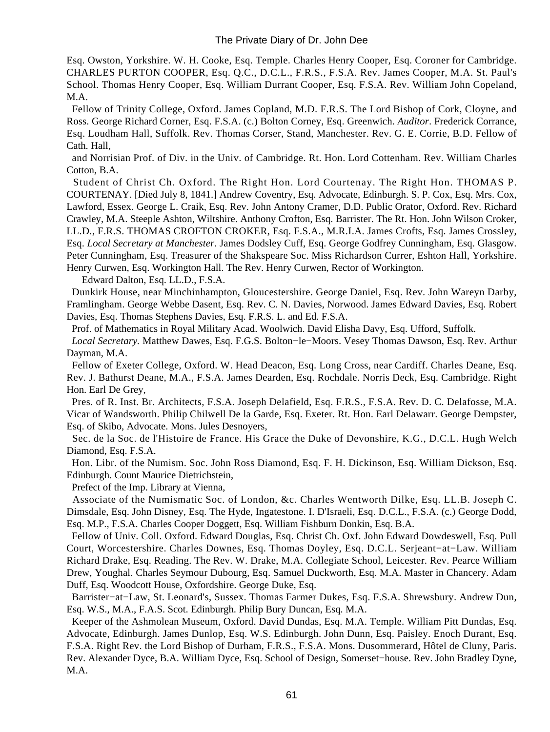Esq. Owston, Yorkshire. W. H. Cooke, Esq. Temple. Charles Henry Cooper, Esq. Coroner for Cambridge. CHARLES PURTON COOPER, Esq. Q.C., D.C.L., F.R.S., F.S.A. Rev. James Cooper, M.A. St. Paul's School. Thomas Henry Cooper, Esq. William Durrant Cooper, Esq. F.S.A. Rev. William John Copeland, M.A.

Fellow of Trinity College, Oxford. James Copland, M.D. F.R.S. The Lord Bishop of Cork, Cloyne, and Ross. George Richard Corner, Esq. F.S.A. (c.) Bolton Corney, Esq. Greenwich. *Auditor*. Frederick Corrance, Esq. Loudham Hall, Suffolk. Rev. Thomas Corser, Stand, Manchester. Rev. G. E. Corrie, B.D. Fellow of Cath. Hall,

and Norrisian Prof. of Div. in the Univ. of Cambridge. Rt. Hon. Lord Cottenham. Rev. William Charles Cotton, B.A.

Student of Christ Ch. Oxford. The Right Hon. Lord Courtenay. The Right Hon. THOMAS P. COURTENAY. [Died July 8, 1841.] Andrew Coventry, Esq. Advocate, Edinburgh. S. P. Cox, Esq. Mrs. Cox, Lawford, Essex. George L. Craik, Esq. Rev. John Antony Cramer, D.D. Public Orator, Oxford. Rev. Richard Crawley, M.A. Steeple Ashton, Wiltshire. Anthony Crofton, Esq. Barrister. The Rt. Hon. John Wilson Croker, LL.D., F.R.S. THOMAS CROFTON CROKER, Esq. F.S.A., M.R.I.A. James Crofts, Esq. James Crossley, Esq. *Local Secretary at Manchester.* James Dodsley Cuff, Esq. George Godfrey Cunningham, Esq. Glasgow. Peter Cunningham, Esq. Treasurer of the Shakspeare Soc. Miss Richardson Currer, Eshton Hall, Yorkshire. Henry Curwen, Esq. Workington Hall. The Rev. Henry Curwen, Rector of Workington.

Edward Dalton, Esq. LL.D., F.S.A.

Dunkirk House, near Minchinhampton, Gloucestershire. George Daniel, Esq. Rev. John Wareyn Darby, Framlingham. George Webbe Dasent, Esq. Rev. C. N. Davies, Norwood. James Edward Davies, Esq. Robert Davies, Esq. Thomas Stephens Davies, Esq. F.R.S. L. and Ed. F.S.A.

Prof. of Mathematics in Royal Military Acad. Woolwich. David Elisha Davy, Esq. Ufford, Suffolk.

*Local Secretary.* Matthew Dawes, Esq. F.G.S. Bolton−le−Moors. Vesey Thomas Dawson, Esq. Rev. Arthur Dayman, M.A.

Fellow of Exeter College, Oxford. W. Head Deacon, Esq. Long Cross, near Cardiff. Charles Deane, Esq. Rev. J. Bathurst Deane, M.A., F.S.A. James Dearden, Esq. Rochdale. Norris Deck, Esq. Cambridge. Right Hon. Earl De Grey,

Pres. of R. Inst. Br. Architects, F.S.A. Joseph Delafield, Esq. F.R.S., F.S.A. Rev. D. C. Delafosse, M.A. Vicar of Wandsworth. Philip Chilwell De la Garde, Esq. Exeter. Rt. Hon. Earl Delawarr. George Dempster, Esq. of Skibo, Advocate. Mons. Jules Desnoyers,

Sec. de la Soc. de l'Histoire de France. His Grace the Duke of Devonshire, K.G., D.C.L. Hugh Welch Diamond, Esq. F.S.A.

Hon. Libr. of the Numism. Soc. John Ross Diamond, Esq. F. H. Dickinson, Esq. William Dickson, Esq. Edinburgh. Count Maurice Dietrichstein,

Prefect of the Imp. Library at Vienna,

Associate of the Numismatic Soc. of London, &c. Charles Wentworth Dilke, Esq. LL.B. Joseph C. Dimsdale, Esq. John Disney, Esq. The Hyde, Ingatestone. I. D'Israeli, Esq. D.C.L., F.S.A. (c.) George Dodd, Esq. M.P., F.S.A. Charles Cooper Doggett, Esq. William Fishburn Donkin, Esq. B.A.

Fellow of Univ. Coll. Oxford. Edward Douglas, Esq. Christ Ch. Oxf. John Edward Dowdeswell, Esq. Pull Court, Worcestershire. Charles Downes, Esq. Thomas Doyley, Esq. D.C.L. Serjeant−at−Law. William Richard Drake, Esq. Reading. The Rev. W. Drake, M.A. Collegiate School, Leicester. Rev. Pearce William Drew, Youghal. Charles Seymour Dubourg, Esq. Samuel Duckworth, Esq. M.A. Master in Chancery. Adam Duff, Esq. Woodcott House, Oxfordshire. George Duke, Esq.

Barrister−at−Law, St. Leonard's, Sussex. Thomas Farmer Dukes, Esq. F.S.A. Shrewsbury. Andrew Dun, Esq. W.S., M.A., F.A.S. Scot. Edinburgh. Philip Bury Duncan, Esq. M.A.

Keeper of the Ashmolean Museum, Oxford. David Dundas, Esq. M.A. Temple. William Pitt Dundas, Esq. Advocate, Edinburgh. James Dunlop, Esq. W.S. Edinburgh. John Dunn, Esq. Paisley. Enoch Durant, Esq. F.S.A. Right Rev. the Lord Bishop of Durham, F.R.S., F.S.A. Mons. Dusommerard, Hôtel de Cluny, Paris. Rev. Alexander Dyce, B.A. William Dyce, Esq. School of Design, Somerset−house. Rev. John Bradley Dyne, M.A.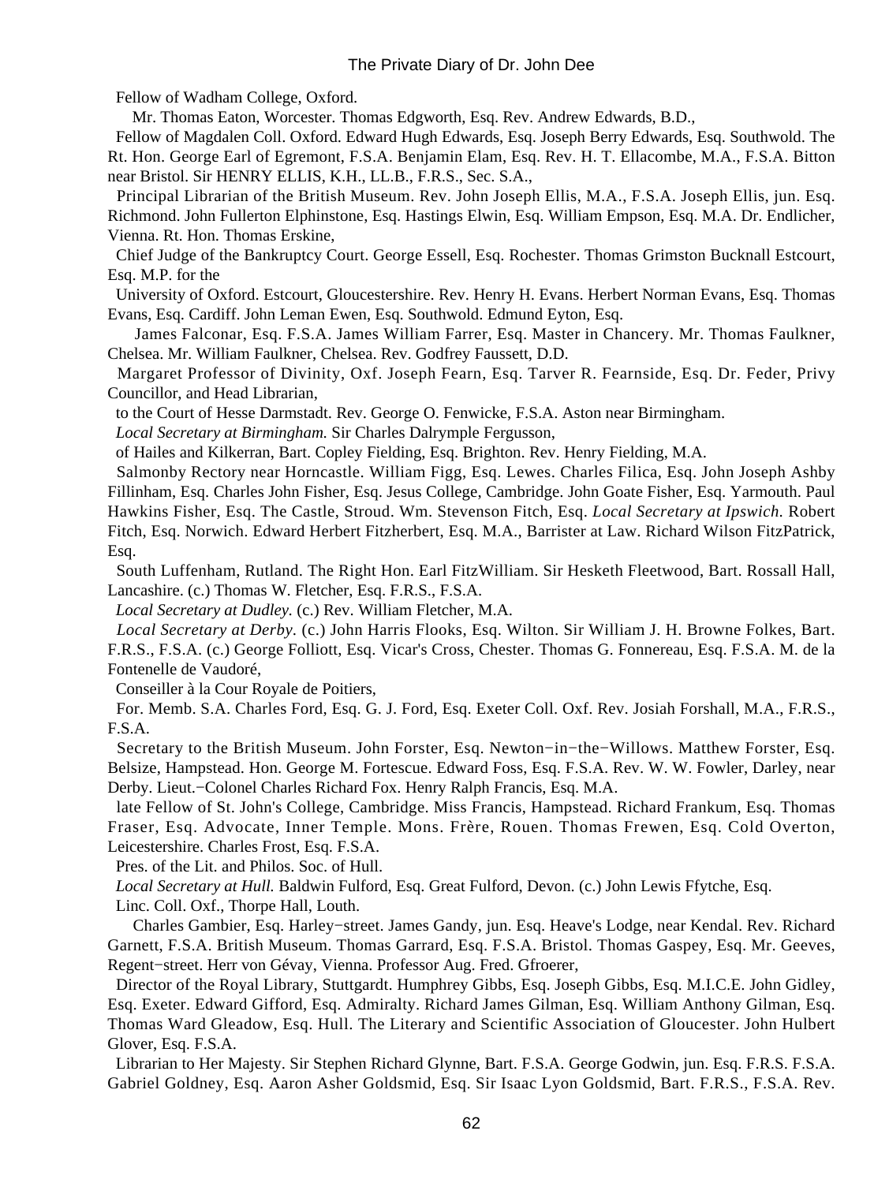Fellow of Wadham College, Oxford.

Mr. Thomas Eaton, Worcester. Thomas Edgworth, Esq. Rev. Andrew Edwards, B.D.,

Fellow of Magdalen Coll. Oxford. Edward Hugh Edwards, Esq. Joseph Berry Edwards, Esq. Southwold. The Rt. Hon. George Earl of Egremont, F.S.A. Benjamin Elam, Esq. Rev. H. T. Ellacombe, M.A., F.S.A. Bitton near Bristol. Sir HENRY ELLIS, K.H., LL.B., F.R.S., Sec. S.A.,

Principal Librarian of the British Museum. Rev. John Joseph Ellis, M.A., F.S.A. Joseph Ellis, jun. Esq. Richmond. John Fullerton Elphinstone, Esq. Hastings Elwin, Esq. William Empson, Esq. M.A. Dr. Endlicher, Vienna. Rt. Hon. Thomas Erskine,

Chief Judge of the Bankruptcy Court. George Essell, Esq. Rochester. Thomas Grimston Bucknall Estcourt, Esq. M.P. for the

University of Oxford. Estcourt, Gloucestershire. Rev. Henry H. Evans. Herbert Norman Evans, Esq. Thomas Evans, Esq. Cardiff. John Leman Ewen, Esq. Southwold. Edmund Eyton, Esq.

James Falconar, Esq. F.S.A. James William Farrer, Esq. Master in Chancery. Mr. Thomas Faulkner, Chelsea. Mr. William Faulkner, Chelsea. Rev. Godfrey Faussett, D.D.

Margaret Professor of Divinity, Oxf. Joseph Fearn, Esq. Tarver R. Fearnside, Esq. Dr. Feder, Privy Councillor, and Head Librarian,

to the Court of Hesse Darmstadt. Rev. George O. Fenwicke, F.S.A. Aston near Birmingham.

*Local Secretary at Birmingham.* Sir Charles Dalrymple Fergusson,

of Hailes and Kilkerran, Bart. Copley Fielding, Esq. Brighton. Rev. Henry Fielding, M.A.

Salmonby Rectory near Horncastle. William Figg, Esq. Lewes. Charles Filica, Esq. John Joseph Ashby Fillinham, Esq. Charles John Fisher, Esq. Jesus College, Cambridge. John Goate Fisher, Esq. Yarmouth. Paul Hawkins Fisher, Esq. The Castle, Stroud. Wm. Stevenson Fitch, Esq. *Local Secretary at Ipswich.* Robert Fitch, Esq. Norwich. Edward Herbert Fitzherbert, Esq. M.A., Barrister at Law. Richard Wilson FitzPatrick, Esq.

South Luffenham, Rutland. The Right Hon. Earl FitzWilliam. Sir Hesketh Fleetwood, Bart. Rossall Hall, Lancashire. (c.) Thomas W. Fletcher, Esq. F.R.S., F.S.A.

*Local Secretary at Dudley.* (c.) Rev. William Fletcher, M.A.

*Local Secretary at Derby.* (c.) John Harris Flooks, Esq. Wilton. Sir William J. H. Browne Folkes, Bart. F.R.S., F.S.A. (c.) George Folliott, Esq. Vicar's Cross, Chester. Thomas G. Fonnereau, Esq. F.S.A. M. de la Fontenelle de Vaudoré,

Conseiller à la Cour Royale de Poitiers,

For. Memb. S.A. Charles Ford, Esq. G. J. Ford, Esq. Exeter Coll. Oxf. Rev. Josiah Forshall, M.A., F.R.S., F.S.A.

Secretary to the British Museum. John Forster, Esq. Newton−in−the−Willows. Matthew Forster, Esq. Belsize, Hampstead. Hon. George M. Fortescue. Edward Foss, Esq. F.S.A. Rev. W. W. Fowler, Darley, near Derby. Lieut.−Colonel Charles Richard Fox. Henry Ralph Francis, Esq. M.A.

late Fellow of St. John's College, Cambridge. Miss Francis, Hampstead. Richard Frankum, Esq. Thomas Fraser, Esq. Advocate, Inner Temple. Mons. Frère, Rouen. Thomas Frewen, Esq. Cold Overton, Leicestershire. Charles Frost, Esq. F.S.A.

Pres. of the Lit. and Philos. Soc. of Hull.

*Local Secretary at Hull.* Baldwin Fulford, Esq. Great Fulford, Devon. (c.) John Lewis Ffytche, Esq.

Linc. Coll. Oxf., Thorpe Hall, Louth.

Charles Gambier, Esq. Harley−street. James Gandy, jun. Esq. Heave's Lodge, near Kendal. Rev. Richard Garnett, F.S.A. British Museum. Thomas Garrard, Esq. F.S.A. Bristol. Thomas Gaspey, Esq. Mr. Geeves, Regent−street. Herr von Gévay, Vienna. Professor Aug. Fred. Gfroerer,

Director of the Royal Library, Stuttgardt. Humphrey Gibbs, Esq. Joseph Gibbs, Esq. M.I.C.E. John Gidley, Esq. Exeter. Edward Gifford, Esq. Admiralty. Richard James Gilman, Esq. William Anthony Gilman, Esq. Thomas Ward Gleadow, Esq. Hull. The Literary and Scientific Association of Gloucester. John Hulbert Glover, Esq. F.S.A.

Librarian to Her Majesty. Sir Stephen Richard Glynne, Bart. F.S.A. George Godwin, jun. Esq. F.R.S. F.S.A. Gabriel Goldney, Esq. Aaron Asher Goldsmid, Esq. Sir Isaac Lyon Goldsmid, Bart. F.R.S., F.S.A. Rev.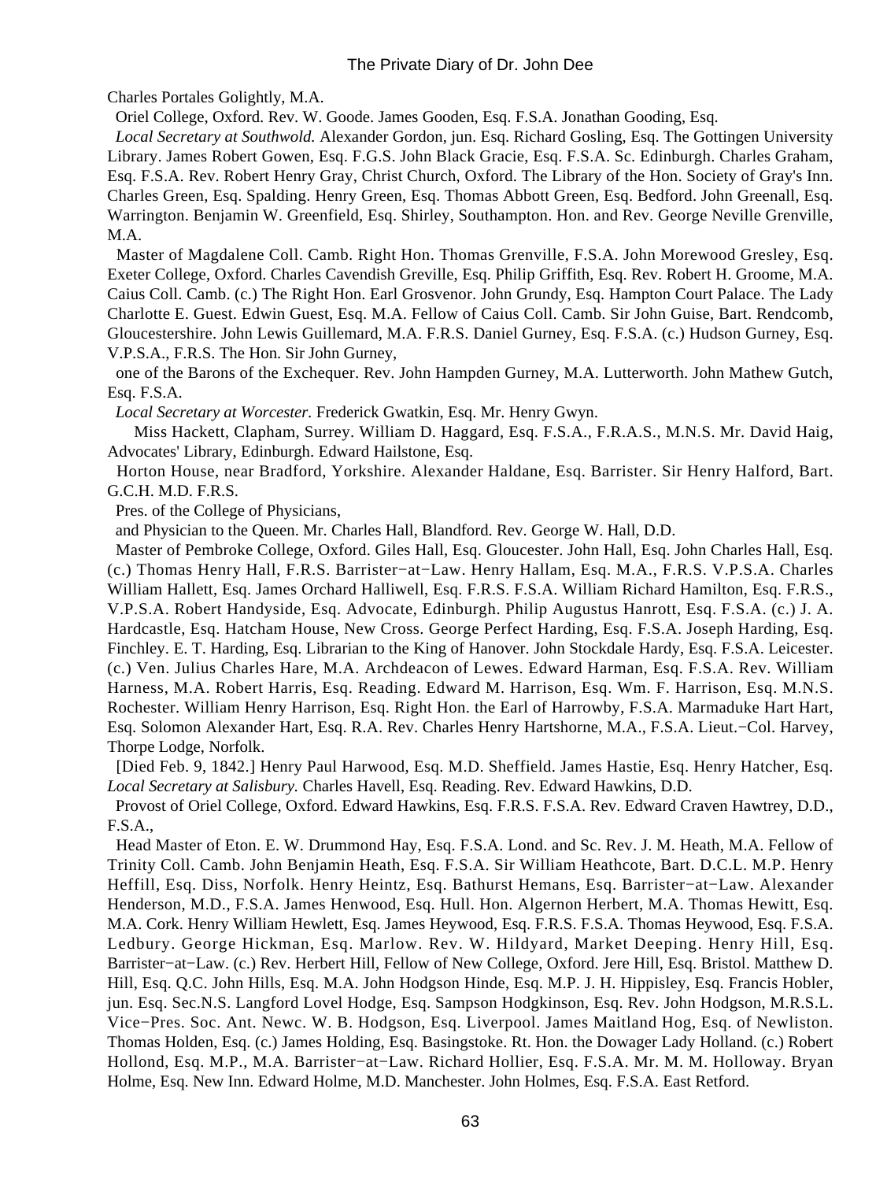Charles Portales Golightly, M.A.

Oriel College, Oxford. Rev. W. Goode. James Gooden, Esq. F.S.A. Jonathan Gooding, Esq.

*Local Secretary at Southwold.* Alexander Gordon, jun. Esq. Richard Gosling, Esq. The Gottingen University Library. James Robert Gowen, Esq. F.G.S. John Black Gracie, Esq. F.S.A. Sc. Edinburgh. Charles Graham, Esq. F.S.A. Rev. Robert Henry Gray, Christ Church, Oxford. The Library of the Hon. Society of Gray's Inn. Charles Green, Esq. Spalding. Henry Green, Esq. Thomas Abbott Green, Esq. Bedford. John Greenall, Esq. Warrington. Benjamin W. Greenfield, Esq. Shirley, Southampton. Hon. and Rev. George Neville Grenville, M.A.

Master of Magdalene Coll. Camb. Right Hon. Thomas Grenville, F.S.A. John Morewood Gresley, Esq. Exeter College, Oxford. Charles Cavendish Greville, Esq. Philip Griffith, Esq. Rev. Robert H. Groome, M.A. Caius Coll. Camb. (c.) The Right Hon. Earl Grosvenor. John Grundy, Esq. Hampton Court Palace. The Lady Charlotte E. Guest. Edwin Guest, Esq. M.A. Fellow of Caius Coll. Camb. Sir John Guise, Bart. Rendcomb, Gloucestershire. John Lewis Guillemard, M.A. F.R.S. Daniel Gurney, Esq. F.S.A. (c.) Hudson Gurney, Esq. V.P.S.A., F.R.S. The Hon. Sir John Gurney,

one of the Barons of the Exchequer. Rev. John Hampden Gurney, M.A. Lutterworth. John Mathew Gutch, Esq. F.S.A.

*Local Secretary at Worcester.* Frederick Gwatkin, Esq. Mr. Henry Gwyn.

Miss Hackett, Clapham, Surrey. William D. Haggard, Esq. F.S.A., F.R.A.S., M.N.S. Mr. David Haig, Advocates' Library, Edinburgh. Edward Hailstone, Esq.

Horton House, near Bradford, Yorkshire. Alexander Haldane, Esq. Barrister. Sir Henry Halford, Bart. G.C.H. M.D. F.R.S.

Pres. of the College of Physicians,

and Physician to the Queen. Mr. Charles Hall, Blandford. Rev. George W. Hall, D.D.

Master of Pembroke College, Oxford. Giles Hall, Esq. Gloucester. John Hall, Esq. John Charles Hall, Esq. (c.) Thomas Henry Hall, F.R.S. Barrister−at−Law. Henry Hallam, Esq. M.A., F.R.S. V.P.S.A. Charles William Hallett, Esq. James Orchard Halliwell, Esq. F.R.S. F.S.A. William Richard Hamilton, Esq. F.R.S., V.P.S.A. Robert Handyside, Esq. Advocate, Edinburgh. Philip Augustus Hanrott, Esq. F.S.A. (c.) J. A. Hardcastle, Esq. Hatcham House, New Cross. George Perfect Harding, Esq. F.S.A. Joseph Harding, Esq. Finchley. E. T. Harding, Esq. Librarian to the King of Hanover. John Stockdale Hardy, Esq. F.S.A. Leicester. (c.) Ven. Julius Charles Hare, M.A. Archdeacon of Lewes. Edward Harman, Esq. F.S.A. Rev. William Harness, M.A. Robert Harris, Esq. Reading. Edward M. Harrison, Esq. Wm. F. Harrison, Esq. M.N.S. Rochester. William Henry Harrison, Esq. Right Hon. the Earl of Harrowby, F.S.A. Marmaduke Hart Hart, Esq. Solomon Alexander Hart, Esq. R.A. Rev. Charles Henry Hartshorne, M.A., F.S.A. Lieut.−Col. Harvey, Thorpe Lodge, Norfolk.

[Died Feb. 9, 1842.] Henry Paul Harwood, Esq. M.D. Sheffield. James Hastie, Esq. Henry Hatcher, Esq. *Local Secretary at Salisbury.* Charles Havell, Esq. Reading. Rev. Edward Hawkins, D.D.

Provost of Oriel College, Oxford. Edward Hawkins, Esq. F.R.S. F.S.A. Rev. Edward Craven Hawtrey, D.D., F.S.A.,

Head Master of Eton. E. W. Drummond Hay, Esq. F.S.A. Lond. and Sc. Rev. J. M. Heath, M.A. Fellow of Trinity Coll. Camb. John Benjamin Heath, Esq. F.S.A. Sir William Heathcote, Bart. D.C.L. M.P. Henry Heffill, Esq. Diss, Norfolk. Henry Heintz, Esq. Bathurst Hemans, Esq. Barrister−at−Law. Alexander Henderson, M.D., F.S.A. James Henwood, Esq. Hull. Hon. Algernon Herbert, M.A. Thomas Hewitt, Esq. M.A. Cork. Henry William Hewlett, Esq. James Heywood, Esq. F.R.S. F.S.A. Thomas Heywood, Esq. F.S.A. Ledbury. George Hickman, Esq. Marlow. Rev. W. Hildyard, Market Deeping. Henry Hill, Esq. Barrister−at−Law. (c.) Rev. Herbert Hill, Fellow of New College, Oxford. Jere Hill, Esq. Bristol. Matthew D. Hill, Esq. Q.C. John Hills, Esq. M.A. John Hodgson Hinde, Esq. M.P. J. H. Hippisley, Esq. Francis Hobler, jun. Esq. Sec.N.S. Langford Lovel Hodge, Esq. Sampson Hodgkinson, Esq. Rev. John Hodgson, M.R.S.L. Vice−Pres. Soc. Ant. Newc. W. B. Hodgson, Esq. Liverpool. James Maitland Hog, Esq. of Newliston. Thomas Holden, Esq. (c.) James Holding, Esq. Basingstoke. Rt. Hon. the Dowager Lady Holland. (c.) Robert Hollond, Esq. M.P., M.A. Barrister−at−Law. Richard Hollier, Esq. F.S.A. Mr. M. M. Holloway. Bryan Holme, Esq. New Inn. Edward Holme, M.D. Manchester. John Holmes, Esq. F.S.A. East Retford.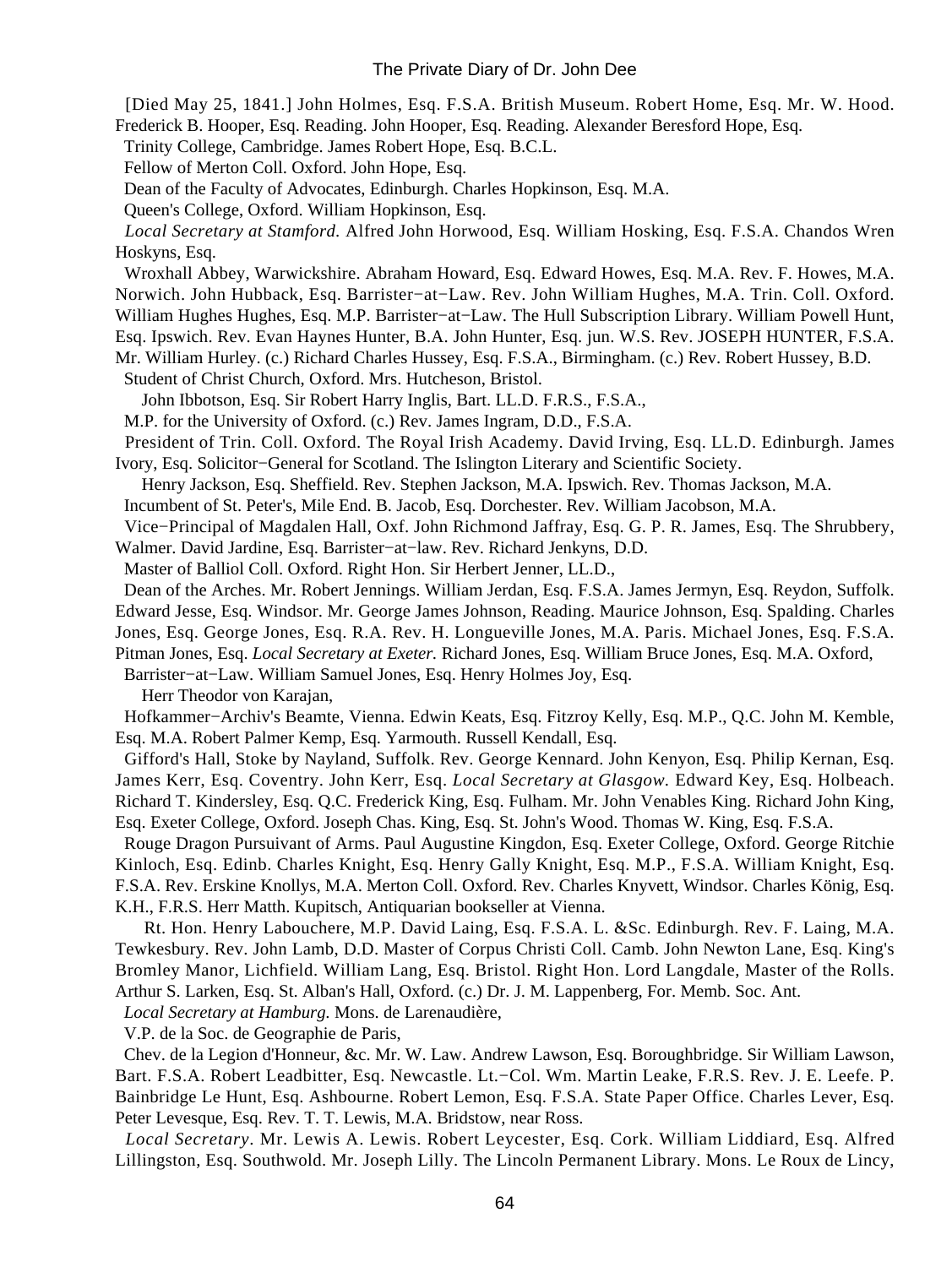[Died May 25, 1841.] John Holmes, Esq. F.S.A. British Museum. Robert Home, Esq. Mr. W. Hood. Frederick B. Hooper, Esq. Reading. John Hooper, Esq. Reading. Alexander Beresford Hope, Esq.

Trinity College, Cambridge. James Robert Hope, Esq. B.C.L.

Fellow of Merton Coll. Oxford. John Hope, Esq.

Dean of the Faculty of Advocates, Edinburgh. Charles Hopkinson, Esq. M.A.

Queen's College, Oxford. William Hopkinson, Esq.

*Local Secretary at Stamford.* Alfred John Horwood, Esq. William Hosking, Esq. F.S.A. Chandos Wren Hoskyns, Esq.

Wroxhall Abbey, Warwickshire. Abraham Howard, Esq. Edward Howes, Esq. M.A. Rev. F. Howes, M.A. Norwich. John Hubback, Esq. Barrister−at−Law. Rev. John William Hughes, M.A. Trin. Coll. Oxford. William Hughes Hughes, Esq. M.P. Barrister−at−Law. The Hull Subscription Library. William Powell Hunt, Esq. Ipswich. Rev. Evan Haynes Hunter, B.A. John Hunter, Esq. jun. W.S. Rev. JOSEPH HUNTER, F.S.A. Mr. William Hurley. (c.) Richard Charles Hussey, Esq. F.S.A., Birmingham. (c.) Rev. Robert Hussey, B.D.

Student of Christ Church, Oxford. Mrs. Hutcheson, Bristol.

John Ibbotson, Esq. Sir Robert Harry Inglis, Bart. LL.D. F.R.S., F.S.A.,

M.P. for the University of Oxford. (c.) Rev. James Ingram, D.D., F.S.A.

President of Trin. Coll. Oxford. The Royal Irish Academy. David Irving, Esq. LL.D. Edinburgh. James Ivory, Esq. Solicitor−General for Scotland. The Islington Literary and Scientific Society.

Henry Jackson, Esq. Sheffield. Rev. Stephen Jackson, M.A. Ipswich. Rev. Thomas Jackson, M.A.

Incumbent of St. Peter's, Mile End. B. Jacob, Esq. Dorchester. Rev. William Jacobson, M.A.

Vice−Principal of Magdalen Hall, Oxf. John Richmond Jaffray, Esq. G. P. R. James, Esq. The Shrubbery, Walmer. David Jardine, Esq. Barrister−at−law. Rev. Richard Jenkyns, D.D.

Master of Balliol Coll. Oxford. Right Hon. Sir Herbert Jenner, LL.D.,

Dean of the Arches. Mr. Robert Jennings. William Jerdan, Esq. F.S.A. James Jermyn, Esq. Reydon, Suffolk. Edward Jesse, Esq. Windsor. Mr. George James Johnson, Reading. Maurice Johnson, Esq. Spalding. Charles Jones, Esq. George Jones, Esq. R.A. Rev. H. Longueville Jones, M.A. Paris. Michael Jones, Esq. F.S.A. Pitman Jones, Esq. *Local Secretary at Exeter.* Richard Jones, Esq. William Bruce Jones, Esq. M.A. Oxford,

Barrister−at−Law. William Samuel Jones, Esq. Henry Holmes Joy, Esq.

Herr Theodor von Karajan,

Hofkammer−Archiv's Beamte, Vienna. Edwin Keats, Esq. Fitzroy Kelly, Esq. M.P., Q.C. John M. Kemble, Esq. M.A. Robert Palmer Kemp, Esq. Yarmouth. Russell Kendall, Esq.

Gifford's Hall, Stoke by Nayland, Suffolk. Rev. George Kennard. John Kenyon, Esq. Philip Kernan, Esq. James Kerr, Esq. Coventry. John Kerr, Esq. *Local Secretary at Glasgow.* Edward Key, Esq. Holbeach. Richard T. Kindersley, Esq. Q.C. Frederick King, Esq. Fulham. Mr. John Venables King. Richard John King, Esq. Exeter College, Oxford. Joseph Chas. King, Esq. St. John's Wood. Thomas W. King, Esq. F.S.A.

Rouge Dragon Pursuivant of Arms. Paul Augustine Kingdon, Esq. Exeter College, Oxford. George Ritchie Kinloch, Esq. Edinb. Charles Knight, Esq. Henry Gally Knight, Esq. M.P., F.S.A. William Knight, Esq. F.S.A. Rev. Erskine Knollys, M.A. Merton Coll. Oxford. Rev. Charles Knyvett, Windsor. Charles König, Esq. K.H., F.R.S. Herr Matth. Kupitsch, Antiquarian bookseller at Vienna.

Rt. Hon. Henry Labouchere, M.P. David Laing, Esq. F.S.A. L. &Sc. Edinburgh. Rev. F. Laing, M.A. Tewkesbury. Rev. John Lamb, D.D. Master of Corpus Christi Coll. Camb. John Newton Lane, Esq. King's Bromley Manor, Lichfield. William Lang, Esq. Bristol. Right Hon. Lord Langdale, Master of the Rolls. Arthur S. Larken, Esq. St. Alban's Hall, Oxford. (c.) Dr. J. M. Lappenberg, For. Memb. Soc. Ant.

*Local Secretary at Hamburg.* Mons. de Larenaudière,

V.P. de la Soc. de Geographie de Paris,

Chev. de la Legion d'Honneur, &c. Mr. W. Law. Andrew Lawson, Esq. Boroughbridge. Sir William Lawson, Bart. F.S.A. Robert Leadbitter, Esq. Newcastle. Lt.−Col. Wm. Martin Leake, F.R.S. Rev. J. E. Leefe. P. Bainbridge Le Hunt, Esq. Ashbourne. Robert Lemon, Esq. F.S.A. State Paper Office. Charles Lever, Esq. Peter Levesque, Esq. Rev. T. T. Lewis, M.A. Bridstow, near Ross.

*Local Secretary*. Mr. Lewis A. Lewis. Robert Leycester, Esq. Cork. William Liddiard, Esq. Alfred Lillingston, Esq. Southwold. Mr. Joseph Lilly. The Lincoln Permanent Library. Mons. Le Roux de Lincy,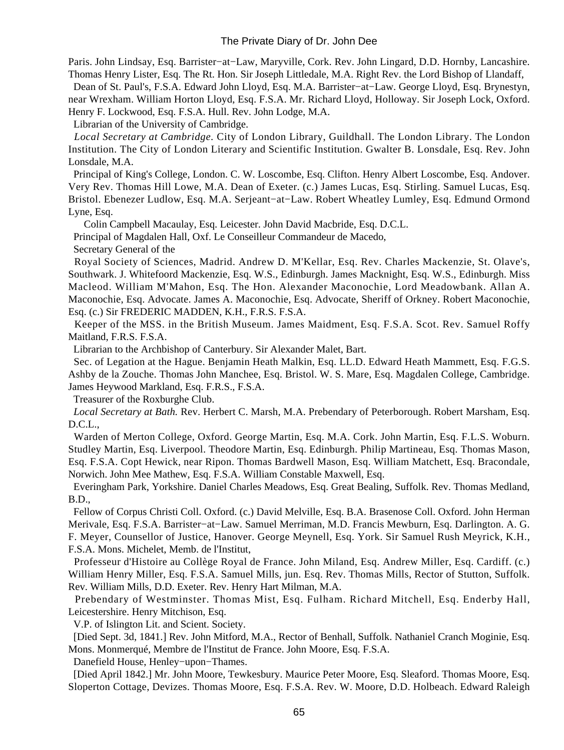Paris. John Lindsay, Esq. Barrister−at−Law, Maryville, Cork. Rev. John Lingard, D.D. Hornby, Lancashire. Thomas Henry Lister, Esq. The Rt. Hon. Sir Joseph Littledale, M.A. Right Rev. the Lord Bishop of Llandaff,

Dean of St. Paul's, F.S.A. Edward John Lloyd, Esq. M.A. Barrister−at−Law. George Lloyd, Esq. Brynestyn, near Wrexham. William Horton Lloyd, Esq. F.S.A. Mr. Richard Lloyd, Holloway. Sir Joseph Lock, Oxford. Henry F. Lockwood, Esq. F.S.A. Hull. Rev. John Lodge, M.A.

Librarian of the University of Cambridge.

*Local Secretary at Cambridge.* City of London Library, Guildhall. The London Library. The London Institution. The City of London Literary and Scientific Institution. Gwalter B. Lonsdale, Esq. Rev. John Lonsdale, M.A.

Principal of King's College, London. C. W. Loscombe, Esq. Clifton. Henry Albert Loscombe, Esq. Andover. Very Rev. Thomas Hill Lowe, M.A. Dean of Exeter. (c.) James Lucas, Esq. Stirling. Samuel Lucas, Esq. Bristol. Ebenezer Ludlow, Esq. M.A. Serjeant−at−Law. Robert Wheatley Lumley, Esq. Edmund Ormond Lyne, Esq.

Colin Campbell Macaulay, Esq. Leicester. John David Macbride, Esq. D.C.L.

Principal of Magdalen Hall, Oxf. Le Conseilleur Commandeur de Macedo,

Secretary General of the

Royal Society of Sciences, Madrid. Andrew D. M'Kellar, Esq. Rev. Charles Mackenzie, St. Olave's, Southwark. J. Whitefoord Mackenzie, Esq. W.S., Edinburgh. James Macknight, Esq. W.S., Edinburgh. Miss Macleod. William M'Mahon, Esq. The Hon. Alexander Maconochie, Lord Meadowbank. Allan A. Maconochie, Esq. Advocate. James A. Maconochie, Esq. Advocate, Sheriff of Orkney. Robert Maconochie, Esq. (c.) Sir FREDERIC MADDEN, K.H., F.R.S. F.S.A.

Keeper of the MSS. in the British Museum. James Maidment, Esq. F.S.A. Scot. Rev. Samuel Roffy Maitland, F.R.S. F.S.A.

Librarian to the Archbishop of Canterbury. Sir Alexander Malet, Bart.

Sec. of Legation at the Hague. Benjamin Heath Malkin, Esq. LL.D. Edward Heath Mammett, Esq. F.G.S. Ashby de la Zouche. Thomas John Manchee, Esq. Bristol. W. S. Mare, Esq. Magdalen College, Cambridge. James Heywood Markland, Esq. F.R.S., F.S.A.

Treasurer of the Roxburghe Club.

*Local Secretary at Bath.* Rev. Herbert C. Marsh, M.A. Prebendary of Peterborough. Robert Marsham, Esq. D.C.L.,

Warden of Merton College, Oxford. George Martin, Esq. M.A. Cork. John Martin, Esq. F.L.S. Woburn. Studley Martin, Esq. Liverpool. Theodore Martin, Esq. Edinburgh. Philip Martineau, Esq. Thomas Mason, Esq. F.S.A. Copt Hewick, near Ripon. Thomas Bardwell Mason, Esq. William Matchett, Esq. Bracondale, Norwich. John Mee Mathew, Esq. F.S.A. William Constable Maxwell, Esq.

Everingham Park, Yorkshire. Daniel Charles Meadows, Esq. Great Bealing, Suffolk. Rev. Thomas Medland, B.D.,

Fellow of Corpus Christi Coll. Oxford. (c.) David Melville, Esq. B.A. Brasenose Coll. Oxford. John Herman Merivale, Esq. F.S.A. Barrister−at−Law. Samuel Merriman, M.D. Francis Mewburn, Esq. Darlington. A. G. F. Meyer, Counsellor of Justice, Hanover. George Meynell, Esq. York. Sir Samuel Rush Meyrick, K.H., F.S.A. Mons. Michelet, Memb. de l'Institut,

Professeur d'Histoire au Collège Royal de France. John Miland, Esq. Andrew Miller, Esq. Cardiff. (c.) William Henry Miller, Esq. F.S.A. Samuel Mills, jun. Esq. Rev. Thomas Mills, Rector of Stutton, Suffolk. Rev. William Mills, D.D. Exeter. Rev. Henry Hart Milman, M.A.

Prebendary of Westminster. Thomas Mist, Esq. Fulham. Richard Mitchell, Esq. Enderby Hall, Leicestershire. Henry Mitchison, Esq.

V.P. of Islington Lit. and Scient. Society.

[Died Sept. 3d, 1841.] Rev. John Mitford, M.A., Rector of Benhall, Suffolk. Nathaniel Cranch Moginie, Esq. Mons. Monmerqué, Membre de l'Institut de France. John Moore, Esq. F.S.A.

Danefield House, Henley−upon−Thames.

[Died April 1842.] Mr. John Moore, Tewkesbury. Maurice Peter Moore, Esq. Sleaford. Thomas Moore, Esq. Sloperton Cottage, Devizes. Thomas Moore, Esq. F.S.A. Rev. W. Moore, D.D. Holbeach. Edward Raleigh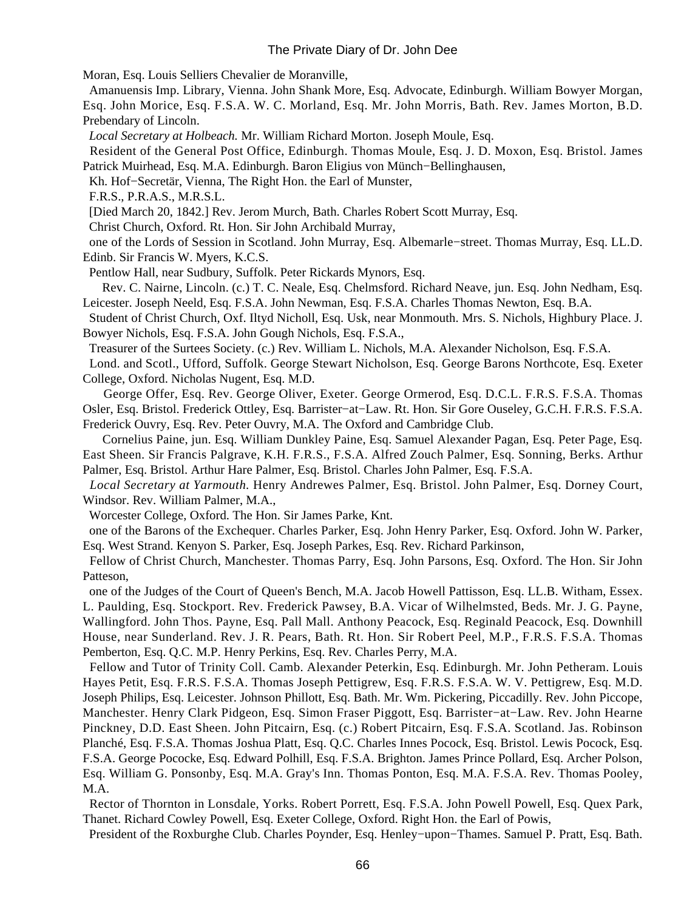Moran, Esq. Louis Selliers Chevalier de Moranville,

Amanuensis Imp. Library, Vienna. John Shank More, Esq. Advocate, Edinburgh. William Bowyer Morgan, Esq. John Morice, Esq. F.S.A. W. C. Morland, Esq. Mr. John Morris, Bath. Rev. James Morton, B.D. Prebendary of Lincoln.

*Local Secretary at Holbeach.* Mr. William Richard Morton. Joseph Moule, Esq.

Resident of the General Post Office, Edinburgh. Thomas Moule, Esq. J. D. Moxon, Esq. Bristol. James Patrick Muirhead, Esq. M.A. Edinburgh. Baron Eligius von Münch−Bellinghausen,

Kh. Hof−Secretär, Vienna, The Right Hon. the Earl of Munster,

F.R.S., P.R.A.S., M.R.S.L.

[Died March 20, 1842.] Rev. Jerom Murch, Bath. Charles Robert Scott Murray, Esq.

Christ Church, Oxford. Rt. Hon. Sir John Archibald Murray,

one of the Lords of Session in Scotland. John Murray, Esq. Albemarle−street. Thomas Murray, Esq. LL.D. Edinb. Sir Francis W. Myers, K.C.S.

Pentlow Hall, near Sudbury, Suffolk. Peter Rickards Mynors, Esq.

Rev. C. Nairne, Lincoln. (c.) T. C. Neale, Esq. Chelmsford. Richard Neave, jun. Esq. John Nedham, Esq. Leicester. Joseph Neeld, Esq. F.S.A. John Newman, Esq. F.S.A. Charles Thomas Newton, Esq. B.A.

Student of Christ Church, Oxf. Iltyd Nicholl, Esq. Usk, near Monmouth. Mrs. S. Nichols, Highbury Place. J. Bowyer Nichols, Esq. F.S.A. John Gough Nichols, Esq. F.S.A.,

Treasurer of the Surtees Society. (c.) Rev. William L. Nichols, M.A. Alexander Nicholson, Esq. F.S.A.

Lond. and Scotl., Ufford, Suffolk. George Stewart Nicholson, Esq. George Barons Northcote, Esq. Exeter College, Oxford. Nicholas Nugent, Esq. M.D.

George Offer, Esq. Rev. George Oliver, Exeter. George Ormerod, Esq. D.C.L. F.R.S. F.S.A. Thomas Osler, Esq. Bristol. Frederick Ottley, Esq. Barrister−at−Law. Rt. Hon. Sir Gore Ouseley, G.C.H. F.R.S. F.S.A. Frederick Ouvry, Esq. Rev. Peter Ouvry, M.A. The Oxford and Cambridge Club.

Cornelius Paine, jun. Esq. William Dunkley Paine, Esq. Samuel Alexander Pagan, Esq. Peter Page, Esq. East Sheen. Sir Francis Palgrave, K.H. F.R.S., F.S.A. Alfred Zouch Palmer, Esq. Sonning, Berks. Arthur Palmer, Esq. Bristol. Arthur Hare Palmer, Esq. Bristol. Charles John Palmer, Esq. F.S.A.

*Local Secretary at Yarmouth.* Henry Andrewes Palmer, Esq. Bristol. John Palmer, Esq. Dorney Court, Windsor. Rev. William Palmer, M.A.,

Worcester College, Oxford. The Hon. Sir James Parke, Knt.

one of the Barons of the Exchequer. Charles Parker, Esq. John Henry Parker, Esq. Oxford. John W. Parker, Esq. West Strand. Kenyon S. Parker, Esq. Joseph Parkes, Esq. Rev. Richard Parkinson,

Fellow of Christ Church, Manchester. Thomas Parry, Esq. John Parsons, Esq. Oxford. The Hon. Sir John Patteson,

one of the Judges of the Court of Queen's Bench, M.A. Jacob Howell Pattisson, Esq. LL.B. Witham, Essex. L. Paulding, Esq. Stockport. Rev. Frederick Pawsey, B.A. Vicar of Wilhelmsted, Beds. Mr. J. G. Payne, Wallingford. John Thos. Payne, Esq. Pall Mall. Anthony Peacock, Esq. Reginald Peacock, Esq. Downhill House, near Sunderland. Rev. J. R. Pears, Bath. Rt. Hon. Sir Robert Peel, M.P., F.R.S. F.S.A. Thomas Pemberton, Esq. Q.C. M.P. Henry Perkins, Esq. Rev. Charles Perry, M.A.

Fellow and Tutor of Trinity Coll. Camb. Alexander Peterkin, Esq. Edinburgh. Mr. John Petheram. Louis Hayes Petit, Esq. F.R.S. F.S.A. Thomas Joseph Pettigrew, Esq. F.R.S. F.S.A. W. V. Pettigrew, Esq. M.D. Joseph Philips, Esq. Leicester. Johnson Phillott, Esq. Bath. Mr. Wm. Pickering, Piccadilly. Rev. John Piccope, Manchester. Henry Clark Pidgeon, Esq. Simon Fraser Piggott, Esq. Barrister−at−Law. Rev. John Hearne Pinckney, D.D. East Sheen. John Pitcairn, Esq. (c.) Robert Pitcairn, Esq. F.S.A. Scotland. Jas. Robinson Planché, Esq. F.S.A. Thomas Joshua Platt, Esq. Q.C. Charles Innes Pocock, Esq. Bristol. Lewis Pocock, Esq. F.S.A. George Pococke, Esq. Edward Polhill, Esq. F.S.A. Brighton. James Prince Pollard, Esq. Archer Polson, Esq. William G. Ponsonby, Esq. M.A. Gray's Inn. Thomas Ponton, Esq. M.A. F.S.A. Rev. Thomas Pooley, M.A.

Rector of Thornton in Lonsdale, Yorks. Robert Porrett, Esq. F.S.A. John Powell Powell, Esq. Quex Park, Thanet. Richard Cowley Powell, Esq. Exeter College, Oxford. Right Hon. the Earl of Powis,

President of the Roxburghe Club. Charles Poynder, Esq. Henley−upon−Thames. Samuel P. Pratt, Esq. Bath.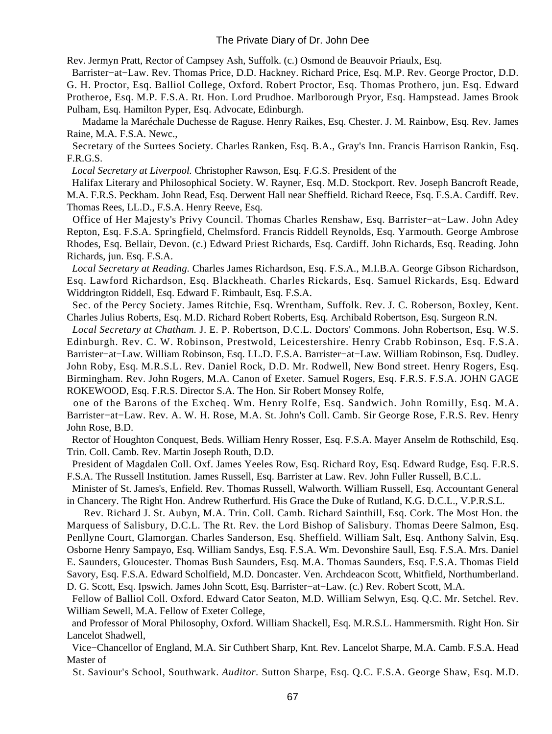Rev. Jermyn Pratt, Rector of Campsey Ash, Suffolk. (c.) Osmond de Beauvoir Priaulx, Esq.

Barrister−at−Law. Rev. Thomas Price, D.D. Hackney. Richard Price, Esq. M.P. Rev. George Proctor, D.D. G. H. Proctor, Esq. Balliol College, Oxford. Robert Proctor, Esq. Thomas Prothero, jun. Esq. Edward Protheroe, Esq. M.P. F.S.A. Rt. Hon. Lord Prudhoe. Marlborough Pryor, Esq. Hampstead. James Brook Pulham, Esq. Hamilton Pyper, Esq. Advocate, Edinburgh.

Madame la Maréchale Duchesse de Raguse. Henry Raikes, Esq. Chester. J. M. Rainbow, Esq. Rev. James Raine, M.A. F.S.A. Newc.,

Secretary of the Surtees Society. Charles Ranken, Esq. B.A., Gray's Inn. Francis Harrison Rankin, Esq. F.R.G.S.

*Local Secretary at Liverpool.* Christopher Rawson, Esq. F.G.S. President of the

Halifax Literary and Philosophical Society. W. Rayner, Esq. M.D. Stockport. Rev. Joseph Bancroft Reade, M.A. F.R.S. Peckham. John Read, Esq. Derwent Hall near Sheffield. Richard Reece, Esq. F.S.A. Cardiff. Rev. Thomas Rees, LL.D., F.S.A. Henry Reeve, Esq.

Office of Her Majesty's Privy Council. Thomas Charles Renshaw, Esq. Barrister−at−Law. John Adey Repton, Esq. F.S.A. Springfield, Chelmsford. Francis Riddell Reynolds, Esq. Yarmouth. George Ambrose Rhodes, Esq. Bellair, Devon. (c.) Edward Priest Richards, Esq. Cardiff. John Richards, Esq. Reading. John Richards, jun. Esq. F.S.A.

*Local Secretary at Reading.* Charles James Richardson, Esq. F.S.A., M.I.B.A. George Gibson Richardson, Esq. Lawford Richardson, Esq. Blackheath. Charles Rickards, Esq. Samuel Rickards, Esq. Edward Widdrington Riddell, Esq. Edward F. Rimbault, Esq. F.S.A.

Sec. of the Percy Society. James Ritchie, Esq. Wrentham, Suffolk. Rev. J. C. Roberson, Boxley, Kent. Charles Julius Roberts, Esq. M.D. Richard Robert Roberts, Esq. Archibald Robertson, Esq. Surgeon R.N.

*Local Secretary at Chatham.* J. E. P. Robertson, D.C.L. Doctors' Commons. John Robertson, Esq. W.S. Edinburgh. Rev. C. W. Robinson, Prestwold, Leicestershire. Henry Crabb Robinson, Esq. F.S.A. Barrister−at−Law. William Robinson, Esq. LL.D. F.S.A. Barrister−at−Law. William Robinson, Esq. Dudley. John Roby, Esq. M.R.S.L. Rev. Daniel Rock, D.D. Mr. Rodwell, New Bond street. Henry Rogers, Esq. Birmingham. Rev. John Rogers, M.A. Canon of Exeter. Samuel Rogers, Esq. F.R.S. F.S.A. JOHN GAGE ROKEWOOD, Esq. F.R.S. Director S.A. The Hon. Sir Robert Monsey Rolfe,

one of the Barons of the Excheq. Wm. Henry Rolfe, Esq. Sandwich. John Romilly, Esq. M.A. Barrister−at−Law. Rev. A. W. H. Rose, M.A. St. John's Coll. Camb. Sir George Rose, F.R.S. Rev. Henry John Rose, B.D.

Rector of Houghton Conquest, Beds. William Henry Rosser, Esq. F.S.A. Mayer Anselm de Rothschild, Esq. Trin. Coll. Camb. Rev. Martin Joseph Routh, D.D.

President of Magdalen Coll. Oxf. James Yeeles Row, Esq. Richard Roy, Esq. Edward Rudge, Esq. F.R.S. F.S.A. The Russell Institution. James Russell, Esq. Barrister at Law. Rev. John Fuller Russell, B.C.L.

Minister of St. James's, Enfield. Rev. Thomas Russell, Walworth. William Russell, Esq. Accountant General in Chancery. The Right Hon. Andrew Rutherfurd. His Grace the Duke of Rutland, K.G. D.C.L., V.P.R.S.L.

Rev. Richard J. St. Aubyn, M.A. Trin. Coll. Camb. Richard Sainthill, Esq. Cork. The Most Hon. the Marquess of Salisbury, D.C.L. The Rt. Rev. the Lord Bishop of Salisbury. Thomas Deere Salmon, Esq. Penllyne Court, Glamorgan. Charles Sanderson, Esq. Sheffield. William Salt, Esq. Anthony Salvin, Esq. Osborne Henry Sampayo, Esq. William Sandys, Esq. F.S.A. Wm. Devonshire Saull, Esq. F.S.A. Mrs. Daniel E. Saunders, Gloucester. Thomas Bush Saunders, Esq. M.A. Thomas Saunders, Esq. F.S.A. Thomas Field Savory, Esq. F.S.A. Edward Scholfield, M.D. Doncaster. Ven. Archdeacon Scott, Whitfield, Northumberland. D. G. Scott, Esq. Ipswich. James John Scott, Esq. Barrister−at−Law. (c.) Rev. Robert Scott, M.A.

Fellow of Balliol Coll. Oxford. Edward Cator Seaton, M.D. William Selwyn, Esq. Q.C. Mr. Setchel. Rev. William Sewell, M.A. Fellow of Exeter College,

and Professor of Moral Philosophy, Oxford. William Shackell, Esq. M.R.S.L. Hammersmith. Right Hon. Sir Lancelot Shadwell,

Vice−Chancellor of England, M.A. Sir Cuthbert Sharp, Knt. Rev. Lancelot Sharpe, M.A. Camb. F.S.A. Head Master of

St. Saviour's School, Southwark. *Auditor.* Sutton Sharpe, Esq. Q.C. F.S.A. George Shaw, Esq. M.D.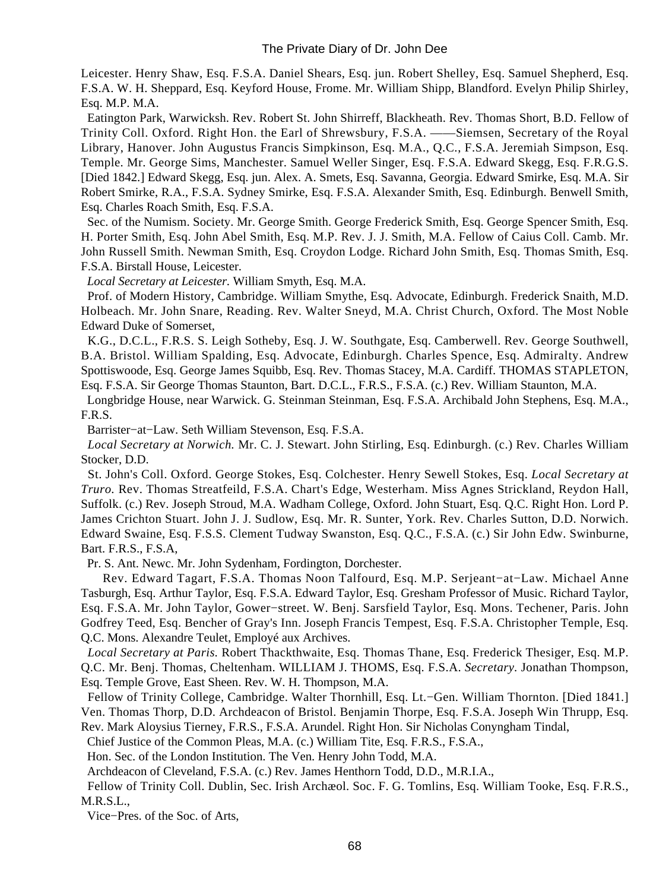Leicester. Henry Shaw, Esq. F.S.A. Daniel Shears, Esq. jun. Robert Shelley, Esq. Samuel Shepherd, Esq. F.S.A. W. H. Sheppard, Esq. Keyford House, Frome. Mr. William Shipp, Blandford. Evelyn Philip Shirley, Esq. M.P. M.A.

Eatington Park, Warwicksh. Rev. Robert St. John Shirreff, Blackheath. Rev. Thomas Short, B.D. Fellow of Trinity Coll. Oxford. Right Hon. the Earl of Shrewsbury, F.S.A. ——Siemsen, Secretary of the Royal Library, Hanover. John Augustus Francis Simpkinson, Esq. M.A., Q.C., F.S.A. Jeremiah Simpson, Esq. Temple. Mr. George Sims, Manchester. Samuel Weller Singer, Esq. F.S.A. Edward Skegg, Esq. F.R.G.S. [Died 1842.] Edward Skegg, Esq. jun. Alex. A. Smets, Esq. Savanna, Georgia. Edward Smirke, Esq. M.A. Sir Robert Smirke, R.A., F.S.A. Sydney Smirke, Esq. F.S.A. Alexander Smith, Esq. Edinburgh. Benwell Smith, Esq. Charles Roach Smith, Esq. F.S.A.

Sec. of the Numism. Society. Mr. George Smith. George Frederick Smith, Esq. George Spencer Smith, Esq. H. Porter Smith, Esq. John Abel Smith, Esq. M.P. Rev. J. J. Smith, M.A. Fellow of Caius Coll. Camb. Mr. John Russell Smith. Newman Smith, Esq. Croydon Lodge. Richard John Smith, Esq. Thomas Smith, Esq. F.S.A. Birstall House, Leicester.

*Local Secretary at Leicester.* William Smyth, Esq. M.A.

Prof. of Modern History, Cambridge. William Smythe, Esq. Advocate, Edinburgh. Frederick Snaith, M.D. Holbeach. Mr. John Snare, Reading. Rev. Walter Sneyd, M.A. Christ Church, Oxford. The Most Noble Edward Duke of Somerset,

K.G., D.C.L., F.R.S. S. Leigh Sotheby, Esq. J. W. Southgate, Esq. Camberwell. Rev. George Southwell, B.A. Bristol. William Spalding, Esq. Advocate, Edinburgh. Charles Spence, Esq. Admiralty. Andrew Spottiswoode, Esq. George James Squibb, Esq. Rev. Thomas Stacey, M.A. Cardiff. THOMAS STAPLETON, Esq. F.S.A. Sir George Thomas Staunton, Bart. D.C.L., F.R.S., F.S.A. (c.) Rev. William Staunton, M.A.

Longbridge House, near Warwick. G. Steinman Steinman, Esq. F.S.A. Archibald John Stephens, Esq. M.A., F.R.S.

Barrister−at−Law. Seth William Stevenson, Esq. F.S.A.

*Local Secretary at Norwich.* Mr. C. J. Stewart. John Stirling, Esq. Edinburgh. (c.) Rev. Charles William Stocker, D.D.

St. John's Coll. Oxford. George Stokes, Esq. Colchester. Henry Sewell Stokes, Esq. *Local Secretary at Truro.* Rev. Thomas Streatfeild, F.S.A. Chart's Edge, Westerham. Miss Agnes Strickland, Reydon Hall, Suffolk. (c.) Rev. Joseph Stroud, M.A. Wadham College, Oxford. John Stuart, Esq. Q.C. Right Hon. Lord P. James Crichton Stuart. John J. J. Sudlow, Esq. Mr. R. Sunter, York. Rev. Charles Sutton, D.D. Norwich. Edward Swaine, Esq. F.S.S. Clement Tudway Swanston, Esq. Q.C., F.S.A. (c.) Sir John Edw. Swinburne, Bart. F.R.S., F.S.A,

Pr. S. Ant. Newc. Mr. John Sydenham, Fordington, Dorchester.

Rev. Edward Tagart, F.S.A. Thomas Noon Talfourd, Esq. M.P. Serjeant−at−Law. Michael Anne Tasburgh, Esq. Arthur Taylor, Esq. F.S.A. Edward Taylor, Esq. Gresham Professor of Music. Richard Taylor, Esq. F.S.A. Mr. John Taylor, Gower−street. W. Benj. Sarsfield Taylor, Esq. Mons. Techener, Paris. John Godfrey Teed, Esq. Bencher of Gray's Inn. Joseph Francis Tempest, Esq. F.S.A. Christopher Temple, Esq. Q.C. Mons. Alexandre Teulet, Employé aux Archives.

*Local Secretary at Paris.* Robert Thackthwaite, Esq. Thomas Thane, Esq. Frederick Thesiger, Esq. M.P. Q.C. Mr. Benj. Thomas, Cheltenham. WILLIAM J. THOMS, Esq. F.S.A. *Secretary.* Jonathan Thompson, Esq. Temple Grove, East Sheen. Rev. W. H. Thompson, M.A.

Fellow of Trinity College, Cambridge. Walter Thornhill, Esq. Lt.−Gen. William Thornton. [Died 1841.] Ven. Thomas Thorp, D.D. Archdeacon of Bristol. Benjamin Thorpe, Esq. F.S.A. Joseph Win Thrupp, Esq. Rev. Mark Aloysius Tierney, F.R.S., F.S.A. Arundel. Right Hon. Sir Nicholas Conyngham Tindal,

Chief Justice of the Common Pleas, M.A. (c.) William Tite, Esq. F.R.S., F.S.A.,

Hon. Sec. of the London Institution. The Ven. Henry John Todd, M.A.

Archdeacon of Cleveland, F.S.A. (c.) Rev. James Henthorn Todd, D.D., M.R.I.A.,

Fellow of Trinity Coll. Dublin, Sec. Irish Archæol. Soc. F. G. Tomlins, Esq. William Tooke, Esq. F.R.S., M.R.S.L.,

Vice−Pres. of the Soc. of Arts,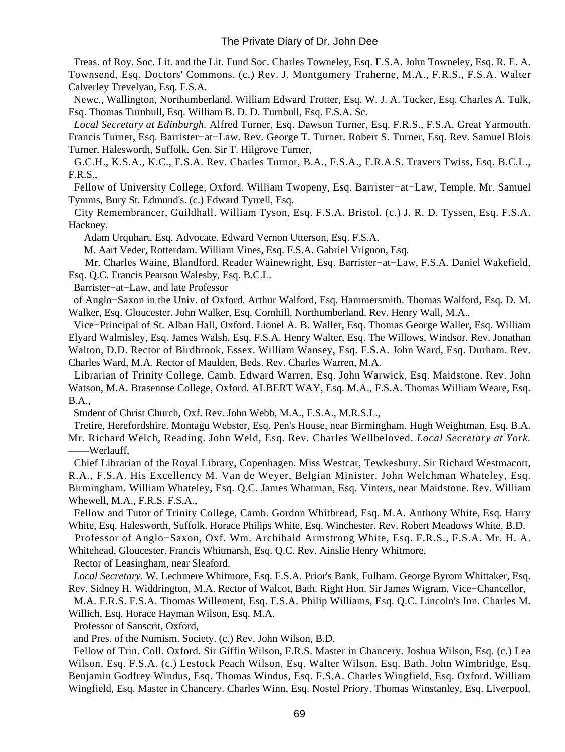Treas. of Roy. Soc. Lit. and the Lit. Fund Soc. Charles Towneley, Esq. F.S.A. John Towneley, Esq. R. E. A. Townsend, Esq. Doctors' Commons. (c.) Rev. J. Montgomery Traherne, M.A., F.R.S., F.S.A. Walter Calverley Trevelyan, Esq. F.S.A.

Newc., Wallington, Northumberland. William Edward Trotter, Esq. W. J. A. Tucker, Esq. Charles A. Tulk, Esq. Thomas Turnbull, Esq. William B. D. D. Turnbull, Esq. F.S.A. Sc.

*Local Secretary at Edinburgh.* Alfred Turner, Esq. Dawson Turner, Esq. F.R.S., F.S.A. Great Yarmouth. Francis Turner, Esq. Barrister−at−Law. Rev. George T. Turner. Robert S. Turner, Esq. Rev. Samuel Blois Turner, Halesworth, Suffolk. Gen. Sir T. Hilgrove Turner,

G.C.H., K.S.A., K.C., F.S.A. Rev. Charles Turnor, B.A., F.S.A., F.R.A.S. Travers Twiss, Esq. B.C.L., F.R.S.,

Fellow of University College, Oxford. William Twopeny, Esq. Barrister−at−Law, Temple. Mr. Samuel Tymms, Bury St. Edmund's. (c.) Edward Tyrrell, Esq.

City Remembrancer, Guildhall. William Tyson, Esq. F.S.A. Bristol. (c.) J. R. D. Tyssen, Esq. F.S.A. Hackney.

Adam Urquhart, Esq. Advocate. Edward Vernon Utterson, Esq. F.S.A.

M. Aart Veder, Rotterdam. William Vines, Esq. F.S.A. Gabriel Vrignon, Esq.

Mr. Charles Waine, Blandford. Reader Wainewright, Esq. Barrister−at−Law, F.S.A. Daniel Wakefield, Esq. Q.C. Francis Pearson Walesby, Esq. B.C.L.

Barrister−at−Law, and late Professor

of Anglo−Saxon in the Univ. of Oxford. Arthur Walford, Esq. Hammersmith. Thomas Walford, Esq. D. M. Walker, Esq. Gloucester. John Walker, Esq. Cornhill, Northumberland. Rev. Henry Wall, M.A.,

Vice−Principal of St. Alban Hall, Oxford. Lionel A. B. Waller, Esq. Thomas George Waller, Esq. William Elyard Walmisley, Esq. James Walsh, Esq. F.S.A. Henry Walter, Esq. The Willows, Windsor. Rev. Jonathan Walton, D.D. Rector of Birdbrook, Essex. William Wansey, Esq. F.S.A. John Ward, Esq. Durham. Rev. Charles Ward, M.A. Rector of Maulden, Beds. Rev. Charles Warren, M.A.

Librarian of Trinity College, Camb. Edward Warren, Esq. John Warwick, Esq. Maidstone. Rev. John Watson, M.A. Brasenose College, Oxford. ALBERT WAY, Esq. M.A., F.S.A. Thomas William Weare, Esq. B.A.,

Student of Christ Church, Oxf. Rev. John Webb, M.A., F.S.A., M.R.S.L.,

Tretire, Herefordshire. Montagu Webster, Esq. Pen's House, near Birmingham. Hugh Weightman, Esq. B.A. Mr. Richard Welch, Reading. John Weld, Esq. Rev. Charles Wellbeloved. *Local Secretary at York.* ——Werlauff,

Chief Librarian of the Royal Library, Copenhagen. Miss Westcar, Tewkesbury. Sir Richard Westmacott, R.A., F.S.A. His Excellency M. Van de Weyer, Belgian Minister. John Welchman Whateley, Esq. Birmingham. William Whateley, Esq. Q.C. James Whatman, Esq. Vinters, near Maidstone. Rev. William Whewell, M.A., F.R.S. F.S.A.,

Fellow and Tutor of Trinity College, Camb. Gordon Whitbread, Esq. M.A. Anthony White, Esq. Harry White, Esq. Halesworth, Suffolk. Horace Philips White, Esq. Winchester. Rev. Robert Meadows White, B.D.

Professor of Anglo−Saxon, Oxf. Wm. Archibald Armstrong White, Esq. F.R.S., F.S.A. Mr. H. A. Whitehead, Gloucester. Francis Whitmarsh, Esq. Q.C. Rev. Ainslie Henry Whitmore,

Rector of Leasingham, near Sleaford.

*Local Secretary.* W. Lechmere Whitmore, Esq. F.S.A. Prior's Bank, Fulham. George Byrom Whittaker, Esq. Rev. Sidney H. Widdrington, M.A. Rector of Walcot, Bath. Right Hon. Sir James Wigram, Vice−Chancellor,

M.A. F.R.S. F.S.A. Thomas Willement, Esq. F.S.A. Philip Williams, Esq. Q.C. Lincoln's Inn. Charles M. Willich, Esq. Horace Hayman Wilson, Esq. M.A.

Professor of Sanscrit, Oxford,

and Pres. of the Numism. Society. (c.) Rev. John Wilson, B.D.

Fellow of Trin. Coll. Oxford. Sir Giffin Wilson, F.R.S. Master in Chancery. Joshua Wilson, Esq. (c.) Lea Wilson, Esq. F.S.A. (c.) Lestock Peach Wilson, Esq. Walter Wilson, Esq. Bath. John Wimbridge, Esq. Benjamin Godfrey Windus, Esq. Thomas Windus, Esq. F.S.A. Charles Wingfield, Esq. Oxford. William Wingfield, Esq. Master in Chancery. Charles Winn, Esq. Nostel Priory. Thomas Winstanley, Esq. Liverpool.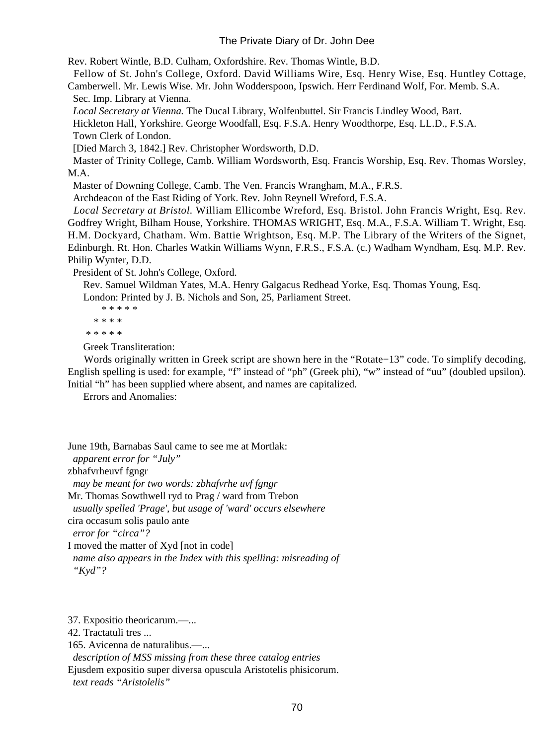Rev. Robert Wintle, B.D. Culham, Oxfordshire. Rev. Thomas Wintle, B.D.

Fellow of St. John's College, Oxford. David Williams Wire, Esq. Henry Wise, Esq. Huntley Cottage, Camberwell. Mr. Lewis Wise. Mr. John Wodderspoon, Ipswich. Herr Ferdinand Wolf, For. Memb. S.A.

Sec. Imp. Library at Vienna.

*Local Secretary at Vienna.* The Ducal Library, Wolfenbuttel. Sir Francis Lindley Wood, Bart.

Hickleton Hall, Yorkshire. George Woodfall, Esq. F.S.A. Henry Woodthorpe, Esq. LL.D., F.S.A.

Town Clerk of London.

[Died March 3, 1842.] Rev. Christopher Wordsworth, D.D.

Master of Trinity College, Camb. William Wordsworth, Esq. Francis Worship, Esq. Rev. Thomas Worsley, M.A.

Master of Downing College, Camb. The Ven. Francis Wrangham, M.A., F.R.S.

Archdeacon of the East Riding of York. Rev. John Reynell Wreford, F.S.A.

*Local Secretary at Bristol.* William Ellicombe Wreford, Esq. Bristol. John Francis Wright, Esq. Rev. Godfrey Wright, Bilham House, Yorkshire. THOMAS WRIGHT, Esq. M.A., F.S.A. William T. Wright, Esq. H.M. Dockyard, Chatham. Wm. Battie Wrightson, Esq. M.P. The Library of the Writers of the Signet, Edinburgh. Rt. Hon. Charles Watkin Williams Wynn, F.R.S., F.S.A. (c.) Wadham Wyndham, Esq. M.P. Rev. Philip Wynter, D.D.

President of St. John's College, Oxford.

Rev. Samuel Wildman Yates, M.A. Henry Galgacus Redhead Yorke, Esq. Thomas Young, Esq.

London: Printed by J. B. Nichols and Son, 25, Parliament Street.

* * * * *

* * * *

* * * * *

Greek Transliteration:

Words originally written in Greek script are shown here in the "Rotate−13" code. To simplify decoding, English spelling is used: for example, "f" instead of "ph" (Greek phi), "w" instead of "uu" (doubled upsilon). Initial "h" has been supplied where absent, and names are capitalized.

Errors and Anomalies:

June 19th, Barnabas Saul came to see me at Mortlak:
*apparent error for "July"*

zbhafvrheuvf fgngr
*may be meant for two words: zbhafvrhe uvf fgngr*

Mr. Thomas Sowthwell ryd to Prag / ward from Trebon
*usually spelled 'Prage', but usage of 'ward' occurs elsewhere*

cira occasum solis paulo ante
*error for "circa"?*

I moved the matter of Xyd [not in code]
*name also appears in the Index with this spelling: misreading of "Kyd"?*

37. Expositio theoricarum.—...

42. Tractatuli tres ...

165. Avicenna de naturalibus.—...
*description of MSS missing from these three catalog entries*

Ejusdem expositio super diversa opuscula Aristotelis phisicorum.
*text reads "Aristolelis"*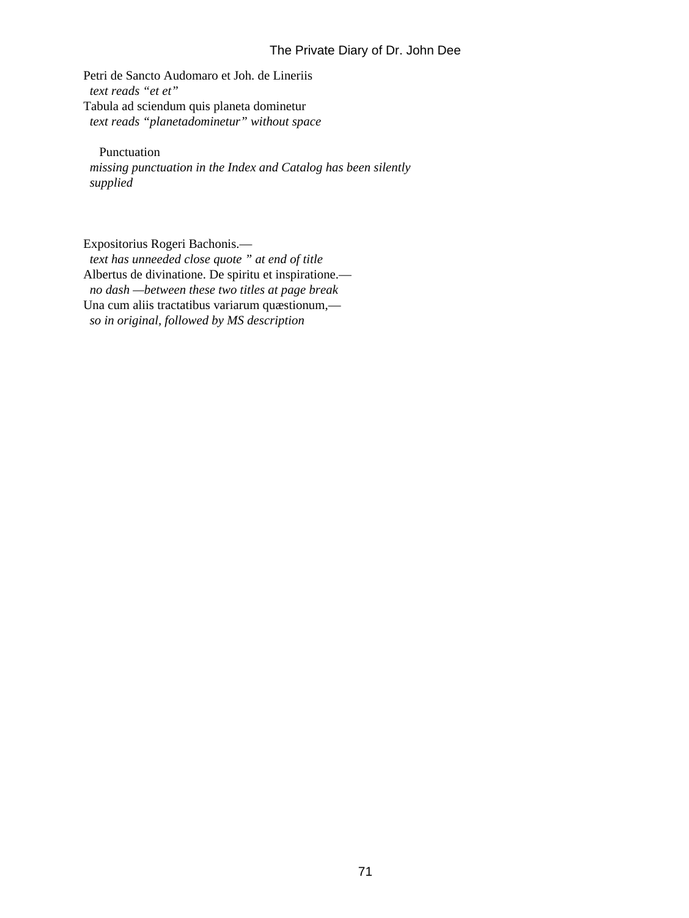Petri de Sancto Audomaro et Joh. de Lineriis
  *text reads "et et"*
Tabula ad sciendum quis planeta dominetur
  *text reads "planetadominetur" without space*

Punctuation
  *missing punctuation in the Index and Catalog has been silently supplied*

Expositorius Rogeri Bachonis.—
  *text has unneeded close quote " at end of title*
Albertus de divinatione. De spiritu et inspiratione.—
  *no dash —between these two titles at page break*
Una cum aliis tractatibus variarum quæstionum,—
  *so in original, followed by MS description*